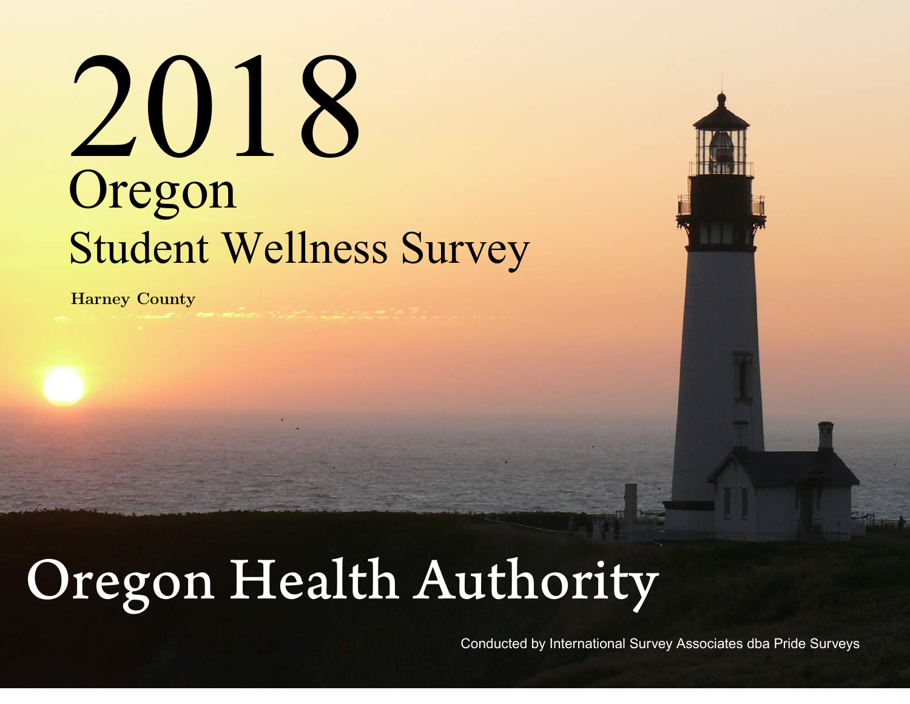# 2018 Oregon Student Wellness Survey

**Harney County**

# Oregon Health Authority

Conducted by International Survey Associates dba Pride Surveys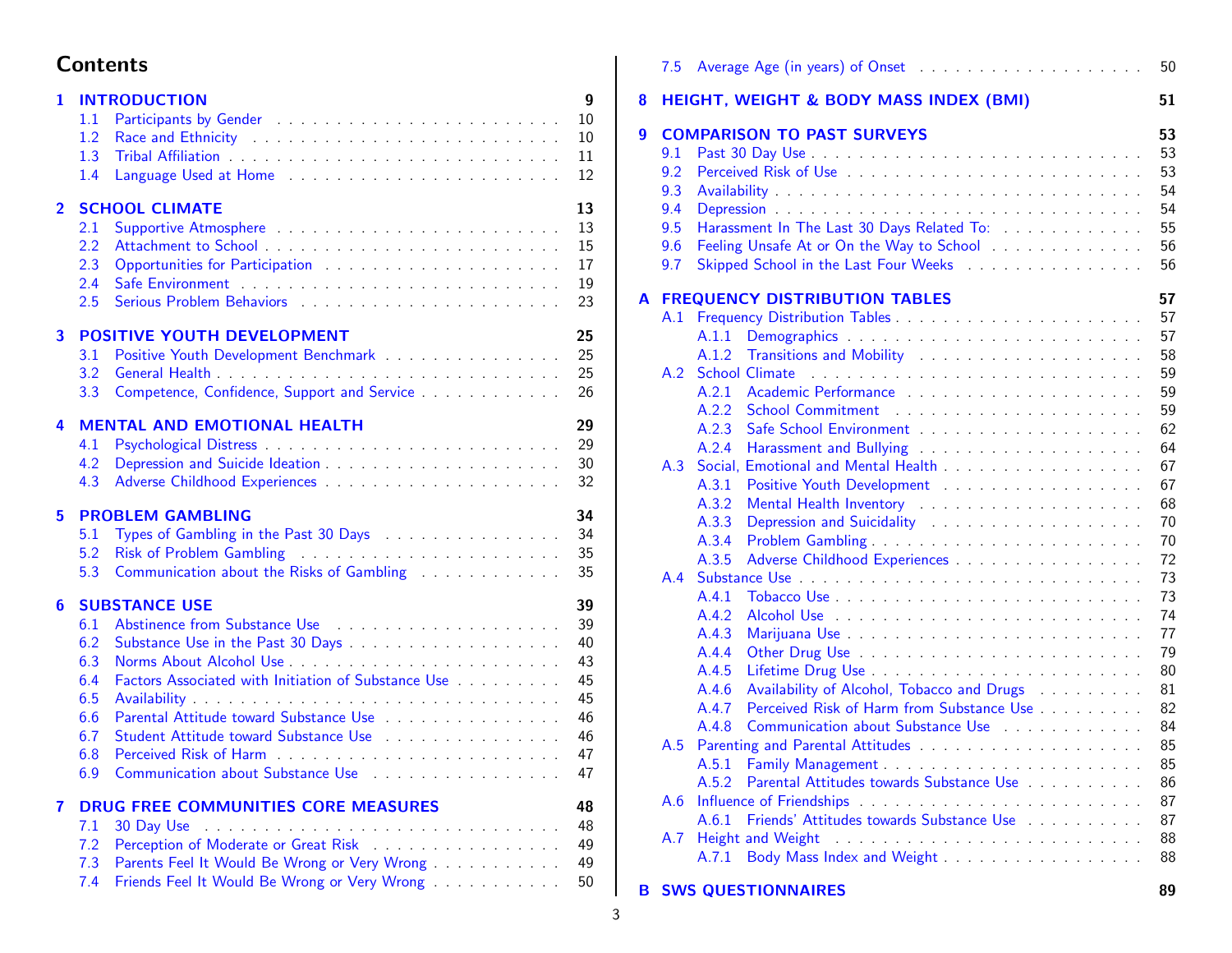# Contents

**1 INTRODUCTION** — 9
- 1.1 Participants by Gender — 10
- 1.2 Race and Ethnicity — 10
- 1.3 Tribal Affiliation — 11
- 1.4 Language Used at Home — 12

**2 SCHOOL CLIMATE** — 13
- 2.1 Supportive Atmosphere — 13
- 2.2 Attachment to School — 15
- 2.3 Opportunities for Participation — 17
- 2.4 Safe Environment — 19
- 2.5 Serious Problem Behaviors — 23

**3 POSITIVE YOUTH DEVELOPMENT** — 25
- 3.1 Positive Youth Development Benchmark — 25
- 3.2 General Health — 25
- 3.3 Competence, Confidence, Support and Service — 26

**4 MENTAL AND EMOTIONAL HEALTH** — 29
- 4.1 Psychological Distress — 29
- 4.2 Depression and Suicide Ideation — 30
- 4.3 Adverse Childhood Experiences — 32

**5 PROBLEM GAMBLING** — 34
- 5.1 Types of Gambling in the Past 30 Days — 34
- 5.2 Risk of Problem Gambling — 35
- 5.3 Communication about the Risks of Gambling — 35

**6 SUBSTANCE USE** — 39
- 6.1 Abstinence from Substance Use — 39
- 6.2 Substance Use in the Past 30 Days — 40
- 6.3 Norms About Alcohol Use — 43
- 6.4 Factors Associated with Initiation of Substance Use — 45
- 6.5 Availability — 45
- 6.6 Parental Attitude toward Substance Use — 46
- 6.7 Student Attitude toward Substance Use — 46
- 6.8 Perceived Risk of Harm — 47
- 6.9 Communication about Substance Use — 47

**7 DRUG FREE COMMUNITIES CORE MEASURES** — 48
- 7.1 30 Day Use — 48
- 7.2 Perception of Moderate or Great Risk — 49
- 7.3 Parents Feel It Would Be Wrong or Very Wrong — 49
- 7.4 Friends Feel It Would Be Wrong or Very Wrong — 50
- 7.5 Average Age (in years) of Onset — 50

**8 HEIGHT, WEIGHT & BODY MASS INDEX (BMI)** — 51

**9 COMPARISON TO PAST SURVEYS** — 53
- 9.1 Past 30 Day Use — 53
- 9.2 Perceived Risk of Use — 53
- 9.3 Availability — 54
- 9.4 Depression — 54
- 9.5 Harassment In The Last 30 Days Related To: — 55
- 9.6 Feeling Unsafe At or On the Way to School — 56
- 9.7 Skipped School in the Last Four Weeks — 56

**A FREQUENCY DISTRIBUTION TABLES** — 57
- A.1 Frequency Distribution Tables — 57
  - A.1.1 Demographics — 57
  - A.1.2 Transitions and Mobility — 58
- A.2 School Climate — 59
  - A.2.1 Academic Performance — 59
  - A.2.2 School Commitment — 59
  - A.2.3 Safe School Environment — 62
  - A.2.4 Harassment and Bullying — 64
- A.3 Social, Emotional and Mental Health — 67
  - A.3.1 Positive Youth Development — 67
  - A.3.2 Mental Health Inventory — 68
  - A.3.3 Depression and Suicidality — 70
  - A.3.4 Problem Gambling — 70
  - A.3.5 Adverse Childhood Experiences — 72
- A.4 Substance Use — 73
  - A.4.1 Tobacco Use — 73
  - A.4.2 Alcohol Use — 74
  - A.4.3 Marijuana Use — 77
  - A.4.4 Other Drug Use — 79
  - A.4.5 Lifetime Drug Use — 80
  - A.4.6 Availability of Alcohol, Tobacco and Drugs — 81
  - A.4.7 Perceived Risk of Harm from Substance Use — 82
  - A.4.8 Communication about Substance Use — 84
- A.5 Parenting and Parental Attitudes — 85
  - A.5.1 Family Management — 85
  - A.5.2 Parental Attitudes towards Substance Use — 86
- A.6 Influence of Friendships — 87
  - A.6.1 Friends' Attitudes towards Substance Use — 87
- A.7 Height and Weight — 88
  - A.7.1 Body Mass Index and Weight — 88

**B SWS QUESTIONNAIRES** — 89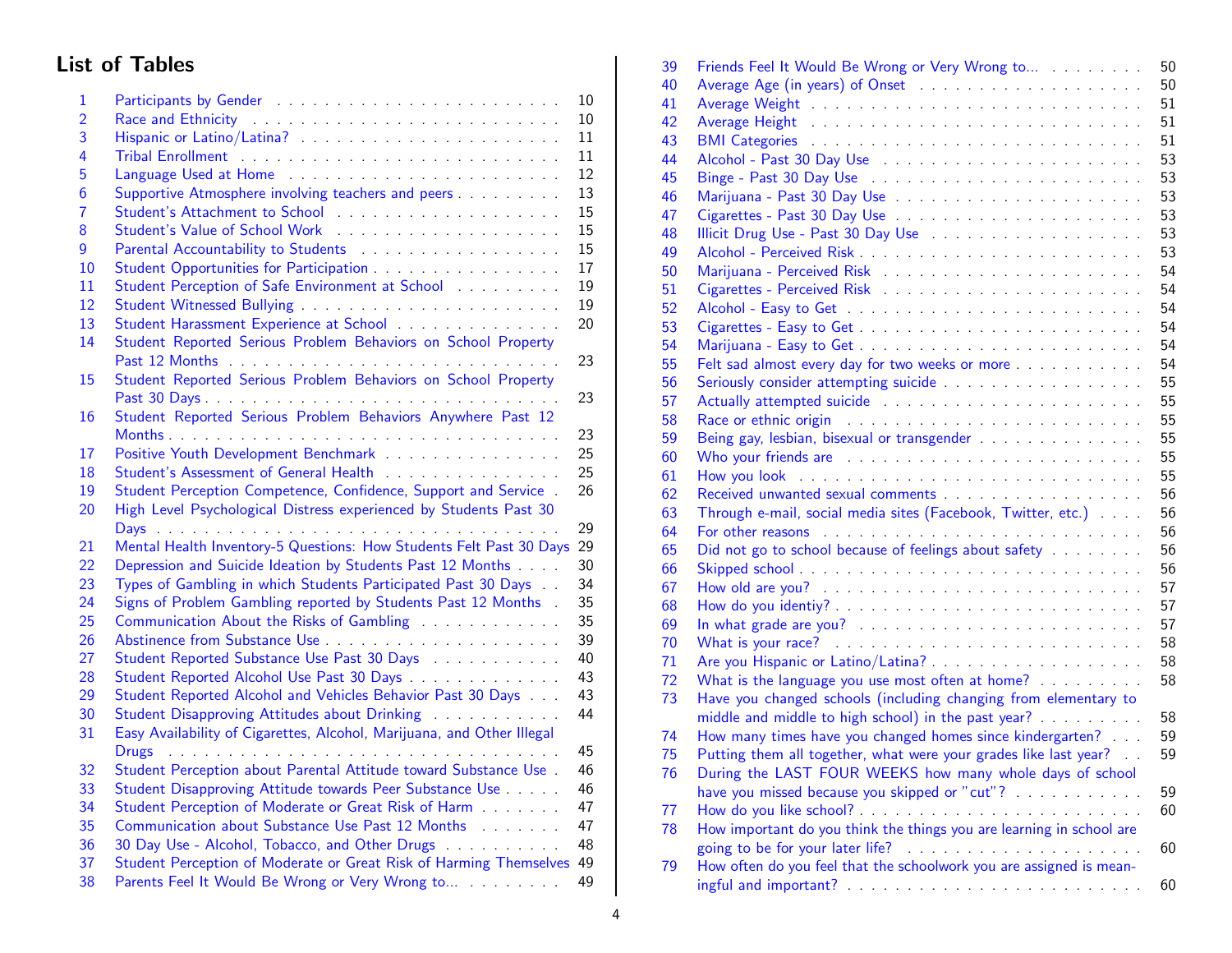# List of Tables

| No. | Title | Page |
|---|---|---|
| 1 | Participants by Gender | 10 |
| 2 | Race and Ethnicity | 10 |
| 3 | Hispanic or Latino/Latina? | 11 |
| 4 | Tribal Enrollment | 11 |
| 5 | Language Used at Home | 12 |
| 6 | Supportive Atmosphere involving teachers and peers | 13 |
| 7 | Student's Attachment to School | 15 |
| 8 | Student's Value of School Work | 15 |
| 9 | Parental Accountability to Students | 15 |
| 10 | Student Opportunities for Participation | 17 |
| 11 | Student Perception of Safe Environment at School | 19 |
| 12 | Student Witnessed Bullying | 19 |
| 13 | Student Harassment Experience at School | 20 |
| 14 | Student Reported Serious Problem Behaviors on School Property Past 12 Months | 23 |
| 15 | Student Reported Serious Problem Behaviors on School Property Past 30 Days | 23 |
| 16 | Student Reported Serious Problem Behaviors Anywhere Past 12 Months | 23 |
| 17 | Positive Youth Development Benchmark | 25 |
| 18 | Student's Assessment of General Health | 25 |
| 19 | Student Perception Competence, Confidence, Support and Service | 26 |
| 20 | High Level Psychological Distress experienced by Students Past 30 Days | 29 |
| 21 | Mental Health Inventory-5 Questions: How Students Felt Past 30 Days | 29 |
| 22 | Depression and Suicide Ideation by Students Past 12 Months | 30 |
| 23 | Types of Gambling in which Students Participated Past 30 Days | 34 |
| 24 | Signs of Problem Gambling reported by Students Past 12 Months | 35 |
| 25 | Communication About the Risks of Gambling | 35 |
| 26 | Abstinence from Substance Use | 39 |
| 27 | Student Reported Substance Use Past 30 Days | 40 |
| 28 | Student Reported Alcohol Use Past 30 Days | 43 |
| 29 | Student Reported Alcohol and Vehicles Behavior Past 30 Days | 43 |
| 30 | Student Disapproving Attitudes about Drinking | 44 |
| 31 | Easy Availability of Cigarettes, Alcohol, Marijuana, and Other Illegal Drugs | 45 |
| 32 | Student Perception about Parental Attitude toward Substance Use | 46 |
| 33 | Student Disapproving Attitude towards Peer Substance Use | 46 |
| 34 | Student Perception of Moderate or Great Risk of Harm | 47 |
| 35 | Communication about Substance Use Past 12 Months | 47 |
| 36 | 30 Day Use - Alcohol, Tobacco, and Other Drugs | 48 |
| 37 | Student Perception of Moderate or Great Risk of Harming Themselves | 49 |
| 38 | Parents Feel It Would Be Wrong or Very Wrong to... | 49 |
| 39 | Friends Feel It Would Be Wrong or Very Wrong to... | 50 |
| 40 | Average Age (in years) of Onset | 50 |
| 41 | Average Weight | 51 |
| 42 | Average Height | 51 |
| 43 | BMI Categories | 51 |
| 44 | Alcohol - Past 30 Day Use | 53 |
| 45 | Binge - Past 30 Day Use | 53 |
| 46 | Marijuana - Past 30 Day Use | 53 |
| 47 | Cigarettes - Past 30 Day Use | 53 |
| 48 | Illicit Drug Use - Past 30 Day Use | 53 |
| 49 | Alcohol - Perceived Risk | 53 |
| 50 | Marijuana - Perceived Risk | 54 |
| 51 | Cigarettes - Perceived Risk | 54 |
| 52 | Alcohol - Easy to Get | 54 |
| 53 | Cigarettes - Easy to Get | 54 |
| 54 | Marijuana - Easy to Get | 54 |
| 55 | Felt sad almost every day for two weeks or more | 54 |
| 56 | Seriously consider attempting suicide | 55 |
| 57 | Actually attempted suicide | 55 |
| 58 | Race or ethnic origin | 55 |
| 59 | Being gay, lesbian, bisexual or transgender | 55 |
| 60 | Who your friends are | 55 |
| 61 | How you look | 55 |
| 62 | Received unwanted sexual comments | 56 |
| 63 | Through e-mail, social media sites (Facebook, Twitter, etc.) | 56 |
| 64 | For other reasons | 56 |
| 65 | Did not go to school because of feelings about safety | 56 |
| 66 | Skipped school | 56 |
| 67 | How old are you? | 57 |
| 68 | How do you identiy? | 57 |
| 69 | In what grade are you? | 57 |
| 70 | What is your race? | 58 |
| 71 | Are you Hispanic or Latino/Latina? | 58 |
| 72 | What is the language you use most often at home? | 58 |
| 73 | Have you changed schools (including changing from elementary to middle and middle to high school) in the past year? | 58 |
| 74 | How many times have you changed homes since kindergarten? | 59 |
| 75 | Putting them all together, what were your grades like last year? | 59 |
| 76 | During the LAST FOUR WEEKS how many whole days of school have you missed because you skipped or "cut"? | 59 |
| 77 | How do you like school? | 60 |
| 78 | How important do you think the things you are learning in school are going to be for your later life? | 60 |
| 79 | How often do you feel that the schoolwork you are assigned is meaningful and important? | 60 |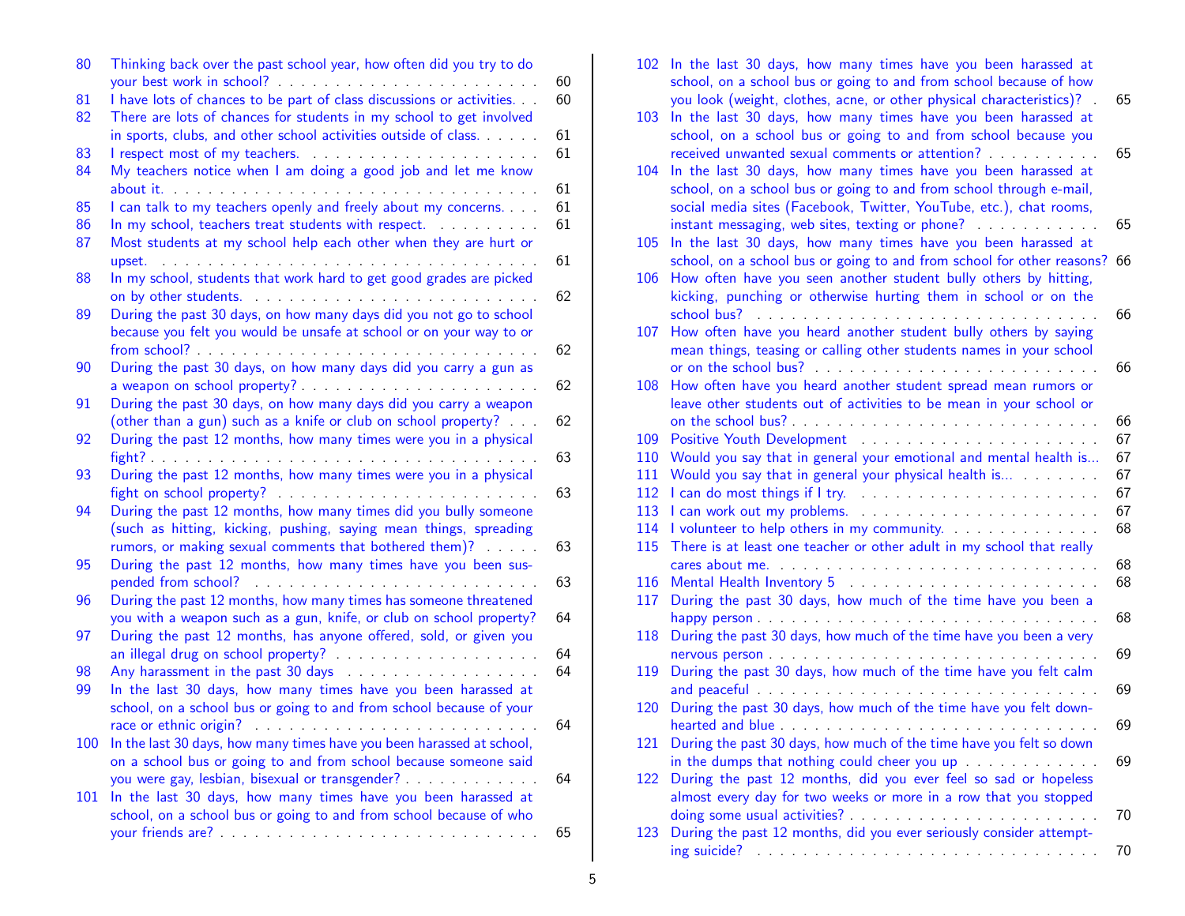| | | |
|---|---|---|
| 80 | Thinking back over the past school year, how often did you try to do your best work in school? | 60 |
| 81 | I have lots of chances to be part of class discussions or activities. | 60 |
| 82 | There are lots of chances for students in my school to get involved in sports, clubs, and other school activities outside of class. | 61 |
| 83 | I respect most of my teachers. | 61 |
| 84 | My teachers notice when I am doing a good job and let me know about it. | 61 |
| 85 | I can talk to my teachers openly and freely about my concerns. | 61 |
| 86 | In my school, teachers treat students with respect. | 61 |
| 87 | Most students at my school help each other when they are hurt or upset. | 61 |
| 88 | In my school, students that work hard to get good grades are picked on by other students. | 62 |
| 89 | During the past 30 days, on how many days did you not go to school because you felt you would be unsafe at school or on your way to or from school? | 62 |
| 90 | During the past 30 days, on how many days did you carry a gun as a weapon on school property? | 62 |
| 91 | During the past 30 days, on how many days did you carry a weapon (other than a gun) such as a knife or club on school property? | 62 |
| 92 | During the past 12 months, how many times were you in a physical fight? | 63 |
| 93 | During the past 12 months, how many times were you in a physical fight on school property? | 63 |
| 94 | During the past 12 months, how many times did you bully someone (such as hitting, kicking, pushing, saying mean things, spreading rumors, or making sexual comments that bothered them)? | 63 |
| 95 | During the past 12 months, how many times have you been suspended from school? | 63 |
| 96 | During the past 12 months, how many times has someone threatened you with a weapon such as a gun, knife, or club on school property? | 64 |
| 97 | During the past 12 months, has anyone offered, sold, or given you an illegal drug on school property? | 64 |
| 98 | Any harassment in the past 30 days | 64 |
| 99 | In the last 30 days, how many times have you been harassed at school, on a school bus or going to and from school because of your race or ethnic origin? | 64 |
| 100 | In the last 30 days, how many times have you been harassed at school, on a school bus or going to and from school because someone said you were gay, lesbian, bisexual or transgender? | 64 |
| 101 | In the last 30 days, how many times have you been harassed at school, on a school bus or going to and from school because of who your friends are? | 65 |
| 102 | In the last 30 days, how many times have you been harassed at school, on a school bus or going to and from school because of how you look (weight, clothes, acne, or other physical characteristics)? | 65 |
| 103 | In the last 30 days, how many times have you been harassed at school, on a school bus or going to and from school because you received unwanted sexual comments or attention? | 65 |
| 104 | In the last 30 days, how many times have you been harassed at school, on a school bus or going to and from school through e-mail, social media sites (Facebook, Twitter, YouTube, etc.), chat rooms, instant messaging, web sites, texting or phone? | 65 |
| 105 | In the last 30 days, how many times have you been harassed at school, on a school bus or going to and from school for other reasons? | 66 |
| 106 | How often have you seen another student bully others by hitting, kicking, punching or otherwise hurting them in school or on the school bus? | 66 |
| 107 | How often have you heard another student bully others by saying mean things, teasing or calling other students names in your school or on the school bus? | 66 |
| 108 | How often have you heard another student spread mean rumors or leave other students out of activities to be mean in your school or on the school bus? | 66 |
| 109 | Positive Youth Development | 67 |
| 110 | Would you say that in general your emotional and mental health is... | 67 |
| 111 | Would you say that in general your physical health is... | 67 |
| 112 | I can do most things if I try. | 67 |
| 113 | I can work out my problems. | 67 |
| 114 | I volunteer to help others in my community. | 68 |
| 115 | There is at least one teacher or other adult in my school that really cares about me. | 68 |
| 116 | Mental Health Inventory 5 | 68 |
| 117 | During the past 30 days, how much of the time have you been a happy person | 68 |
| 118 | During the past 30 days, how much of the time have you been a very nervous person | 69 |
| 119 | During the past 30 days, how much of the time have you felt calm and peaceful | 69 |
| 120 | During the past 30 days, how much of the time have you felt downhearted and blue | 69 |
| 121 | During the past 30 days, how much of the time have you felt so down in the dumps that nothing could cheer you up | 69 |
| 122 | During the past 12 months, did you ever feel so sad or hopeless almost every day for two weeks or more in a row that you stopped doing some usual activities? | 70 |
| 123 | During the past 12 months, did you ever seriously consider attempting suicide? | 70 |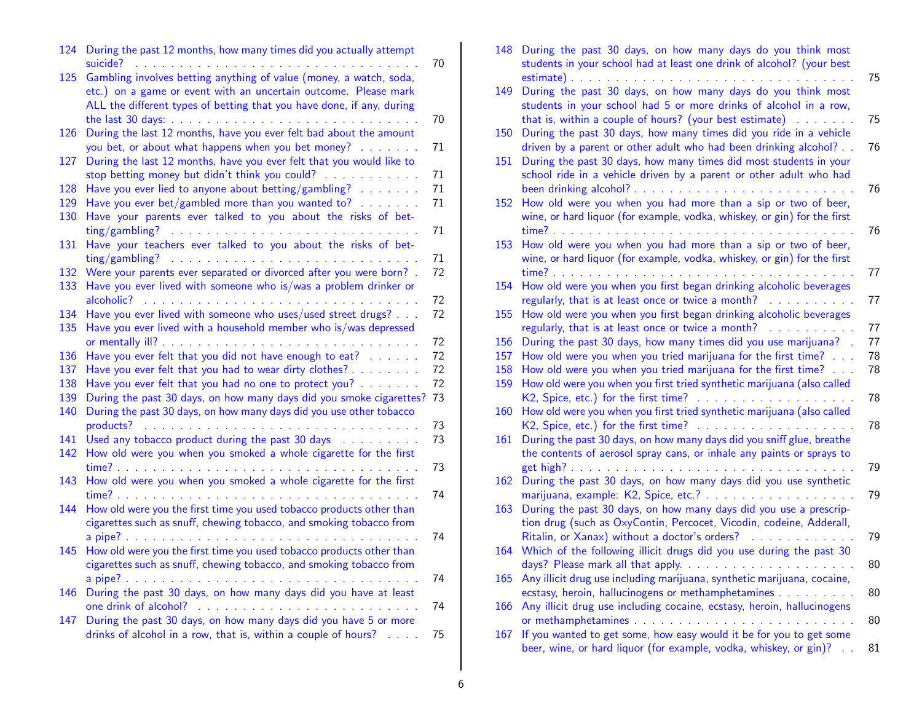124 During the past 12 months, how many times did you actually attempt suicide? . . . . . . . . . . . . . . . . . . . . . . . . . . . . . . . . . 70
125 Gambling involves betting anything of value (money, a watch, soda, etc.) on a game or event with an uncertain outcome. Please mark ALL the different types of betting that you have done, if any, during the last 30 days: . . . . . . . . . . . . . . . . . . . . . . . . . . . 70
126 During the last 12 months, have you ever felt bad about the amount you bet, or about what happens when you bet money? . . . . . . . 71
127 During the last 12 months, have you ever felt that you would like to stop betting money but didn't think you could? . . . . . . . . . . . 71
128 Have you ever lied to anyone about betting/gambling? . . . . . . . 71
129 Have you ever bet/gambled more than you wanted to? . . . . . . . 71
130 Have your parents ever talked to you about the risks of betting/gambling? . . . . . . . . . . . . . . . . . . . . . . . . . . . 71
131 Have your teachers ever talked to you about the risks of betting/gambling? . . . . . . . . . . . . . . . . . . . . . . . . . . . 71
132 Were your parents ever separated or divorced after you were born? . 72
133 Have you ever lived with someone who is/was a problem drinker or alcoholic? . . . . . . . . . . . . . . . . . . . . . . . . . . . . . . 72
134 Have you ever lived with someone who uses/used street drugs? . . . 72
135 Have you ever lived with a household member who is/was depressed or mentally ill? . . . . . . . . . . . . . . . . . . . . . . . . . . . . 72
136 Have you ever felt that you did not have enough to eat? . . . . . . 72
137 Have you ever felt that you had to wear dirty clothes? . . . . . . . . 72
138 Have you ever felt that you had no one to protect you? . . . . . . . 72
139 During the past 30 days, on how many days did you smoke cigarettes? 73
140 During the past 30 days, on how many days did you use other tobacco products? . . . . . . . . . . . . . . . . . . . . . . . . . . . . 73
141 Used any tobacco product during the past 30 days . . . . . . . . . 73
142 How old were you when you smoked a whole cigarette for the first time? . . . . . . . . . . . . . . . . . . . . . . . . . . . . . . . . . 73
143 How old were you when you smoked a whole cigarette for the first time? . . . . . . . . . . . . . . . . . . . . . . . . . . . . . . . . . 74
144 How old were you the first time you used tobacco products other than cigarettes such as snuff, chewing tobacco, and smoking tobacco from a pipe? . . . . . . . . . . . . . . . . . . . . . . . . . . . . . . . . 74
145 How old were you the first time you used tobacco products other than cigarettes such as snuff, chewing tobacco, and smoking tobacco from a pipe? . . . . . . . . . . . . . . . . . . . . . . . . . . . . . . . . 74
146 During the past 30 days, on how many days did you have at least one drink of alcohol? . . . . . . . . . . . . . . . . . . . . . . . . . 74
147 During the past 30 days, on how many days did you have 5 or more drinks of alcohol in a row, that is, within a couple of hours? . . . . 75
148 During the past 30 days, on how many days do you think most students in your school had at least one drink of alcohol? (your best estimate) . . . . . . . . . . . . . . . . . . . . . . . . . . . . . . . 75
149 During the past 30 days, on how many days do you think most students in your school had 5 or more drinks of alcohol in a row, that is, within a couple of hours? (your best estimate) . . . . . . . 75
150 During the past 30 days, how many times did you ride in a vehicle driven by a parent or other adult who had been drinking alcohol? . . 76
151 During the past 30 days, how many times did most students in your school ride in a vehicle driven by a parent or other adult who had been drinking alcohol? . . . . . . . . . . . . . . . . . . . . . . . . 76
152 How old were you when you had more than a sip or two of beer, wine, or hard liquor (for example, vodka, whiskey, or gin) for the first time? . . . . . . . . . . . . . . . . . . . . . . . . . . . . . . . . . 76
153 How old were you when you had more than a sip or two of beer, wine, or hard liquor (for example, vodka, whiskey, or gin) for the first time? . . . . . . . . . . . . . . . . . . . . . . . . . . . . . . . . . 77
154 How old were you when you first began drinking alcoholic beverages regularly, that is at least once or twice a month? . . . . . . . . . . 77
155 How old were you when you first began drinking alcoholic beverages regularly, that is at least once or twice a month? . . . . . . . . . . 77
156 During the past 30 days, how many times did you use marijuana? . 77
157 How old were you when you tried marijuana for the first time? . . . 78
158 How old were you when you tried marijuana for the first time? . . . 78
159 How old were you when you first tried synthetic marijuana (also called K2, Spice, etc.) for the first time? . . . . . . . . . . . . . . . . . . 78
160 How old were you when you first tried synthetic marijuana (also called K2, Spice, etc.) for the first time? . . . . . . . . . . . . . . . . . . 78
161 During the past 30 days, on how many days did you sniff glue, breathe the contents of aerosol spray cans, or inhale any paints or sprays to get high? . . . . . . . . . . . . . . . . . . . . . . . . . . . . . . . 79
162 During the past 30 days, on how many days did you use synthetic marijuana, example: K2, Spice, etc.? . . . . . . . . . . . . . . . . . 79
163 During the past 30 days, on how many days did you use a prescription drug (such as OxyContin, Percocet, Vicodin, codeine, Adderall, Ritalin, or Xanax) without a doctor's orders? . . . . . . . . . . . . 79
164 Which of the following illicit drugs did you use during the past 30 days? Please mark all that apply. . . . . . . . . . . . . . . . . . . . 80
165 Any illicit drug use including marijuana, synthetic marijuana, cocaine, ecstasy, heroin, hallucinogens or methamphetamines . . . . . . . . . 80
166 Any illicit drug use including cocaine, ecstasy, heroin, hallucinogens or methamphetamines . . . . . . . . . . . . . . . . . . . . . . . . 80
167 If you wanted to get some, how easy would it be for you to get some beer, wine, or hard liquor (for example, vodka, whiskey, or gin)? . . 81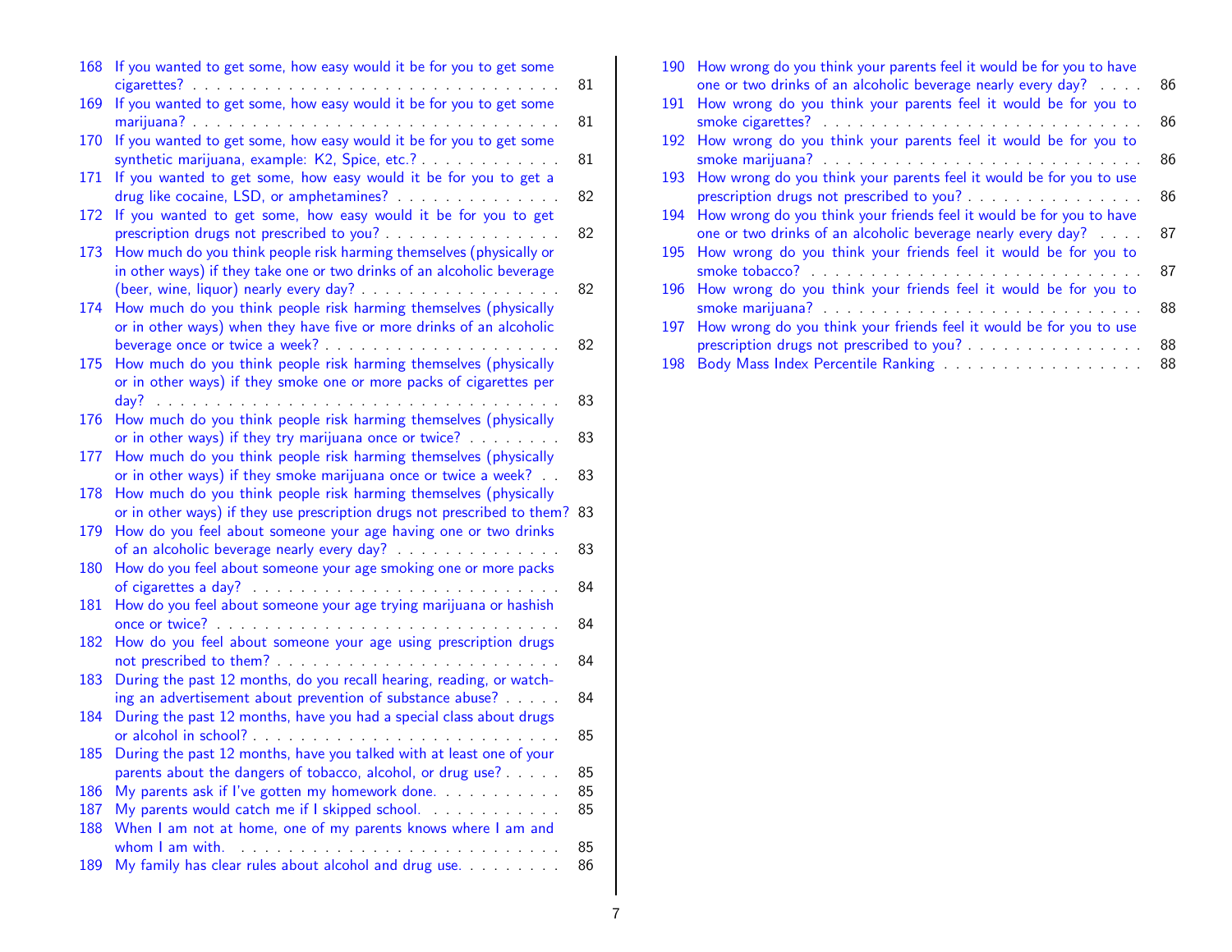| | | |
|---|---|---|
| 168 | If you wanted to get some, how easy would it be for you to get some cigarettes? | 81 |
| 169 | If you wanted to get some, how easy would it be for you to get some marijuana? | 81 |
| 170 | If you wanted to get some, how easy would it be for you to get some synthetic marijuana, example: K2, Spice, etc.? | 81 |
| 171 | If you wanted to get some, how easy would it be for you to get a drug like cocaine, LSD, or amphetamines? | 82 |
| 172 | If you wanted to get some, how easy would it be for you to get prescription drugs not prescribed to you? | 82 |
| 173 | How much do you think people risk harming themselves (physically or in other ways) if they take one or two drinks of an alcoholic beverage (beer, wine, liquor) nearly every day? | 82 |
| 174 | How much do you think people risk harming themselves (physically or in other ways) when they have five or more drinks of an alcoholic beverage once or twice a week? | 82 |
| 175 | How much do you think people risk harming themselves (physically or in other ways) if they smoke one or more packs of cigarettes per day? | 83 |
| 176 | How much do you think people risk harming themselves (physically or in other ways) if they try marijuana once or twice? | 83 |
| 177 | How much do you think people risk harming themselves (physically or in other ways) if they smoke marijuana once or twice a week? | 83 |
| 178 | How much do you think people risk harming themselves (physically or in other ways) if they use prescription drugs not prescribed to them? | 83 |
| 179 | How do you feel about someone your age having one or two drinks of an alcoholic beverage nearly every day? | 83 |
| 180 | How do you feel about someone your age smoking one or more packs of cigarettes a day? | 84 |
| 181 | How do you feel about someone your age trying marijuana or hashish once or twice? | 84 |
| 182 | How do you feel about someone your age using prescription drugs not prescribed to them? | 84 |
| 183 | During the past 12 months, do you recall hearing, reading, or watching an advertisement about prevention of substance abuse? | 84 |
| 184 | During the past 12 months, have you had a special class about drugs or alcohol in school? | 85 |
| 185 | During the past 12 months, have you talked with at least one of your parents about the dangers of tobacco, alcohol, or drug use? | 85 |
| 186 | My parents ask if I've gotten my homework done. | 85 |
| 187 | My parents would catch me if I skipped school. | 85 |
| 188 | When I am not at home, one of my parents knows where I am and whom I am with. | 85 |
| 189 | My family has clear rules about alcohol and drug use. | 86 |
| 190 | How wrong do you think your parents feel it would be for you to have one or two drinks of an alcoholic beverage nearly every day? | 86 |
| 191 | How wrong do you think your parents feel it would be for you to smoke cigarettes? | 86 |
| 192 | How wrong do you think your parents feel it would be for you to smoke marijuana? | 86 |
| 193 | How wrong do you think your parents feel it would be for you to use prescription drugs not prescribed to you? | 86 |
| 194 | How wrong do you think your friends feel it would be for you to have one or two drinks of an alcoholic beverage nearly every day? | 87 |
| 195 | How wrong do you think your friends feel it would be for you to smoke tobacco? | 87 |
| 196 | How wrong do you think your friends feel it would be for you to smoke marijuana? | 88 |
| 197 | How wrong do you think your friends feel it would be for you to use prescription drugs not prescribed to you? | 88 |
| 198 | Body Mass Index Percentile Ranking | 88 |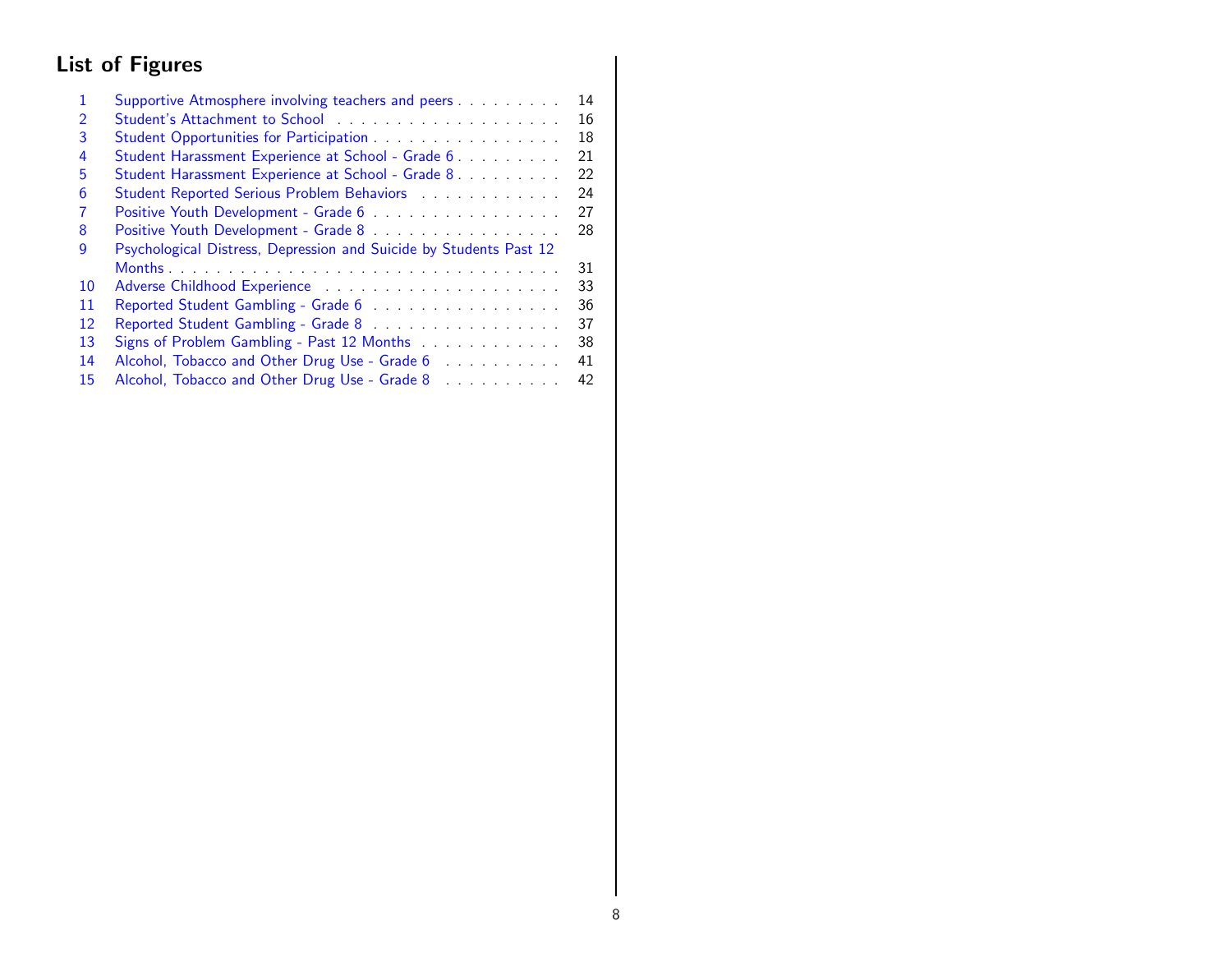## List of Figures

1. Supportive Atmosphere involving teachers and peers . . . . . . . . . 14
2. Student's Attachment to School . . . . . . . . . . . . . . . . . . . . 16
3. Student Opportunities for Participation . . . . . . . . . . . . . . . . . 18
4. Student Harassment Experience at School - Grade 6 . . . . . . . . . 21
5. Student Harassment Experience at School - Grade 8 . . . . . . . . . 22
6. Student Reported Serious Problem Behaviors . . . . . . . . . . . . 24
7. Positive Youth Development - Grade 6 . . . . . . . . . . . . . . . . . 27
8. Positive Youth Development - Grade 8 . . . . . . . . . . . . . . . . . 28
9. Psychological Distress, Depression and Suicide by Students Past 12 Months . . . . . . . . . . . . . . . . . . . . . . . . . . . . . . . . . . 31
10. Adverse Childhood Experience . . . . . . . . . . . . . . . . . . . . 33
11. Reported Student Gambling - Grade 6 . . . . . . . . . . . . . . . . . 36
12. Reported Student Gambling - Grade 8 . . . . . . . . . . . . . . . . . 37
13. Signs of Problem Gambling - Past 12 Months . . . . . . . . . . . . 38
14. Alcohol, Tobacco and Other Drug Use - Grade 6 . . . . . . . . . . 41
15. Alcohol, Tobacco and Other Drug Use - Grade 8 . . . . . . . . . . 42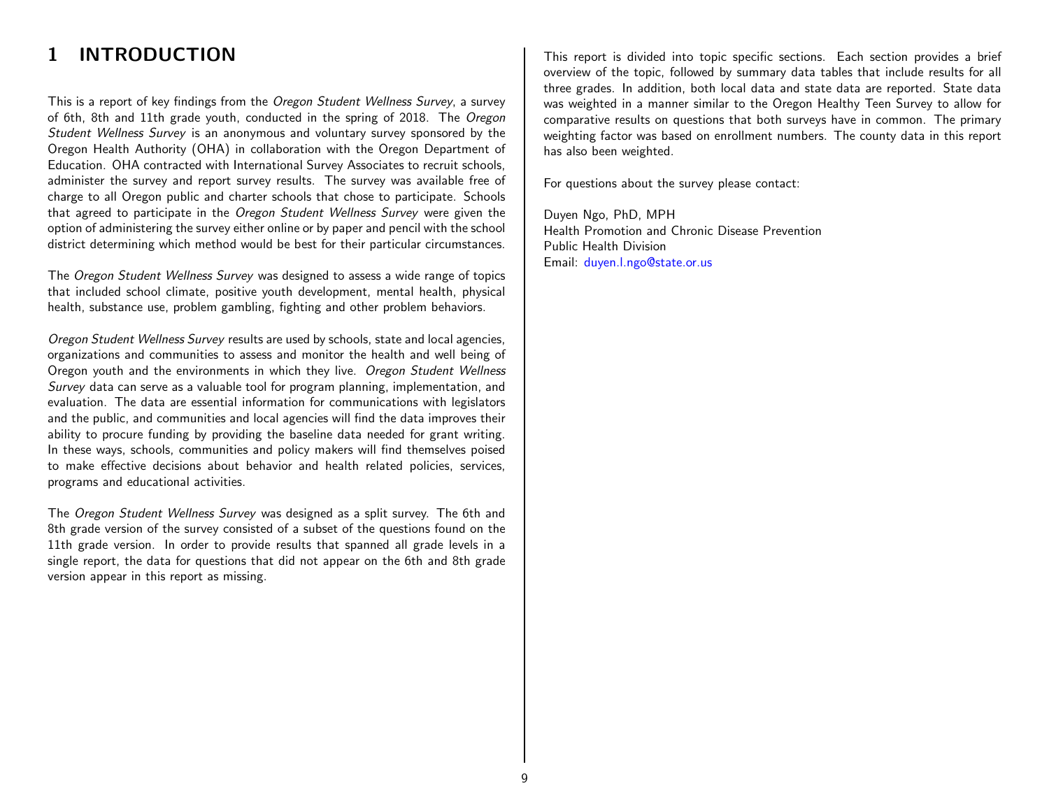# 1 INTRODUCTION

This is a report of key findings from the *Oregon Student Wellness Survey*, a survey of 6th, 8th and 11th grade youth, conducted in the spring of 2018. The *Oregon Student Wellness Survey* is an anonymous and voluntary survey sponsored by the Oregon Health Authority (OHA) in collaboration with the Oregon Department of Education. OHA contracted with International Survey Associates to recruit schools, administer the survey and report survey results. The survey was available free of charge to all Oregon public and charter schools that chose to participate. Schools that agreed to participate in the *Oregon Student Wellness Survey* were given the option of administering the survey either online or by paper and pencil with the school district determining which method would be best for their particular circumstances.

The *Oregon Student Wellness Survey* was designed to assess a wide range of topics that included school climate, positive youth development, mental health, physical health, substance use, problem gambling, fighting and other problem behaviors.

*Oregon Student Wellness Survey* results are used by schools, state and local agencies, organizations and communities to assess and monitor the health and well being of Oregon youth and the environments in which they live. *Oregon Student Wellness Survey* data can serve as a valuable tool for program planning, implementation, and evaluation. The data are essential information for communications with legislators and the public, and communities and local agencies will find the data improves their ability to procure funding by providing the baseline data needed for grant writing. In these ways, schools, communities and policy makers will find themselves poised to make effective decisions about behavior and health related policies, services, programs and educational activities.

The *Oregon Student Wellness Survey* was designed as a split survey. The 6th and 8th grade version of the survey consisted of a subset of the questions found on the 11th grade version. In order to provide results that spanned all grade levels in a single report, the data for questions that did not appear on the 6th and 8th grade version appear in this report as missing.

This report is divided into topic specific sections. Each section provides a brief overview of the topic, followed by summary data tables that include results for all three grades. In addition, both local data and state data are reported. State data was weighted in a manner similar to the Oregon Healthy Teen Survey to allow for comparative results on questions that both surveys have in common. The primary weighting factor was based on enrollment numbers. The county data in this report has also been weighted.

For questions about the survey please contact:

Duyen Ngo, PhD, MPH
Health Promotion and Chronic Disease Prevention
Public Health Division
Email: duyen.l.ngo@state.or.us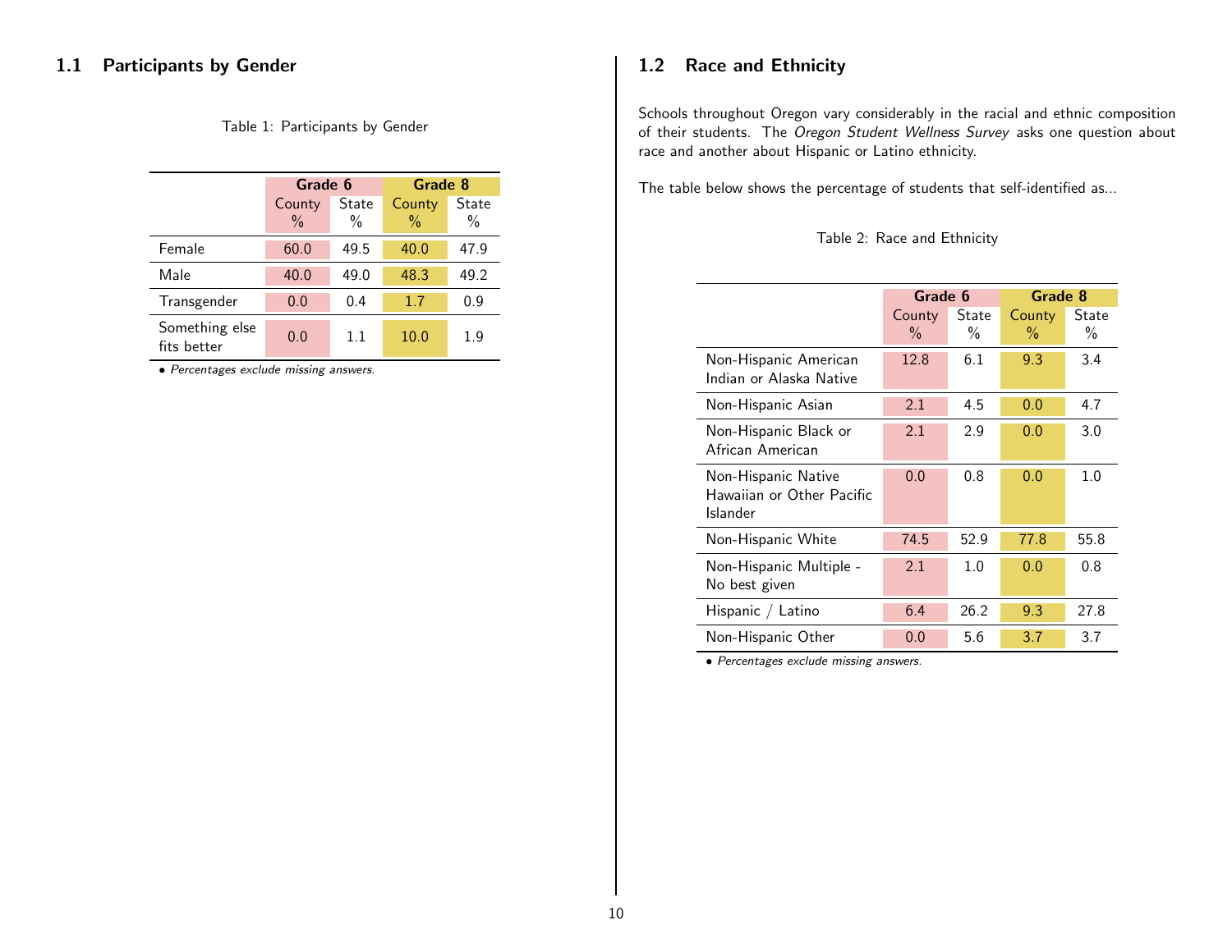## 1.1 Participants by Gender

Table 1: Participants by Gender

| | Grade 6 | | Grade 8 | |
|---|---|---|---|---|
| | County % | State % | County % | State % |
| Female | 60.0 | 49.5 | 40.0 | 47.9 |
| Male | 40.0 | 49.0 | 48.3 | 49.2 |
| Transgender | 0.0 | 0.4 | 1.7 | 0.9 |
| Something else fits better | 0.0 | 1.1 | 10.0 | 1.9 |

- *Percentages exclude missing answers.*

## 1.2 Race and Ethnicity

Schools throughout Oregon vary considerably in the racial and ethnic composition of their students. The *Oregon Student Wellness Survey* asks one question about race and another about Hispanic or Latino ethnicity.

The table below shows the percentage of students that self-identified as...

Table 2: Race and Ethnicity

| | Grade 6 | | Grade 8 | |
|---|---|---|---|---|
| | County % | State % | County % | State % |
| Non-Hispanic American Indian or Alaska Native | 12.8 | 6.1 | 9.3 | 3.4 |
| Non-Hispanic Asian | 2.1 | 4.5 | 0.0 | 4.7 |
| Non-Hispanic Black or African American | 2.1 | 2.9 | 0.0 | 3.0 |
| Non-Hispanic Native Hawaiian or Other Pacific Islander | 0.0 | 0.8 | 0.0 | 1.0 |
| Non-Hispanic White | 74.5 | 52.9 | 77.8 | 55.8 |
| Non-Hispanic Multiple - No best given | 2.1 | 1.0 | 0.0 | 0.8 |
| Hispanic / Latino | 6.4 | 26.2 | 9.3 | 27.8 |
| Non-Hispanic Other | 0.0 | 5.6 | 3.7 | 3.7 |

- *Percentages exclude missing answers.*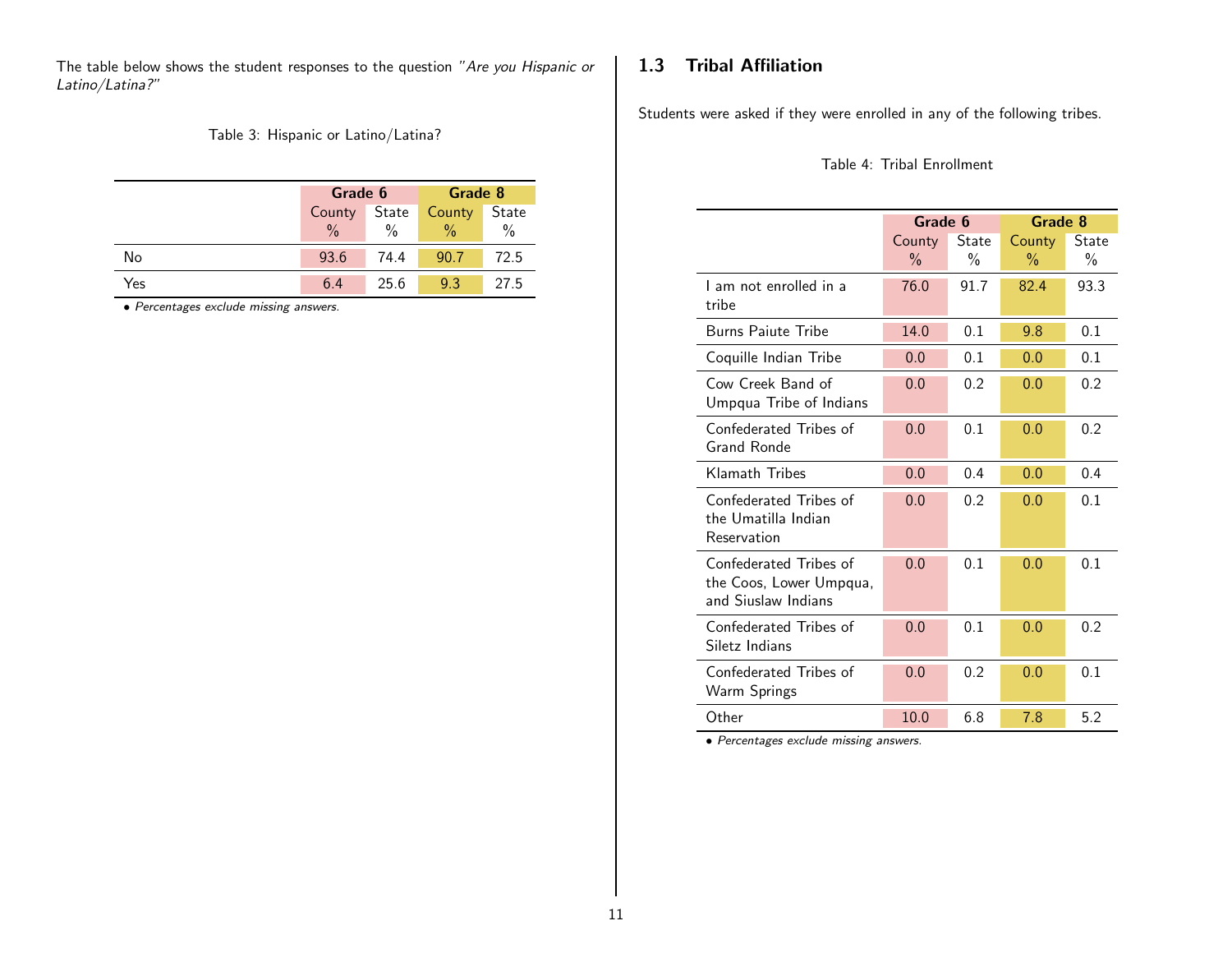The table below shows the student responses to the question *"Are you Hispanic or Latino/Latina?"*

Table 3: Hispanic or Latino/Latina?

| | Grade 6 | | Grade 8 | |
|---|---|---|---|---|
| | County % | State % | County % | State % |
| No | 93.6 | 74.4 | 90.7 | 72.5 |
| Yes | 6.4 | 25.6 | 9.3 | 27.5 |

- *Percentages exclude missing answers.*

## 1.3 Tribal Affiliation

Students were asked if they were enrolled in any of the following tribes.

Table 4: Tribal Enrollment

| | Grade 6 | | Grade 8 | |
|---|---|---|---|---|
| | County % | State % | County % | State % |
| I am not enrolled in a tribe | 76.0 | 91.7 | 82.4 | 93.3 |
| Burns Paiute Tribe | 14.0 | 0.1 | 9.8 | 0.1 |
| Coquille Indian Tribe | 0.0 | 0.1 | 0.0 | 0.1 |
| Cow Creek Band of Umpqua Tribe of Indians | 0.0 | 0.2 | 0.0 | 0.2 |
| Confederated Tribes of Grand Ronde | 0.0 | 0.1 | 0.0 | 0.2 |
| Klamath Tribes | 0.0 | 0.4 | 0.0 | 0.4 |
| Confederated Tribes of the Umatilla Indian Reservation | 0.0 | 0.2 | 0.0 | 0.1 |
| Confederated Tribes of the Coos, Lower Umpqua, and Siuslaw Indians | 0.0 | 0.1 | 0.0 | 0.1 |
| Confederated Tribes of Siletz Indians | 0.0 | 0.1 | 0.0 | 0.2 |
| Confederated Tribes of Warm Springs | 0.0 | 0.2 | 0.0 | 0.1 |
| Other | 10.0 | 6.8 | 7.8 | 5.2 |

- *Percentages exclude missing answers.*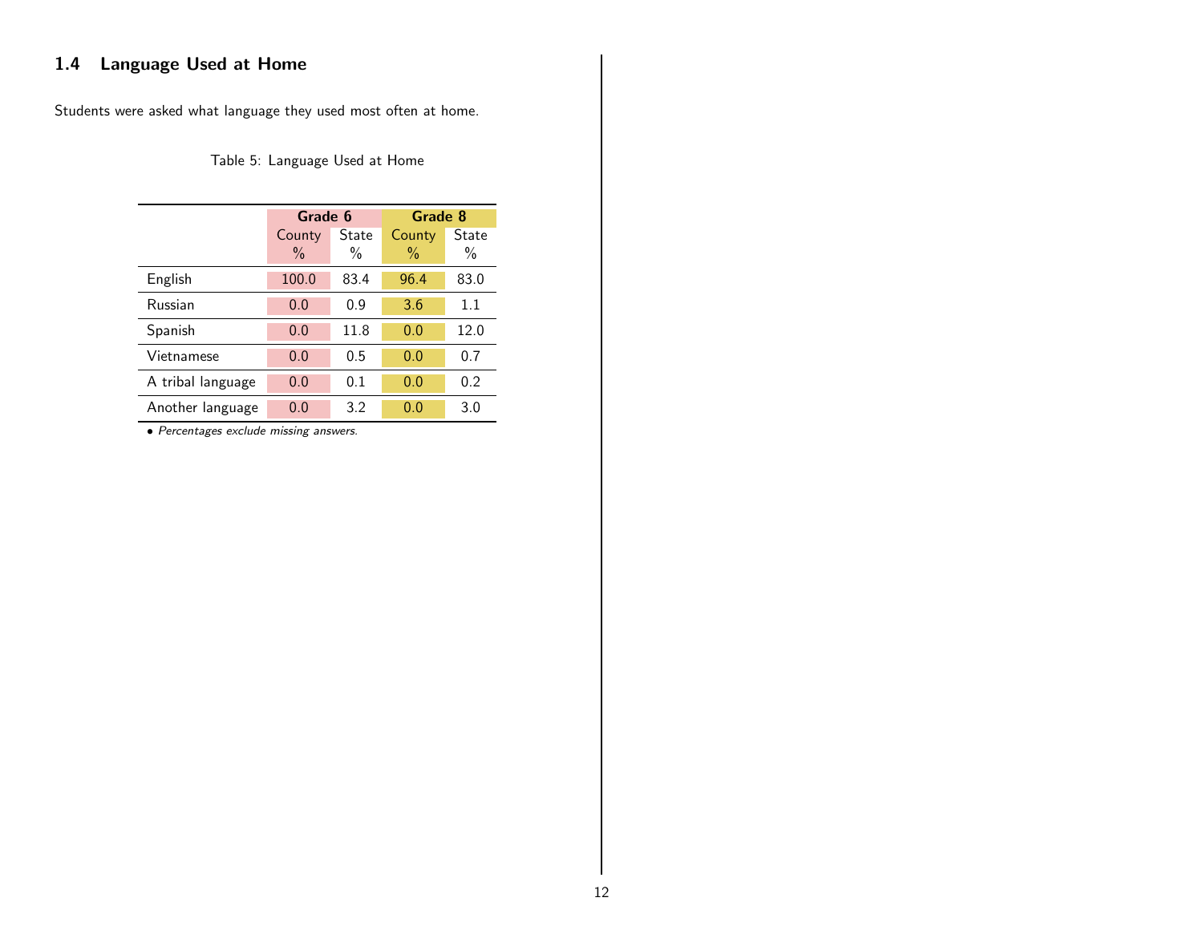## 1.4 Language Used at Home

Students were asked what language they used most often at home.

Table 5: Language Used at Home

| | Grade 6 | | Grade 8 | |
|---|---|---|---|---|
| | County % | State % | County % | State % |
| English | 100.0 | 83.4 | 96.4 | 83.0 |
| Russian | 0.0 | 0.9 | 3.6 | 1.1 |
| Spanish | 0.0 | 11.8 | 0.0 | 12.0 |
| Vietnamese | 0.0 | 0.5 | 0.0 | 0.7 |
| A tribal language | 0.0 | 0.1 | 0.0 | 0.2 |
| Another language | 0.0 | 3.2 | 0.0 | 3.0 |

- *Percentages exclude missing answers.*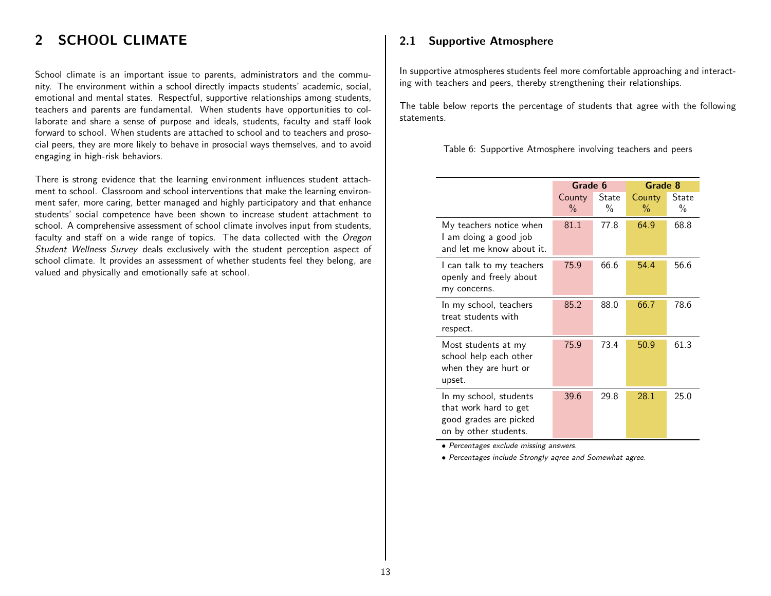# 2 SCHOOL CLIMATE

School climate is an important issue to parents, administrators and the community. The environment within a school directly impacts students' academic, social, emotional and mental states. Respectful, supportive relationships among students, teachers and parents are fundamental. When students have opportunities to collaborate and share a sense of purpose and ideals, students, faculty and staff look forward to school. When students are attached to school and to teachers and prosocial peers, they are more likely to behave in prosocial ways themselves, and to avoid engaging in high-risk behaviors.

There is strong evidence that the learning environment influences student attachment to school. Classroom and school interventions that make the learning environment safer, more caring, better managed and highly participatory and that enhance students' social competence have been shown to increase student attachment to school. A comprehensive assessment of school climate involves input from students, faculty and staff on a wide range of topics. The data collected with the *Oregon Student Wellness Survey* deals exclusively with the student perception aspect of school climate. It provides an assessment of whether students feel they belong, are valued and physically and emotionally safe at school.

## 2.1 Supportive Atmosphere

In supportive atmospheres students feel more comfortable approaching and interacting with teachers and peers, thereby strengthening their relationships.

The table below reports the percentage of students that agree with the following statements.

Table 6: Supportive Atmosphere involving teachers and peers

| | Grade 6 | | Grade 8 | |
|---|---|---|---|---|
| | County % | State % | County % | State % |
| My teachers notice when I am doing a good job and let me know about it. | 81.1 | 77.8 | 64.9 | 68.8 |
| I can talk to my teachers openly and freely about my concerns. | 75.9 | 66.6 | 54.4 | 56.6 |
| In my school, teachers treat students with respect. | 85.2 | 88.0 | 66.7 | 78.6 |
| Most students at my school help each other when they are hurt or upset. | 75.9 | 73.4 | 50.9 | 61.3 |
| In my school, students that work hard to get good grades are picked on by other students. | 39.6 | 29.8 | 28.1 | 25.0 |

- *Percentages exclude missing answers.*
- *Percentages include Strongly aqree and Somewhat agree.*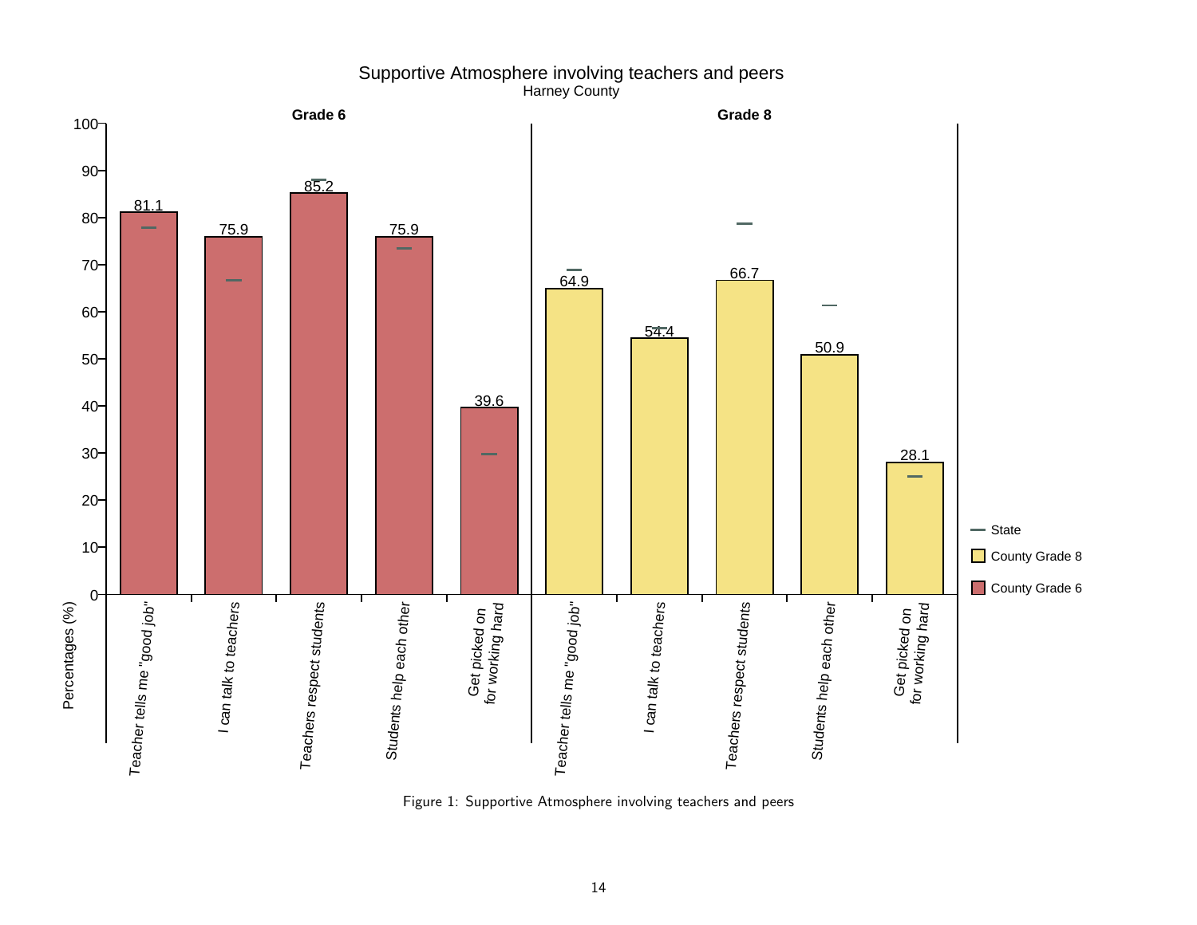Supportive Atmosphere involving teachers and peers
Harney County

| | Grade 6 | Grade 8 |
|---|---|---|
| Teacher tells me "good job" | 81.1 | 64.9 |
| I can talk to teachers | 75.9 | 54.4 |
| Teachers respect students | 85.2 | 66.7 |
| Students help each other | 75.9 | 50.9 |
| Get picked on for working hard | 39.6 | 28.1 |

Figure 1: Supportive Atmosphere involving teachers and peers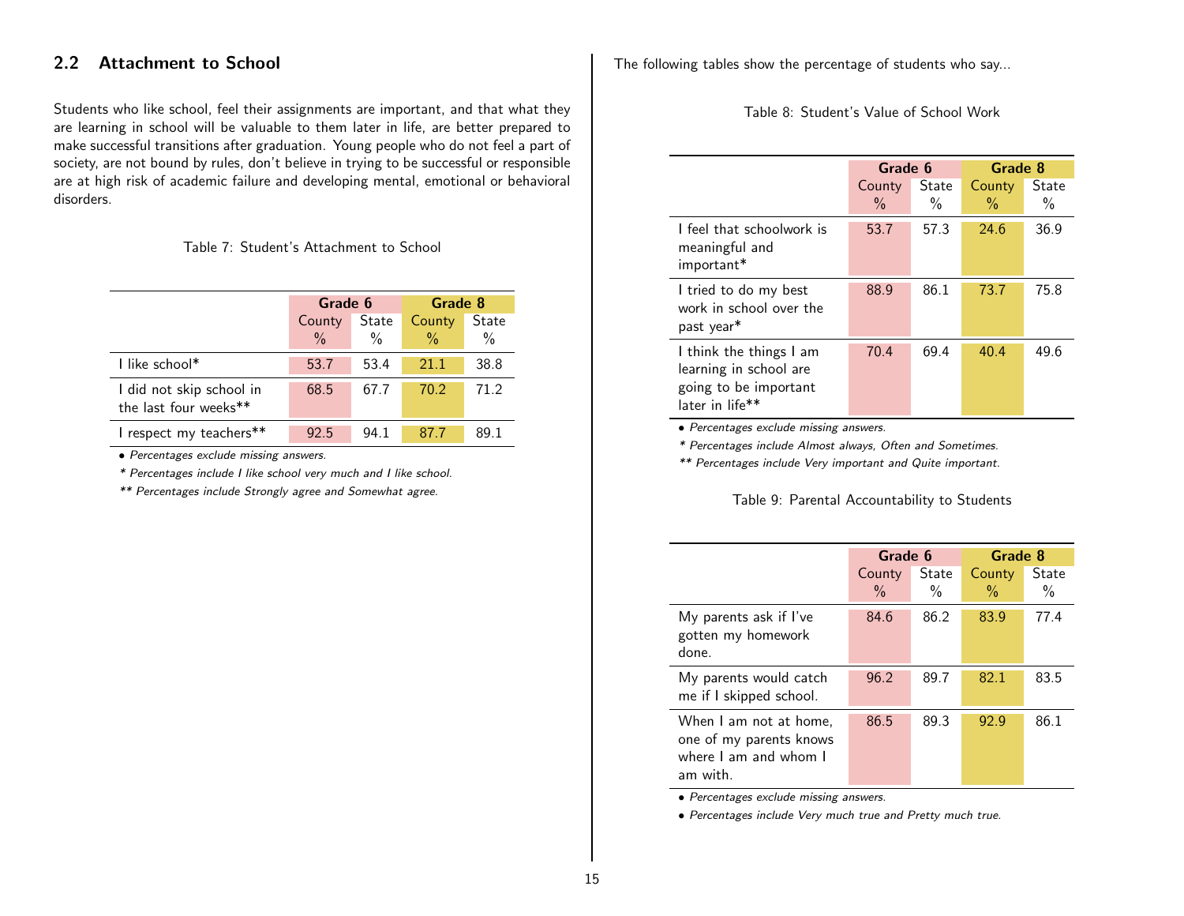## 2.2 Attachment to School

Students who like school, feel their assignments are important, and that what they are learning in school will be valuable to them later in life, are better prepared to make successful transitions after graduation. Young people who do not feel a part of society, are not bound by rules, don't believe in trying to be successful or responsible are at high risk of academic failure and developing mental, emotional or behavioral disorders.

Table 7: Student's Attachment to School

| | Grade 6 | | Grade 8 | |
|---|---|---|---|---|
| | County % | State % | County % | State % |
| I like school* | 53.7 | 53.4 | 21.1 | 38.8 |
| I did not skip school in the last four weeks** | 68.5 | 67.7 | 70.2 | 71.2 |
| I respect my teachers** | 92.5 | 94.1 | 87.7 | 89.1 |

*• Percentages exclude missing answers.*

*\* Percentages include I like school very much and I like school.*

*\*\* Percentages include Strongly agree and Somewhat agree.*

The following tables show the percentage of students who say...

Table 8: Student's Value of School Work

| | Grade 6 | | Grade 8 | |
|---|---|---|---|---|
| | County % | State % | County % | State % |
| I feel that schoolwork is meaningful and important* | 53.7 | 57.3 | 24.6 | 36.9 |
| I tried to do my best work in school over the past year* | 88.9 | 86.1 | 73.7 | 75.8 |
| I think the things I am learning in school are going to be important later in life** | 70.4 | 69.4 | 40.4 | 49.6 |

*• Percentages exclude missing answers.*

*\* Percentages include Almost always, Often and Sometimes.*

*\*\* Percentages include Very important and Quite important.*

Table 9: Parental Accountability to Students

| | Grade 6 | | Grade 8 | |
|---|---|---|---|---|
| | County % | State % | County % | State % |
| My parents ask if I've gotten my homework done. | 84.6 | 86.2 | 83.9 | 77.4 |
| My parents would catch me if I skipped school. | 96.2 | 89.7 | 82.1 | 83.5 |
| When I am not at home, one of my parents knows where I am and whom I am with. | 86.5 | 89.3 | 92.9 | 86.1 |

*• Percentages exclude missing answers.*

*• Percentages include Very much true and Pretty much true.*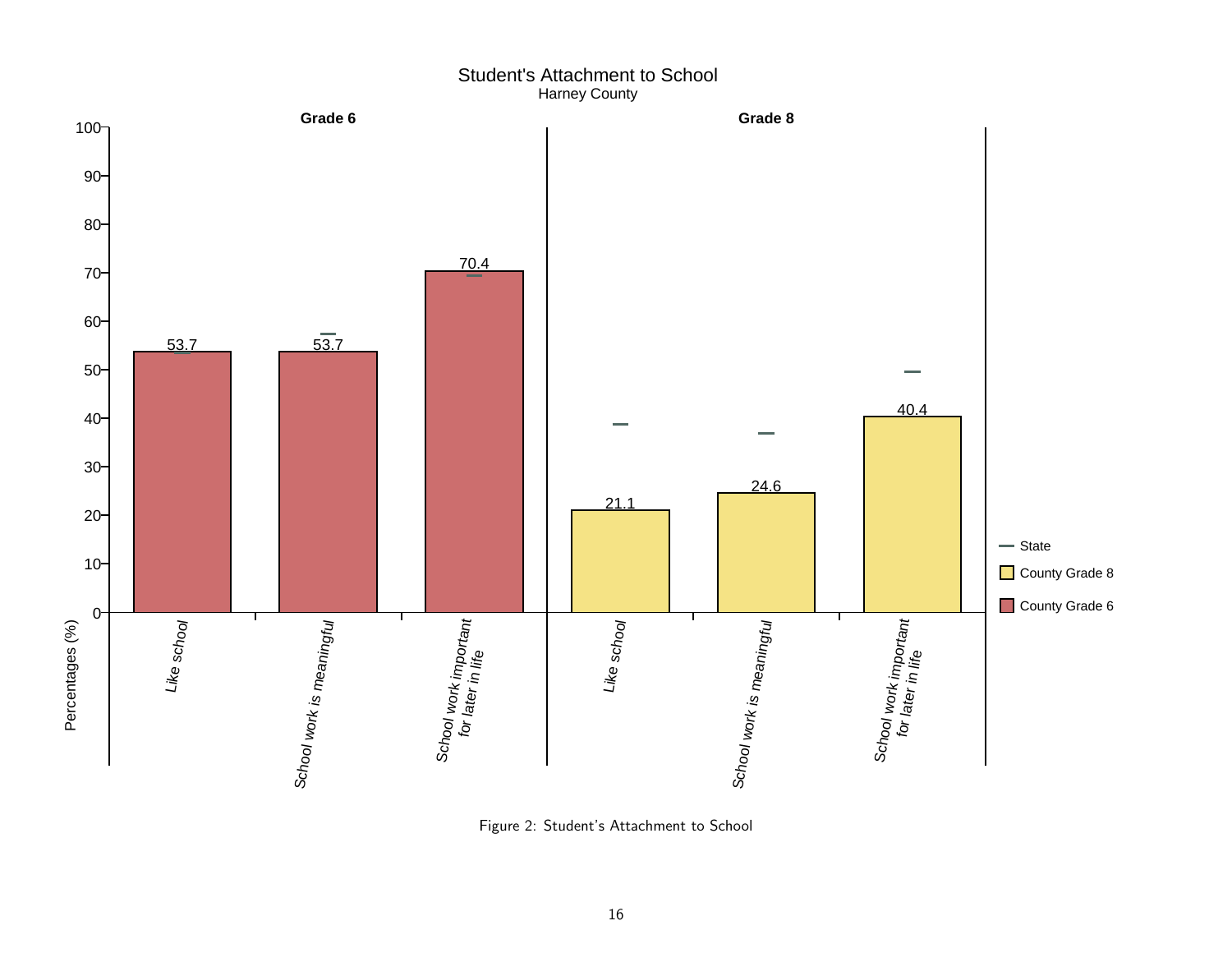Student's Attachment to School
Harney County

| | Grade 6 | Grade 8 |
|---|---|---|
| Like school | 53.7 | 21.1 |
| School work is meaningful | 53.7 | 24.6 |
| School work important for later in life | 70.4 | 40.4 |

Figure 2: Student's Attachment to School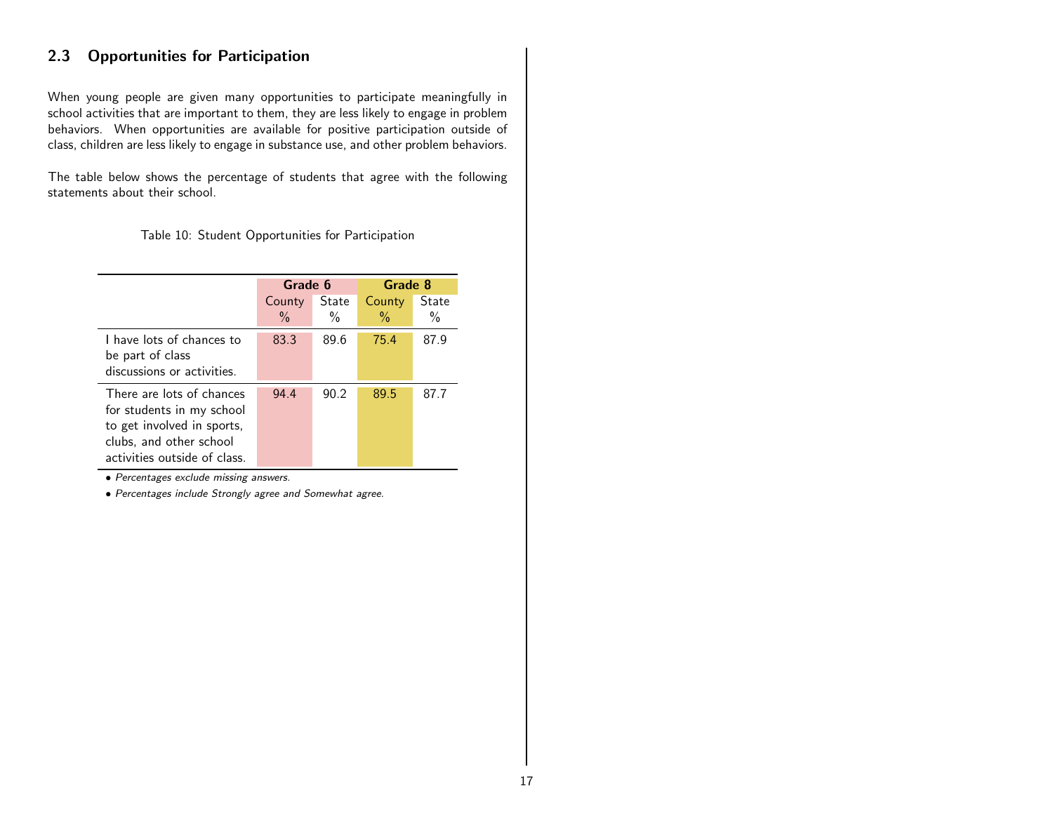## 2.3 Opportunities for Participation

When young people are given many opportunities to participate meaningfully in school activities that are important to them, they are less likely to engage in problem behaviors. When opportunities are available for positive participation outside of class, children are less likely to engage in substance use, and other problem behaviors.

The table below shows the percentage of students that agree with the following statements about their school.

Table 10: Student Opportunities for Participation

| | Grade 6 | | Grade 8 | |
|---|---|---|---|---|
| | County % | State % | County % | State % |
| I have lots of chances to be part of class discussions or activities. | 83.3 | 89.6 | 75.4 | 87.9 |
| There are lots of chances for students in my school to get involved in sports, clubs, and other school activities outside of class. | 94.4 | 90.2 | 89.5 | 87.7 |

- *Percentages exclude missing answers.*
- *Percentages include Strongly agree and Somewhat agree.*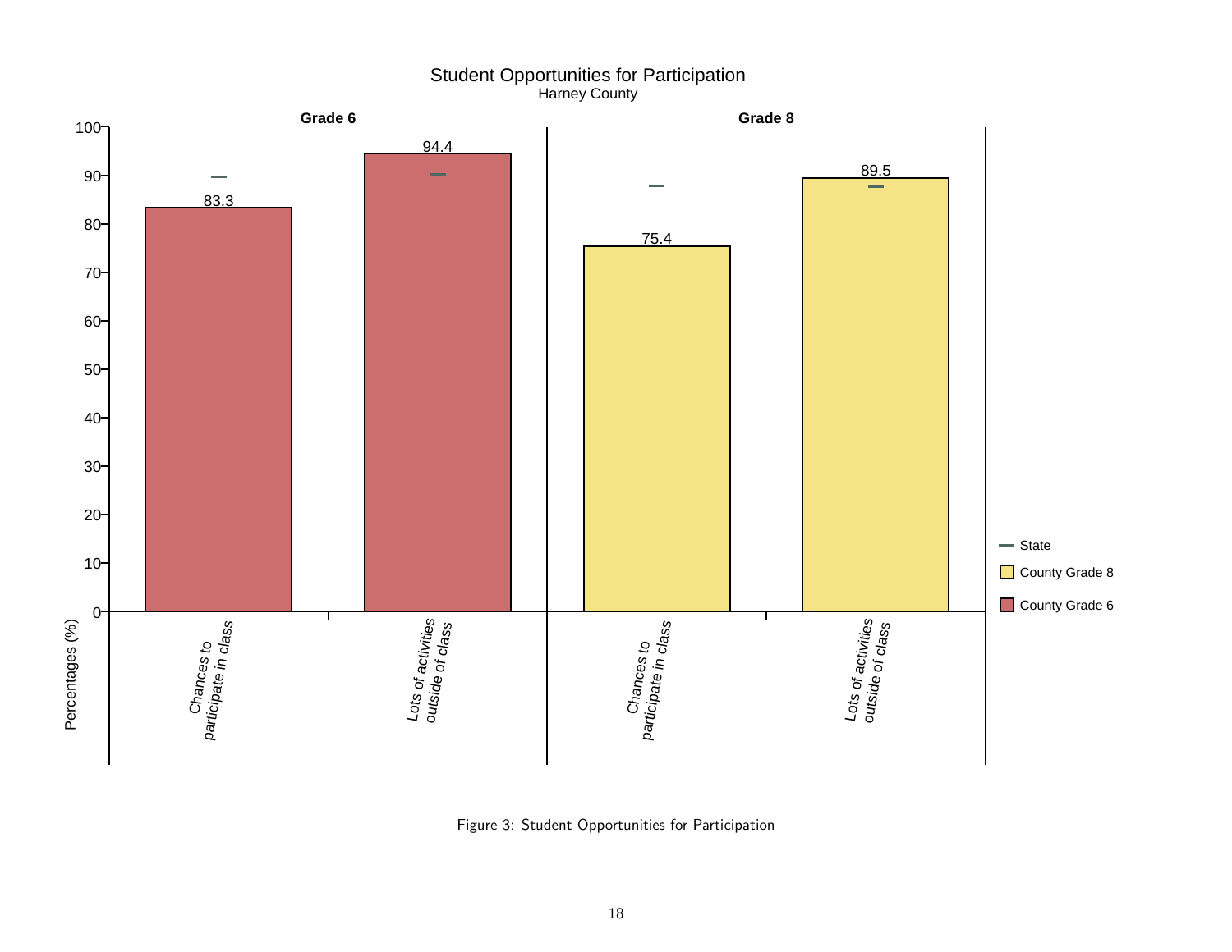Student Opportunities for Participation

Harney County

| | Grade 6 | | Grade 8 | |
|---|---|---|---|---|
| | Chances to participate in class | Lots of activities outside of class | Chances to participate in class | Lots of activities outside of class |
| County | 83.3 | 94.4 | 75.4 | 89.5 |

Figure 3: Student Opportunities for Participation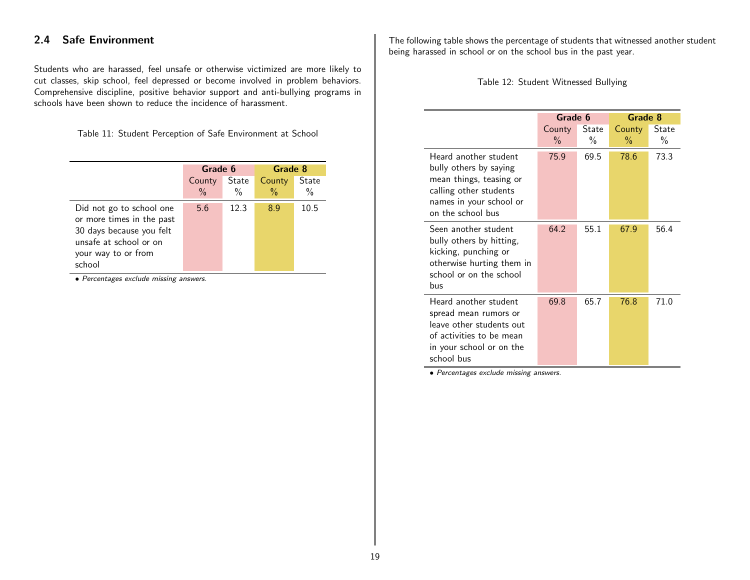## 2.4 Safe Environment

Students who are harassed, feel unsafe or otherwise victimized are more likely to cut classes, skip school, feel depressed or become involved in problem behaviors. Comprehensive discipline, positive behavior support and anti-bullying programs in schools have been shown to reduce the incidence of harassment.

Table 11: Student Perception of Safe Environment at School

| | Grade 6 | | Grade 8 | |
|---|---|---|---|---|
| | County % | State % | County % | State % |
| Did not go to school one or more times in the past 30 days because you felt unsafe at school or on your way to or from school | 5.6 | 12.3 | 8.9 | 10.5 |

- *Percentages exclude missing answers.*

The following table shows the percentage of students that witnessed another student being harassed in school or on the school bus in the past year.

Table 12: Student Witnessed Bullying

| | Grade 6 | | Grade 8 | |
|---|---|---|---|---|
| | County % | State % | County % | State % |
| Heard another student bully others by saying mean things, teasing or calling other students names in your school or on the school bus | 75.9 | 69.5 | 78.6 | 73.3 |
| Seen another student bully others by hitting, kicking, punching or otherwise hurting them in school or on the school bus | 64.2 | 55.1 | 67.9 | 56.4 |
| Heard another student spread mean rumors or leave other students out of activities to be mean in your school or on the school bus | 69.8 | 65.7 | 76.8 | 71.0 |

- *Percentages exclude missing answers.*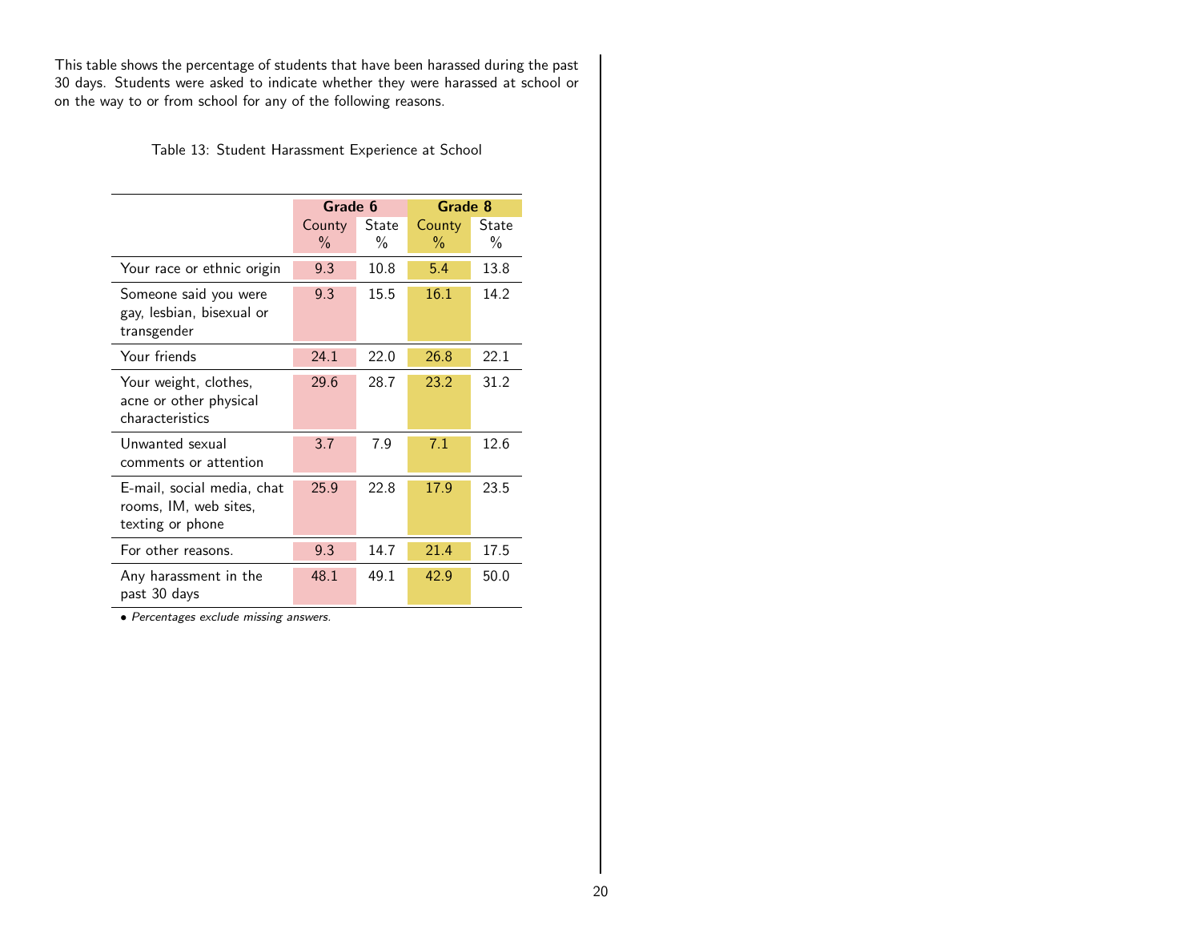This table shows the percentage of students that have been harassed during the past 30 days. Students were asked to indicate whether they were harassed at school or on the way to or from school for any of the following reasons.

Table 13: Student Harassment Experience at School

| | Grade 6 | | Grade 8 | |
|---|---|---|---|---|
| | County % | State % | County % | State % |
| Your race or ethnic origin | 9.3 | 10.8 | 5.4 | 13.8 |
| Someone said you were gay, lesbian, bisexual or transgender | 9.3 | 15.5 | 16.1 | 14.2 |
| Your friends | 24.1 | 22.0 | 26.8 | 22.1 |
| Your weight, clothes, acne or other physical characteristics | 29.6 | 28.7 | 23.2 | 31.2 |
| Unwanted sexual comments or attention | 3.7 | 7.9 | 7.1 | 12.6 |
| E-mail, social media, chat rooms, IM, web sites, texting or phone | 25.9 | 22.8 | 17.9 | 23.5 |
| For other reasons. | 9.3 | 14.7 | 21.4 | 17.5 |
| Any harassment in the past 30 days | 48.1 | 49.1 | 42.9 | 50.0 |

- *Percentages exclude missing answers.*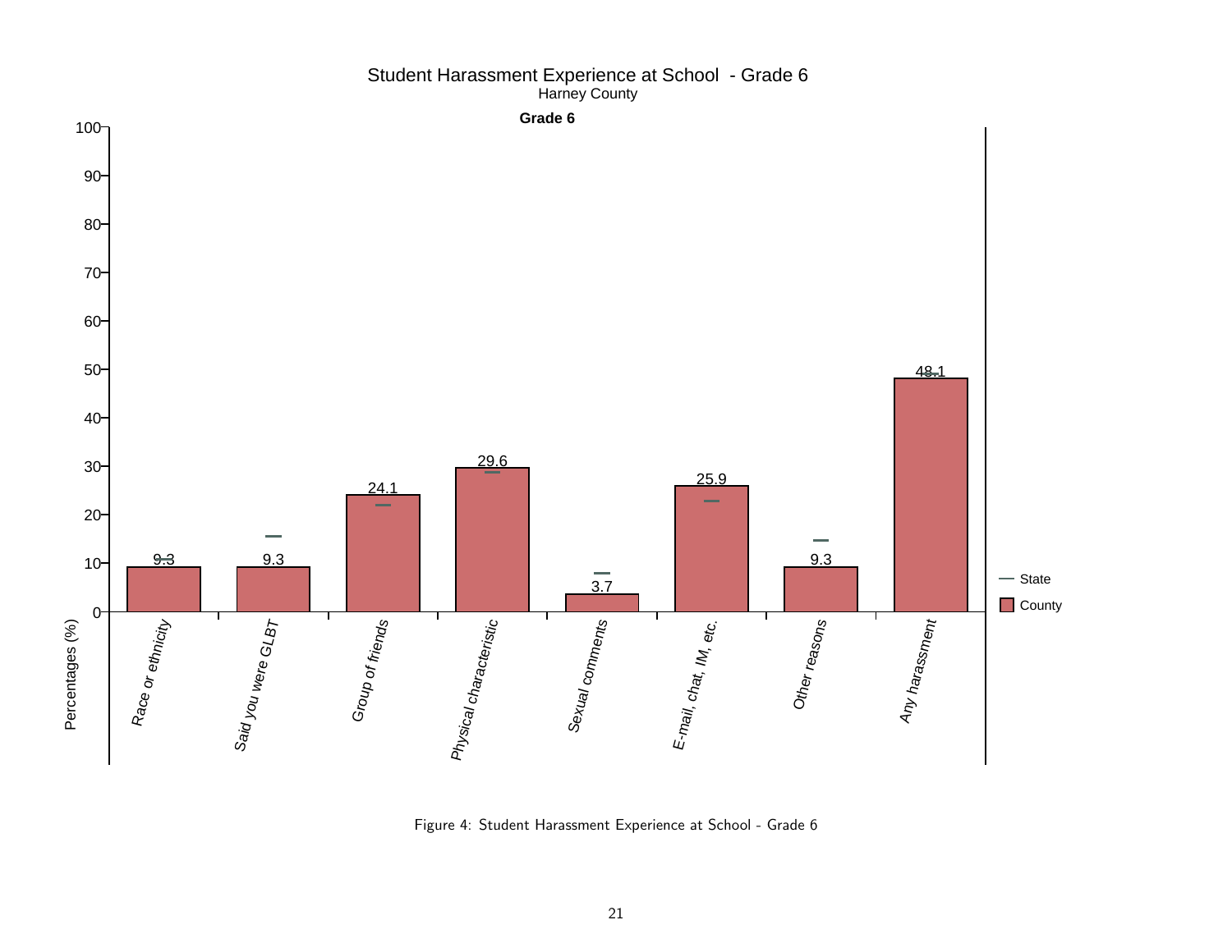Student Harassment Experience at School - Grade 6
Harney County

**Grade 6**

| Category | County (%) |
|---|---|
| Race or ethnicity | 9.3 |
| Said you were GLBT | 9.3 |
| Group of friends | 24.1 |
| Physical characteristic | 29.6 |
| Sexual comments | 3.7 |
| E-mail, chat, IM, etc. | 25.9 |
| Other reasons | 9.3 |
| Any harassment | 48.1 |

Figure 4: Student Harassment Experience at School - Grade 6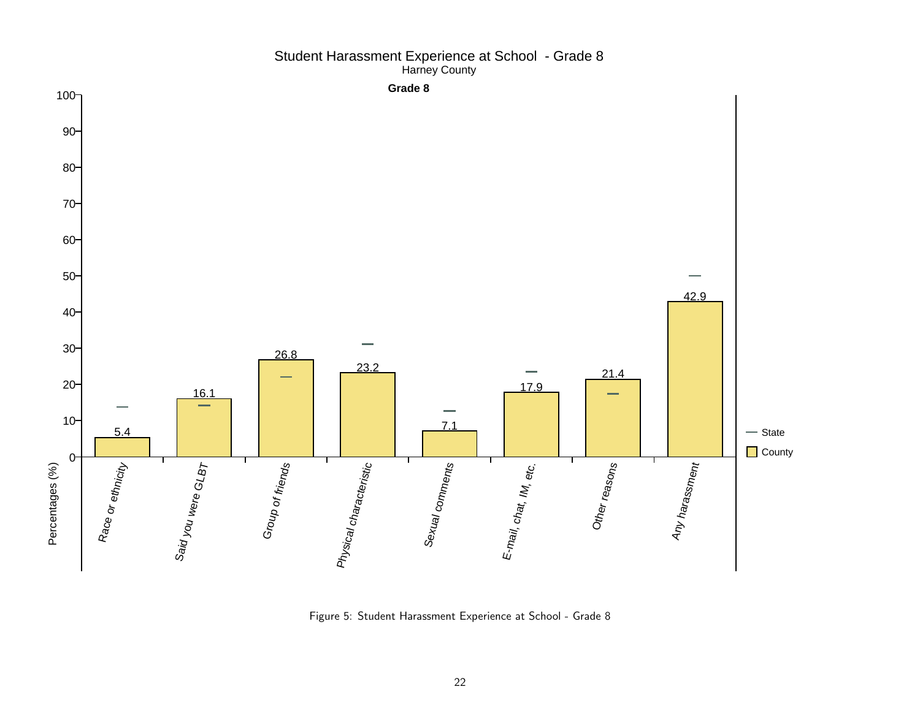Student Harassment Experience at School - Grade 8

Harney County

**Grade 8**

| Category | County (%) |
| --- | --- |
| Race or ethnicity | 5.4 |
| Said you were GLBT | 16.1 |
| Group of friends | 26.8 |
| Physical characteristic | 23.2 |
| Sexual comments | 7.1 |
| E-mail, chat, IM, etc. | 17.9 |
| Other reasons | 21.4 |
| Any harassment | 42.9 |

Figure 5: Student Harassment Experience at School - Grade 8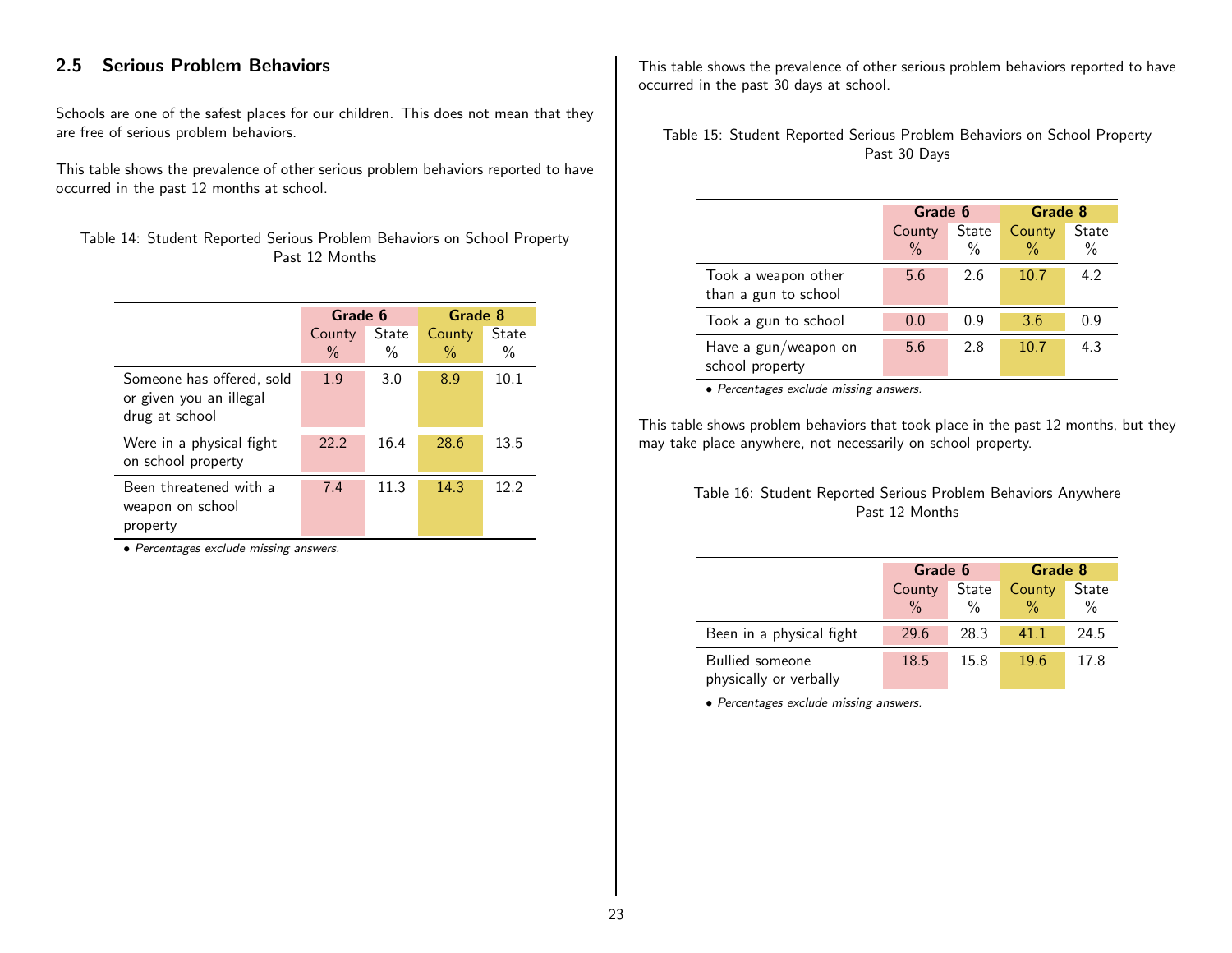## 2.5 Serious Problem Behaviors

Schools are one of the safest places for our children. This does not mean that they are free of serious problem behaviors.

This table shows the prevalence of other serious problem behaviors reported to have occurred in the past 12 months at school.

Table 14: Student Reported Serious Problem Behaviors on School Property Past 12 Months

| | Grade 6 | | Grade 8 | |
|---|---|---|---|---|
| | County % | State % | County % | State % |
| Someone has offered, sold or given you an illegal drug at school | 1.9 | 3.0 | 8.9 | 10.1 |
| Were in a physical fight on school property | 22.2 | 16.4 | 28.6 | 13.5 |
| Been threatened with a weapon on school property | 7.4 | 11.3 | 14.3 | 12.2 |

*• Percentages exclude missing answers.*

This table shows the prevalence of other serious problem behaviors reported to have occurred in the past 30 days at school.

Table 15: Student Reported Serious Problem Behaviors on School Property Past 30 Days

| | Grade 6 | | Grade 8 | |
|---|---|---|---|---|
| | County % | State % | County % | State % |
| Took a weapon other than a gun to school | 5.6 | 2.6 | 10.7 | 4.2 |
| Took a gun to school | 0.0 | 0.9 | 3.6 | 0.9 |
| Have a gun/weapon on school property | 5.6 | 2.8 | 10.7 | 4.3 |

*• Percentages exclude missing answers.*

This table shows problem behaviors that took place in the past 12 months, but they may take place anywhere, not necessarily on school property.

Table 16: Student Reported Serious Problem Behaviors Anywhere Past 12 Months

| | Grade 6 | | Grade 8 | |
|---|---|---|---|---|
| | County % | State % | County % | State % |
| Been in a physical fight | 29.6 | 28.3 | 41.1 | 24.5 |
| Bullied someone physically or verbally | 18.5 | 15.8 | 19.6 | 17.8 |

*• Percentages exclude missing answers.*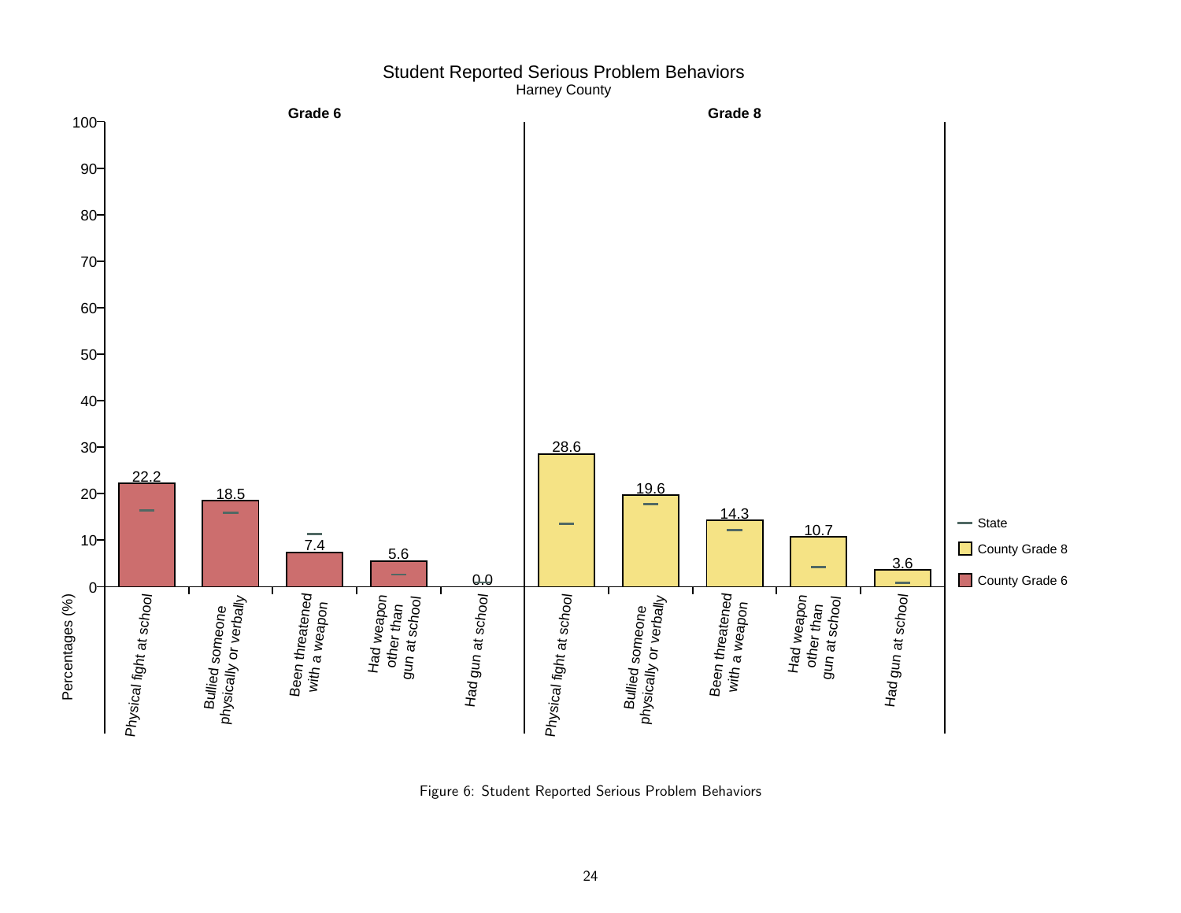Student Reported Serious Problem Behaviors
Harney County

| Behavior | County Grade 6 (%) | County Grade 8 (%) |
| --- | --- | --- |
| Physical fight at school | 22.2 | 28.6 |
| Bullied someone physically or verbally | 18.5 | 19.6 |
| Been threatened with a weapon | 7.4 | 14.3 |
| Had weapon other than gun at school | 5.6 | 10.7 |
| Had gun at school | 0.0 | 3.6 |

Figure 6: Student Reported Serious Problem Behaviors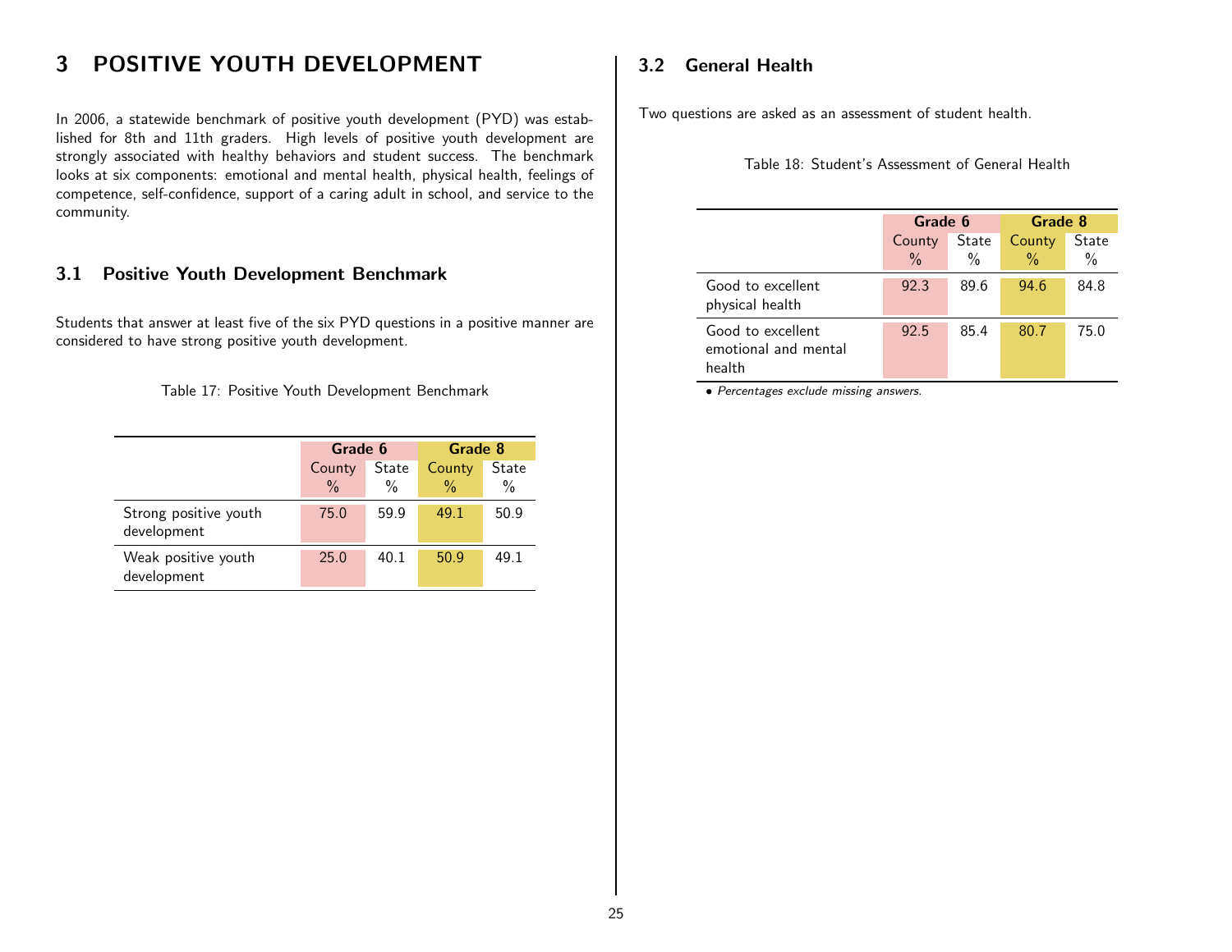# 3 POSITIVE YOUTH DEVELOPMENT

In 2006, a statewide benchmark of positive youth development (PYD) was established for 8th and 11th graders. High levels of positive youth development are strongly associated with healthy behaviors and student success. The benchmark looks at six components: emotional and mental health, physical health, feelings of competence, self-confidence, support of a caring adult in school, and service to the community.

## 3.1 Positive Youth Development Benchmark

Students that answer at least five of the six PYD questions in a positive manner are considered to have strong positive youth development.

Table 17: Positive Youth Development Benchmark

| | Grade 6 | | Grade 8 | |
|---|---|---|---|---|
| | County % | State % | County % | State % |
| Strong positive youth development | 75.0 | 59.9 | 49.1 | 50.9 |
| Weak positive youth development | 25.0 | 40.1 | 50.9 | 49.1 |

## 3.2 General Health

Two questions are asked as an assessment of student health.

Table 18: Student's Assessment of General Health

| | Grade 6 | | Grade 8 | |
|---|---|---|---|---|
| | County % | State % | County % | State % |
| Good to excellent physical health | 92.3 | 89.6 | 94.6 | 84.8 |
| Good to excellent emotional and mental health | 92.5 | 85.4 | 80.7 | 75.0 |

- *Percentages exclude missing answers.*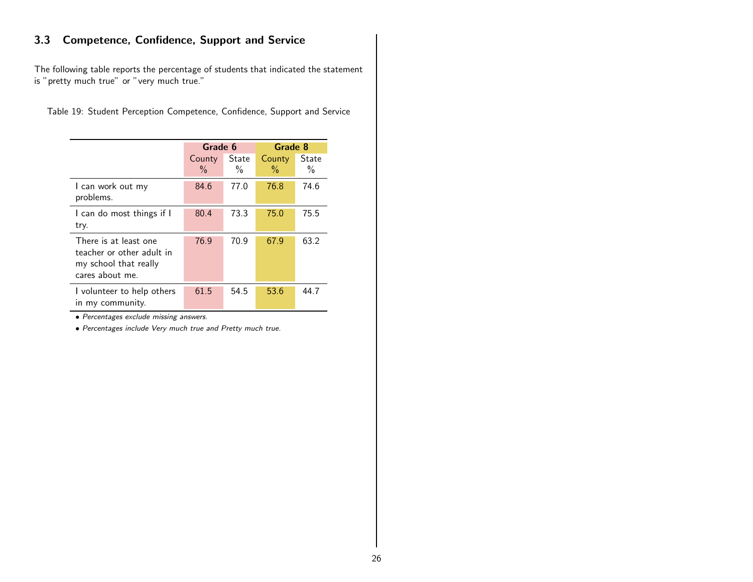## 3.3 Competence, Confidence, Support and Service

The following table reports the percentage of students that indicated the statement is "pretty much true" or "very much true."

Table 19: Student Perception Competence, Confidence, Support and Service

| | Grade 6 | | Grade 8 | |
|---|---|---|---|---|
| | County % | State % | County % | State % |
| I can work out my problems. | 84.6 | 77.0 | 76.8 | 74.6 |
| I can do most things if I try. | 80.4 | 73.3 | 75.0 | 75.5 |
| There is at least one teacher or other adult in my school that really cares about me. | 76.9 | 70.9 | 67.9 | 63.2 |
| I volunteer to help others in my community. | 61.5 | 54.5 | 53.6 | 44.7 |

- *Percentages exclude missing answers.*
- *Percentages include Very much true and Pretty much true.*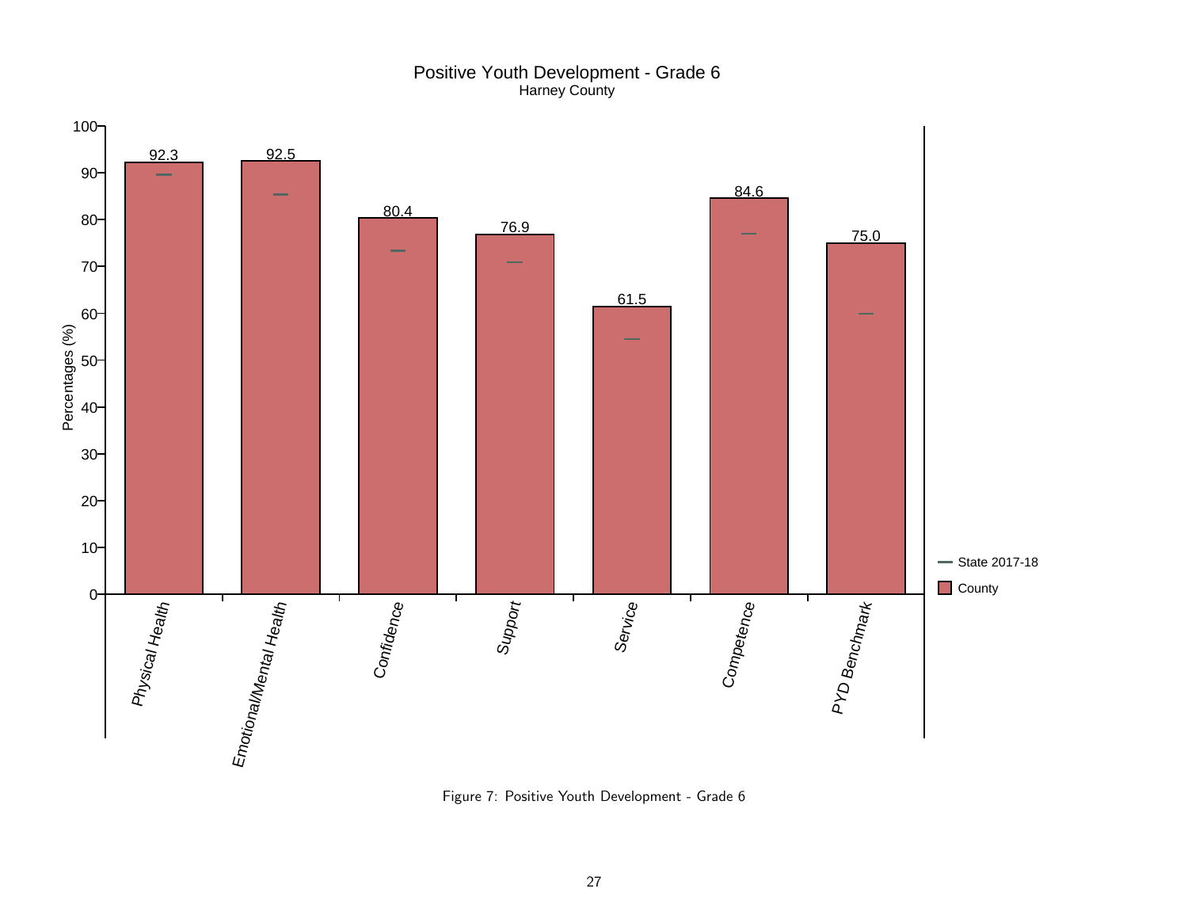Positive Youth Development - Grade 6

Harney County

| Category | County (%) |
|---|---|
| Physical Health | 92.3 |
| Emotional/Mental Health | 92.5 |
| Confidence | 80.4 |
| Support | 76.9 |
| Service | 61.5 |
| Competence | 84.6 |
| PYD Benchmark | 75.0 |

Figure 7: Positive Youth Development - Grade 6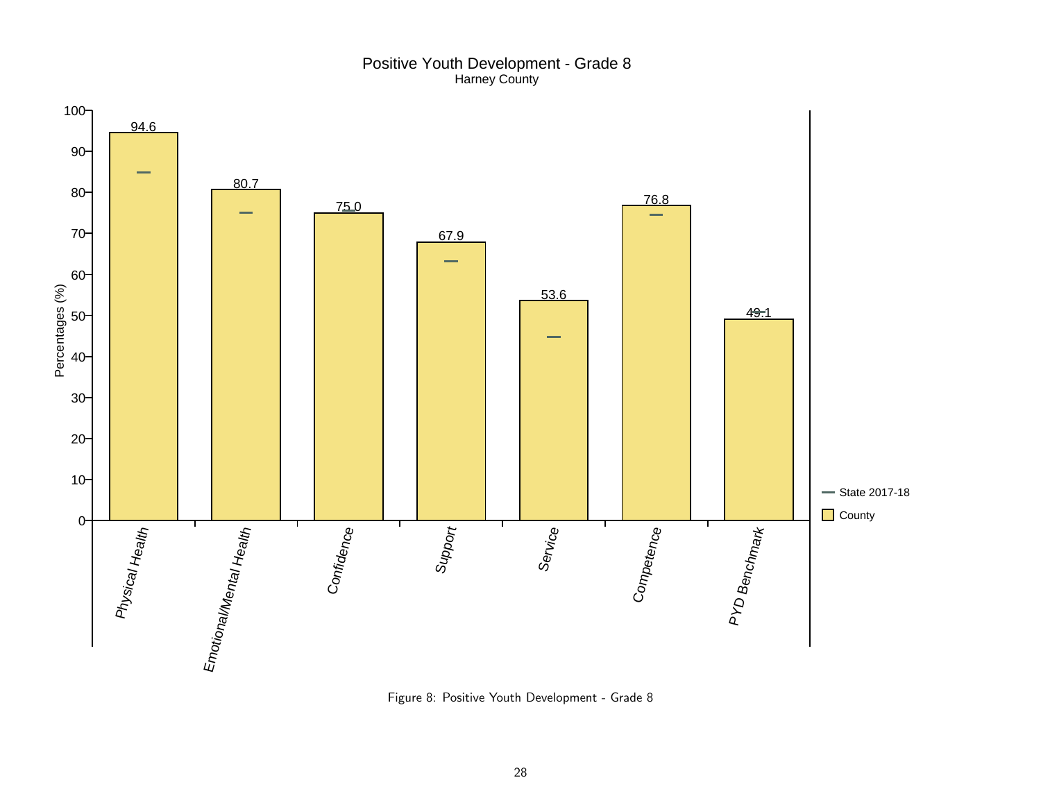Positive Youth Development - Grade 8
Harney County

| Category | County | State 2017-18 |
| --- | --- | --- |
| Physical Health | 94.6 | |
| Emotional/Mental Health | 80.7 | |
| Confidence | 75.0 | |
| Support | 67.9 | |
| Service | 53.6 | |
| Competence | 76.8 | |
| PYD Benchmark | 49.1 | |

Figure 8: Positive Youth Development - Grade 8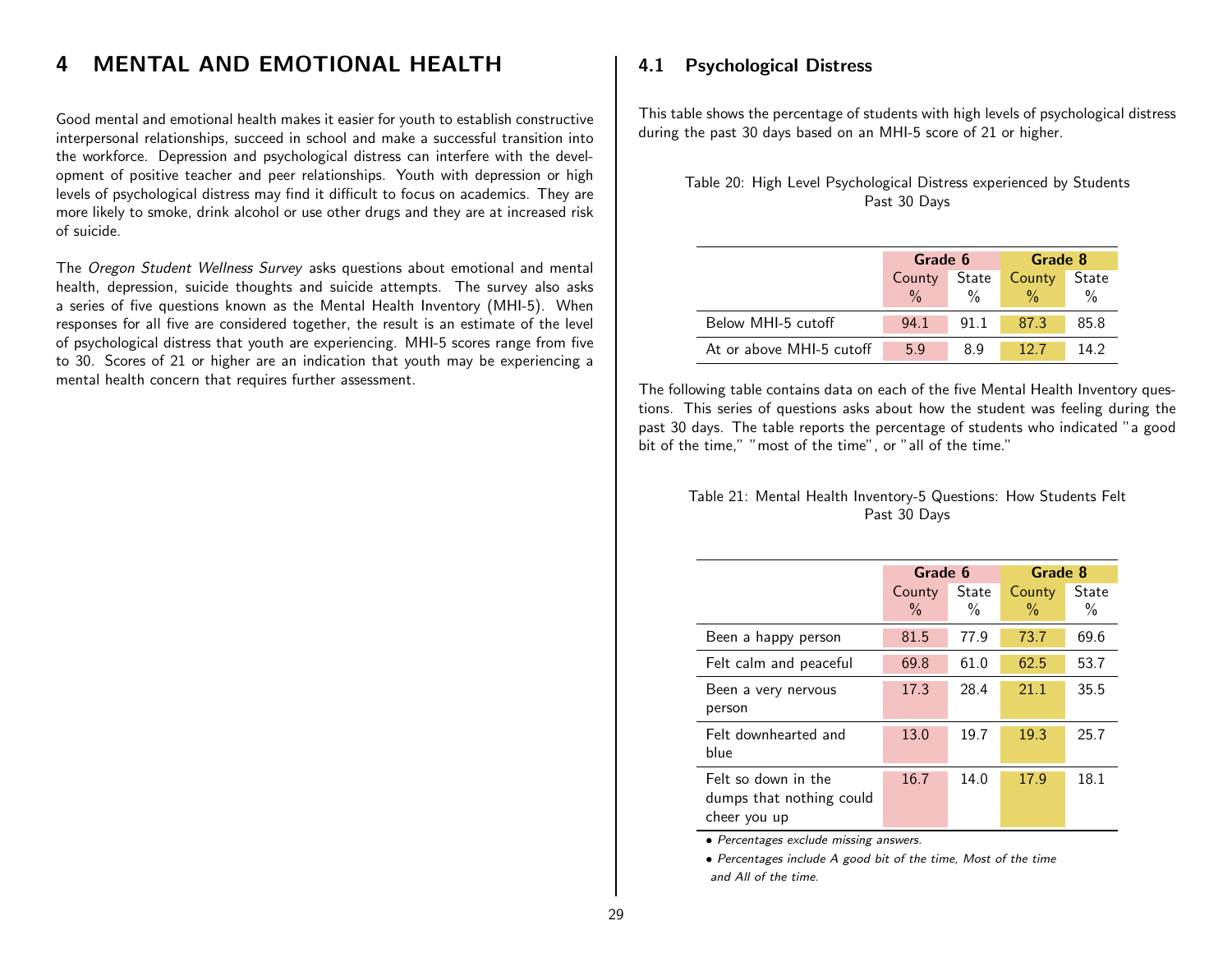// Two-column page merged into single-column reading order.
# 4 MENTAL AND EMOTIONAL HEALTH

Good mental and emotional health makes it easier for youth to establish constructive interpersonal relationships, succeed in school and make a successful transition into the workforce. Depression and psychological distress can interfere with the development of positive teacher and peer relationships. Youth with depression or high levels of psychological distress may find it difficult to focus on academics. They are more likely to smoke, drink alcohol or use other drugs and they are at increased risk of suicide.

The *Oregon Student Wellness Survey* asks questions about emotional and mental health, depression, suicide thoughts and suicide attempts. The survey also asks a series of five questions known as the Mental Health Inventory (MHI-5). When responses for all five are considered together, the result is an estimate of the level of psychological distress that youth are experiencing. MHI-5 scores range from five to 30. Scores of 21 or higher are an indication that youth may be experiencing a mental health concern that requires further assessment.

## 4.1 Psychological Distress

This table shows the percentage of students with high levels of psychological distress during the past 30 days based on an MHI-5 score of 21 or higher.

Table 20: High Level Psychological Distress experienced by Students Past 30 Days

| | Grade 6 | | Grade 8 | |
|---|---|---|---|---|
| | County % | State % | County % | State % |
| Below MHI-5 cutoff | 94.1 | 91.1 | 87.3 | 85.8 |
| At or above MHI-5 cutoff | 5.9 | 8.9 | 12.7 | 14.2 |

The following table contains data on each of the five Mental Health Inventory questions. This series of questions asks about how the student was feeling during the past 30 days. The table reports the percentage of students who indicated "a good bit of the time," "most of the time", or "all of the time."

Table 21: Mental Health Inventory-5 Questions: How Students Felt Past 30 Days

| | Grade 6 | | Grade 8 | |
|---|---|---|---|---|
| | County % | State % | County % | State % |
| Been a happy person | 81.5 | 77.9 | 73.7 | 69.6 |
| Felt calm and peaceful | 69.8 | 61.0 | 62.5 | 53.7 |
| Been a very nervous person | 17.3 | 28.4 | 21.1 | 35.5 |
| Felt downhearted and blue | 13.0 | 19.7 | 19.3 | 25.7 |
| Felt so down in the dumps that nothing could cheer you up | 16.7 | 14.0 | 17.9 | 18.1 |

- *Percentages exclude missing answers.*
- *Percentages include A good bit of the time, Most of the time and All of the time.*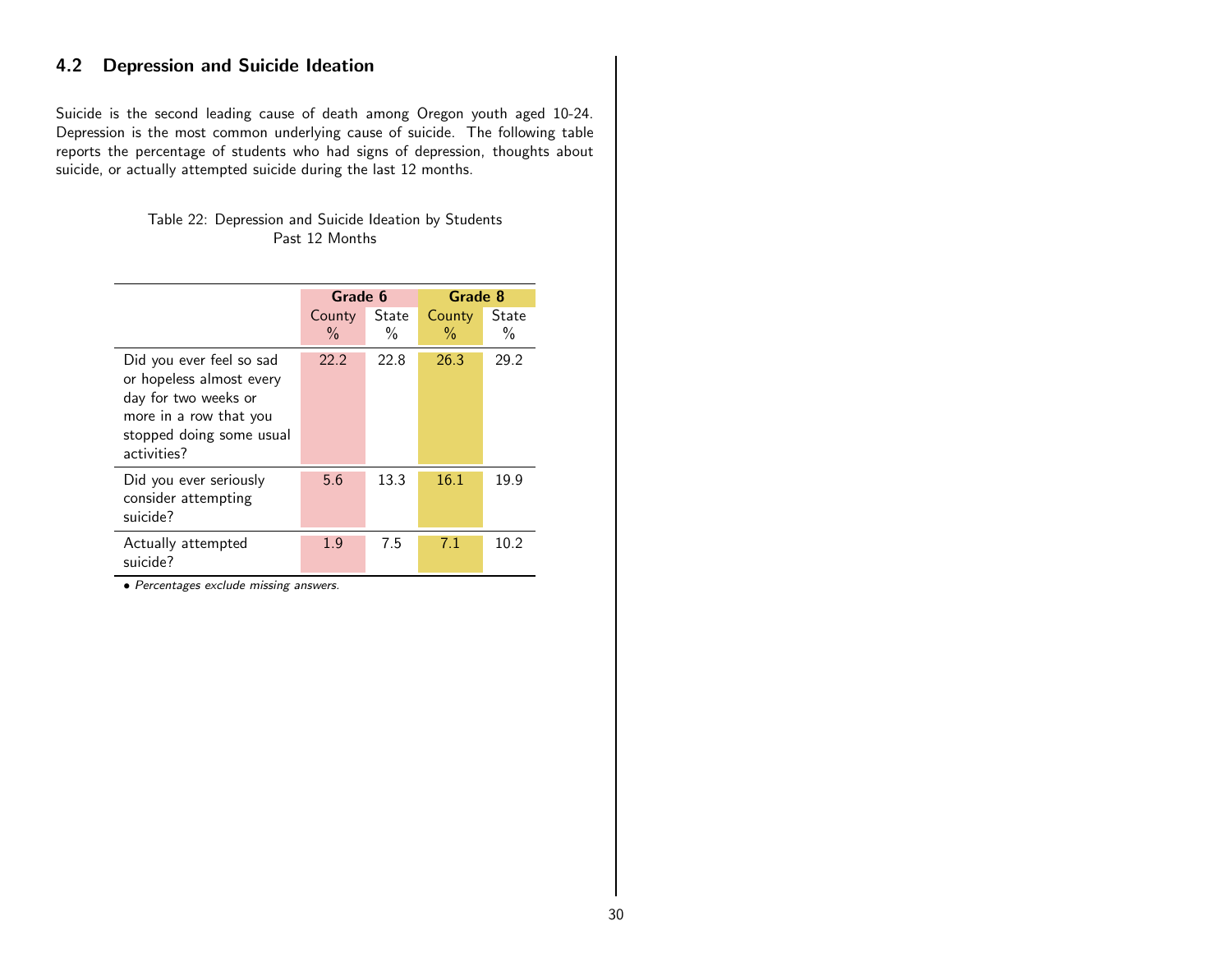## 4.2 Depression and Suicide Ideation

Suicide is the second leading cause of death among Oregon youth aged 10-24. Depression is the most common underlying cause of suicide. The following table reports the percentage of students who had signs of depression, thoughts about suicide, or actually attempted suicide during the last 12 months.

Table 22: Depression and Suicide Ideation by Students
Past 12 Months

| | Grade 6 | | Grade 8 | |
|---|---|---|---|---|
| | County % | State % | County % | State % |
| Did you ever feel so sad or hopeless almost every day for two weeks or more in a row that you stopped doing some usual activities? | 22.2 | 22.8 | 26.3 | 29.2 |
| Did you ever seriously consider attempting suicide? | 5.6 | 13.3 | 16.1 | 19.9 |
| Actually attempted suicide? | 1.9 | 7.5 | 7.1 | 10.2 |

• *Percentages exclude missing answers.*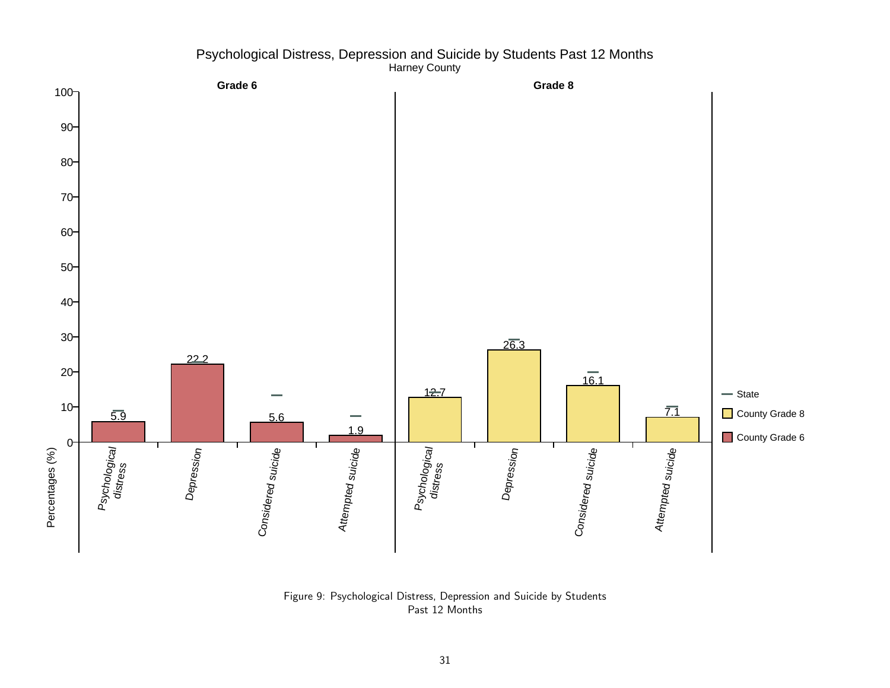Psychological Distress, Depression and Suicide by Students Past 12 Months
Harney County

| | Grade 6 (County) | Grade 8 (County) |
|---|---|---|
| Psychological distress | 5.9 | 12.7 |
| Depression | 22.2 | 26.3 |
| Considered suicide | 5.6 | 16.1 |
| Attempted suicide | 1.9 | 7.1 |

Figure 9: Psychological Distress, Depression and Suicide by Students Past 12 Months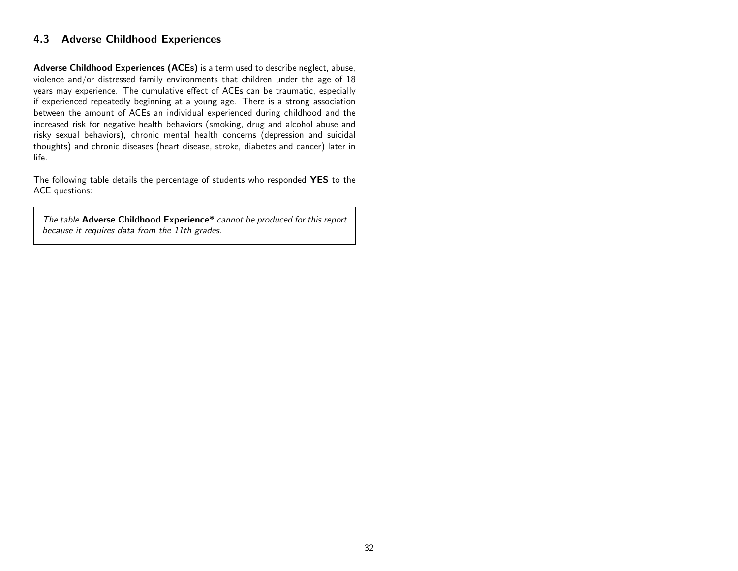### 4.3 Adverse Childhood Experiences

**Adverse Childhood Experiences (ACEs)** is a term used to describe neglect, abuse, violence and/or distressed family environments that children under the age of 18 years may experience. The cumulative effect of ACEs can be traumatic, especially if experienced repeatedly beginning at a young age. There is a strong association between the amount of ACEs an individual experienced during childhood and the increased risk for negative health behaviors (smoking, drug and alcohol abuse and risky sexual behaviors), chronic mental health concerns (depression and suicidal thoughts) and chronic diseases (heart disease, stroke, diabetes and cancer) later in life.

The following table details the percentage of students who responded **YES** to the ACE questions:

*The table* **Adverse Childhood Experience*** *cannot be produced for this report because it requires data from the 11th grades.*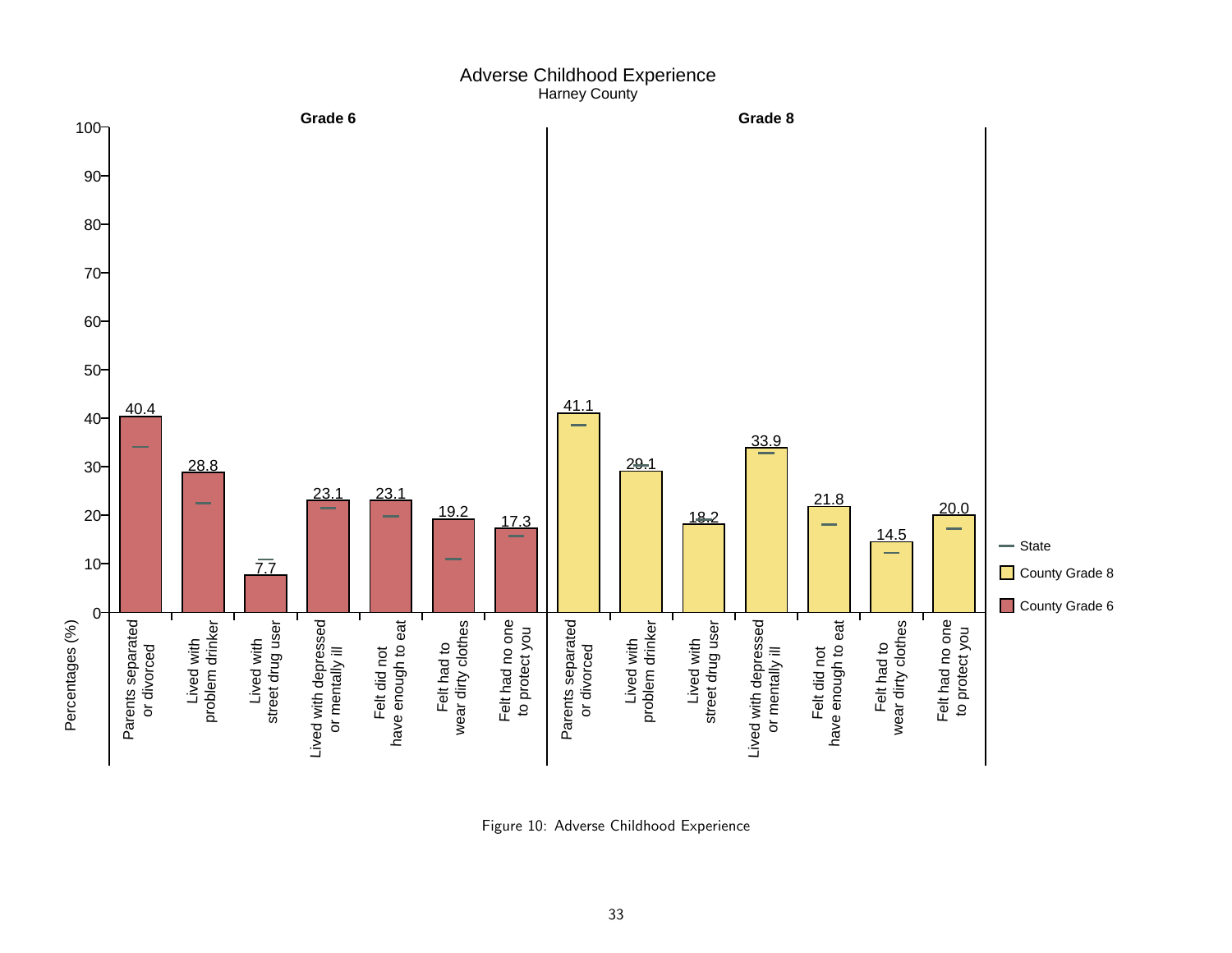Adverse Childhood Experience

Harney County

| Indicator | Grade 6 (County) | Grade 8 (County) |
|---|---|---|
| Parents separated or divorced | 40.4 | 41.1 |
| Lived with problem drinker | 28.8 | 29.1 |
| Lived with street drug user | 7.7 | 18.2 |
| Lived with depressed or mentally ill | 23.1 | 33.9 |
| Felt did not have enough to eat | 23.1 | 21.8 |
| Felt had to wear dirty clothes | 19.2 | 14.5 |
| Felt had no one to protect you | 17.3 | 20.0 |

Figure 10: Adverse Childhood Experience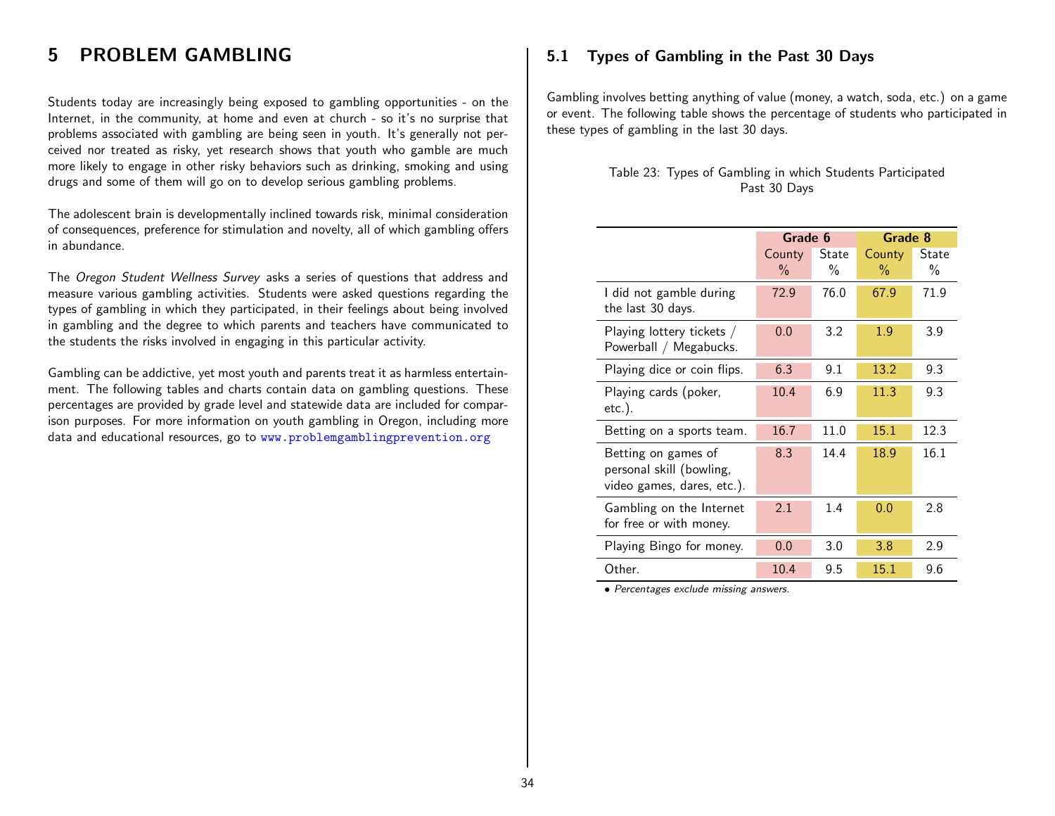# 5 PROBLEM GAMBLING

Students today are increasingly being exposed to gambling opportunities - on the Internet, in the community, at home and even at church - so it's no surprise that problems associated with gambling are being seen in youth. It's generally not perceived nor treated as risky, yet research shows that youth who gamble are much more likely to engage in other risky behaviors such as drinking, smoking and using drugs and some of them will go on to develop serious gambling problems.

The adolescent brain is developmentally inclined towards risk, minimal consideration of consequences, preference for stimulation and novelty, all of which gambling offers in abundance.

The *Oregon Student Wellness Survey* asks a series of questions that address and measure various gambling activities. Students were asked questions regarding the types of gambling in which they participated, in their feelings about being involved in gambling and the degree to which parents and teachers have communicated to the students the risks involved in engaging in this particular activity.

Gambling can be addictive, yet most youth and parents treat it as harmless entertainment. The following tables and charts contain data on gambling questions. These percentages are provided by grade level and statewide data are included for comparison purposes. For more information on youth gambling in Oregon, including more data and educational resources, go to www.problemgamblingprevention.org

## 5.1 Types of Gambling in the Past 30 Days

Gambling involves betting anything of value (money, a watch, soda, etc.) on a game or event. The following table shows the percentage of students who participated in these types of gambling in the last 30 days.

Table 23: Types of Gambling in which Students Participated Past 30 Days

| | Grade 6 | | Grade 8 | |
|---|---|---|---|---|
| | County % | State % | County % | State % |
| I did not gamble during the last 30 days. | 72.9 | 76.0 | 67.9 | 71.9 |
| Playing lottery tickets / Powerball / Megabucks. | 0.0 | 3.2 | 1.9 | 3.9 |
| Playing dice or coin flips. | 6.3 | 9.1 | 13.2 | 9.3 |
| Playing cards (poker, etc.). | 10.4 | 6.9 | 11.3 | 9.3 |
| Betting on a sports team. | 16.7 | 11.0 | 15.1 | 12.3 |
| Betting on games of personal skill (bowling, video games, dares, etc.). | 8.3 | 14.4 | 18.9 | 16.1 |
| Gambling on the Internet for free or with money. | 2.1 | 1.4 | 0.0 | 2.8 |
| Playing Bingo for money. | 0.0 | 3.0 | 3.8 | 2.9 |
| Other. | 10.4 | 9.5 | 15.1 | 9.6 |

• *Percentages exclude missing answers.*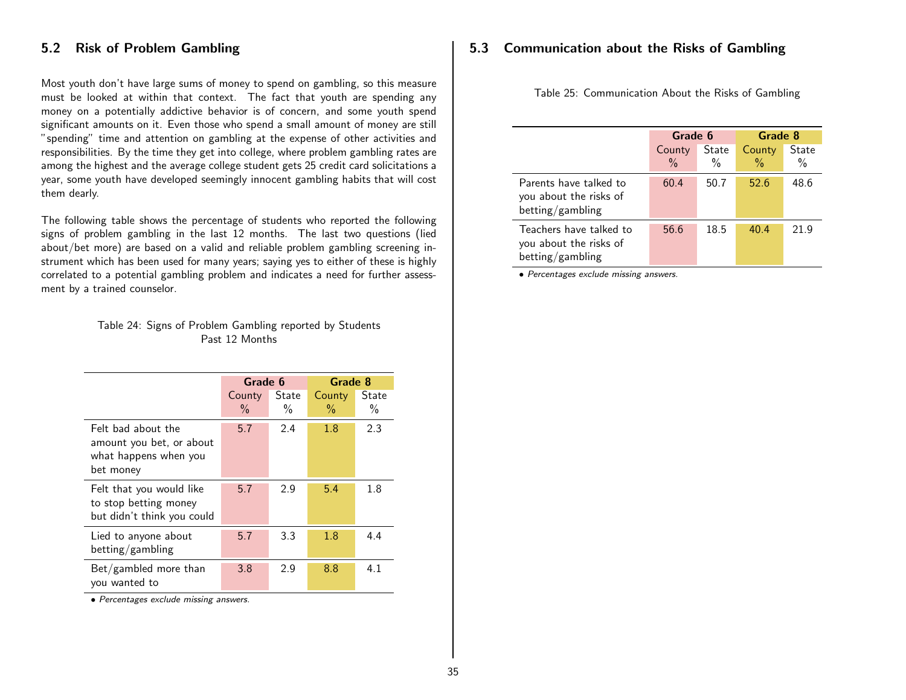## 5.2 Risk of Problem Gambling

Most youth don't have large sums of money to spend on gambling, so this measure must be looked at within that context. The fact that youth are spending any money on a potentially addictive behavior is of concern, and some youth spend significant amounts on it. Even those who spend a small amount of money are still "spending" time and attention on gambling at the expense of other activities and responsibilities. By the time they get into college, where problem gambling rates are among the highest and the average college student gets 25 credit card solicitations a year, some youth have developed seemingly innocent gambling habits that will cost them dearly.

The following table shows the percentage of students who reported the following signs of problem gambling in the last 12 months. The last two questions (lied about/bet more) are based on a valid and reliable problem gambling screening instrument which has been used for many years; saying yes to either of these is highly correlated to a potential gambling problem and indicates a need for further assessment by a trained counselor.

Table 24: Signs of Problem Gambling reported by Students Past 12 Months

| | Grade 6 | | Grade 8 | |
|---|---|---|---|---|
| | County % | State % | County % | State % |
| Felt bad about the amount you bet, or about what happens when you bet money | 5.7 | 2.4 | 1.8 | 2.3 |
| Felt that you would like to stop betting money but didn't think you could | 5.7 | 2.9 | 5.4 | 1.8 |
| Lied to anyone about betting/gambling | 5.7 | 3.3 | 1.8 | 4.4 |
| Bet/gambled more than you wanted to | 3.8 | 2.9 | 8.8 | 4.1 |

• *Percentages exclude missing answers.*

## 5.3 Communication about the Risks of Gambling

Table 25: Communication About the Risks of Gambling

| | Grade 6 | | Grade 8 | |
|---|---|---|---|---|
| | County % | State % | County % | State % |
| Parents have talked to you about the risks of betting/gambling | 60.4 | 50.7 | 52.6 | 48.6 |
| Teachers have talked to you about the risks of betting/gambling | 56.6 | 18.5 | 40.4 | 21.9 |

• *Percentages exclude missing answers.*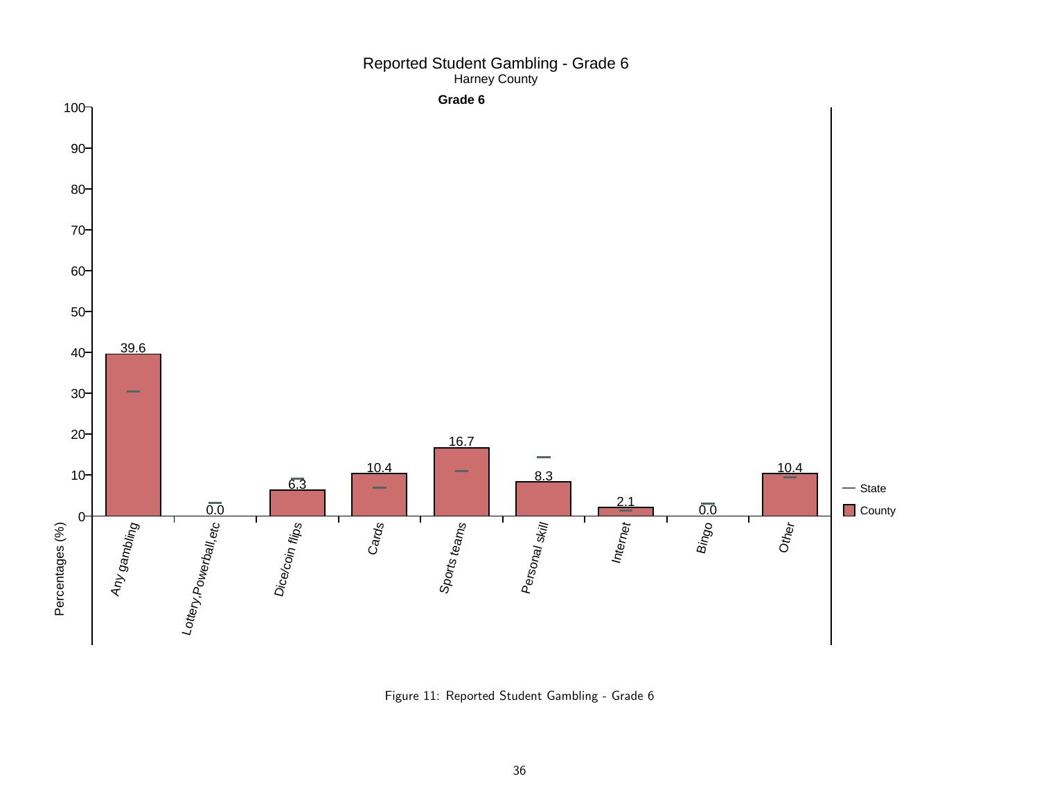Reported Student Gambling - Grade 6
Harney County

**Grade 6**

| Category | County (%) |
|---|---|
| Any gambling | 39.6 |
| Lottery,Powerball,etc | 0.0 |
| Dice/coin flips | 6.3 |
| Cards | 10.4 |
| Sports teams | 16.7 |
| Personal skill | 8.3 |
| Internet | 2.1 |
| Bingo | 0.0 |
| Other | 10.4 |

Figure 11: Reported Student Gambling - Grade 6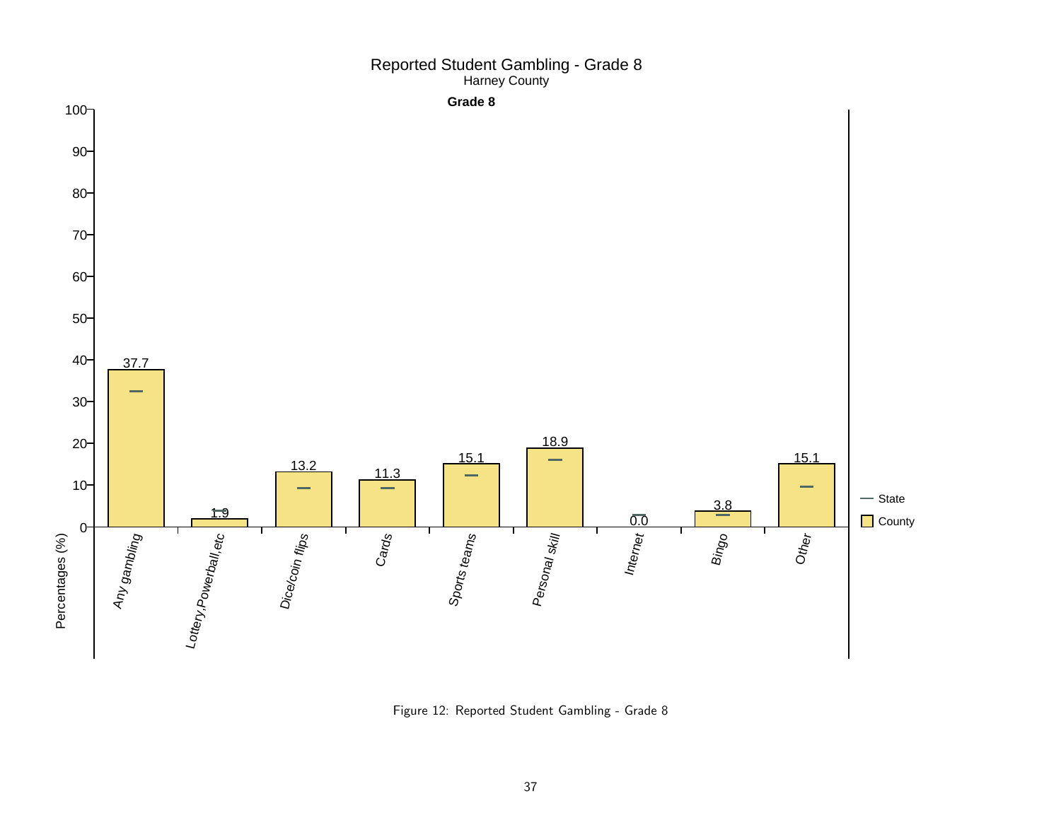Reported Student Gambling - Grade 8

Harney County

**Grade 8**

| Category | County (%) |
|---|---|
| Any gambling | 37.7 |
| Lottery,Powerball,etc | 1.9 |
| Dice/coin flips | 13.2 |
| Cards | 11.3 |
| Sports teams | 15.1 |
| Personal skill | 18.9 |
| Internet | 0.0 |
| Bingo | 3.8 |
| Other | 15.1 |

Figure 12: Reported Student Gambling - Grade 8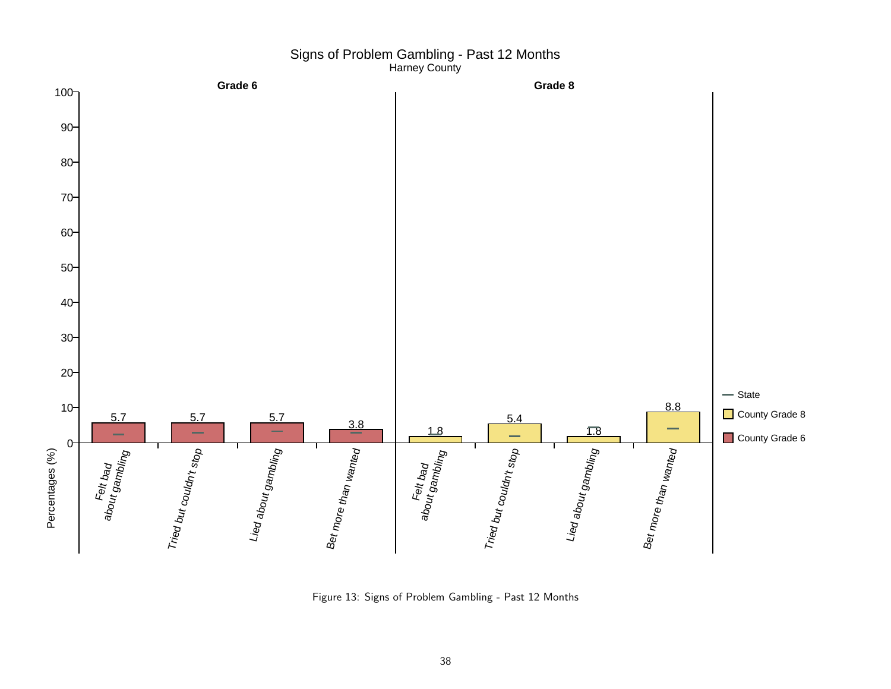Signs of Problem Gambling - Past 12 Months
Harney County

| | Grade 6 | Grade 8 |
|---|---|---|
| Felt bad about gambling | 5.7 | 1.8 |
| Tried but couldn't stop | 5.7 | 5.4 |
| Lied about gambling | 5.7 | 1.8 |
| Bet more than wanted | 3.8 | 8.8 |

Figure 13: Signs of Problem Gambling - Past 12 Months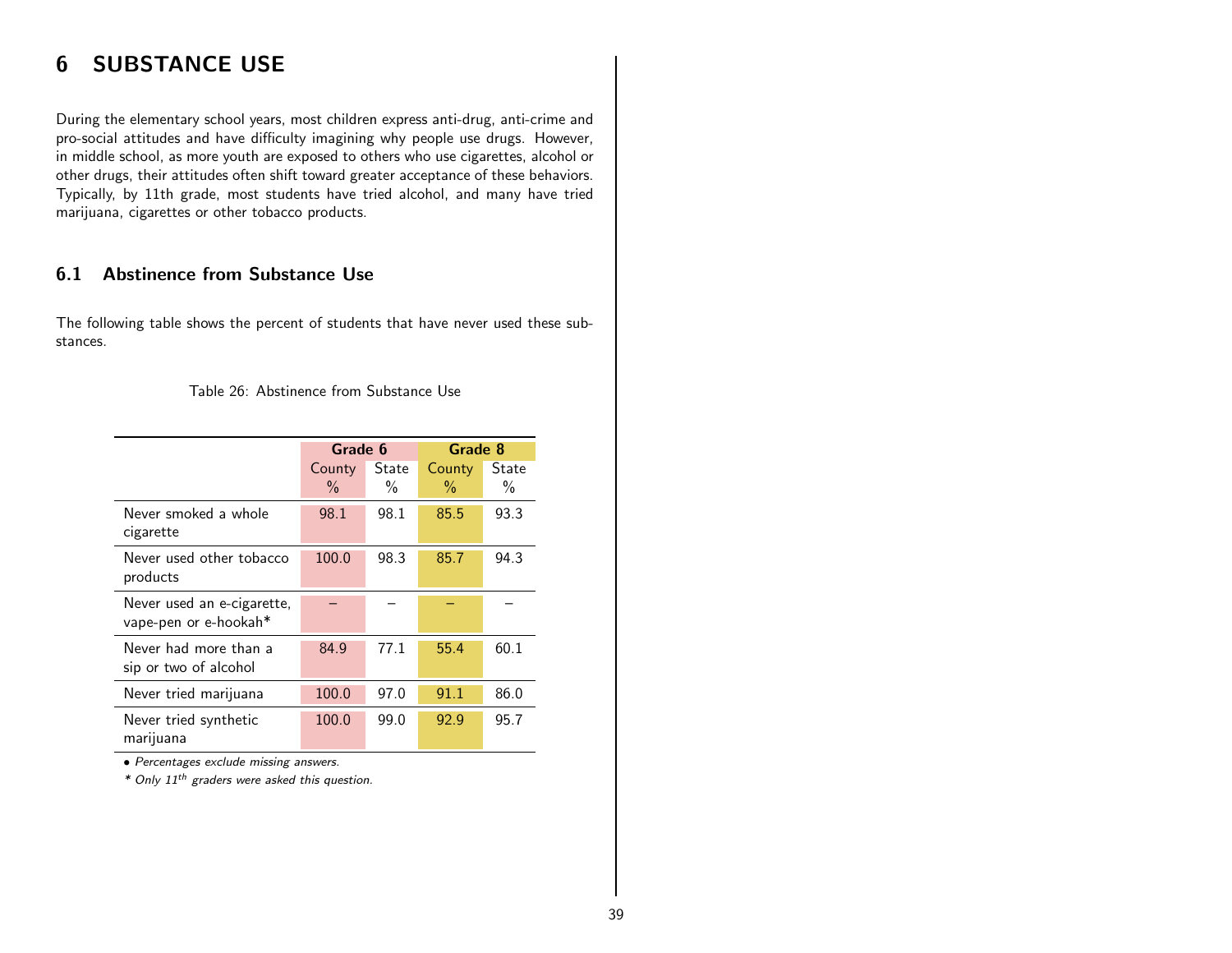# 6 SUBSTANCE USE

During the elementary school years, most children express anti-drug, anti-crime and pro-social attitudes and have difficulty imagining why people use drugs. However, in middle school, as more youth are exposed to others who use cigarettes, alcohol or other drugs, their attitudes often shift toward greater acceptance of these behaviors. Typically, by 11th grade, most students have tried alcohol, and many have tried marijuana, cigarettes or other tobacco products.

## 6.1 Abstinence from Substance Use

The following table shows the percent of students that have never used these substances.

Table 26: Abstinence from Substance Use

| | Grade 6 | | Grade 8 | |
|---|---|---|---|---|
| | County % | State % | County % | State % |
| Never smoked a whole cigarette | 98.1 | 98.1 | 85.5 | 93.3 |
| Never used other tobacco products | 100.0 | 98.3 | 85.7 | 94.3 |
| Never used an e-cigarette, vape-pen or e-hookah* | – | – | – | – |
| Never had more than a sip or two of alcohol | 84.9 | 77.1 | 55.4 | 60.1 |
| Never tried marijuana | 100.0 | 97.0 | 91.1 | 86.0 |
| Never tried synthetic marijuana | 100.0 | 99.0 | 92.9 | 95.7 |

• *Percentages exclude missing answers.*

\* *Only 11th graders were asked this question.*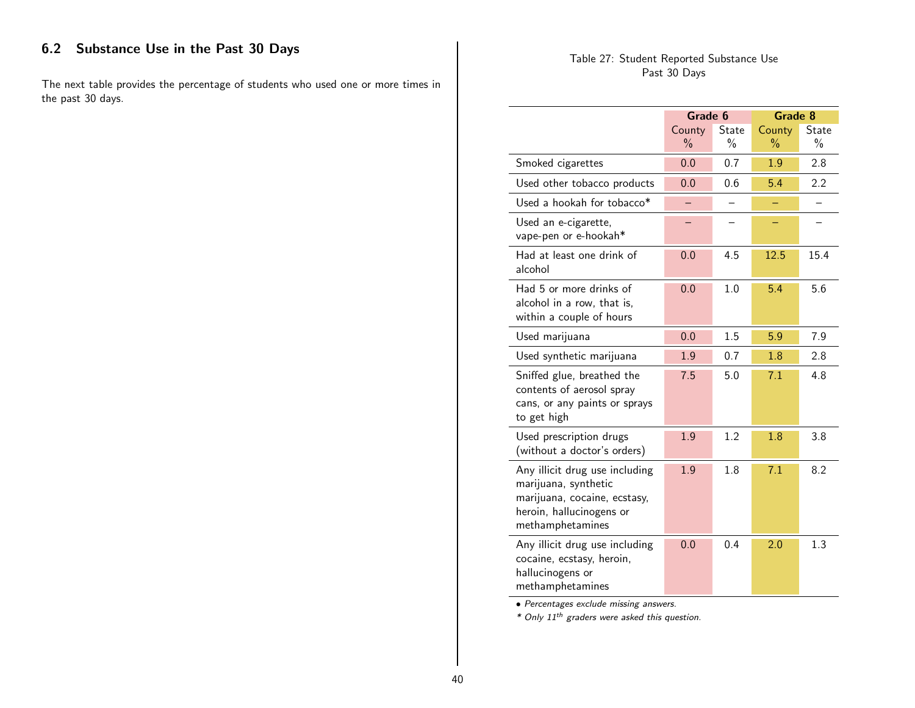## 6.2 Substance Use in the Past 30 Days

The next table provides the percentage of students who used one or more times in the past 30 days.

Table 27: Student Reported Substance Use
Past 30 Days

| | Grade 6 | | Grade 8 | |
|---|---|---|---|---|
| | County % | State % | County % | State % |
| Smoked cigarettes | 0.0 | 0.7 | 1.9 | 2.8 |
| Used other tobacco products | 0.0 | 0.6 | 5.4 | 2.2 |
| Used a hookah for tobacco* | – | – | – | – |
| Used an e-cigarette, vape-pen or e-hookah* | – | – | – | – |
| Had at least one drink of alcohol | 0.0 | 4.5 | 12.5 | 15.4 |
| Had 5 or more drinks of alcohol in a row, that is, within a couple of hours | 0.0 | 1.0 | 5.4 | 5.6 |
| Used marijuana | 0.0 | 1.5 | 5.9 | 7.9 |
| Used synthetic marijuana | 1.9 | 0.7 | 1.8 | 2.8 |
| Sniffed glue, breathed the contents of aerosol spray cans, or any paints or sprays to get high | 7.5 | 5.0 | 7.1 | 4.8 |
| Used prescription drugs (without a doctor's orders) | 1.9 | 1.2 | 1.8 | 3.8 |
| Any illicit drug use including marijuana, synthetic marijuana, cocaine, ecstasy, heroin, hallucinogens or methamphetamines | 1.9 | 1.8 | 7.1 | 8.2 |
| Any illicit drug use including cocaine, ecstasy, heroin, hallucinogens or methamphetamines | 0.0 | 0.4 | 2.0 | 1.3 |

• *Percentages exclude missing answers.*

*\* Only 11th graders were asked this question.*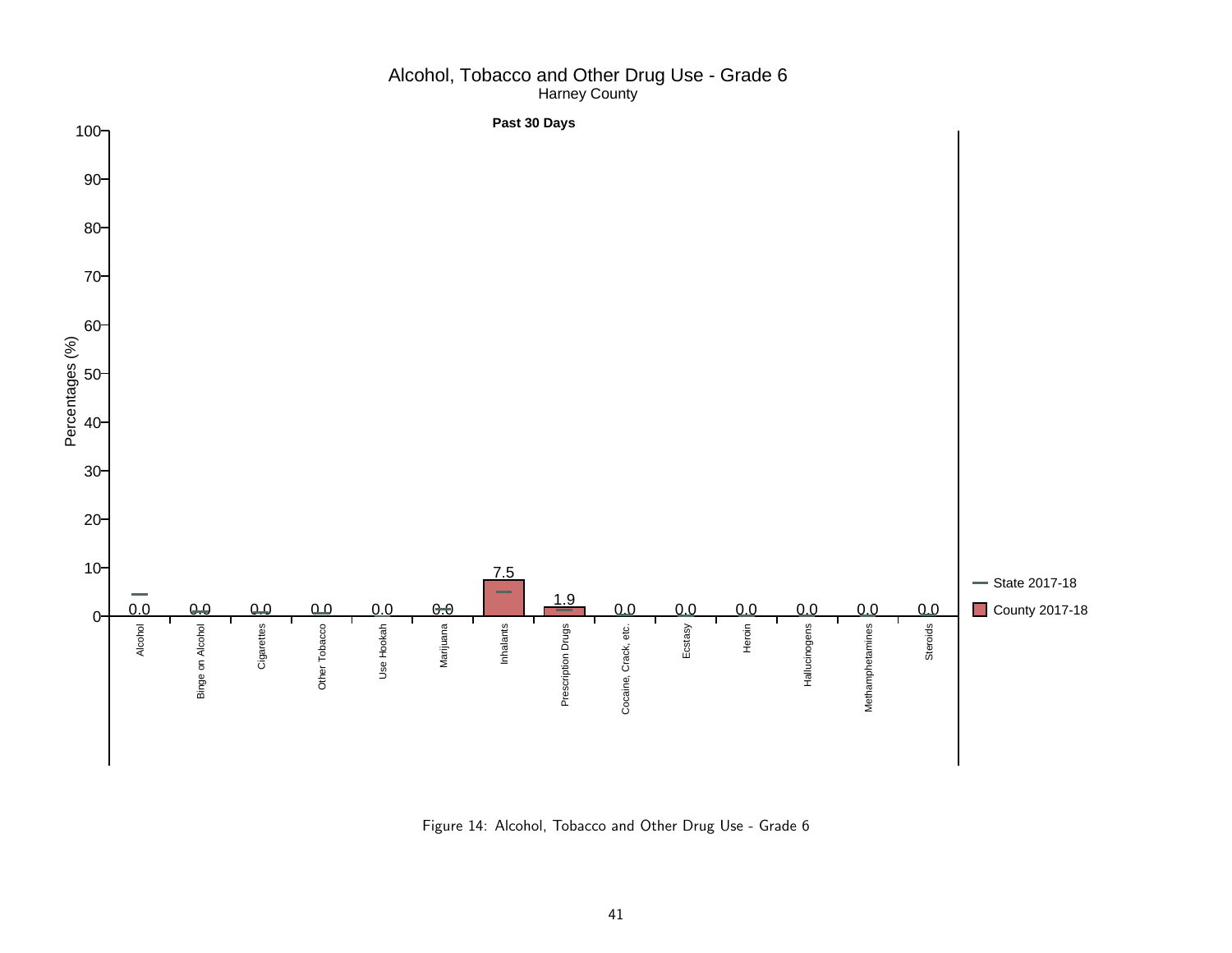## Alcohol, Tobacco and Other Drug Use - Grade 6

Harney County

**Past 30 Days**

| Substance | County 2017-18 (%) |
| --- | --- |
| Alcohol | 0.0 |
| Binge on Alcohol | 0.0 |
| Cigarettes | 0.0 |
| Other Tobacco | 0.0 |
| Use Hookah | 0.0 |
| Marijuana | 0.0 |
| Inhalants | 7.5 |
| Prescription Drugs | 1.9 |
| Cocaine, Crack, etc. | 0.0 |
| Ecstasy | 0.0 |
| Heroin | 0.0 |
| Hallucinogens | 0.0 |
| Methamphetamines | 0.0 |
| Steroids | 0.0 |

Legend: State 2017-18; County 2017-18

Figure 14: Alcohol, Tobacco and Other Drug Use - Grade 6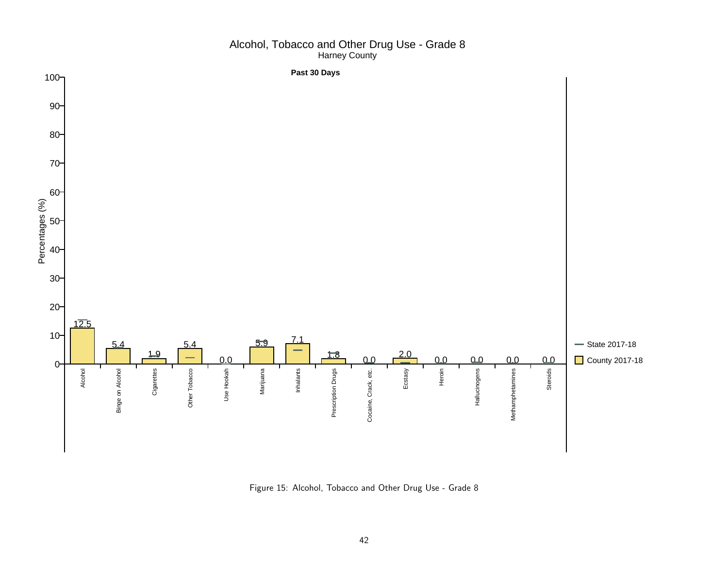Alcohol, Tobacco and Other Drug Use - Grade 8

Harney County

**Past 30 Days**

| Substance | County 2017-18 (%) |
|---|---|
| Alcohol | 12.5 |
| Binge on Alcohol | 5.4 |
| Cigarettes | 1.9 |
| Other Tobacco | 5.4 |
| Use Hookah | 0.0 |
| Marijuana | 5.9 |
| Inhalants | 7.1 |
| Prescription Drugs | 1.8 |
| Cocaine, Crack, etc. | 0.0 |
| Ecstasy | 2.0 |
| Heroin | 0.0 |
| Hallucinogens | 0.0 |
| Methamphetamines | 0.0 |
| Steroids | 0.0 |

Legend: State 2017-18; County 2017-18

Figure 15: Alcohol, Tobacco and Other Drug Use - Grade 8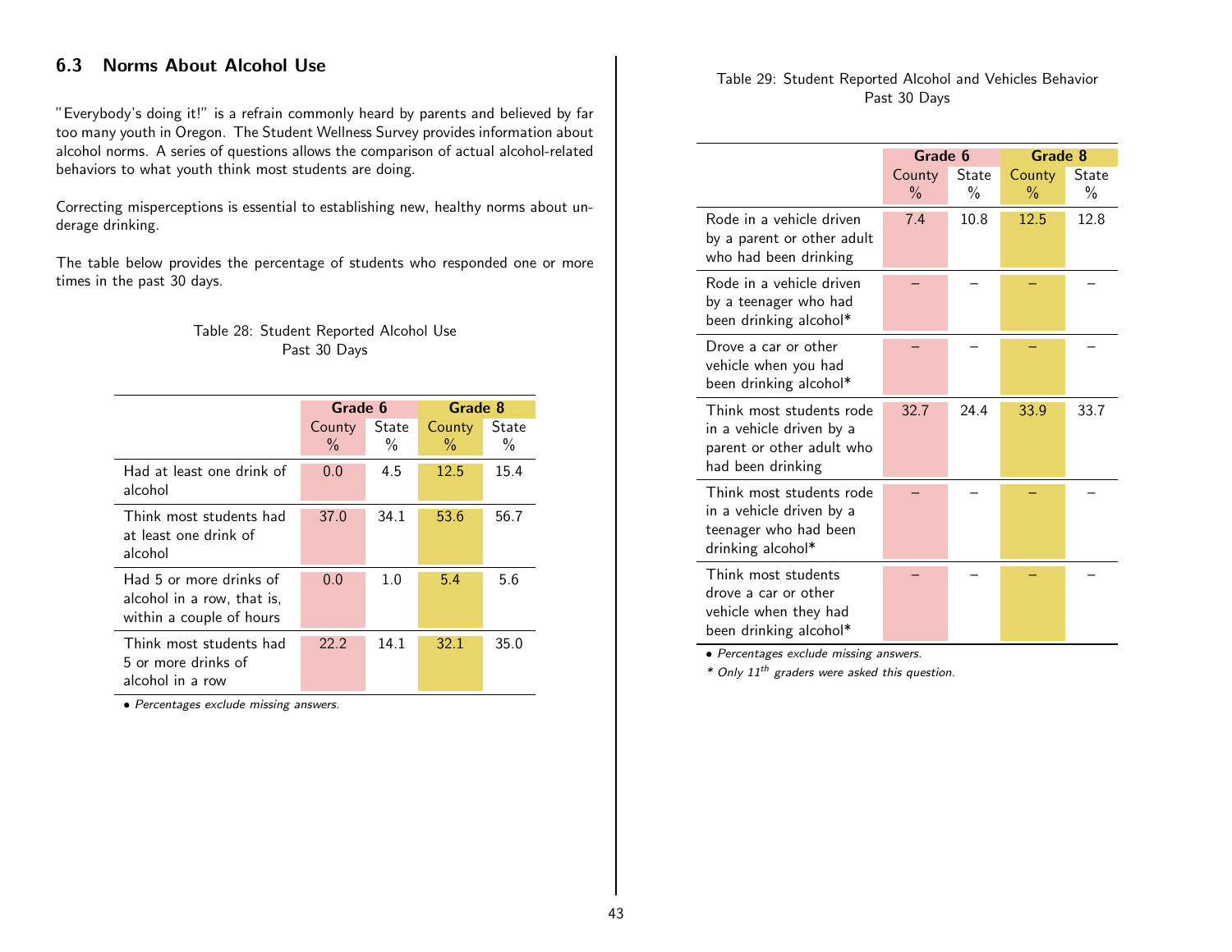## 6.3 Norms About Alcohol Use

"Everybody's doing it!" is a refrain commonly heard by parents and believed by far too many youth in Oregon. The Student Wellness Survey provides information about alcohol norms. A series of questions allows the comparison of actual alcohol-related behaviors to what youth think most students are doing.

Correcting misperceptions is essential to establishing new, healthy norms about underage drinking.

The table below provides the percentage of students who responded one or more times in the past 30 days.

Table 28: Student Reported Alcohol Use
Past 30 Days

| | Grade 6 | | Grade 8 | |
|---|---|---|---|---|
| | County % | State % | County % | State % |
| Had at least one drink of alcohol | 0.0 | 4.5 | 12.5 | 15.4 |
| Think most students had at least one drink of alcohol | 37.0 | 34.1 | 53.6 | 56.7 |
| Had 5 or more drinks of alcohol in a row, that is, within a couple of hours | 0.0 | 1.0 | 5.4 | 5.6 |
| Think most students had 5 or more drinks of alcohol in a row | 22.2 | 14.1 | 32.1 | 35.0 |

• *Percentages exclude missing answers.*

Table 29: Student Reported Alcohol and Vehicles Behavior
Past 30 Days

| | Grade 6 | | Grade 8 | |
|---|---|---|---|---|
| | County % | State % | County % | State % |
| Rode in a vehicle driven by a parent or other adult who had been drinking | 7.4 | 10.8 | 12.5 | 12.8 |
| Rode in a vehicle driven by a teenager who had been drinking alcohol* | – | – | – | – |
| Drove a car or other vehicle when you had been drinking alcohol* | – | – | – | – |
| Think most students rode in a vehicle driven by a parent or other adult who had been drinking | 32.7 | 24.4 | 33.9 | 33.7 |
| Think most students rode in a vehicle driven by a teenager who had been drinking alcohol* | – | – | – | – |
| Think most students drove a car or other vehicle when they had been drinking alcohol* | – | – | – | – |

• *Percentages exclude missing answers.*

*\* Only 11th graders were asked this question.*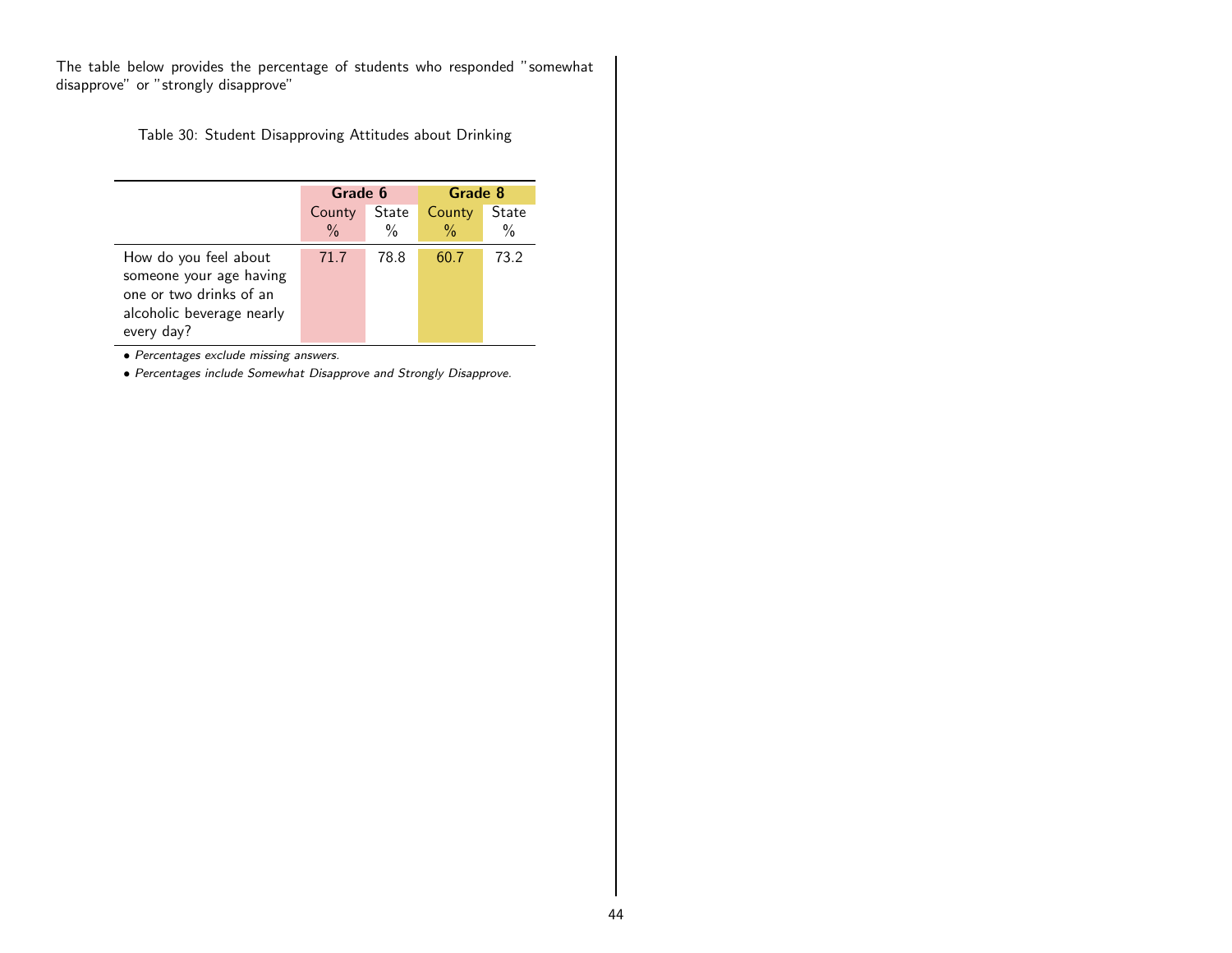The table below provides the percentage of students who responded "somewhat disapprove" or "strongly disapprove"

Table 30: Student Disapproving Attitudes about Drinking

| | **Grade 6** | | **Grade 8** | |
|---|---|---|---|---|
| | County % | State % | County % | State % |
| How do you feel about someone your age having one or two drinks of an alcoholic beverage nearly every day? | 71.7 | 78.8 | 60.7 | 73.2 |

- *Percentages exclude missing answers.*
- *Percentages include Somewhat Disapprove and Strongly Disapprove.*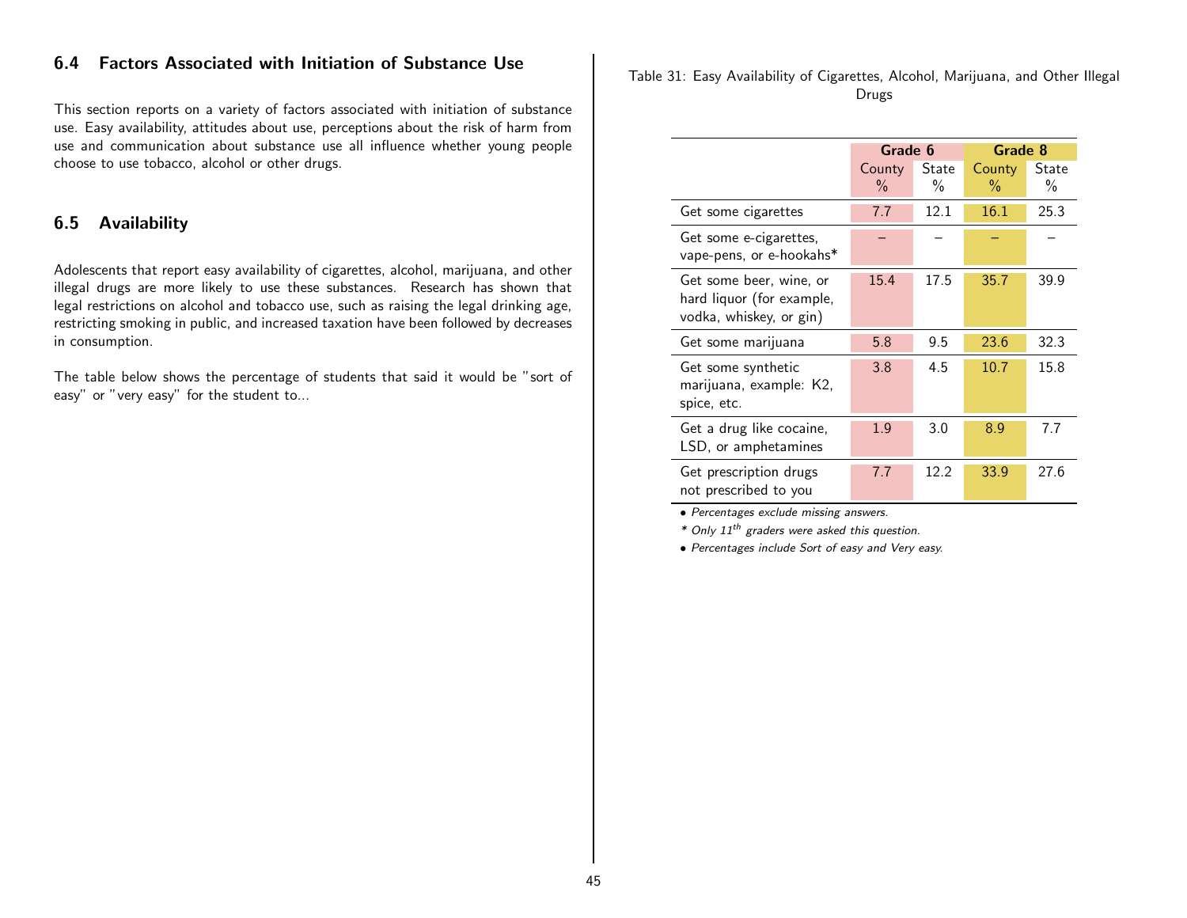## 6.4 Factors Associated with Initiation of Substance Use

This section reports on a variety of factors associated with initiation of substance use. Easy availability, attitudes about use, perceptions about the risk of harm from use and communication about substance use all influence whether young people choose to use tobacco, alcohol or other drugs.

## 6.5 Availability

Adolescents that report easy availability of cigarettes, alcohol, marijuana, and other illegal drugs are more likely to use these substances. Research has shown that legal restrictions on alcohol and tobacco use, such as raising the legal drinking age, restricting smoking in public, and increased taxation have been followed by decreases in consumption.

The table below shows the percentage of students that said it would be "sort of easy" or "very easy" for the student to...

Table 31: Easy Availability of Cigarettes, Alcohol, Marijuana, and Other Illegal Drugs

| | **Grade 6** | | **Grade 8** | |
|---|---|---|---|---|
| | County % | State % | County % | State % |
| Get some cigarettes | 7.7 | 12.1 | 16.1 | 25.3 |
| Get some e-cigarettes, vape-pens, or e-hookahs* | – | – | – | – |
| Get some beer, wine, or hard liquor (for example, vodka, whiskey, or gin) | 15.4 | 17.5 | 35.7 | 39.9 |
| Get some marijuana | 5.8 | 9.5 | 23.6 | 32.3 |
| Get some synthetic marijuana, example: K2, spice, etc. | 3.8 | 4.5 | 10.7 | 15.8 |
| Get a drug like cocaine, LSD, or amphetamines | 1.9 | 3.0 | 8.9 | 7.7 |
| Get prescription drugs not prescribed to you | 7.7 | 12.2 | 33.9 | 27.6 |

*• Percentages exclude missing answers.*

*\* Only 11th graders were asked this question.*

*• Percentages include Sort of easy and Very easy.*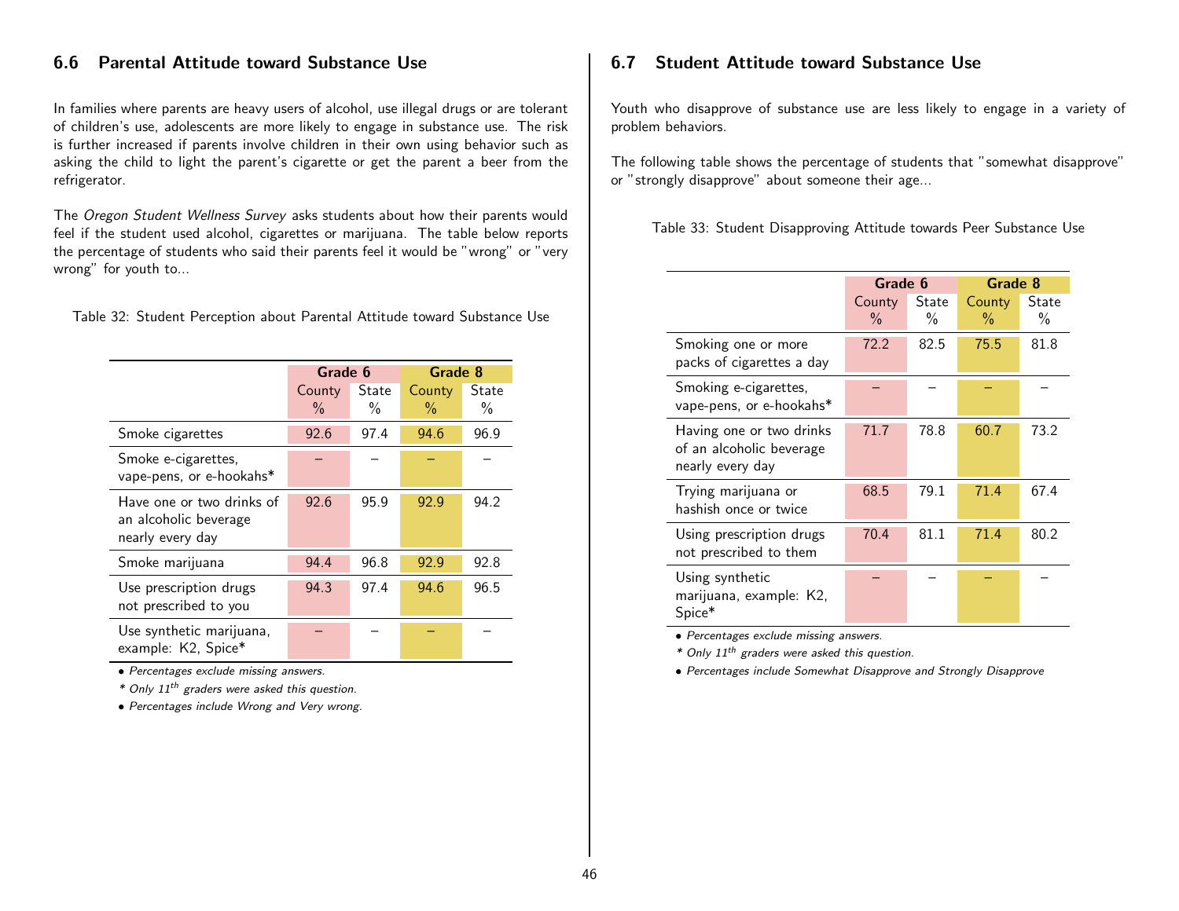## 6.6 Parental Attitude toward Substance Use

In families where parents are heavy users of alcohol, use illegal drugs or are tolerant of children's use, adolescents are more likely to engage in substance use. The risk is further increased if parents involve children in their own using behavior such as asking the child to light the parent's cigarette or get the parent a beer from the refrigerator.

The *Oregon Student Wellness Survey* asks students about how their parents would feel if the student used alcohol, cigarettes or marijuana. The table below reports the percentage of students who said their parents feel it would be "wrong" or "very wrong" for youth to...

Table 32: Student Perception about Parental Attitude toward Substance Use

| | **Grade 6** | | **Grade 8** | |
|---|---|---|---|---|
| | County % | State % | County % | State % |
| Smoke cigarettes | 92.6 | 97.4 | 94.6 | 96.9 |
| Smoke e-cigarettes, vape-pens, or e-hookahs* | – | – | – | – |
| Have one or two drinks of an alcoholic beverage nearly every day | 92.6 | 95.9 | 92.9 | 94.2 |
| Smoke marijuana | 94.4 | 96.8 | 92.9 | 92.8 |
| Use prescription drugs not prescribed to you | 94.3 | 97.4 | 94.6 | 96.5 |
| Use synthetic marijuana, example: K2, Spice* | – | – | – | – |

- *Percentages exclude missing answers.*
- *\* Only 11th graders were asked this question.*
- *Percentages include Wrong and Very wrong.*

## 6.7 Student Attitude toward Substance Use

Youth who disapprove of substance use are less likely to engage in a variety of problem behaviors.

The following table shows the percentage of students that "somewhat disapprove" or "strongly disapprove" about someone their age...

Table 33: Student Disapproving Attitude towards Peer Substance Use

| | **Grade 6** | | **Grade 8** | |
|---|---|---|---|---|
| | County % | State % | County % | State % |
| Smoking one or more packs of cigarettes a day | 72.2 | 82.5 | 75.5 | 81.8 |
| Smoking e-cigarettes, vape-pens, or e-hookahs* | – | – | – | – |
| Having one or two drinks of an alcoholic beverage nearly every day | 71.7 | 78.8 | 60.7 | 73.2 |
| Trying marijuana or hashish once or twice | 68.5 | 79.1 | 71.4 | 67.4 |
| Using prescription drugs not prescribed to them | 70.4 | 81.1 | 71.4 | 80.2 |
| Using synthetic marijuana, example: K2, Spice* | – | – | – | – |

- *Percentages exclude missing answers.*
- *\* Only 11th graders were asked this question.*
- *Percentages include Somewhat Disapprove and Strongly Disapprove*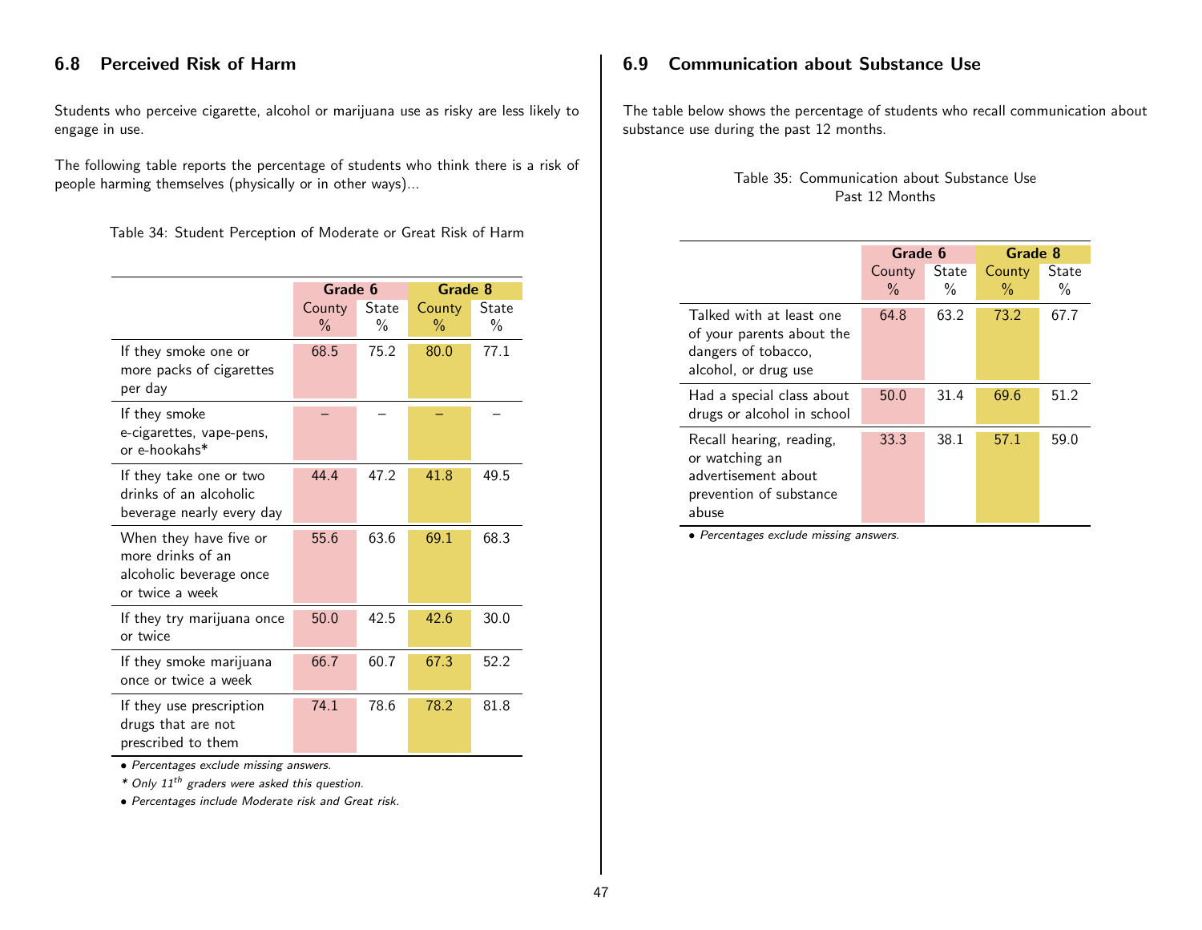## 6.8 Perceived Risk of Harm

Students who perceive cigarette, alcohol or marijuana use as risky are less likely to engage in use.

The following table reports the percentage of students who think there is a risk of people harming themselves (physically or in other ways)...

Table 34: Student Perception of Moderate or Great Risk of Harm

| | Grade 6 | | Grade 8 | |
|---|---|---|---|---|
| | County % | State % | County % | State % |
| If they smoke one or more packs of cigarettes per day | 68.5 | 75.2 | 80.0 | 77.1 |
| If they smoke e-cigarettes, vape-pens, or e-hookahs* | – | – | – | – |
| If they take one or two drinks of an alcoholic beverage nearly every day | 44.4 | 47.2 | 41.8 | 49.5 |
| When they have five or more drinks of an alcoholic beverage once or twice a week | 55.6 | 63.6 | 69.1 | 68.3 |
| If they try marijuana once or twice | 50.0 | 42.5 | 42.6 | 30.0 |
| If they smoke marijuana once or twice a week | 66.7 | 60.7 | 67.3 | 52.2 |
| If they use prescription drugs that are not prescribed to them | 74.1 | 78.6 | 78.2 | 81.8 |

- *Percentages exclude missing answers.*

*\* Only 11th graders were asked this question.*

- *Percentages include Moderate risk and Great risk.*

## 6.9 Communication about Substance Use

The table below shows the percentage of students who recall communication about substance use during the past 12 months.

Table 35: Communication about Substance Use
Past 12 Months

| | Grade 6 | | Grade 8 | |
|---|---|---|---|---|
| | County % | State % | County % | State % |
| Talked with at least one of your parents about the dangers of tobacco, alcohol, or drug use | 64.8 | 63.2 | 73.2 | 67.7 |
| Had a special class about drugs or alcohol in school | 50.0 | 31.4 | 69.6 | 51.2 |
| Recall hearing, reading, or watching an advertisement about prevention of substance abuse | 33.3 | 38.1 | 57.1 | 59.0 |

- *Percentages exclude missing answers.*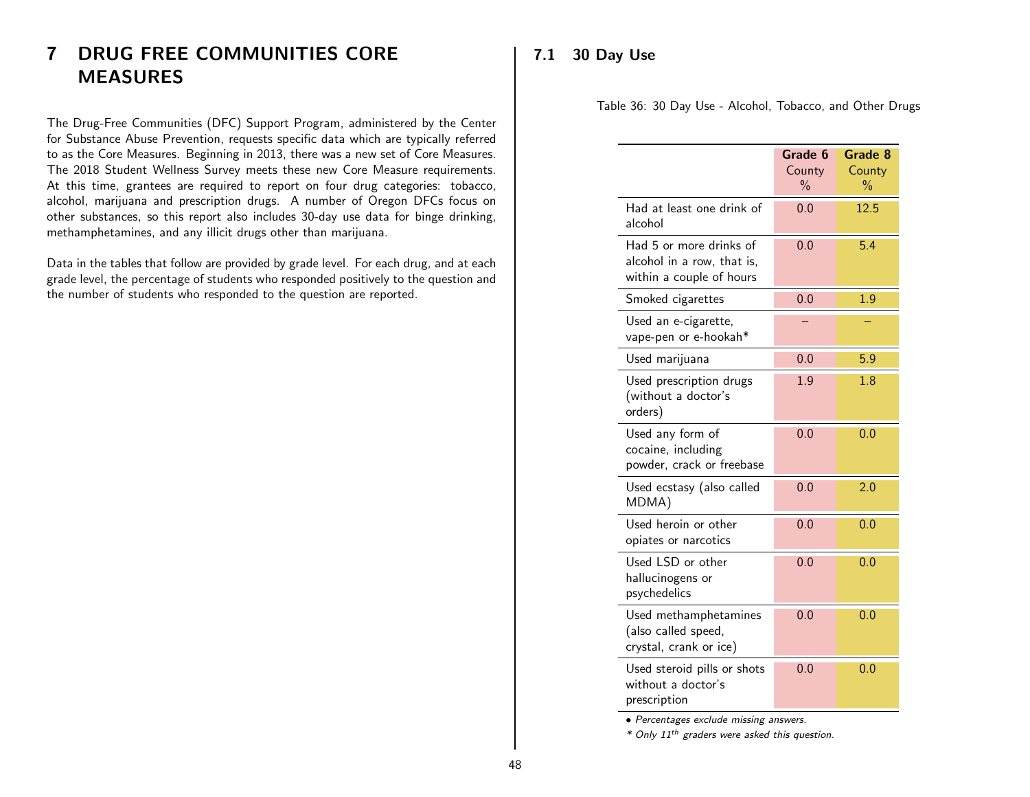# 7 DRUG FREE COMMUNITIES CORE MEASURES

The Drug-Free Communities (DFC) Support Program, administered by the Center for Substance Abuse Prevention, requests specific data which are typically referred to as the Core Measures. Beginning in 2013, there was a new set of Core Measures. The 2018 Student Wellness Survey meets these new Core Measure requirements. At this time, grantees are required to report on four drug categories: tobacco, alcohol, marijuana and prescription drugs. A number of Oregon DFCs focus on other substances, so this report also includes 30-day use data for binge drinking, methamphetamines, and any illicit drugs other than marijuana.

Data in the tables that follow are provided by grade level. For each drug, and at each grade level, the percentage of students who responded positively to the question and the number of students who responded to the question are reported.

## 7.1 30 Day Use

Table 36: 30 Day Use - Alcohol, Tobacco, and Other Drugs

| | **Grade 6** County % | **Grade 8** County % |
|---|---|---|
| Had at least one drink of alcohol | 0.0 | 12.5 |
| Had 5 or more drinks of alcohol in a row, that is, within a couple of hours | 0.0 | 5.4 |
| Smoked cigarettes | 0.0 | 1.9 |
| Used an e-cigarette, vape-pen or e-hookah* | – | – |
| Used marijuana | 0.0 | 5.9 |
| Used prescription drugs (without a doctor's orders) | 1.9 | 1.8 |
| Used any form of cocaine, including powder, crack or freebase | 0.0 | 0.0 |
| Used ecstasy (also called MDMA) | 0.0 | 2.0 |
| Used heroin or other opiates or narcotics | 0.0 | 0.0 |
| Used LSD or other hallucinogens or psychedelics | 0.0 | 0.0 |
| Used methamphetamines (also called speed, crystal, crank or ice) | 0.0 | 0.0 |
| Used steroid pills or shots without a doctor's prescription | 0.0 | 0.0 |

• *Percentages exclude missing answers.*

* *Only 11$^{th}$ graders were asked this question.*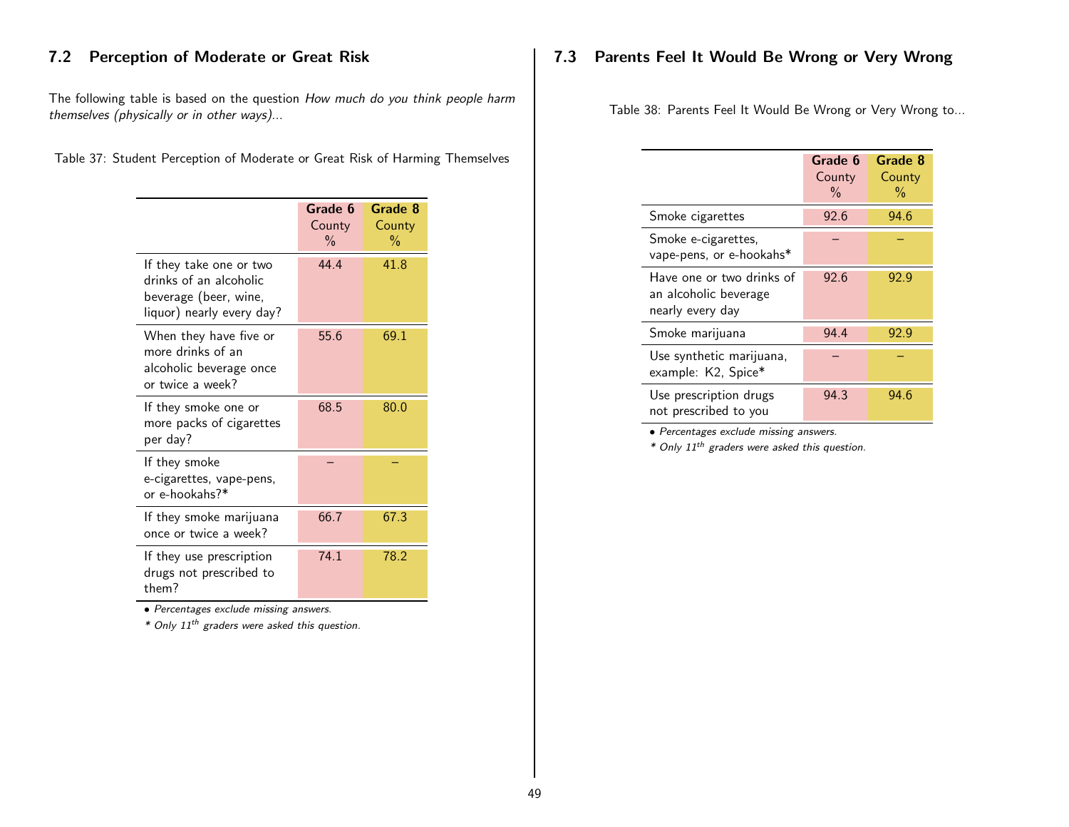## 7.2 Perception of Moderate or Great Risk

The following table is based on the question *How much do you think people harm themselves (physically or in other ways)...*

Table 37: Student Perception of Moderate or Great Risk of Harming Themselves

| | **Grade 6** County % | **Grade 8** County % |
|---|---|---|
| If they take one or two drinks of an alcoholic beverage (beer, wine, liquor) nearly every day? | 44.4 | 41.8 |
| When they have five or more drinks of an alcoholic beverage once or twice a week? | 55.6 | 69.1 |
| If they smoke one or more packs of cigarettes per day? | 68.5 | 80.0 |
| If they smoke e-cigarettes, vape-pens, or e-hookahs?* | – | – |
| If they smoke marijuana once or twice a week? | 66.7 | 67.3 |
| If they use prescription drugs not prescribed to them? | 74.1 | 78.2 |

• *Percentages exclude missing answers.*

*\* Only 11th graders were asked this question.*

## 7.3 Parents Feel It Would Be Wrong or Very Wrong

Table 38: Parents Feel It Would Be Wrong or Very Wrong to...

| | **Grade 6** County % | **Grade 8** County % |
|---|---|---|
| Smoke cigarettes | 92.6 | 94.6 |
| Smoke e-cigarettes, vape-pens, or e-hookahs* | – | – |
| Have one or two drinks of an alcoholic beverage nearly every day | 92.6 | 92.9 |
| Smoke marijuana | 94.4 | 92.9 |
| Use synthetic marijuana, example: K2, Spice* | – | – |
| Use prescription drugs not prescribed to you | 94.3 | 94.6 |

• *Percentages exclude missing answers.*

*\* Only 11th graders were asked this question.*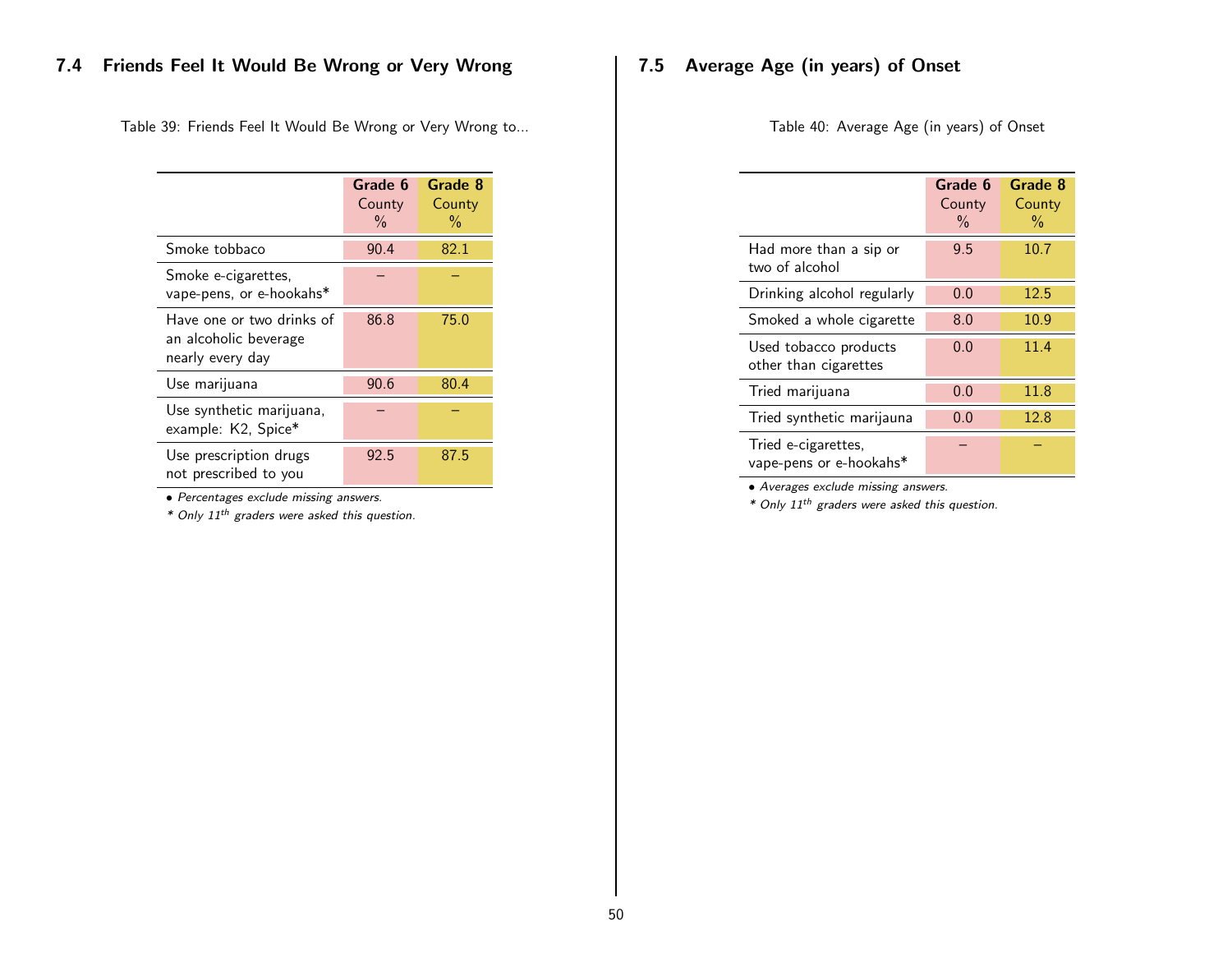## 7.4 Friends Feel It Would Be Wrong or Very Wrong

Table 39: Friends Feel It Would Be Wrong or Very Wrong to...

| | Grade 6 County % | Grade 8 County % |
|---|---|---|
| Smoke tobbaco | 90.4 | 82.1 |
| Smoke e-cigarettes, vape-pens, or e-hookahs* | – | – |
| Have one or two drinks of an alcoholic beverage nearly every day | 86.8 | 75.0 |
| Use marijuana | 90.6 | 80.4 |
| Use synthetic marijuana, example: K2, Spice* | – | – |
| Use prescription drugs not prescribed to you | 92.5 | 87.5 |

• *Percentages exclude missing answers.*

* *Only 11th graders were asked this question.*

## 7.5 Average Age (in years) of Onset

Table 40: Average Age (in years) of Onset

| | Grade 6 County % | Grade 8 County % |
|---|---|---|
| Had more than a sip or two of alcohol | 9.5 | 10.7 |
| Drinking alcohol regularly | 0.0 | 12.5 |
| Smoked a whole cigarette | 8.0 | 10.9 |
| Used tobacco products other than cigarettes | 0.0 | 11.4 |
| Tried marijuana | 0.0 | 11.8 |
| Tried synthetic marijauna | 0.0 | 12.8 |
| Tried e-cigarettes, vape-pens or e-hookahs* | – | – |

• *Averages exclude missing answers.*

* *Only 11th graders were asked this question.*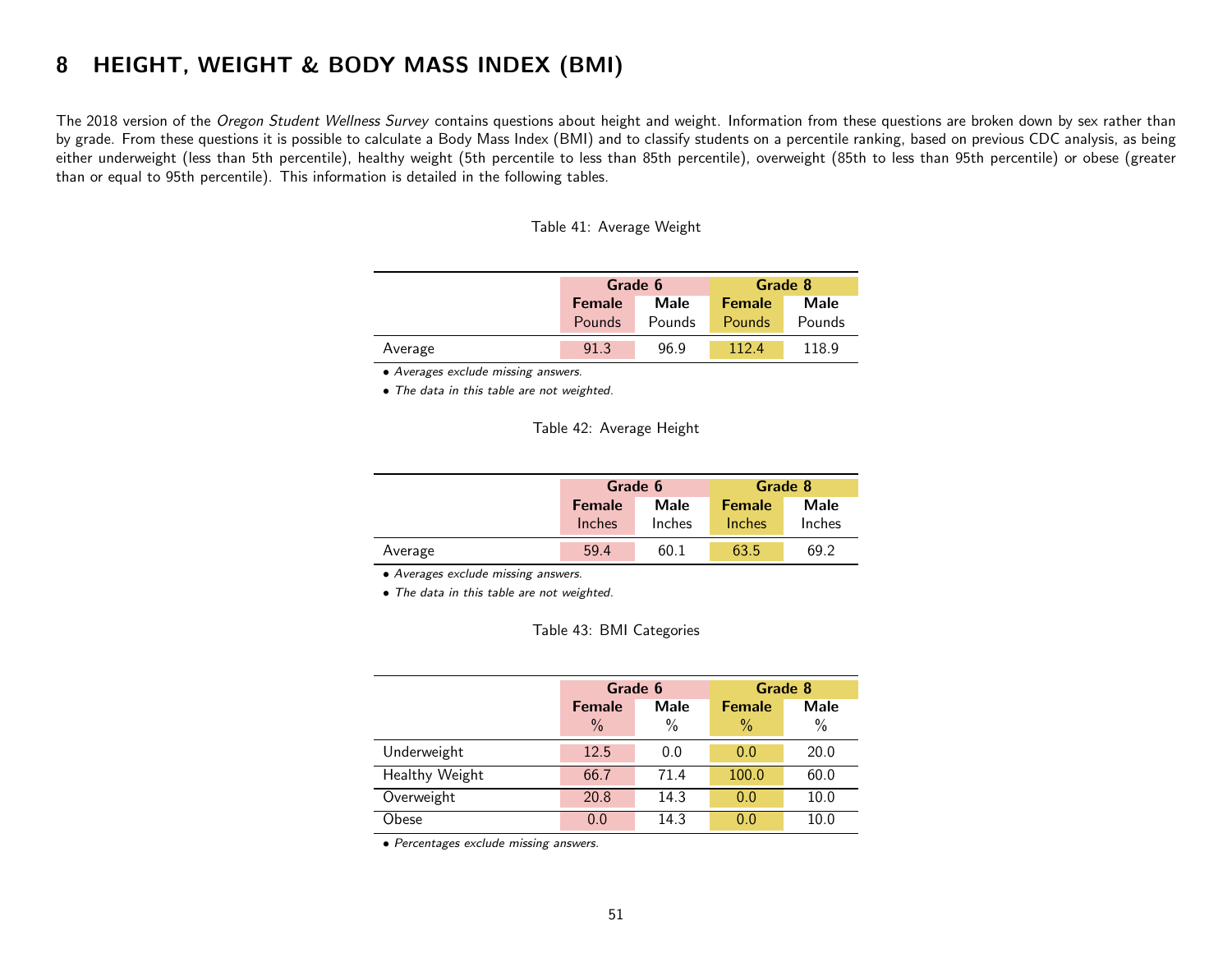# 8 HEIGHT, WEIGHT & BODY MASS INDEX (BMI)

The 2018 version of the *Oregon Student Wellness Survey* contains questions about height and weight. Information from these questions are broken down by sex rather than by grade. From these questions it is possible to calculate a Body Mass Index (BMI) and to classify students on a percentile ranking, based on previous CDC analysis, as being either underweight (less than 5th percentile), healthy weight (5th percentile to less than 85th percentile), overweight (85th to less than 95th percentile) or obese (greater than or equal to 95th percentile). This information is detailed in the following tables.

Table 41: Average Weight

| | Grade 6 | | Grade 8 | |
|---|---|---|---|---|
| | **Female** Pounds | **Male** Pounds | **Female** Pounds | **Male** Pounds |
| Average | 91.3 | 96.9 | 112.4 | 118.9 |

- *Averages exclude missing answers.*
- *The data in this table are not weighted.*

Table 42: Average Height

| | Grade 6 | | Grade 8 | |
|---|---|---|---|---|
| | **Female** Inches | **Male** Inches | **Female** Inches | **Male** Inches |
| Average | 59.4 | 60.1 | 63.5 | 69.2 |

- *Averages exclude missing answers.*
- *The data in this table are not weighted.*

Table 43: BMI Categories

| | Grade 6 | | Grade 8 | |
|---|---|---|---|---|
| | **Female** % | **Male** % | **Female** % | **Male** % |
| Underweight | 12.5 | 0.0 | 0.0 | 20.0 |
| Healthy Weight | 66.7 | 71.4 | 100.0 | 60.0 |
| Overweight | 20.8 | 14.3 | 0.0 | 10.0 |
| Obese | 0.0 | 14.3 | 0.0 | 10.0 |

- *Percentages exclude missing answers.*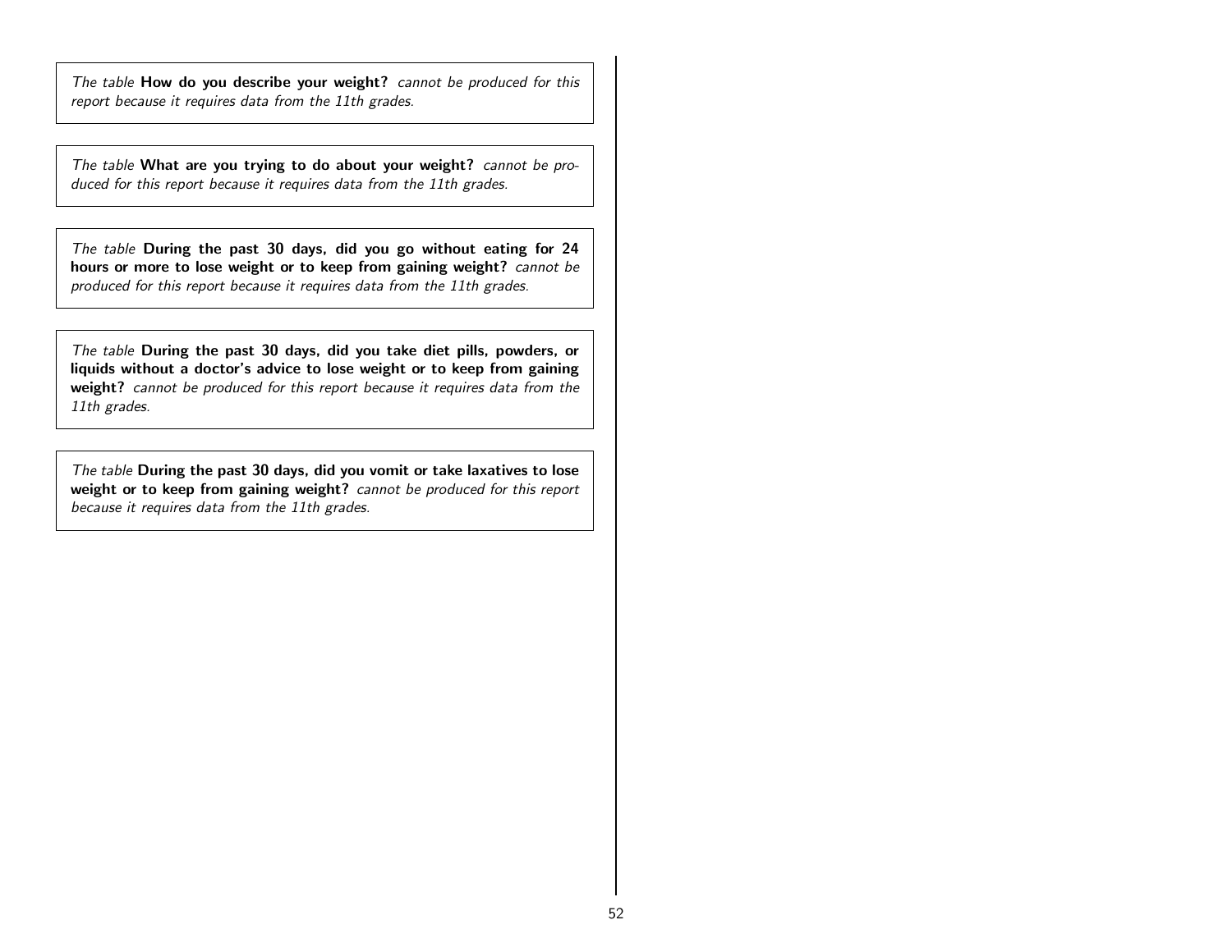*The table* **How do you describe your weight?** *cannot be produced for this report because it requires data from the 11th grades.*

*The table* **What are you trying to do about your weight?** *cannot be produced for this report because it requires data from the 11th grades.*

*The table* **During the past 30 days, did you go without eating for 24 hours or more to lose weight or to keep from gaining weight?** *cannot be produced for this report because it requires data from the 11th grades.*

*The table* **During the past 30 days, did you take diet pills, powders, or liquids without a doctor's advice to lose weight or to keep from gaining weight?** *cannot be produced for this report because it requires data from the 11th grades.*

*The table* **During the past 30 days, did you vomit or take laxatives to lose weight or to keep from gaining weight?** *cannot be produced for this report because it requires data from the 11th grades.*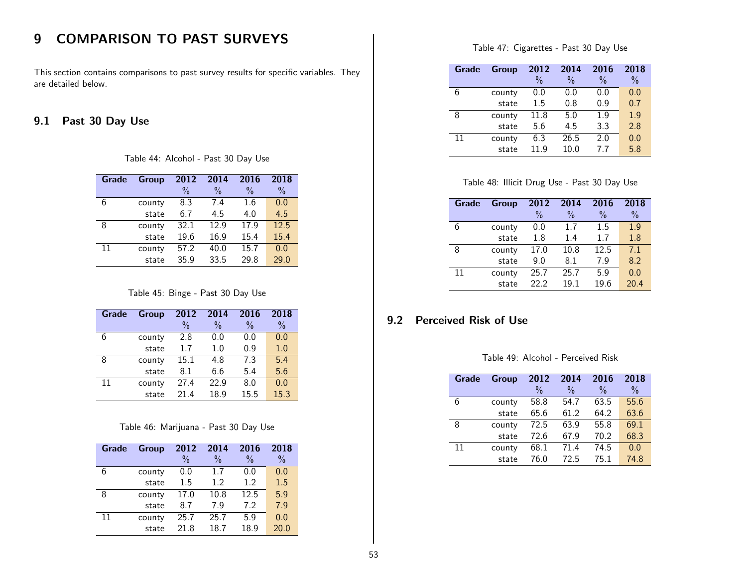# 9 COMPARISON TO PAST SURVEYS

This section contains comparisons to past survey results for specific variables. They are detailed below.

## 9.1 Past 30 Day Use

Table 44: Alcohol - Past 30 Day Use

| Grade | Group | 2012 % | 2014 % | 2016 % | 2018 % |
|---|---|---|---|---|---|
| 6 | county | 8.3 | 7.4 | 1.6 | 0.0 |
| | state | 6.7 | 4.5 | 4.0 | 4.5 |
| 8 | county | 32.1 | 12.9 | 17.9 | 12.5 |
| | state | 19.6 | 16.9 | 15.4 | 15.4 |
| 11 | county | 57.2 | 40.0 | 15.7 | 0.0 |
| | state | 35.9 | 33.5 | 29.8 | 29.0 |

Table 45: Binge - Past 30 Day Use

| Grade | Group | 2012 % | 2014 % | 2016 % | 2018 % |
|---|---|---|---|---|---|
| 6 | county | 2.8 | 0.0 | 0.0 | 0.0 |
| | state | 1.7 | 1.0 | 0.9 | 1.0 |
| 8 | county | 15.1 | 4.8 | 7.3 | 5.4 |
| | state | 8.1 | 6.6 | 5.4 | 5.6 |
| 11 | county | 27.4 | 22.9 | 8.0 | 0.0 |
| | state | 21.4 | 18.9 | 15.5 | 15.3 |

Table 46: Marijuana - Past 30 Day Use

| Grade | Group | 2012 % | 2014 % | 2016 % | 2018 % |
|---|---|---|---|---|---|
| 6 | county | 0.0 | 1.7 | 0.0 | 0.0 |
| | state | 1.5 | 1.2 | 1.2 | 1.5 |
| 8 | county | 17.0 | 10.8 | 12.5 | 5.9 |
| | state | 8.7 | 7.9 | 7.2 | 7.9 |
| 11 | county | 25.7 | 25.7 | 5.9 | 0.0 |
| | state | 21.8 | 18.7 | 18.9 | 20.0 |

Table 47: Cigarettes - Past 30 Day Use

| Grade | Group | 2012 % | 2014 % | 2016 % | 2018 % |
|---|---|---|---|---|---|
| 6 | county | 0.0 | 0.0 | 0.0 | 0.0 |
| | state | 1.5 | 0.8 | 0.9 | 0.7 |
| 8 | county | 11.8 | 5.0 | 1.9 | 1.9 |
| | state | 5.6 | 4.5 | 3.3 | 2.8 |
| 11 | county | 6.3 | 26.5 | 2.0 | 0.0 |
| | state | 11.9 | 10.0 | 7.7 | 5.8 |

Table 48: Illicit Drug Use - Past 30 Day Use

| Grade | Group | 2012 % | 2014 % | 2016 % | 2018 % |
|---|---|---|---|---|---|
| 6 | county | 0.0 | 1.7 | 1.5 | 1.9 |
| | state | 1.8 | 1.4 | 1.7 | 1.8 |
| 8 | county | 17.0 | 10.8 | 12.5 | 7.1 |
| | state | 9.0 | 8.1 | 7.9 | 8.2 |
| 11 | county | 25.7 | 25.7 | 5.9 | 0.0 |
| | state | 22.2 | 19.1 | 19.6 | 20.4 |

## 9.2 Perceived Risk of Use

Table 49: Alcohol - Perceived Risk

| Grade | Group | 2012 % | 2014 % | 2016 % | 2018 % |
|---|---|---|---|---|---|
| 6 | county | 58.8 | 54.7 | 63.5 | 55.6 |
| | state | 65.6 | 61.2 | 64.2 | 63.6 |
| 8 | county | 72.5 | 63.9 | 55.8 | 69.1 |
| | state | 72.6 | 67.9 | 70.2 | 68.3 |
| 11 | county | 68.1 | 71.4 | 74.5 | 0.0 |
| | state | 76.0 | 72.5 | 75.1 | 74.8 |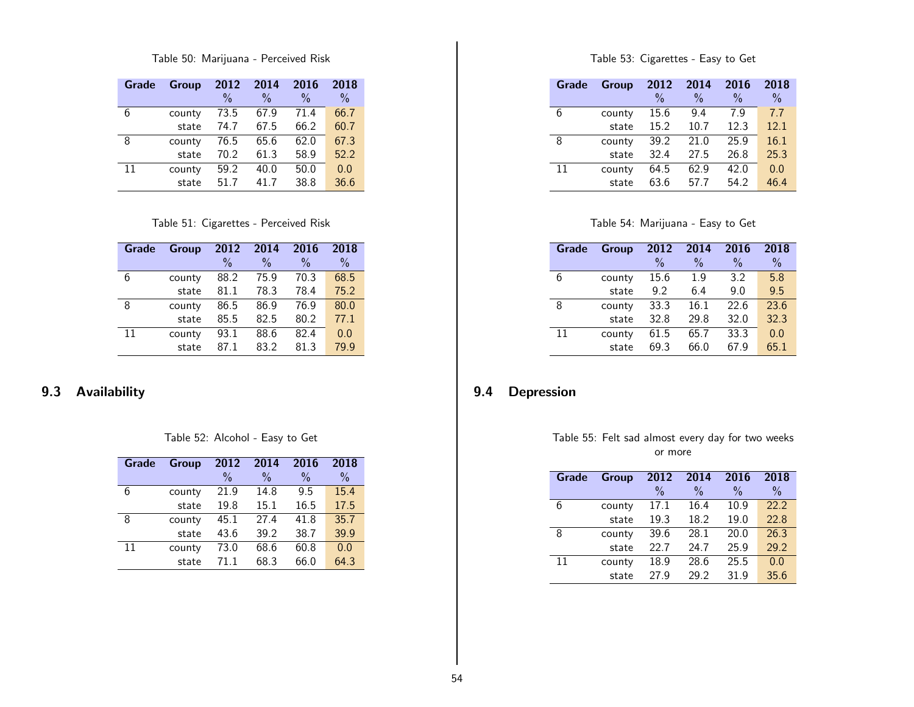Table 50: Marijuana - Perceived Risk

| Grade | Group | 2012 % | 2014 % | 2016 % | 2018 % |
|---|---|---|---|---|---|
| 6 | county | 73.5 | 67.9 | 71.4 | 66.7 |
| | state | 74.7 | 67.5 | 66.2 | 60.7 |
| 8 | county | 76.5 | 65.6 | 62.0 | 67.3 |
| | state | 70.2 | 61.3 | 58.9 | 52.2 |
| 11 | county | 59.2 | 40.0 | 50.0 | 0.0 |
| | state | 51.7 | 41.7 | 38.8 | 36.6 |

Table 51: Cigarettes - Perceived Risk

| Grade | Group | 2012 % | 2014 % | 2016 % | 2018 % |
|---|---|---|---|---|---|
| 6 | county | 88.2 | 75.9 | 70.3 | 68.5 |
| | state | 81.1 | 78.3 | 78.4 | 75.2 |
| 8 | county | 86.5 | 86.9 | 76.9 | 80.0 |
| | state | 85.5 | 82.5 | 80.2 | 77.1 |
| 11 | county | 93.1 | 88.6 | 82.4 | 0.0 |
| | state | 87.1 | 83.2 | 81.3 | 79.9 |

## 9.3 Availability

Table 52: Alcohol - Easy to Get

| Grade | Group | 2012 % | 2014 % | 2016 % | 2018 % |
|---|---|---|---|---|---|
| 6 | county | 21.9 | 14.8 | 9.5 | 15.4 |
| | state | 19.8 | 15.1 | 16.5 | 17.5 |
| 8 | county | 45.1 | 27.4 | 41.8 | 35.7 |
| | state | 43.6 | 39.2 | 38.7 | 39.9 |
| 11 | county | 73.0 | 68.6 | 60.8 | 0.0 |
| | state | 71.1 | 68.3 | 66.0 | 64.3 |

Table 53: Cigarettes - Easy to Get

| Grade | Group | 2012 % | 2014 % | 2016 % | 2018 % |
|---|---|---|---|---|---|
| 6 | county | 15.6 | 9.4 | 7.9 | 7.7 |
| | state | 15.2 | 10.7 | 12.3 | 12.1 |
| 8 | county | 39.2 | 21.0 | 25.9 | 16.1 |
| | state | 32.4 | 27.5 | 26.8 | 25.3 |
| 11 | county | 64.5 | 62.9 | 42.0 | 0.0 |
| | state | 63.6 | 57.7 | 54.2 | 46.4 |

Table 54: Marijuana - Easy to Get

| Grade | Group | 2012 % | 2014 % | 2016 % | 2018 % |
|---|---|---|---|---|---|
| 6 | county | 15.6 | 1.9 | 3.2 | 5.8 |
| | state | 9.2 | 6.4 | 9.0 | 9.5 |
| 8 | county | 33.3 | 16.1 | 22.6 | 23.6 |
| | state | 32.8 | 29.8 | 32.0 | 32.3 |
| 11 | county | 61.5 | 65.7 | 33.3 | 0.0 |
| | state | 69.3 | 66.0 | 67.9 | 65.1 |

## 9.4 Depression

Table 55: Felt sad almost every day for two weeks or more

| Grade | Group | 2012 % | 2014 % | 2016 % | 2018 % |
|---|---|---|---|---|---|
| 6 | county | 17.1 | 16.4 | 10.9 | 22.2 |
| | state | 19.3 | 18.2 | 19.0 | 22.8 |
| 8 | county | 39.6 | 28.1 | 20.0 | 26.3 |
| | state | 22.7 | 24.7 | 25.9 | 29.2 |
| 11 | county | 18.9 | 28.6 | 25.5 | 0.0 |
| | state | 27.9 | 29.2 | 31.9 | 35.6 |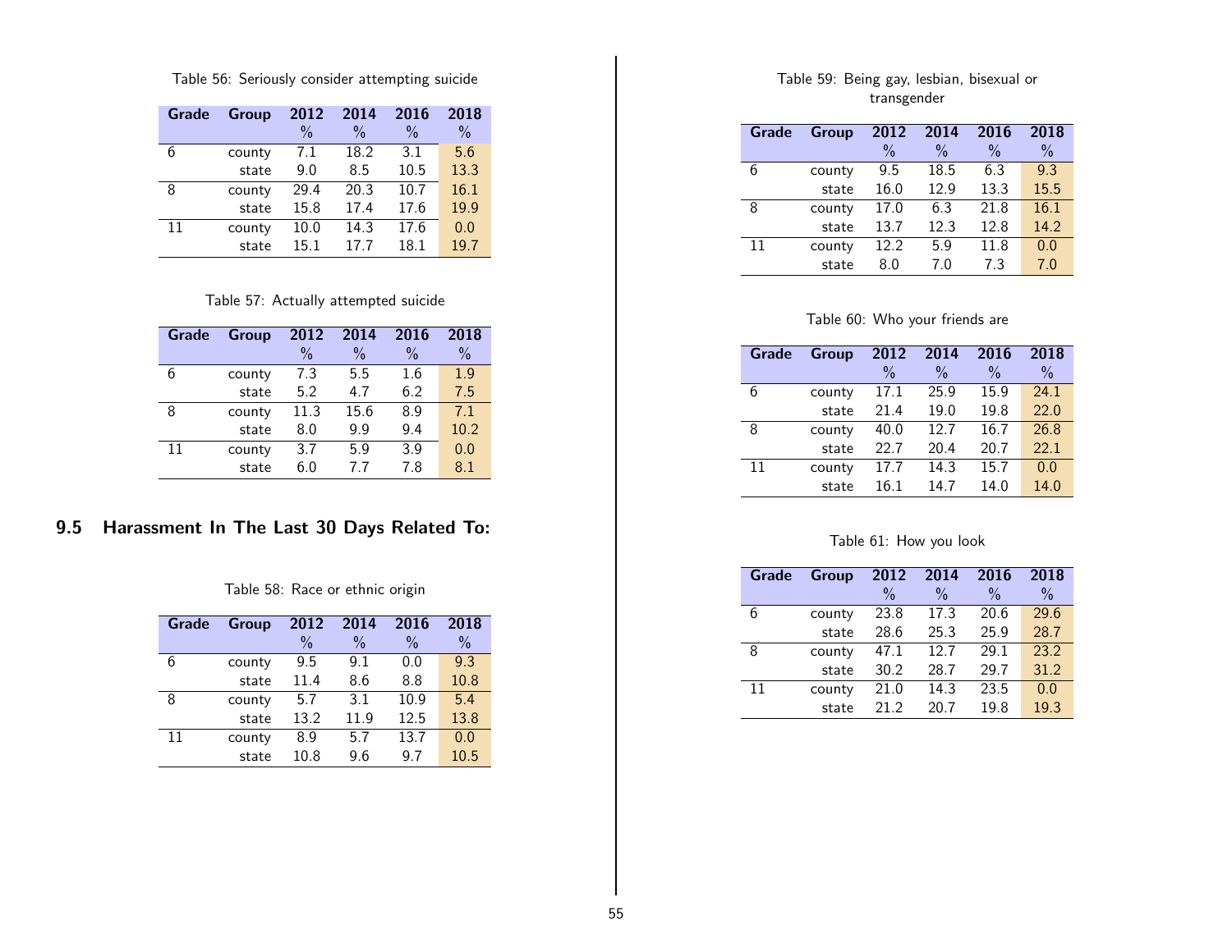Table 56: Seriously consider attempting suicide

| Grade | Group | 2012 % | 2014 % | 2016 % | 2018 % |
|---|---|---|---|---|---|
| 6 | county | 7.1 | 18.2 | 3.1 | 5.6 |
| | state | 9.0 | 8.5 | 10.5 | 13.3 |
| 8 | county | 29.4 | 20.3 | 10.7 | 16.1 |
| | state | 15.8 | 17.4 | 17.6 | 19.9 |
| 11 | county | 10.0 | 14.3 | 17.6 | 0.0 |
| | state | 15.1 | 17.7 | 18.1 | 19.7 |

Table 57: Actually attempted suicide

| Grade | Group | 2012 % | 2014 % | 2016 % | 2018 % |
|---|---|---|---|---|---|
| 6 | county | 7.3 | 5.5 | 1.6 | 1.9 |
| | state | 5.2 | 4.7 | 6.2 | 7.5 |
| 8 | county | 11.3 | 15.6 | 8.9 | 7.1 |
| | state | 8.0 | 9.9 | 9.4 | 10.2 |
| 11 | county | 3.7 | 5.9 | 3.9 | 0.0 |
| | state | 6.0 | 7.7 | 7.8 | 8.1 |

## 9.5 Harassment In The Last 30 Days Related To:

Table 58: Race or ethnic origin

| Grade | Group | 2012 % | 2014 % | 2016 % | 2018 % |
|---|---|---|---|---|---|
| 6 | county | 9.5 | 9.1 | 0.0 | 9.3 |
| | state | 11.4 | 8.6 | 8.8 | 10.8 |
| 8 | county | 5.7 | 3.1 | 10.9 | 5.4 |
| | state | 13.2 | 11.9 | 12.5 | 13.8 |
| 11 | county | 8.9 | 5.7 | 13.7 | 0.0 |
| | state | 10.8 | 9.6 | 9.7 | 10.5 |

Table 59: Being gay, lesbian, bisexual or transgender

| Grade | Group | 2012 % | 2014 % | 2016 % | 2018 % |
|---|---|---|---|---|---|
| 6 | county | 9.5 | 18.5 | 6.3 | 9.3 |
| | state | 16.0 | 12.9 | 13.3 | 15.5 |
| 8 | county | 17.0 | 6.3 | 21.8 | 16.1 |
| | state | 13.7 | 12.3 | 12.8 | 14.2 |
| 11 | county | 12.2 | 5.9 | 11.8 | 0.0 |
| | state | 8.0 | 7.0 | 7.3 | 7.0 |

Table 60: Who your friends are

| Grade | Group | 2012 % | 2014 % | 2016 % | 2018 % |
|---|---|---|---|---|---|
| 6 | county | 17.1 | 25.9 | 15.9 | 24.1 |
| | state | 21.4 | 19.0 | 19.8 | 22.0 |
| 8 | county | 40.0 | 12.7 | 16.7 | 26.8 |
| | state | 22.7 | 20.4 | 20.7 | 22.1 |
| 11 | county | 17.7 | 14.3 | 15.7 | 0.0 |
| | state | 16.1 | 14.7 | 14.0 | 14.0 |

Table 61: How you look

| Grade | Group | 2012 % | 2014 % | 2016 % | 2018 % |
|---|---|---|---|---|---|
| 6 | county | 23.8 | 17.3 | 20.6 | 29.6 |
| | state | 28.6 | 25.3 | 25.9 | 28.7 |
| 8 | county | 47.1 | 12.7 | 29.1 | 23.2 |
| | state | 30.2 | 28.7 | 29.7 | 31.2 |
| 11 | county | 21.0 | 14.3 | 23.5 | 0.0 |
| | state | 21.2 | 20.7 | 19.8 | 19.3 |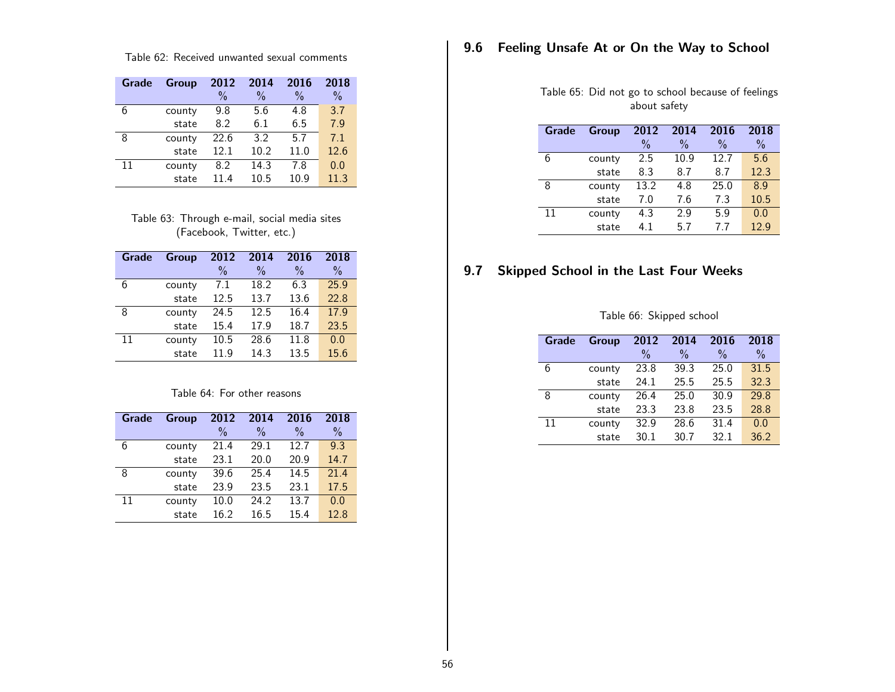Table 62: Received unwanted sexual comments

| Grade | Group | 2012 % | 2014 % | 2016 % | 2018 % |
|---|---|---|---|---|---|
| 6 | county | 9.8 | 5.6 | 4.8 | 3.7 |
| | state | 8.2 | 6.1 | 6.5 | 7.9 |
| 8 | county | 22.6 | 3.2 | 5.7 | 7.1 |
| | state | 12.1 | 10.2 | 11.0 | 12.6 |
| 11 | county | 8.2 | 14.3 | 7.8 | 0.0 |
| | state | 11.4 | 10.5 | 10.9 | 11.3 |

Table 63: Through e-mail, social media sites (Facebook, Twitter, etc.)

| Grade | Group | 2012 % | 2014 % | 2016 % | 2018 % |
|---|---|---|---|---|---|
| 6 | county | 7.1 | 18.2 | 6.3 | 25.9 |
| | state | 12.5 | 13.7 | 13.6 | 22.8 |
| 8 | county | 24.5 | 12.5 | 16.4 | 17.9 |
| | state | 15.4 | 17.9 | 18.7 | 23.5 |
| 11 | county | 10.5 | 28.6 | 11.8 | 0.0 |
| | state | 11.9 | 14.3 | 13.5 | 15.6 |

Table 64: For other reasons

| Grade | Group | 2012 % | 2014 % | 2016 % | 2018 % |
|---|---|---|---|---|---|
| 6 | county | 21.4 | 29.1 | 12.7 | 9.3 |
| | state | 23.1 | 20.0 | 20.9 | 14.7 |
| 8 | county | 39.6 | 25.4 | 14.5 | 21.4 |
| | state | 23.9 | 23.5 | 23.1 | 17.5 |
| 11 | county | 10.0 | 24.2 | 13.7 | 0.0 |
| | state | 16.2 | 16.5 | 15.4 | 12.8 |

## 9.6 Feeling Unsafe At or On the Way to School

Table 65: Did not go to school because of feelings about safety

| Grade | Group | 2012 % | 2014 % | 2016 % | 2018 % |
|---|---|---|---|---|---|
| 6 | county | 2.5 | 10.9 | 12.7 | 5.6 |
| | state | 8.3 | 8.7 | 8.7 | 12.3 |
| 8 | county | 13.2 | 4.8 | 25.0 | 8.9 |
| | state | 7.0 | 7.6 | 7.3 | 10.5 |
| 11 | county | 4.3 | 2.9 | 5.9 | 0.0 |
| | state | 4.1 | 5.7 | 7.7 | 12.9 |

## 9.7 Skipped School in the Last Four Weeks

Table 66: Skipped school

| Grade | Group | 2012 % | 2014 % | 2016 % | 2018 % |
|---|---|---|---|---|---|
| 6 | county | 23.8 | 39.3 | 25.0 | 31.5 |
| | state | 24.1 | 25.5 | 25.5 | 32.3 |
| 8 | county | 26.4 | 25.0 | 30.9 | 29.8 |
| | state | 23.3 | 23.8 | 23.5 | 28.8 |
| 11 | county | 32.9 | 28.6 | 31.4 | 0.0 |
| | state | 30.1 | 30.7 | 32.1 | 36.2 |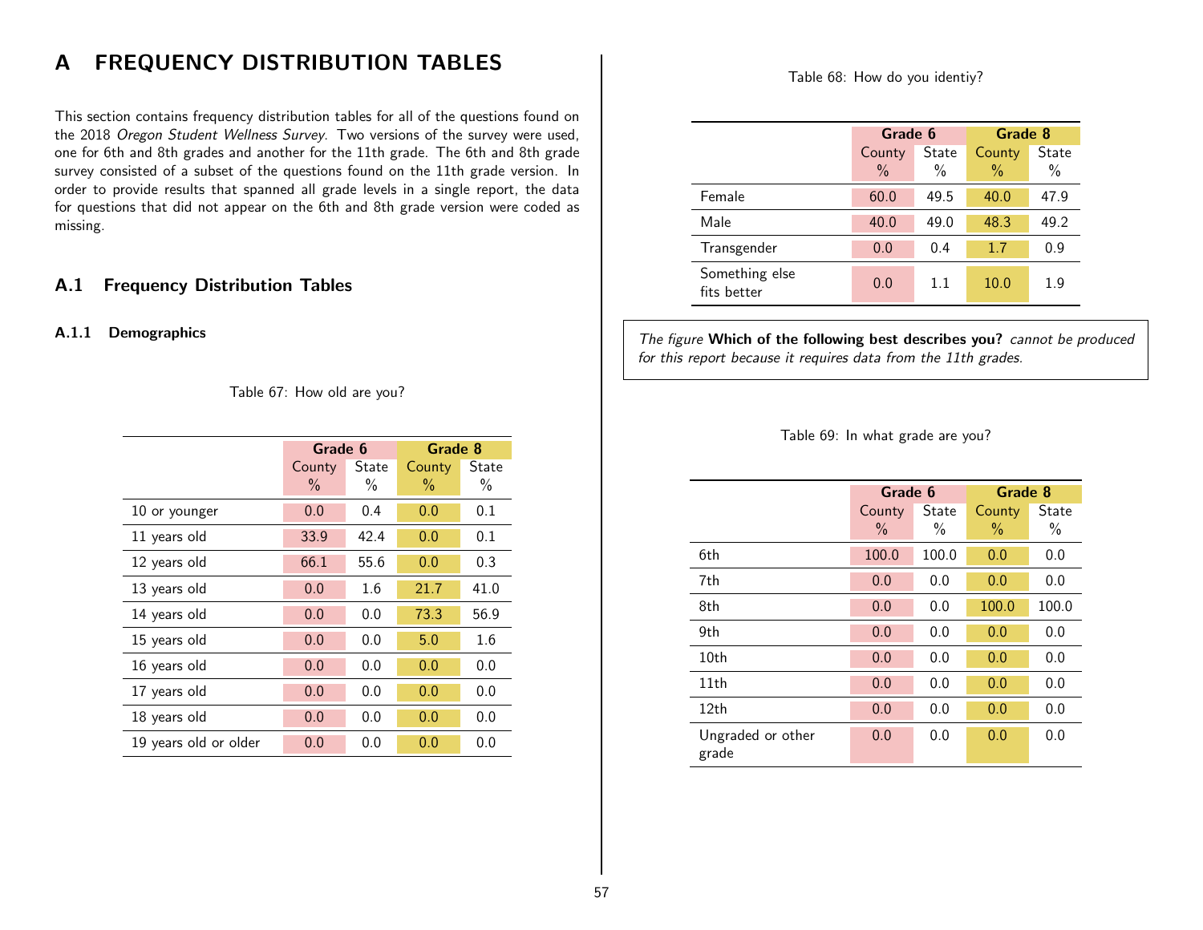# A FREQUENCY DISTRIBUTION TABLES

This section contains frequency distribution tables for all of the questions found on the 2018 *Oregon Student Wellness Survey*. Two versions of the survey were used, one for 6th and 8th grades and another for the 11th grade. The 6th and 8th grade survey consisted of a subset of the questions found on the 11th grade version. In order to provide results that spanned all grade levels in a single report, the data for questions that did not appear on the 6th and 8th grade version were coded as missing.

## A.1 Frequency Distribution Tables

### A.1.1 Demographics

Table 67: How old are you?

| | Grade 6 | | Grade 8 | |
|---|---|---|---|---|
| | County % | State % | County % | State % |
| 10 or younger | 0.0 | 0.4 | 0.0 | 0.1 |
| 11 years old | 33.9 | 42.4 | 0.0 | 0.1 |
| 12 years old | 66.1 | 55.6 | 0.0 | 0.3 |
| 13 years old | 0.0 | 1.6 | 21.7 | 41.0 |
| 14 years old | 0.0 | 0.0 | 73.3 | 56.9 |
| 15 years old | 0.0 | 0.0 | 5.0 | 1.6 |
| 16 years old | 0.0 | 0.0 | 0.0 | 0.0 |
| 17 years old | 0.0 | 0.0 | 0.0 | 0.0 |
| 18 years old | 0.0 | 0.0 | 0.0 | 0.0 |
| 19 years old or older | 0.0 | 0.0 | 0.0 | 0.0 |

Table 68: How do you identiy?

| | Grade 6 | | Grade 8 | |
|---|---|---|---|---|
| | County % | State % | County % | State % |
| Female | 60.0 | 49.5 | 40.0 | 47.9 |
| Male | 40.0 | 49.0 | 48.3 | 49.2 |
| Transgender | 0.0 | 0.4 | 1.7 | 0.9 |
| Something else fits better | 0.0 | 1.1 | 10.0 | 1.9 |

*The figure* **Which of the following best describes you?** *cannot be produced for this report because it requires data from the 11th grades.*

Table 69: In what grade are you?

| | Grade 6 | | Grade 8 | |
|---|---|---|---|---|
| | County % | State % | County % | State % |
| 6th | 100.0 | 100.0 | 0.0 | 0.0 |
| 7th | 0.0 | 0.0 | 0.0 | 0.0 |
| 8th | 0.0 | 0.0 | 100.0 | 100.0 |
| 9th | 0.0 | 0.0 | 0.0 | 0.0 |
| 10th | 0.0 | 0.0 | 0.0 | 0.0 |
| 11th | 0.0 | 0.0 | 0.0 | 0.0 |
| 12th | 0.0 | 0.0 | 0.0 | 0.0 |
| Ungraded or other grade | 0.0 | 0.0 | 0.0 | 0.0 |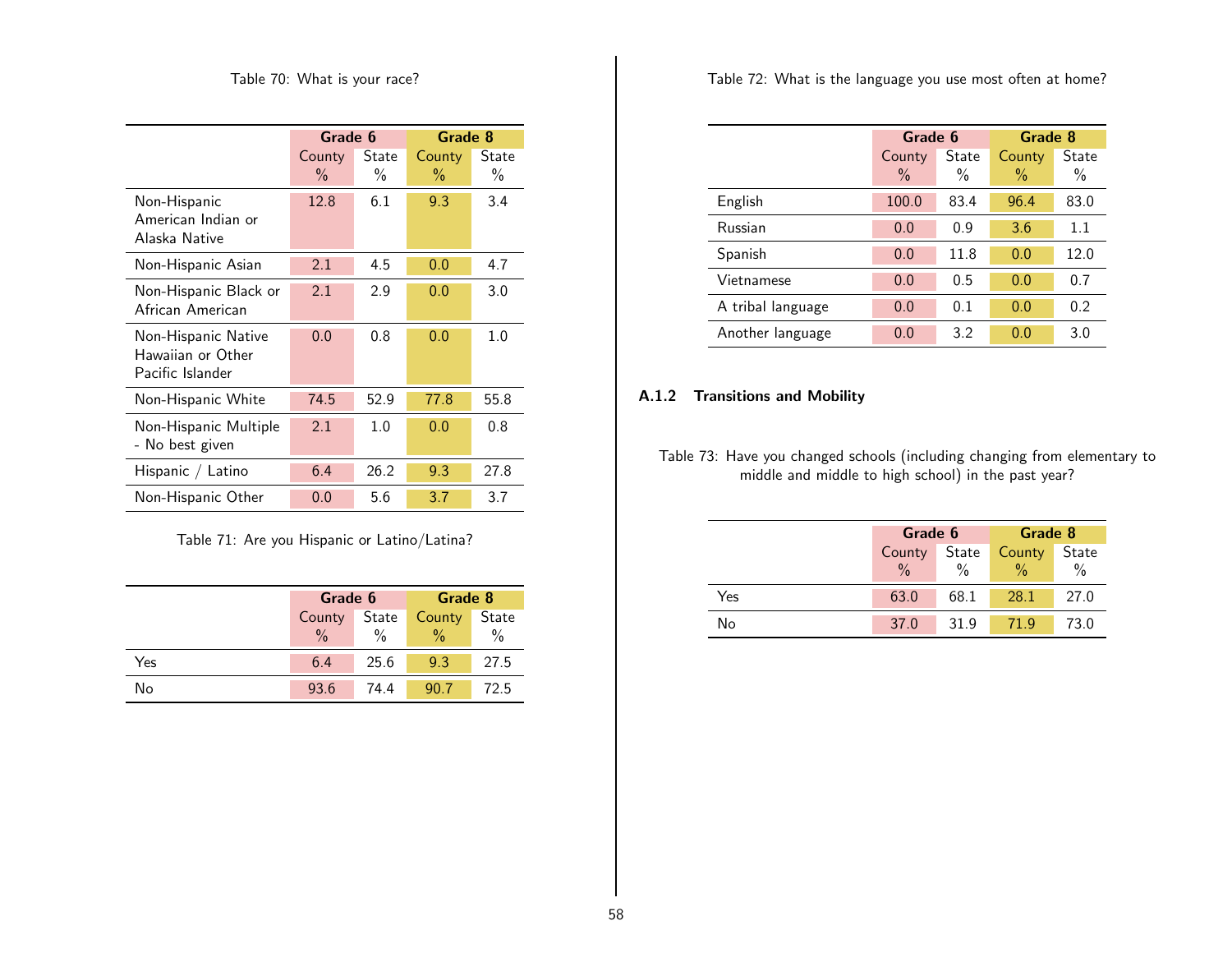Table 70: What is your race?

| | Grade 6 | | Grade 8 | |
|---|---|---|---|---|
| | County % | State % | County % | State % |
| Non-Hispanic American Indian or Alaska Native | 12.8 | 6.1 | 9.3 | 3.4 |
| Non-Hispanic Asian | 2.1 | 4.5 | 0.0 | 4.7 |
| Non-Hispanic Black or African American | 2.1 | 2.9 | 0.0 | 3.0 |
| Non-Hispanic Native Hawaiian or Other Pacific Islander | 0.0 | 0.8 | 0.0 | 1.0 |
| Non-Hispanic White | 74.5 | 52.9 | 77.8 | 55.8 |
| Non-Hispanic Multiple - No best given | 2.1 | 1.0 | 0.0 | 0.8 |
| Hispanic / Latino | 6.4 | 26.2 | 9.3 | 27.8 |
| Non-Hispanic Other | 0.0 | 5.6 | 3.7 | 3.7 |

Table 71: Are you Hispanic or Latino/Latina?

| | Grade 6 | | Grade 8 | |
|---|---|---|---|---|
| | County % | State % | County % | State % |
| Yes | 6.4 | 25.6 | 9.3 | 27.5 |
| No | 93.6 | 74.4 | 90.7 | 72.5 |

Table 72: What is the language you use most often at home?

| | Grade 6 | | Grade 8 | |
|---|---|---|---|---|
| | County % | State % | County % | State % |
| English | 100.0 | 83.4 | 96.4 | 83.0 |
| Russian | 0.0 | 0.9 | 3.6 | 1.1 |
| Spanish | 0.0 | 11.8 | 0.0 | 12.0 |
| Vietnamese | 0.0 | 0.5 | 0.0 | 0.7 |
| A tribal language | 0.0 | 0.1 | 0.0 | 0.2 |
| Another language | 0.0 | 3.2 | 0.0 | 3.0 |

### A.1.2 Transitions and Mobility

Table 73: Have you changed schools (including changing from elementary to middle and middle to high school) in the past year?

| | Grade 6 | | Grade 8 | |
|---|---|---|---|---|
| | County % | State % | County % | State % |
| Yes | 63.0 | 68.1 | 28.1 | 27.0 |
| No | 37.0 | 31.9 | 71.9 | 73.0 |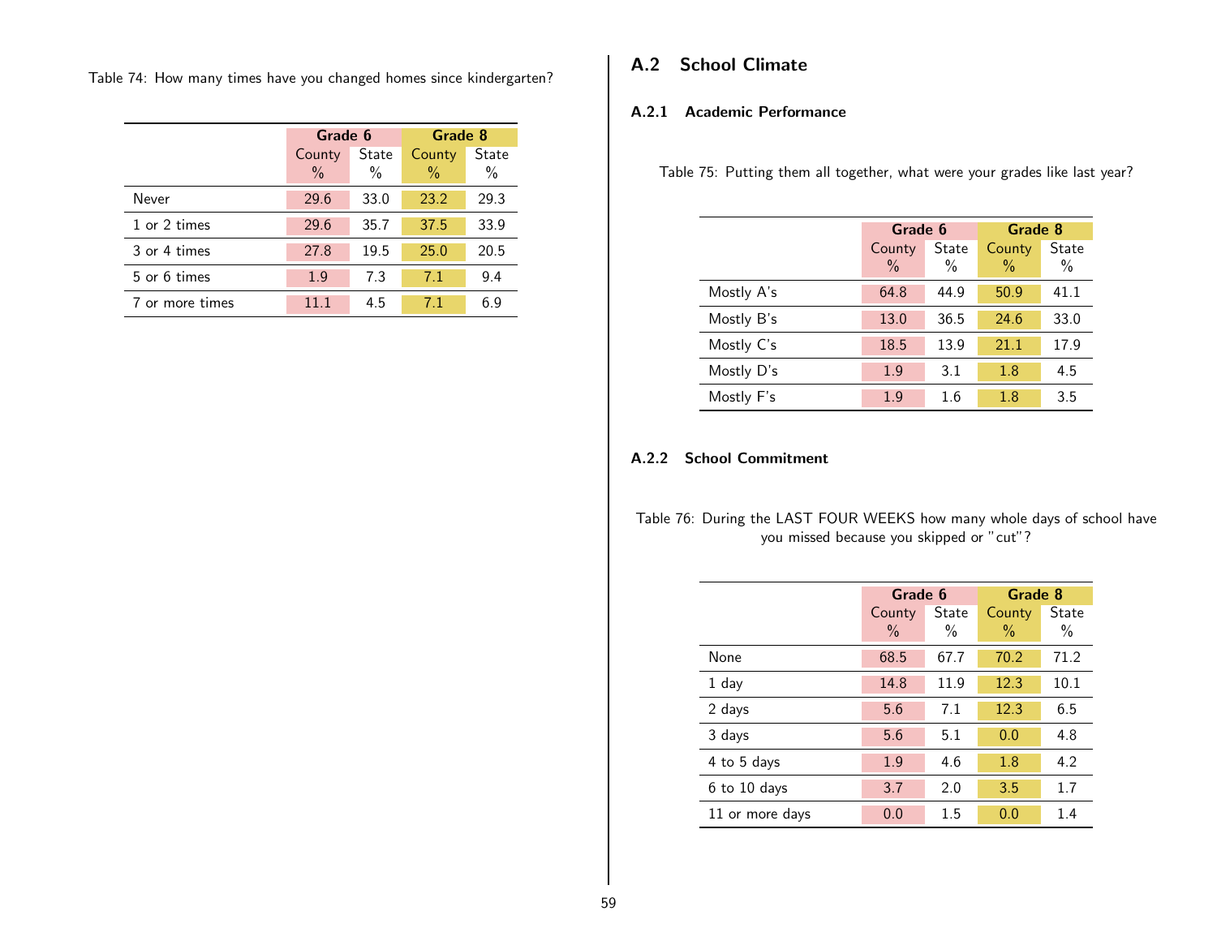Table 74: How many times have you changed homes since kindergarten?

| | Grade 6 | | Grade 8 | |
|---|---|---|---|---|
| | County % | State % | County % | State % |
| Never | 29.6 | 33.0 | 23.2 | 29.3 |
| 1 or 2 times | 29.6 | 35.7 | 37.5 | 33.9 |
| 3 or 4 times | 27.8 | 19.5 | 25.0 | 20.5 |
| 5 or 6 times | 1.9 | 7.3 | 7.1 | 9.4 |
| 7 or more times | 11.1 | 4.5 | 7.1 | 6.9 |

## A.2 School Climate

### A.2.1 Academic Performance

Table 75: Putting them all together, what were your grades like last year?

| | Grade 6 | | Grade 8 | |
|---|---|---|---|---|
| | County % | State % | County % | State % |
| Mostly A's | 64.8 | 44.9 | 50.9 | 41.1 |
| Mostly B's | 13.0 | 36.5 | 24.6 | 33.0 |
| Mostly C's | 18.5 | 13.9 | 21.1 | 17.9 |
| Mostly D's | 1.9 | 3.1 | 1.8 | 4.5 |
| Mostly F's | 1.9 | 1.6 | 1.8 | 3.5 |

### A.2.2 School Commitment

Table 76: During the LAST FOUR WEEKS how many whole days of school have you missed because you skipped or "cut"?

| | Grade 6 | | Grade 8 | |
|---|---|---|---|---|
| | County % | State % | County % | State % |
| None | 68.5 | 67.7 | 70.2 | 71.2 |
| 1 day | 14.8 | 11.9 | 12.3 | 10.1 |
| 2 days | 5.6 | 7.1 | 12.3 | 6.5 |
| 3 days | 5.6 | 5.1 | 0.0 | 4.8 |
| 4 to 5 days | 1.9 | 4.6 | 1.8 | 4.2 |
| 6 to 10 days | 3.7 | 2.0 | 3.5 | 1.7 |
| 11 or more days | 0.0 | 1.5 | 0.0 | 1.4 |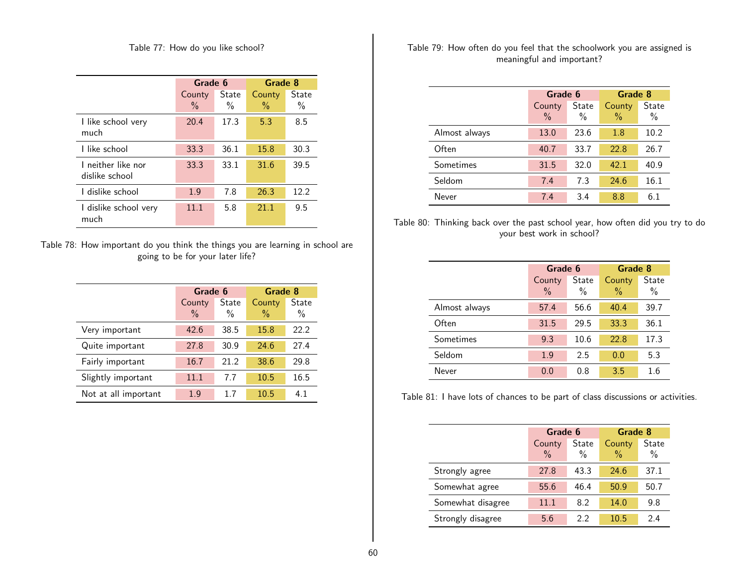Table 77: How do you like school?

| | Grade 6 | | Grade 8 | |
|---|---|---|---|---|
| | County % | State % | County % | State % |
| I like school very much | 20.4 | 17.3 | 5.3 | 8.5 |
| I like school | 33.3 | 36.1 | 15.8 | 30.3 |
| I neither like nor dislike school | 33.3 | 33.1 | 31.6 | 39.5 |
| I dislike school | 1.9 | 7.8 | 26.3 | 12.2 |
| I dislike school very much | 11.1 | 5.8 | 21.1 | 9.5 |

Table 78: How important do you think the things you are learning in school are going to be for your later life?

| | Grade 6 | | Grade 8 | |
|---|---|---|---|---|
| | County % | State % | County % | State % |
| Very important | 42.6 | 38.5 | 15.8 | 22.2 |
| Quite important | 27.8 | 30.9 | 24.6 | 27.4 |
| Fairly important | 16.7 | 21.2 | 38.6 | 29.8 |
| Slightly important | 11.1 | 7.7 | 10.5 | 16.5 |
| Not at all important | 1.9 | 1.7 | 10.5 | 4.1 |

Table 79: How often do you feel that the schoolwork you are assigned is meaningful and important?

| | Grade 6 | | Grade 8 | |
|---|---|---|---|---|
| | County % | State % | County % | State % |
| Almost always | 13.0 | 23.6 | 1.8 | 10.2 |
| Often | 40.7 | 33.7 | 22.8 | 26.7 |
| Sometimes | 31.5 | 32.0 | 42.1 | 40.9 |
| Seldom | 7.4 | 7.3 | 24.6 | 16.1 |
| Never | 7.4 | 3.4 | 8.8 | 6.1 |

Table 80: Thinking back over the past school year, how often did you try to do your best work in school?

| | Grade 6 | | Grade 8 | |
|---|---|---|---|---|
| | County % | State % | County % | State % |
| Almost always | 57.4 | 56.6 | 40.4 | 39.7 |
| Often | 31.5 | 29.5 | 33.3 | 36.1 |
| Sometimes | 9.3 | 10.6 | 22.8 | 17.3 |
| Seldom | 1.9 | 2.5 | 0.0 | 5.3 |
| Never | 0.0 | 0.8 | 3.5 | 1.6 |

Table 81: I have lots of chances to be part of class discussions or activities.

| | Grade 6 | | Grade 8 | |
|---|---|---|---|---|
| | County % | State % | County % | State % |
| Strongly agree | 27.8 | 43.3 | 24.6 | 37.1 |
| Somewhat agree | 55.6 | 46.4 | 50.9 | 50.7 |
| Somewhat disagree | 11.1 | 8.2 | 14.0 | 9.8 |
| Strongly disagree | 5.6 | 2.2 | 10.5 | 2.4 |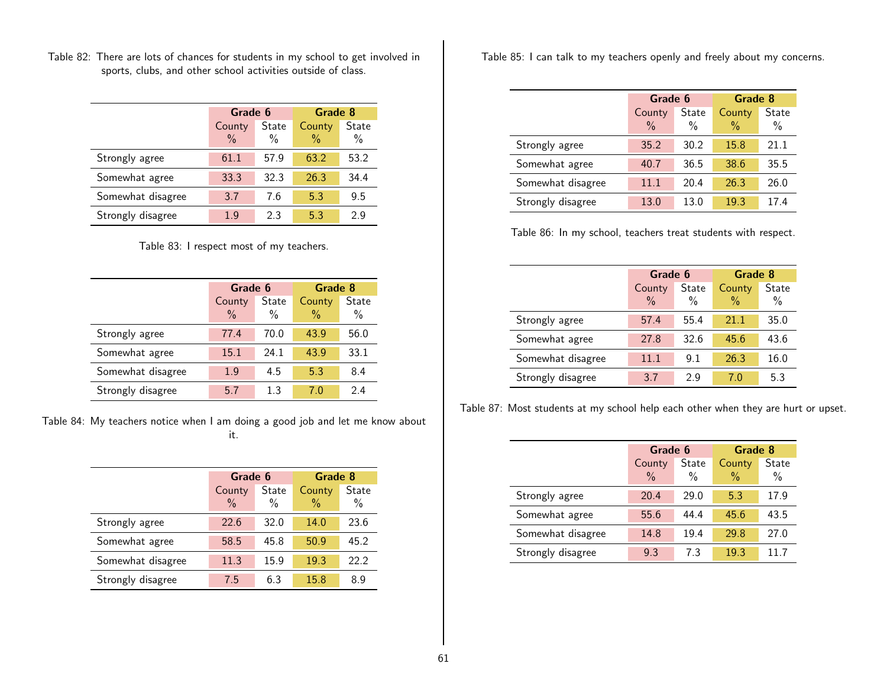Table 82: There are lots of chances for students in my school to get involved in sports, clubs, and other school activities outside of class.

| | Grade 6 | | Grade 8 | |
|---|---|---|---|---|
| | County % | State % | County % | State % |
| Strongly agree | 61.1 | 57.9 | 63.2 | 53.2 |
| Somewhat agree | 33.3 | 32.3 | 26.3 | 34.4 |
| Somewhat disagree | 3.7 | 7.6 | 5.3 | 9.5 |
| Strongly disagree | 1.9 | 2.3 | 5.3 | 2.9 |

Table 83: I respect most of my teachers.

| | Grade 6 | | Grade 8 | |
|---|---|---|---|---|
| | County % | State % | County % | State % |
| Strongly agree | 77.4 | 70.0 | 43.9 | 56.0 |
| Somewhat agree | 15.1 | 24.1 | 43.9 | 33.1 |
| Somewhat disagree | 1.9 | 4.5 | 5.3 | 8.4 |
| Strongly disagree | 5.7 | 1.3 | 7.0 | 2.4 |

Table 84: My teachers notice when I am doing a good job and let me know about it.

| | Grade 6 | | Grade 8 | |
|---|---|---|---|---|
| | County % | State % | County % | State % |
| Strongly agree | 22.6 | 32.0 | 14.0 | 23.6 |
| Somewhat agree | 58.5 | 45.8 | 50.9 | 45.2 |
| Somewhat disagree | 11.3 | 15.9 | 19.3 | 22.2 |
| Strongly disagree | 7.5 | 6.3 | 15.8 | 8.9 |

Table 85: I can talk to my teachers openly and freely about my concerns.

| | Grade 6 | | Grade 8 | |
|---|---|---|---|---|
| | County % | State % | County % | State % |
| Strongly agree | 35.2 | 30.2 | 15.8 | 21.1 |
| Somewhat agree | 40.7 | 36.5 | 38.6 | 35.5 |
| Somewhat disagree | 11.1 | 20.4 | 26.3 | 26.0 |
| Strongly disagree | 13.0 | 13.0 | 19.3 | 17.4 |

Table 86: In my school, teachers treat students with respect.

| | Grade 6 | | Grade 8 | |
|---|---|---|---|---|
| | County % | State % | County % | State % |
| Strongly agree | 57.4 | 55.4 | 21.1 | 35.0 |
| Somewhat agree | 27.8 | 32.6 | 45.6 | 43.6 |
| Somewhat disagree | 11.1 | 9.1 | 26.3 | 16.0 |
| Strongly disagree | 3.7 | 2.9 | 7.0 | 5.3 |

Table 87: Most students at my school help each other when they are hurt or upset.

| | Grade 6 | | Grade 8 | |
|---|---|---|---|---|
| | County % | State % | County % | State % |
| Strongly agree | 20.4 | 29.0 | 5.3 | 17.9 |
| Somewhat agree | 55.6 | 44.4 | 45.6 | 43.5 |
| Somewhat disagree | 14.8 | 19.4 | 29.8 | 27.0 |
| Strongly disagree | 9.3 | 7.3 | 19.3 | 11.7 |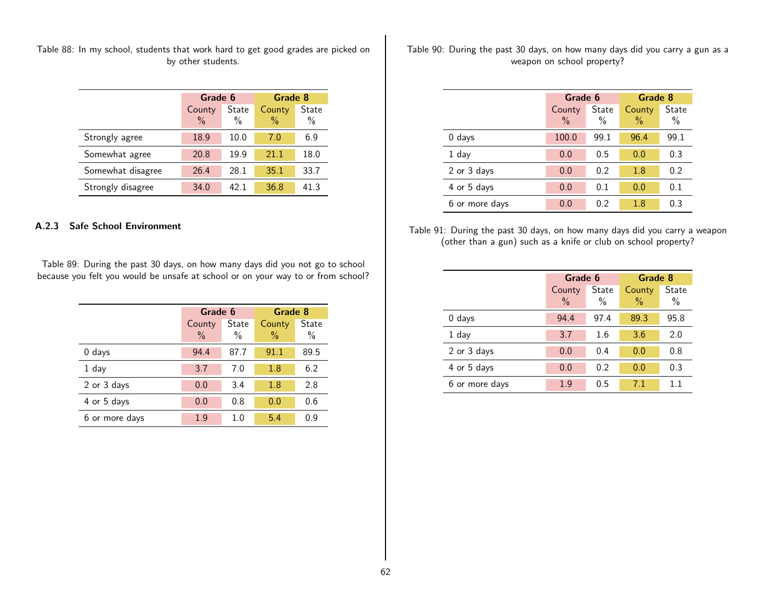Table 88: In my school, students that work hard to get good grades are picked on by other students.

| | Grade 6 | | Grade 8 | |
|---|---|---|---|---|
| | County % | State % | County % | State % |
| Strongly agree | 18.9 | 10.0 | 7.0 | 6.9 |
| Somewhat agree | 20.8 | 19.9 | 21.1 | 18.0 |
| Somewhat disagree | 26.4 | 28.1 | 35.1 | 33.7 |
| Strongly disagree | 34.0 | 42.1 | 36.8 | 41.3 |

### A.2.3 Safe School Environment

Table 89: During the past 30 days, on how many days did you not go to school because you felt you would be unsafe at school or on your way to or from school?

| | Grade 6 | | Grade 8 | |
|---|---|---|---|---|
| | County % | State % | County % | State % |
| 0 days | 94.4 | 87.7 | 91.1 | 89.5 |
| 1 day | 3.7 | 7.0 | 1.8 | 6.2 |
| 2 or 3 days | 0.0 | 3.4 | 1.8 | 2.8 |
| 4 or 5 days | 0.0 | 0.8 | 0.0 | 0.6 |
| 6 or more days | 1.9 | 1.0 | 5.4 | 0.9 |

Table 90: During the past 30 days, on how many days did you carry a gun as a weapon on school property?

| | Grade 6 | | Grade 8 | |
|---|---|---|---|---|
| | County % | State % | County % | State % |
| 0 days | 100.0 | 99.1 | 96.4 | 99.1 |
| 1 day | 0.0 | 0.5 | 0.0 | 0.3 |
| 2 or 3 days | 0.0 | 0.2 | 1.8 | 0.2 |
| 4 or 5 days | 0.0 | 0.1 | 0.0 | 0.1 |
| 6 or more days | 0.0 | 0.2 | 1.8 | 0.3 |

Table 91: During the past 30 days, on how many days did you carry a weapon (other than a gun) such as a knife or club on school property?

| | Grade 6 | | Grade 8 | |
|---|---|---|---|---|
| | County % | State % | County % | State % |
| 0 days | 94.4 | 97.4 | 89.3 | 95.8 |
| 1 day | 3.7 | 1.6 | 3.6 | 2.0 |
| 2 or 3 days | 0.0 | 0.4 | 0.0 | 0.8 |
| 4 or 5 days | 0.0 | 0.2 | 0.0 | 0.3 |
| 6 or more days | 1.9 | 0.5 | 7.1 | 1.1 |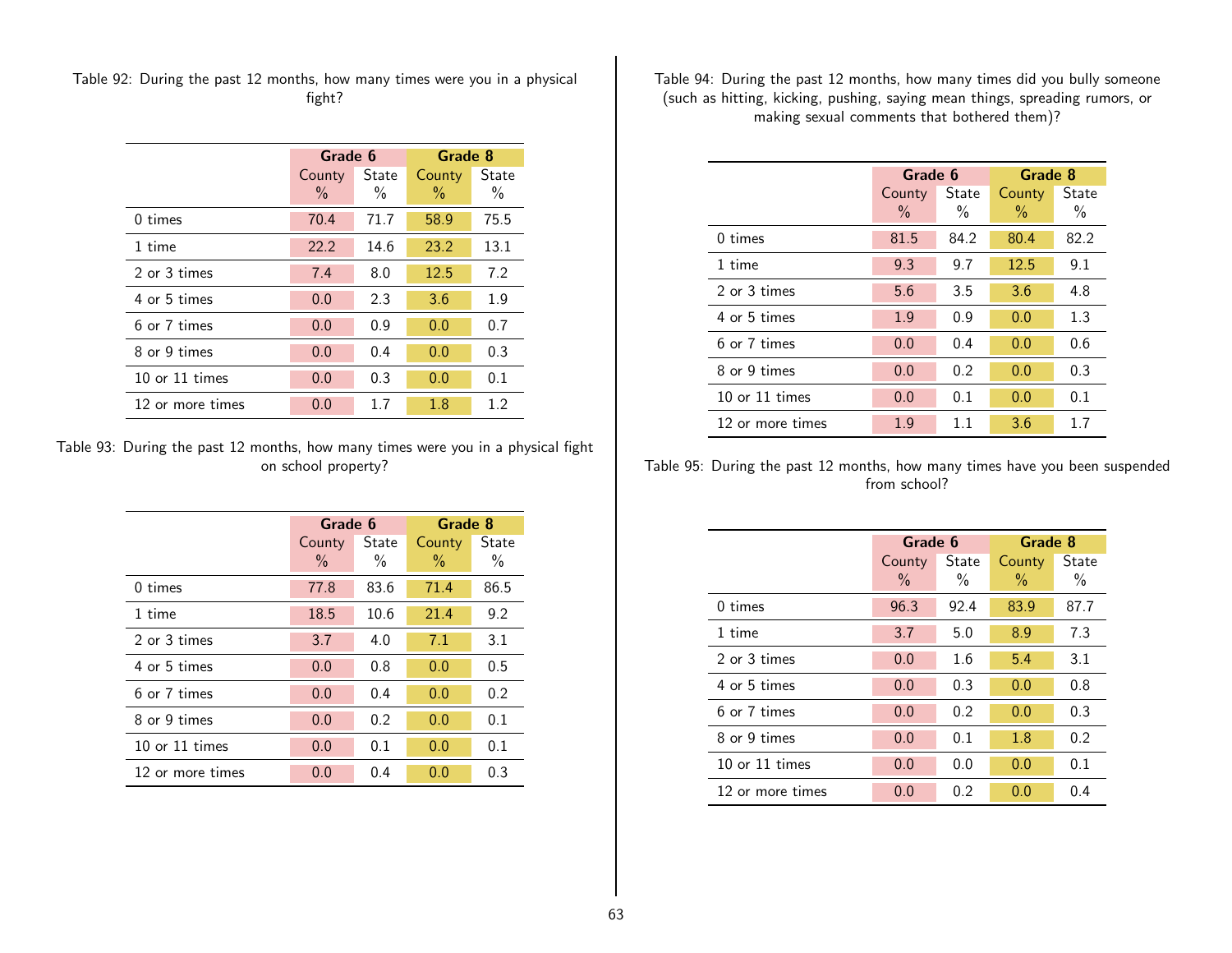Table 92: During the past 12 months, how many times were you in a physical fight?

| | Grade 6 | | Grade 8 | |
|---|---|---|---|---|
| | County % | State % | County % | State % |
| 0 times | 70.4 | 71.7 | 58.9 | 75.5 |
| 1 time | 22.2 | 14.6 | 23.2 | 13.1 |
| 2 or 3 times | 7.4 | 8.0 | 12.5 | 7.2 |
| 4 or 5 times | 0.0 | 2.3 | 3.6 | 1.9 |
| 6 or 7 times | 0.0 | 0.9 | 0.0 | 0.7 |
| 8 or 9 times | 0.0 | 0.4 | 0.0 | 0.3 |
| 10 or 11 times | 0.0 | 0.3 | 0.0 | 0.1 |
| 12 or more times | 0.0 | 1.7 | 1.8 | 1.2 |

Table 93: During the past 12 months, how many times were you in a physical fight on school property?

| | Grade 6 | | Grade 8 | |
|---|---|---|---|---|
| | County % | State % | County % | State % |
| 0 times | 77.8 | 83.6 | 71.4 | 86.5 |
| 1 time | 18.5 | 10.6 | 21.4 | 9.2 |
| 2 or 3 times | 3.7 | 4.0 | 7.1 | 3.1 |
| 4 or 5 times | 0.0 | 0.8 | 0.0 | 0.5 |
| 6 or 7 times | 0.0 | 0.4 | 0.0 | 0.2 |
| 8 or 9 times | 0.0 | 0.2 | 0.0 | 0.1 |
| 10 or 11 times | 0.0 | 0.1 | 0.0 | 0.1 |
| 12 or more times | 0.0 | 0.4 | 0.0 | 0.3 |

Table 94: During the past 12 months, how many times did you bully someone (such as hitting, kicking, pushing, saying mean things, spreading rumors, or making sexual comments that bothered them)?

| | Grade 6 | | Grade 8 | |
|---|---|---|---|---|
| | County % | State % | County % | State % |
| 0 times | 81.5 | 84.2 | 80.4 | 82.2 |
| 1 time | 9.3 | 9.7 | 12.5 | 9.1 |
| 2 or 3 times | 5.6 | 3.5 | 3.6 | 4.8 |
| 4 or 5 times | 1.9 | 0.9 | 0.0 | 1.3 |
| 6 or 7 times | 0.0 | 0.4 | 0.0 | 0.6 |
| 8 or 9 times | 0.0 | 0.2 | 0.0 | 0.3 |
| 10 or 11 times | 0.0 | 0.1 | 0.0 | 0.1 |
| 12 or more times | 1.9 | 1.1 | 3.6 | 1.7 |

Table 95: During the past 12 months, how many times have you been suspended from school?

| | Grade 6 | | Grade 8 | |
|---|---|---|---|---|
| | County % | State % | County % | State % |
| 0 times | 96.3 | 92.4 | 83.9 | 87.7 |
| 1 time | 3.7 | 5.0 | 8.9 | 7.3 |
| 2 or 3 times | 0.0 | 1.6 | 5.4 | 3.1 |
| 4 or 5 times | 0.0 | 0.3 | 0.0 | 0.8 |
| 6 or 7 times | 0.0 | 0.2 | 0.0 | 0.3 |
| 8 or 9 times | 0.0 | 0.1 | 1.8 | 0.2 |
| 10 or 11 times | 0.0 | 0.0 | 0.0 | 0.1 |
| 12 or more times | 0.0 | 0.2 | 0.0 | 0.4 |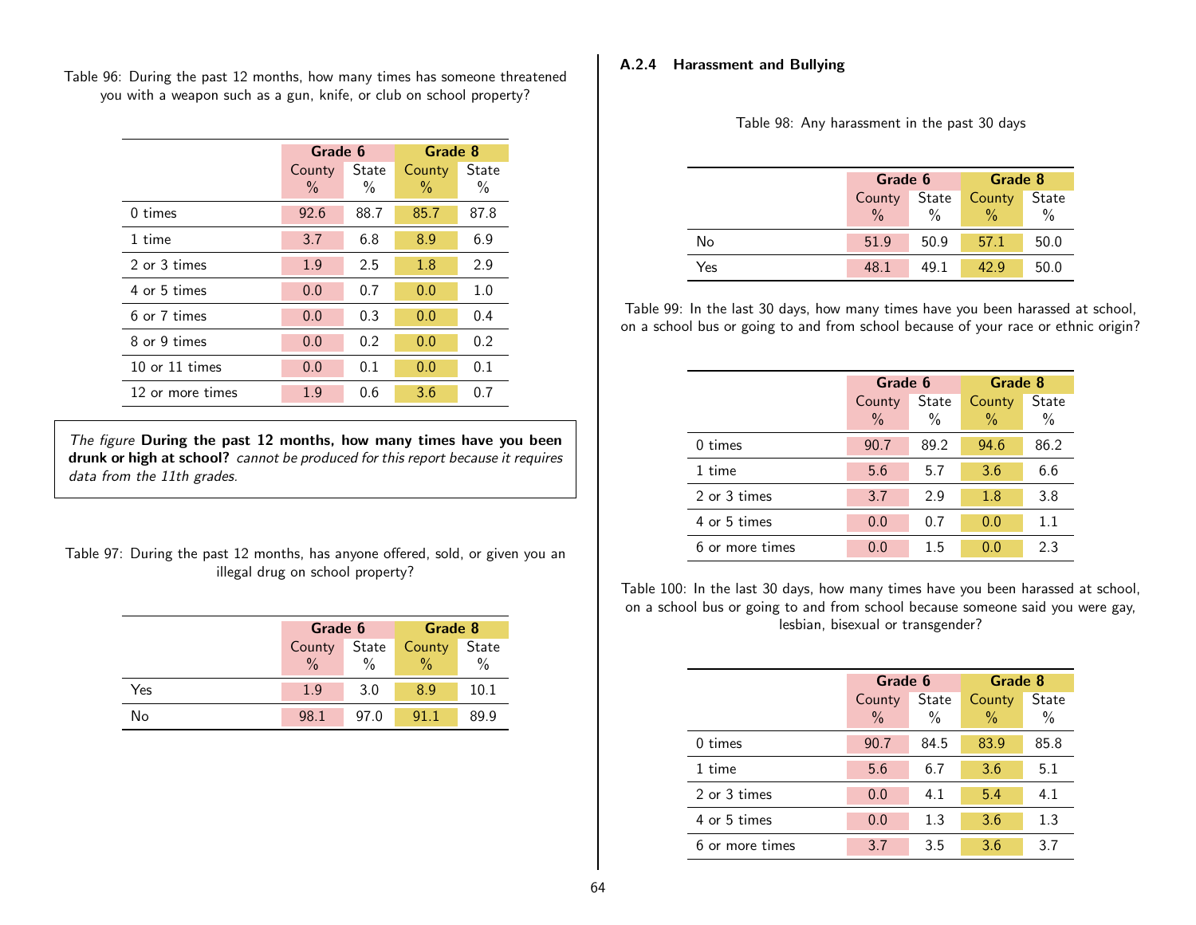Table 96: During the past 12 months, how many times has someone threatened you with a weapon such as a gun, knife, or club on school property?

| | Grade 6 | | Grade 8 | |
|---|---|---|---|---|
| | County % | State % | County % | State % |
| 0 times | 92.6 | 88.7 | 85.7 | 87.8 |
| 1 time | 3.7 | 6.8 | 8.9 | 6.9 |
| 2 or 3 times | 1.9 | 2.5 | 1.8 | 2.9 |
| 4 or 5 times | 0.0 | 0.7 | 0.0 | 1.0 |
| 6 or 7 times | 0.0 | 0.3 | 0.0 | 0.4 |
| 8 or 9 times | 0.0 | 0.2 | 0.0 | 0.2 |
| 10 or 11 times | 0.0 | 0.1 | 0.0 | 0.1 |
| 12 or more times | 1.9 | 0.6 | 3.6 | 0.7 |

*The figure* **During the past 12 months, how many times have you been drunk or high at school?** *cannot be produced for this report because it requires data from the 11th grades.*

Table 97: During the past 12 months, has anyone offered, sold, or given you an illegal drug on school property?

| | Grade 6 | | Grade 8 | |
|---|---|---|---|---|
| | County % | State % | County % | State % |
| Yes | 1.9 | 3.0 | 8.9 | 10.1 |
| No | 98.1 | 97.0 | 91.1 | 89.9 |

### A.2.4 Harassment and Bullying

Table 98: Any harassment in the past 30 days

| | Grade 6 | | Grade 8 | |
|---|---|---|---|---|
| | County % | State % | County % | State % |
| No | 51.9 | 50.9 | 57.1 | 50.0 |
| Yes | 48.1 | 49.1 | 42.9 | 50.0 |

Table 99: In the last 30 days, how many times have you been harassed at school, on a school bus or going to and from school because of your race or ethnic origin?

| | Grade 6 | | Grade 8 | |
|---|---|---|---|---|
| | County % | State % | County % | State % |
| 0 times | 90.7 | 89.2 | 94.6 | 86.2 |
| 1 time | 5.6 | 5.7 | 3.6 | 6.6 |
| 2 or 3 times | 3.7 | 2.9 | 1.8 | 3.8 |
| 4 or 5 times | 0.0 | 0.7 | 0.0 | 1.1 |
| 6 or more times | 0.0 | 1.5 | 0.0 | 2.3 |

Table 100: In the last 30 days, how many times have you been harassed at school, on a school bus or going to and from school because someone said you were gay, lesbian, bisexual or transgender?

| | Grade 6 | | Grade 8 | |
|---|---|---|---|---|
| | County % | State % | County % | State % |
| 0 times | 90.7 | 84.5 | 83.9 | 85.8 |
| 1 time | 5.6 | 6.7 | 3.6 | 5.1 |
| 2 or 3 times | 0.0 | 4.1 | 5.4 | 4.1 |
| 4 or 5 times | 0.0 | 1.3 | 3.6 | 1.3 |
| 6 or more times | 3.7 | 3.5 | 3.6 | 3.7 |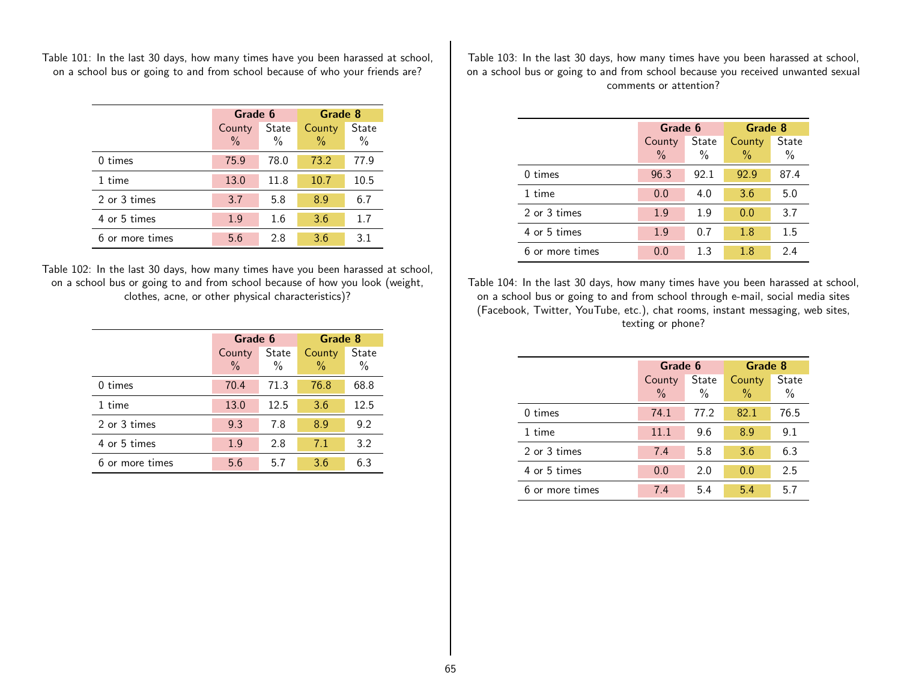Table 101: In the last 30 days, how many times have you been harassed at school, on a school bus or going to and from school because of who your friends are?

| | Grade 6 | | Grade 8 | |
|---|---|---|---|---|
| | County % | State % | County % | State % |
| 0 times | 75.9 | 78.0 | 73.2 | 77.9 |
| 1 time | 13.0 | 11.8 | 10.7 | 10.5 |
| 2 or 3 times | 3.7 | 5.8 | 8.9 | 6.7 |
| 4 or 5 times | 1.9 | 1.6 | 3.6 | 1.7 |
| 6 or more times | 5.6 | 2.8 | 3.6 | 3.1 |

Table 102: In the last 30 days, how many times have you been harassed at school, on a school bus or going to and from school because of how you look (weight, clothes, acne, or other physical characteristics)?

| | Grade 6 | | Grade 8 | |
|---|---|---|---|---|
| | County % | State % | County % | State % |
| 0 times | 70.4 | 71.3 | 76.8 | 68.8 |
| 1 time | 13.0 | 12.5 | 3.6 | 12.5 |
| 2 or 3 times | 9.3 | 7.8 | 8.9 | 9.2 |
| 4 or 5 times | 1.9 | 2.8 | 7.1 | 3.2 |
| 6 or more times | 5.6 | 5.7 | 3.6 | 6.3 |

Table 103: In the last 30 days, how many times have you been harassed at school, on a school bus or going to and from school because you received unwanted sexual comments or attention?

| | Grade 6 | | Grade 8 | |
|---|---|---|---|---|
| | County % | State % | County % | State % |
| 0 times | 96.3 | 92.1 | 92.9 | 87.4 |
| 1 time | 0.0 | 4.0 | 3.6 | 5.0 |
| 2 or 3 times | 1.9 | 1.9 | 0.0 | 3.7 |
| 4 or 5 times | 1.9 | 0.7 | 1.8 | 1.5 |
| 6 or more times | 0.0 | 1.3 | 1.8 | 2.4 |

Table 104: In the last 30 days, how many times have you been harassed at school, on a school bus or going to and from school through e-mail, social media sites (Facebook, Twitter, YouTube, etc.), chat rooms, instant messaging, web sites, texting or phone?

| | Grade 6 | | Grade 8 | |
|---|---|---|---|---|
| | County % | State % | County % | State % |
| 0 times | 74.1 | 77.2 | 82.1 | 76.5 |
| 1 time | 11.1 | 9.6 | 8.9 | 9.1 |
| 2 or 3 times | 7.4 | 5.8 | 3.6 | 6.3 |
| 4 or 5 times | 0.0 | 2.0 | 0.0 | 2.5 |
| 6 or more times | 7.4 | 5.4 | 5.4 | 5.7 |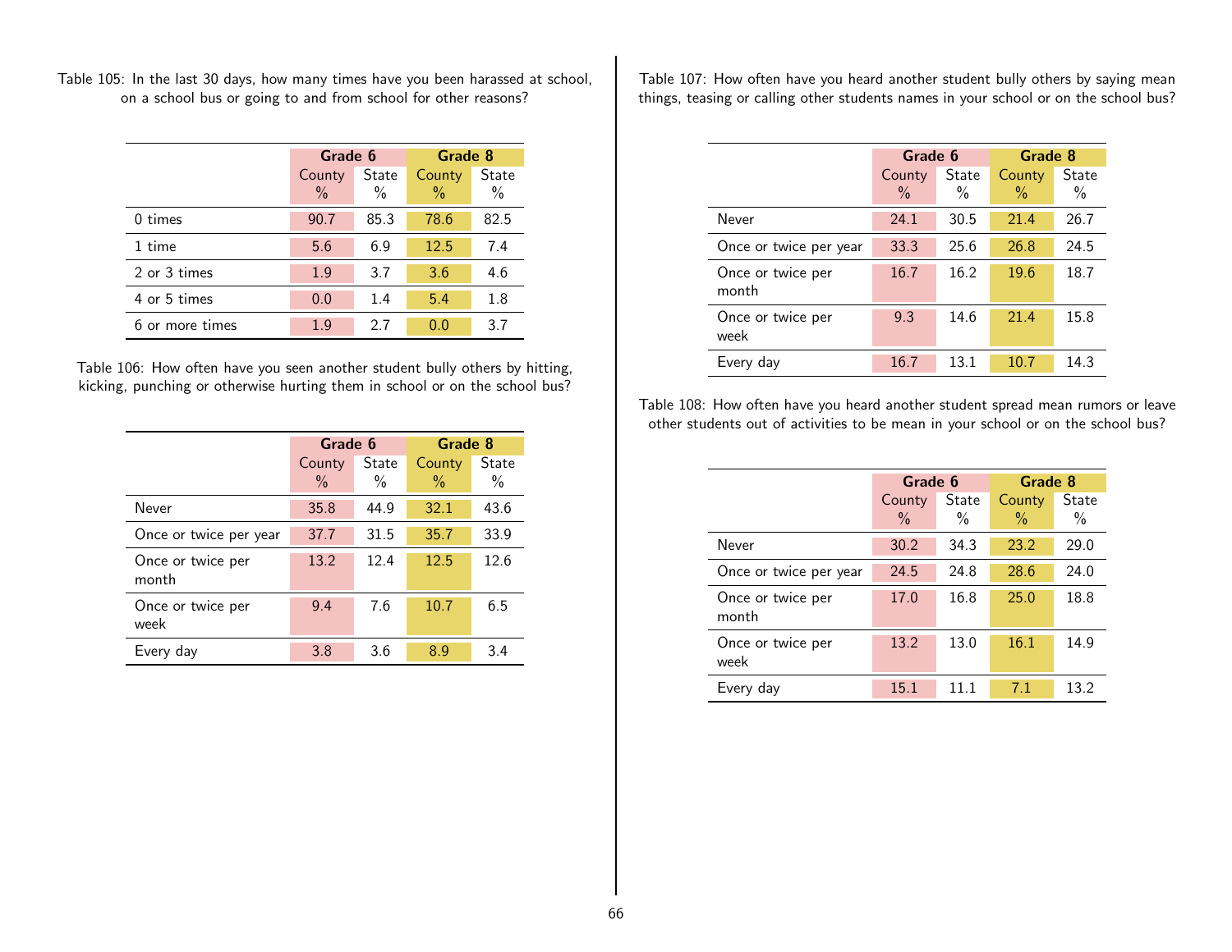Table 105: In the last 30 days, how many times have you been harassed at school, on a school bus or going to and from school for other reasons?

| | Grade 6 | | Grade 8 | |
|---|---|---|---|---|
| | County % | State % | County % | State % |
| 0 times | 90.7 | 85.3 | 78.6 | 82.5 |
| 1 time | 5.6 | 6.9 | 12.5 | 7.4 |
| 2 or 3 times | 1.9 | 3.7 | 3.6 | 4.6 |
| 4 or 5 times | 0.0 | 1.4 | 5.4 | 1.8 |
| 6 or more times | 1.9 | 2.7 | 0.0 | 3.7 |

Table 106: How often have you seen another student bully others by hitting, kicking, punching or otherwise hurting them in school or on the school bus?

| | Grade 6 | | Grade 8 | |
|---|---|---|---|---|
| | County % | State % | County % | State % |
| Never | 35.8 | 44.9 | 32.1 | 43.6 |
| Once or twice per year | 37.7 | 31.5 | 35.7 | 33.9 |
| Once or twice per month | 13.2 | 12.4 | 12.5 | 12.6 |
| Once or twice per week | 9.4 | 7.6 | 10.7 | 6.5 |
| Every day | 3.8 | 3.6 | 8.9 | 3.4 |

Table 107: How often have you heard another student bully others by saying mean things, teasing or calling other students names in your school or on the school bus?

| | Grade 6 | | Grade 8 | |
|---|---|---|---|---|
| | County % | State % | County % | State % |
| Never | 24.1 | 30.5 | 21.4 | 26.7 |
| Once or twice per year | 33.3 | 25.6 | 26.8 | 24.5 |
| Once or twice per month | 16.7 | 16.2 | 19.6 | 18.7 |
| Once or twice per week | 9.3 | 14.6 | 21.4 | 15.8 |
| Every day | 16.7 | 13.1 | 10.7 | 14.3 |

Table 108: How often have you heard another student spread mean rumors or leave other students out of activities to be mean in your school or on the school bus?

| | Grade 6 | | Grade 8 | |
|---|---|---|---|---|
| | County % | State % | County % | State % |
| Never | 30.2 | 34.3 | 23.2 | 29.0 |
| Once or twice per year | 24.5 | 24.8 | 28.6 | 24.0 |
| Once or twice per month | 17.0 | 16.8 | 25.0 | 18.8 |
| Once or twice per week | 13.2 | 13.0 | 16.1 | 14.9 |
| Every day | 15.1 | 11.1 | 7.1 | 13.2 |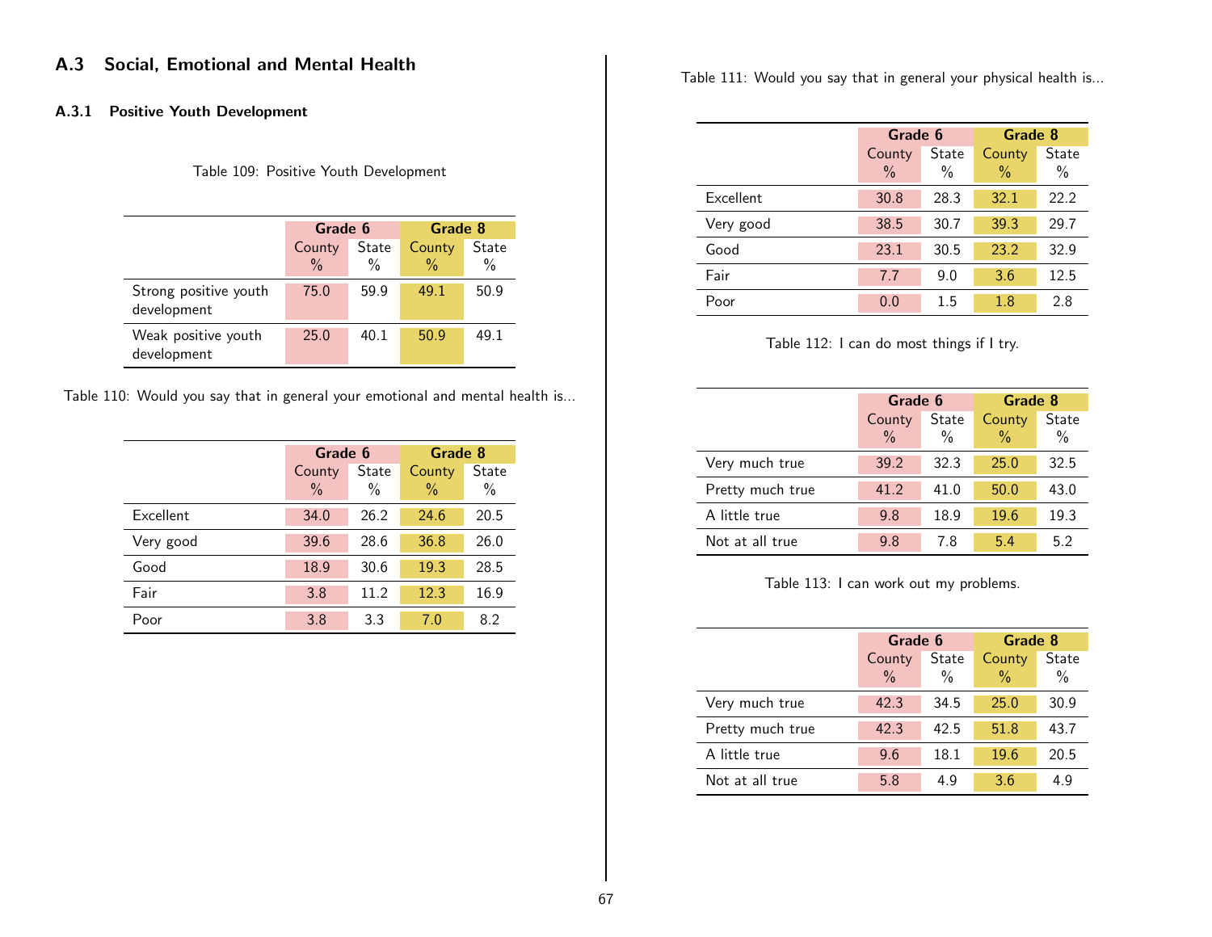## A.3 Social, Emotional and Mental Health

### A.3.1 Positive Youth Development

Table 109: Positive Youth Development

| | Grade 6 | | Grade 8 | |
|---|---|---|---|---|
| | County % | State % | County % | State % |
| Strong positive youth development | 75.0 | 59.9 | 49.1 | 50.9 |
| Weak positive youth development | 25.0 | 40.1 | 50.9 | 49.1 |

Table 110: Would you say that in general your emotional and mental health is...

| | Grade 6 | | Grade 8 | |
|---|---|---|---|---|
| | County % | State % | County % | State % |
| Excellent | 34.0 | 26.2 | 24.6 | 20.5 |
| Very good | 39.6 | 28.6 | 36.8 | 26.0 |
| Good | 18.9 | 30.6 | 19.3 | 28.5 |
| Fair | 3.8 | 11.2 | 12.3 | 16.9 |
| Poor | 3.8 | 3.3 | 7.0 | 8.2 |

Table 111: Would you say that in general your physical health is...

| | Grade 6 | | Grade 8 | |
|---|---|---|---|---|
| | County % | State % | County % | State % |
| Excellent | 30.8 | 28.3 | 32.1 | 22.2 |
| Very good | 38.5 | 30.7 | 39.3 | 29.7 |
| Good | 23.1 | 30.5 | 23.2 | 32.9 |
| Fair | 7.7 | 9.0 | 3.6 | 12.5 |
| Poor | 0.0 | 1.5 | 1.8 | 2.8 |

Table 112: I can do most things if I try.

| | Grade 6 | | Grade 8 | |
|---|---|---|---|---|
| | County % | State % | County % | State % |
| Very much true | 39.2 | 32.3 | 25.0 | 32.5 |
| Pretty much true | 41.2 | 41.0 | 50.0 | 43.0 |
| A little true | 9.8 | 18.9 | 19.6 | 19.3 |
| Not at all true | 9.8 | 7.8 | 5.4 | 5.2 |

Table 113: I can work out my problems.

| | Grade 6 | | Grade 8 | |
|---|---|---|---|---|
| | County % | State % | County % | State % |
| Very much true | 42.3 | 34.5 | 25.0 | 30.9 |
| Pretty much true | 42.3 | 42.5 | 51.8 | 43.7 |
| A little true | 9.6 | 18.1 | 19.6 | 20.5 |
| Not at all true | 5.8 | 4.9 | 3.6 | 4.9 |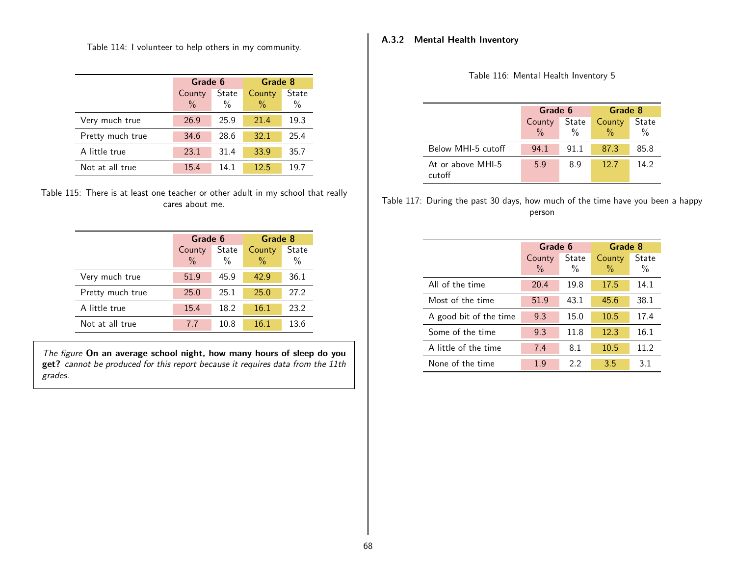Table 114: I volunteer to help others in my community.

| | Grade 6 | | Grade 8 | |
|---|---|---|---|---|
| | County % | State % | County % | State % |
| Very much true | 26.9 | 25.9 | 21.4 | 19.3 |
| Pretty much true | 34.6 | 28.6 | 32.1 | 25.4 |
| A little true | 23.1 | 31.4 | 33.9 | 35.7 |
| Not at all true | 15.4 | 14.1 | 12.5 | 19.7 |

Table 115: There is at least one teacher or other adult in my school that really cares about me.

| | Grade 6 | | Grade 8 | |
|---|---|---|---|---|
| | County % | State % | County % | State % |
| Very much true | 51.9 | 45.9 | 42.9 | 36.1 |
| Pretty much true | 25.0 | 25.1 | 25.0 | 27.2 |
| A little true | 15.4 | 18.2 | 16.1 | 23.2 |
| Not at all true | 7.7 | 10.8 | 16.1 | 13.6 |

*The figure* **On an average school night, how many hours of sleep do you get?** *cannot be produced for this report because it requires data from the 11th grades.*

### A.3.2 Mental Health Inventory

Table 116: Mental Health Inventory 5

| | Grade 6 | | Grade 8 | |
|---|---|---|---|---|
| | County % | State % | County % | State % |
| Below MHI-5 cutoff | 94.1 | 91.1 | 87.3 | 85.8 |
| At or above MHI-5 cutoff | 5.9 | 8.9 | 12.7 | 14.2 |

Table 117: During the past 30 days, how much of the time have you been a happy person

| | Grade 6 | | Grade 8 | |
|---|---|---|---|---|
| | County % | State % | County % | State % |
| All of the time | 20.4 | 19.8 | 17.5 | 14.1 |
| Most of the time | 51.9 | 43.1 | 45.6 | 38.1 |
| A good bit of the time | 9.3 | 15.0 | 10.5 | 17.4 |
| Some of the time | 9.3 | 11.8 | 12.3 | 16.1 |
| A little of the time | 7.4 | 8.1 | 10.5 | 11.2 |
| None of the time | 1.9 | 2.2 | 3.5 | 3.1 |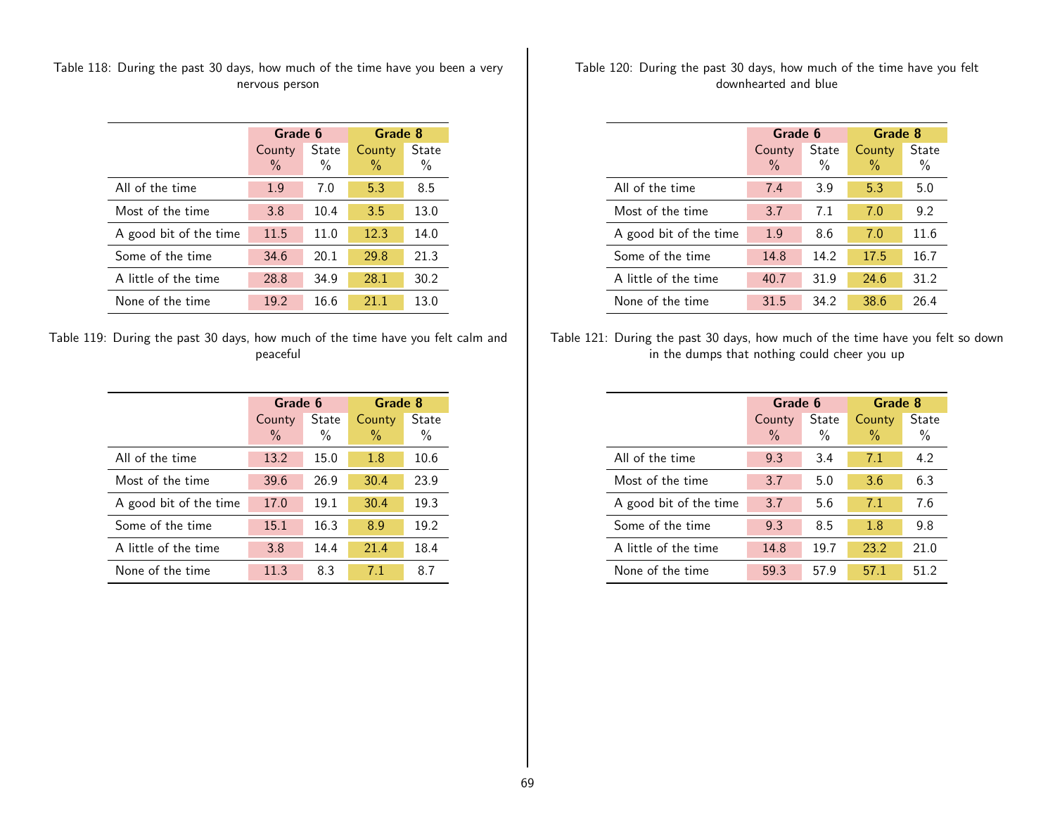Table 118: During the past 30 days, how much of the time have you been a very nervous person

| | Grade 6 | | Grade 8 | |
|---|---|---|---|---|
| | County % | State % | County % | State % |
| All of the time | 1.9 | 7.0 | 5.3 | 8.5 |
| Most of the time | 3.8 | 10.4 | 3.5 | 13.0 |
| A good bit of the time | 11.5 | 11.0 | 12.3 | 14.0 |
| Some of the time | 34.6 | 20.1 | 29.8 | 21.3 |
| A little of the time | 28.8 | 34.9 | 28.1 | 30.2 |
| None of the time | 19.2 | 16.6 | 21.1 | 13.0 |

Table 119: During the past 30 days, how much of the time have you felt calm and peaceful

| | Grade 6 | | Grade 8 | |
|---|---|---|---|---|
| | County % | State % | County % | State % |
| All of the time | 13.2 | 15.0 | 1.8 | 10.6 |
| Most of the time | 39.6 | 26.9 | 30.4 | 23.9 |
| A good bit of the time | 17.0 | 19.1 | 30.4 | 19.3 |
| Some of the time | 15.1 | 16.3 | 8.9 | 19.2 |
| A little of the time | 3.8 | 14.4 | 21.4 | 18.4 |
| None of the time | 11.3 | 8.3 | 7.1 | 8.7 |

Table 120: During the past 30 days, how much of the time have you felt downhearted and blue

| | Grade 6 | | Grade 8 | |
|---|---|---|---|---|
| | County % | State % | County % | State % |
| All of the time | 7.4 | 3.9 | 5.3 | 5.0 |
| Most of the time | 3.7 | 7.1 | 7.0 | 9.2 |
| A good bit of the time | 1.9 | 8.6 | 7.0 | 11.6 |
| Some of the time | 14.8 | 14.2 | 17.5 | 16.7 |
| A little of the time | 40.7 | 31.9 | 24.6 | 31.2 |
| None of the time | 31.5 | 34.2 | 38.6 | 26.4 |

Table 121: During the past 30 days, how much of the time have you felt so down in the dumps that nothing could cheer you up

| | Grade 6 | | Grade 8 | |
|---|---|---|---|---|
| | County % | State % | County % | State % |
| All of the time | 9.3 | 3.4 | 7.1 | 4.2 |
| Most of the time | 3.7 | 5.0 | 3.6 | 6.3 |
| A good bit of the time | 3.7 | 5.6 | 7.1 | 7.6 |
| Some of the time | 9.3 | 8.5 | 1.8 | 9.8 |
| A little of the time | 14.8 | 19.7 | 23.2 | 21.0 |
| None of the time | 59.3 | 57.9 | 57.1 | 51.2 |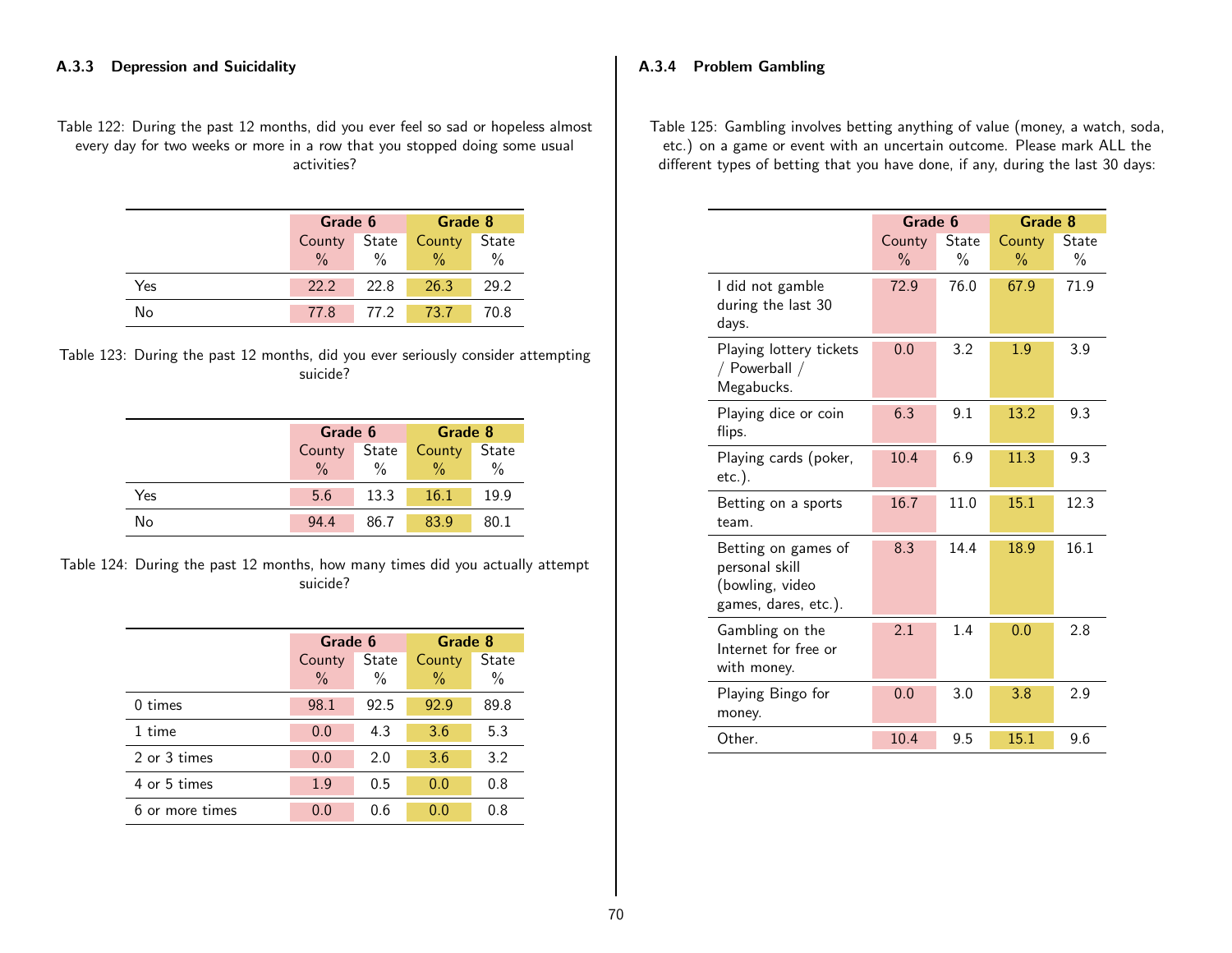### A.3.3 Depression and Suicidality

Table 122: During the past 12 months, did you ever feel so sad or hopeless almost every day for two weeks or more in a row that you stopped doing some usual activities?

| | Grade 6 | | Grade 8 | |
|---|---|---|---|---|
| | County % | State % | County % | State % |
| Yes | 22.2 | 22.8 | 26.3 | 29.2 |
| No | 77.8 | 77.2 | 73.7 | 70.8 |

Table 123: During the past 12 months, did you ever seriously consider attempting suicide?

| | Grade 6 | | Grade 8 | |
|---|---|---|---|---|
| | County % | State % | County % | State % |
| Yes | 5.6 | 13.3 | 16.1 | 19.9 |
| No | 94.4 | 86.7 | 83.9 | 80.1 |

Table 124: During the past 12 months, how many times did you actually attempt suicide?

| | Grade 6 | | Grade 8 | |
|---|---|---|---|---|
| | County % | State % | County % | State % |
| 0 times | 98.1 | 92.5 | 92.9 | 89.8 |
| 1 time | 0.0 | 4.3 | 3.6 | 5.3 |
| 2 or 3 times | 0.0 | 2.0 | 3.6 | 3.2 |
| 4 or 5 times | 1.9 | 0.5 | 0.0 | 0.8 |
| 6 or more times | 0.0 | 0.6 | 0.0 | 0.8 |

### A.3.4 Problem Gambling

Table 125: Gambling involves betting anything of value (money, a watch, soda, etc.) on a game or event with an uncertain outcome. Please mark ALL the different types of betting that you have done, if any, during the last 30 days:

| | Grade 6 | | Grade 8 | |
|---|---|---|---|---|
| | County % | State % | County % | State % |
| I did not gamble during the last 30 days. | 72.9 | 76.0 | 67.9 | 71.9 |
| Playing lottery tickets / Powerball / Megabucks. | 0.0 | 3.2 | 1.9 | 3.9 |
| Playing dice or coin flips. | 6.3 | 9.1 | 13.2 | 9.3 |
| Playing cards (poker, etc.). | 10.4 | 6.9 | 11.3 | 9.3 |
| Betting on a sports team. | 16.7 | 11.0 | 15.1 | 12.3 |
| Betting on games of personal skill (bowling, video games, dares, etc.). | 8.3 | 14.4 | 18.9 | 16.1 |
| Gambling on the Internet for free or with money. | 2.1 | 1.4 | 0.0 | 2.8 |
| Playing Bingo for money. | 0.0 | 3.0 | 3.8 | 2.9 |
| Other. | 10.4 | 9.5 | 15.1 | 9.6 |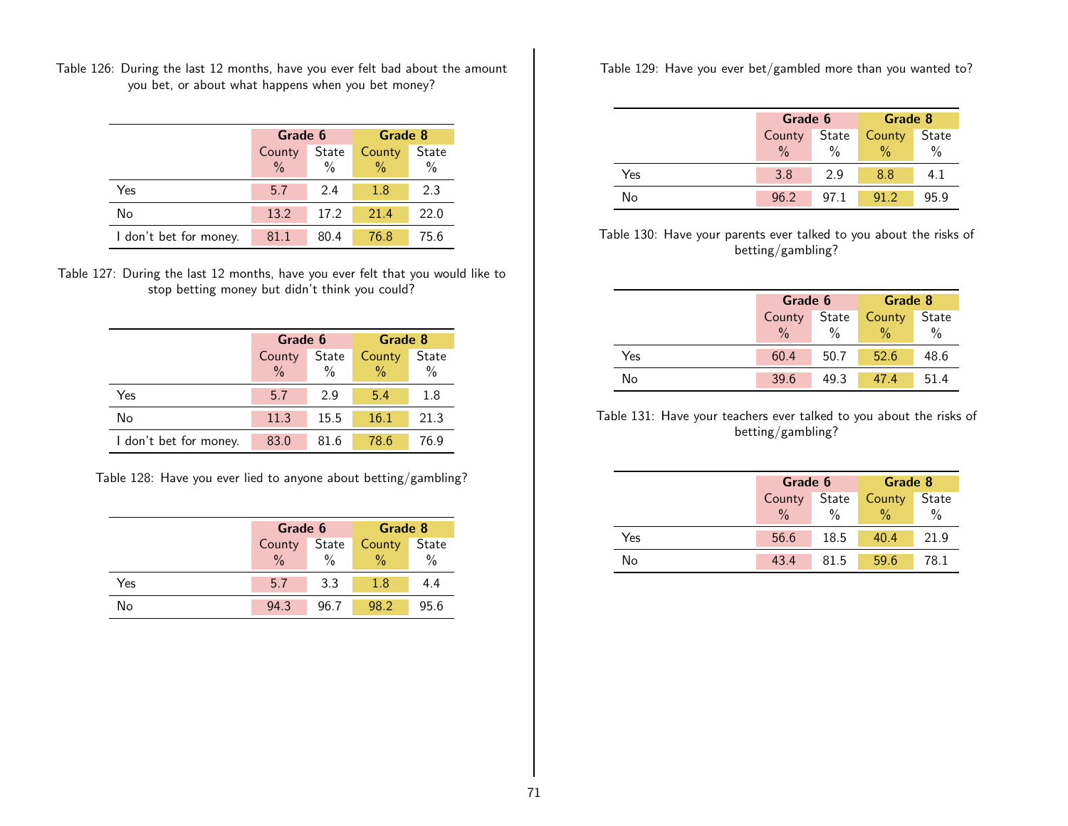Table 126: During the last 12 months, have you ever felt bad about the amount you bet, or about what happens when you bet money?

| | Grade 6 | | Grade 8 | |
|---|---|---|---|---|
| | County % | State % | County % | State % |
| Yes | 5.7 | 2.4 | 1.8 | 2.3 |
| No | 13.2 | 17.2 | 21.4 | 22.0 |
| I don't bet for money. | 81.1 | 80.4 | 76.8 | 75.6 |

Table 127: During the last 12 months, have you ever felt that you would like to stop betting money but didn't think you could?

| | Grade 6 | | Grade 8 | |
|---|---|---|---|---|
| | County % | State % | County % | State % |
| Yes | 5.7 | 2.9 | 5.4 | 1.8 |
| No | 11.3 | 15.5 | 16.1 | 21.3 |
| I don't bet for money. | 83.0 | 81.6 | 78.6 | 76.9 |

Table 128: Have you ever lied to anyone about betting/gambling?

| | Grade 6 | | Grade 8 | |
|---|---|---|---|---|
| | County % | State % | County % | State % |
| Yes | 5.7 | 3.3 | 1.8 | 4.4 |
| No | 94.3 | 96.7 | 98.2 | 95.6 |

Table 129: Have you ever bet/gambled more than you wanted to?

| | Grade 6 | | Grade 8 | |
|---|---|---|---|---|
| | County % | State % | County % | State % |
| Yes | 3.8 | 2.9 | 8.8 | 4.1 |
| No | 96.2 | 97.1 | 91.2 | 95.9 |

Table 130: Have your parents ever talked to you about the risks of betting/gambling?

| | Grade 6 | | Grade 8 | |
|---|---|---|---|---|
| | County % | State % | County % | State % |
| Yes | 60.4 | 50.7 | 52.6 | 48.6 |
| No | 39.6 | 49.3 | 47.4 | 51.4 |

Table 131: Have your teachers ever talked to you about the risks of betting/gambling?

| | Grade 6 | | Grade 8 | |
|---|---|---|---|---|
| | County % | State % | County % | State % |
| Yes | 56.6 | 18.5 | 40.4 | 21.9 |
| No | 43.4 | 81.5 | 59.6 | 78.1 |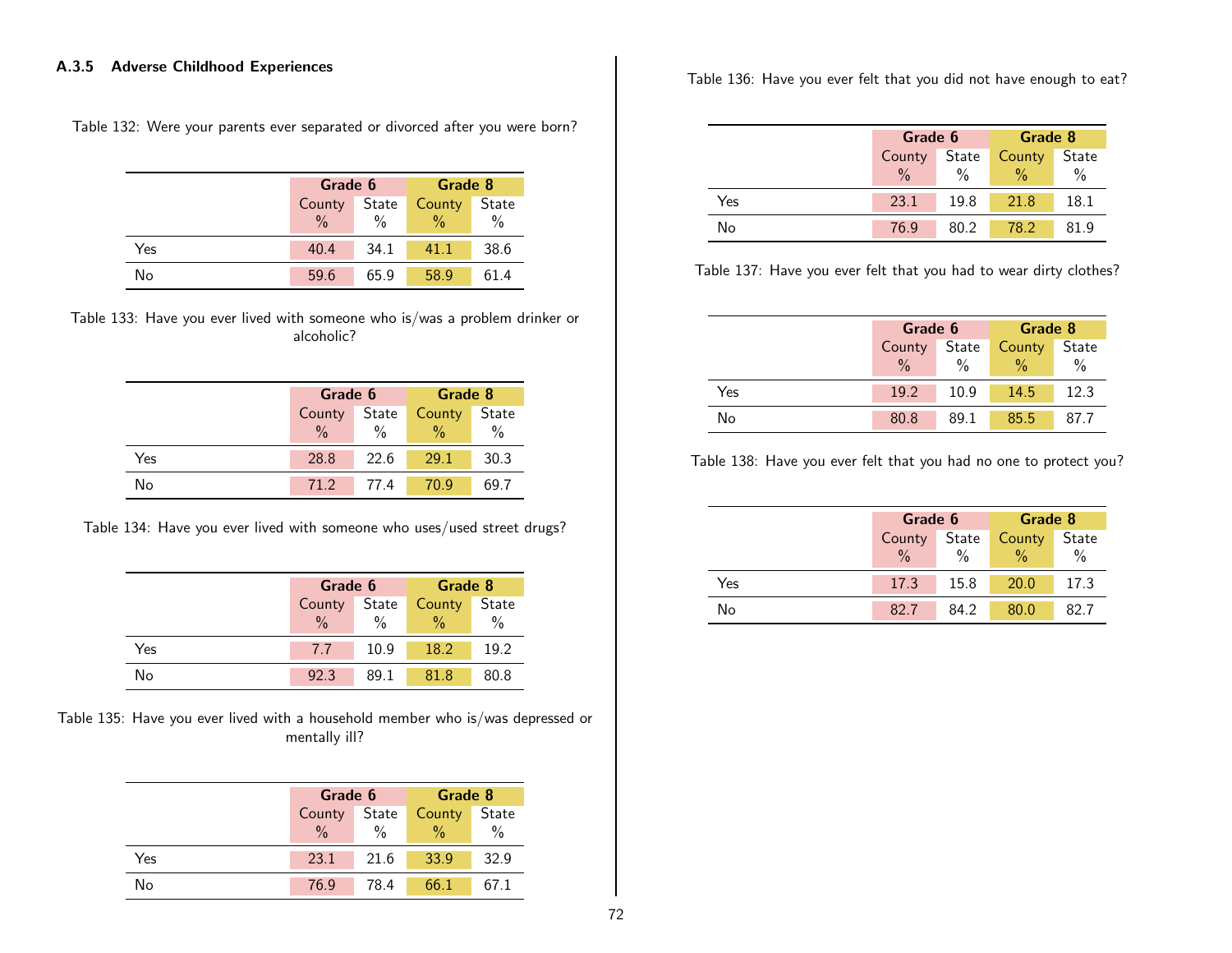### A.3.5 Adverse Childhood Experiences

Table 132: Were your parents ever separated or divorced after you were born?

| | Grade 6 | | Grade 8 | |
|---|---|---|---|---|
| | County % | State % | County % | State % |
| Yes | 40.4 | 34.1 | 41.1 | 38.6 |
| No | 59.6 | 65.9 | 58.9 | 61.4 |

Table 133: Have you ever lived with someone who is/was a problem drinker or alcoholic?

| | Grade 6 | | Grade 8 | |
|---|---|---|---|---|
| | County % | State % | County % | State % |
| Yes | 28.8 | 22.6 | 29.1 | 30.3 |
| No | 71.2 | 77.4 | 70.9 | 69.7 |

Table 134: Have you ever lived with someone who uses/used street drugs?

| | Grade 6 | | Grade 8 | |
|---|---|---|---|---|
| | County % | State % | County % | State % |
| Yes | 7.7 | 10.9 | 18.2 | 19.2 |
| No | 92.3 | 89.1 | 81.8 | 80.8 |

Table 135: Have you ever lived with a household member who is/was depressed or mentally ill?

| | Grade 6 | | Grade 8 | |
|---|---|---|---|---|
| | County % | State % | County % | State % |
| Yes | 23.1 | 21.6 | 33.9 | 32.9 |
| No | 76.9 | 78.4 | 66.1 | 67.1 |

Table 136: Have you ever felt that you did not have enough to eat?

| | Grade 6 | | Grade 8 | |
|---|---|---|---|---|
| | County % | State % | County % | State % |
| Yes | 23.1 | 19.8 | 21.8 | 18.1 |
| No | 76.9 | 80.2 | 78.2 | 81.9 |

Table 137: Have you ever felt that you had to wear dirty clothes?

| | Grade 6 | | Grade 8 | |
|---|---|---|---|---|
| | County % | State % | County % | State % |
| Yes | 19.2 | 10.9 | 14.5 | 12.3 |
| No | 80.8 | 89.1 | 85.5 | 87.7 |

Table 138: Have you ever felt that you had no one to protect you?

| | Grade 6 | | Grade 8 | |
|---|---|---|---|---|
| | County % | State % | County % | State % |
| Yes | 17.3 | 15.8 | 20.0 | 17.3 |
| No | 82.7 | 84.2 | 80.0 | 82.7 |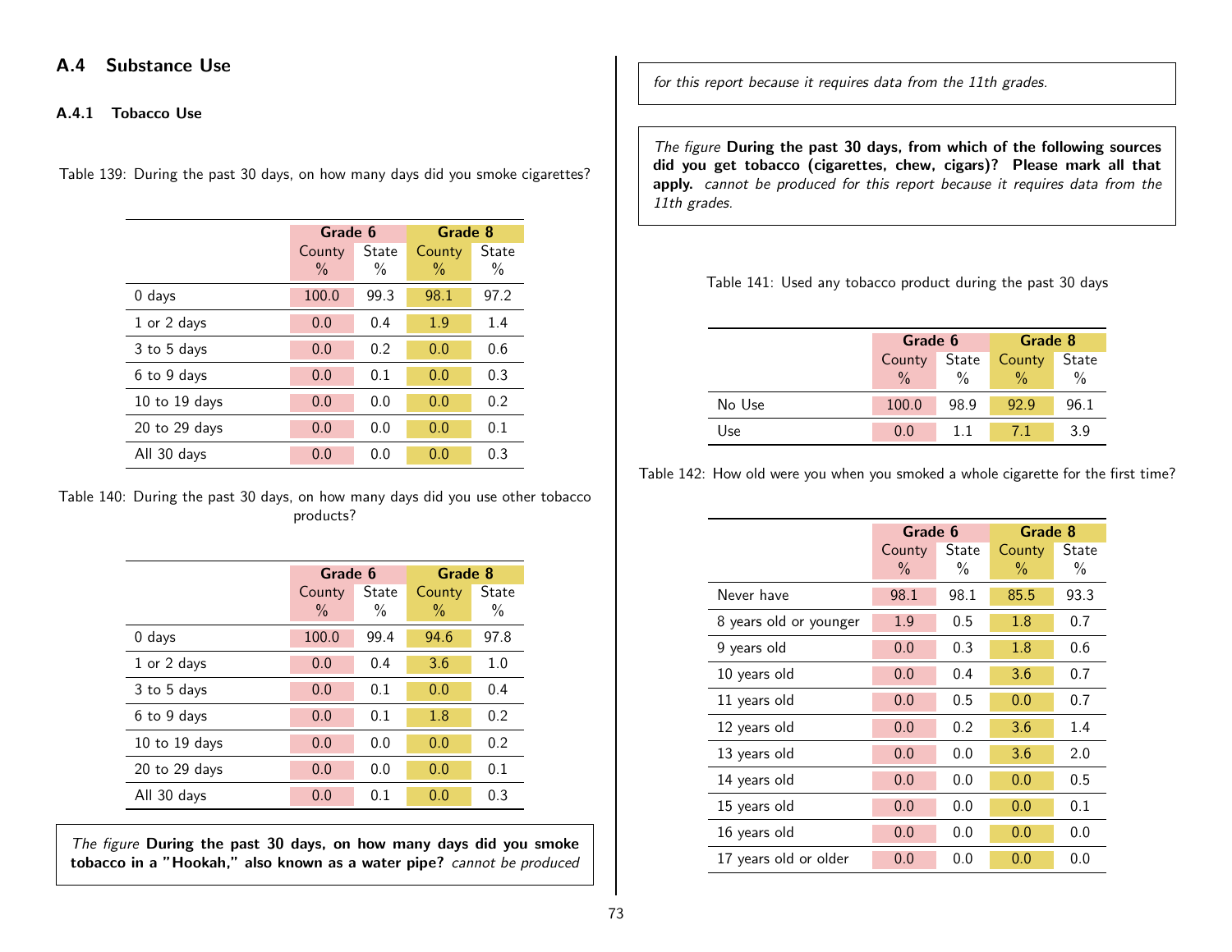## A.4 Substance Use

### A.4.1 Tobacco Use

Table 139: During the past 30 days, on how many days did you smoke cigarettes?

| | Grade 6 | | Grade 8 | |
|---|---|---|---|---|
| | County % | State % | County % | State % |
| 0 days | 100.0 | 99.3 | 98.1 | 97.2 |
| 1 or 2 days | 0.0 | 0.4 | 1.9 | 1.4 |
| 3 to 5 days | 0.0 | 0.2 | 0.0 | 0.6 |
| 6 to 9 days | 0.0 | 0.1 | 0.0 | 0.3 |
| 10 to 19 days | 0.0 | 0.0 | 0.0 | 0.2 |
| 20 to 29 days | 0.0 | 0.0 | 0.0 | 0.1 |
| All 30 days | 0.0 | 0.0 | 0.0 | 0.3 |

Table 140: During the past 30 days, on how many days did you use other tobacco products?

| | Grade 6 | | Grade 8 | |
|---|---|---|---|---|
| | County % | State % | County % | State % |
| 0 days | 100.0 | 99.4 | 94.6 | 97.8 |
| 1 or 2 days | 0.0 | 0.4 | 3.6 | 1.0 |
| 3 to 5 days | 0.0 | 0.1 | 0.0 | 0.4 |
| 6 to 9 days | 0.0 | 0.1 | 1.8 | 0.2 |
| 10 to 19 days | 0.0 | 0.0 | 0.0 | 0.2 |
| 20 to 29 days | 0.0 | 0.0 | 0.0 | 0.1 |
| All 30 days | 0.0 | 0.1 | 0.0 | 0.3 |

*The figure* **During the past 30 days, on how many days did you smoke tobacco in a "Hookah," also known as a water pipe?** *cannot be produced for this report because it requires data from the 11th grades.*

*The figure* **During the past 30 days, from which of the following sources did you get tobacco (cigarettes, chew, cigars)? Please mark all that apply.** *cannot be produced for this report because it requires data from the 11th grades.*

Table 141: Used any tobacco product during the past 30 days

| | Grade 6 | | Grade 8 | |
|---|---|---|---|---|
| | County % | State % | County % | State % |
| No Use | 100.0 | 98.9 | 92.9 | 96.1 |
| Use | 0.0 | 1.1 | 7.1 | 3.9 |

Table 142: How old were you when you smoked a whole cigarette for the first time?

| | Grade 6 | | Grade 8 | |
|---|---|---|---|---|
| | County % | State % | County % | State % |
| Never have | 98.1 | 98.1 | 85.5 | 93.3 |
| 8 years old or younger | 1.9 | 0.5 | 1.8 | 0.7 |
| 9 years old | 0.0 | 0.3 | 1.8 | 0.6 |
| 10 years old | 0.0 | 0.4 | 3.6 | 0.7 |
| 11 years old | 0.0 | 0.5 | 0.0 | 0.7 |
| 12 years old | 0.0 | 0.2 | 3.6 | 1.4 |
| 13 years old | 0.0 | 0.0 | 3.6 | 2.0 |
| 14 years old | 0.0 | 0.0 | 0.0 | 0.5 |
| 15 years old | 0.0 | 0.0 | 0.0 | 0.1 |
| 16 years old | 0.0 | 0.0 | 0.0 | 0.0 |
| 17 years old or older | 0.0 | 0.0 | 0.0 | 0.0 |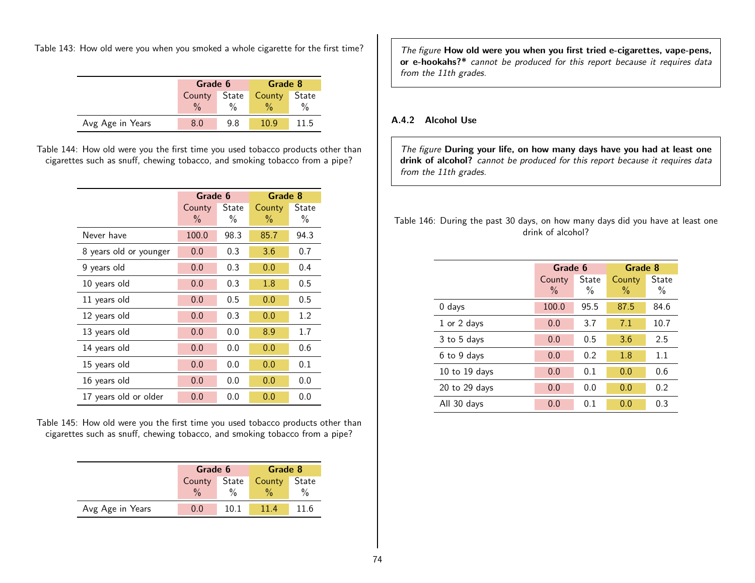Table 143: How old were you when you smoked a whole cigarette for the first time?

| | Grade 6 | | Grade 8 | |
|---|---|---|---|---|
| | County % | State % | County % | State % |
| Avg Age in Years | 8.0 | 9.8 | 10.9 | 11.5 |

Table 144: How old were you the first time you used tobacco products other than cigarettes such as snuff, chewing tobacco, and smoking tobacco from a pipe?

| | Grade 6 | | Grade 8 | |
|---|---|---|---|---|
| | County % | State % | County % | State % |
| Never have | 100.0 | 98.3 | 85.7 | 94.3 |
| 8 years old or younger | 0.0 | 0.3 | 3.6 | 0.7 |
| 9 years old | 0.0 | 0.3 | 0.0 | 0.4 |
| 10 years old | 0.0 | 0.3 | 1.8 | 0.5 |
| 11 years old | 0.0 | 0.5 | 0.0 | 0.5 |
| 12 years old | 0.0 | 0.3 | 0.0 | 1.2 |
| 13 years old | 0.0 | 0.0 | 8.9 | 1.7 |
| 14 years old | 0.0 | 0.0 | 0.0 | 0.6 |
| 15 years old | 0.0 | 0.0 | 0.0 | 0.1 |
| 16 years old | 0.0 | 0.0 | 0.0 | 0.0 |
| 17 years old or older | 0.0 | 0.0 | 0.0 | 0.0 |

Table 145: How old were you the first time you used tobacco products other than cigarettes such as snuff, chewing tobacco, and smoking tobacco from a pipe?

| | Grade 6 | | Grade 8 | |
|---|---|---|---|---|
| | County % | State % | County % | State % |
| Avg Age in Years | 0.0 | 10.1 | 11.4 | 11.6 |

*The figure* **How old were you when you first tried e-cigarettes, vape-pens, or e-hookahs?*** *cannot be produced for this report because it requires data from the 11th grades.*

### A.4.2 Alcohol Use

*The figure* **During your life, on how many days have you had at least one drink of alcohol?** *cannot be produced for this report because it requires data from the 11th grades.*

Table 146: During the past 30 days, on how many days did you have at least one drink of alcohol?

| | Grade 6 | | Grade 8 | |
|---|---|---|---|---|
| | County % | State % | County % | State % |
| 0 days | 100.0 | 95.5 | 87.5 | 84.6 |
| 1 or 2 days | 0.0 | 3.7 | 7.1 | 10.7 |
| 3 to 5 days | 0.0 | 0.5 | 3.6 | 2.5 |
| 6 to 9 days | 0.0 | 0.2 | 1.8 | 1.1 |
| 10 to 19 days | 0.0 | 0.1 | 0.0 | 0.6 |
| 20 to 29 days | 0.0 | 0.0 | 0.0 | 0.2 |
| All 30 days | 0.0 | 0.1 | 0.0 | 0.3 |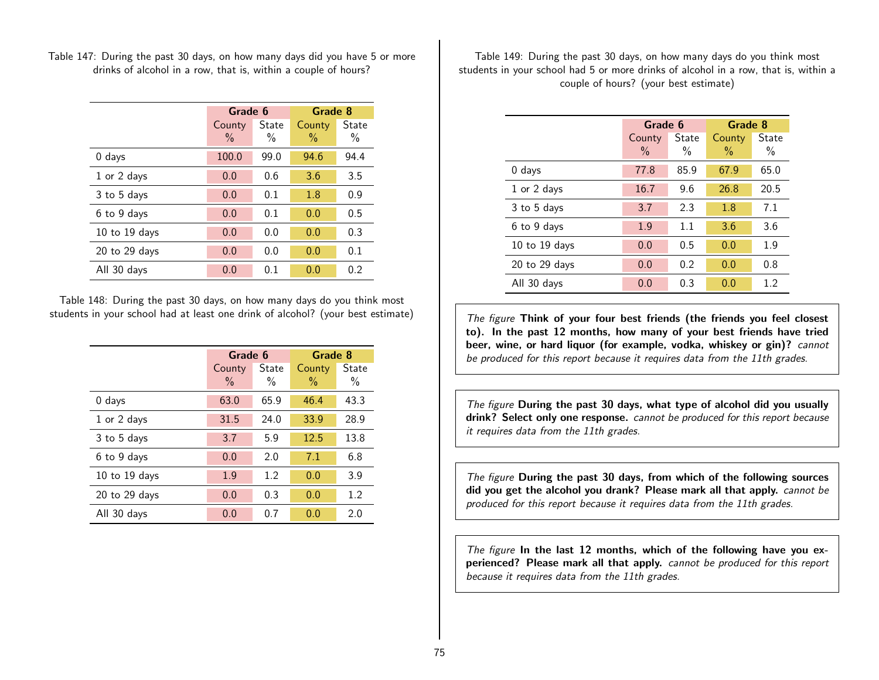Table 147: During the past 30 days, on how many days did you have 5 or more drinks of alcohol in a row, that is, within a couple of hours?

| | Grade 6 | | Grade 8 | |
|---|---|---|---|---|
| | County % | State % | County % | State % |
| 0 days | 100.0 | 99.0 | 94.6 | 94.4 |
| 1 or 2 days | 0.0 | 0.6 | 3.6 | 3.5 |
| 3 to 5 days | 0.0 | 0.1 | 1.8 | 0.9 |
| 6 to 9 days | 0.0 | 0.1 | 0.0 | 0.5 |
| 10 to 19 days | 0.0 | 0.0 | 0.0 | 0.3 |
| 20 to 29 days | 0.0 | 0.0 | 0.0 | 0.1 |
| All 30 days | 0.0 | 0.1 | 0.0 | 0.2 |

Table 148: During the past 30 days, on how many days do you think most students in your school had at least one drink of alcohol? (your best estimate)

| | Grade 6 | | Grade 8 | |
|---|---|---|---|---|
| | County % | State % | County % | State % |
| 0 days | 63.0 | 65.9 | 46.4 | 43.3 |
| 1 or 2 days | 31.5 | 24.0 | 33.9 | 28.9 |
| 3 to 5 days | 3.7 | 5.9 | 12.5 | 13.8 |
| 6 to 9 days | 0.0 | 2.0 | 7.1 | 6.8 |
| 10 to 19 days | 1.9 | 1.2 | 0.0 | 3.9 |
| 20 to 29 days | 0.0 | 0.3 | 0.0 | 1.2 |
| All 30 days | 0.0 | 0.7 | 0.0 | 2.0 |

Table 149: During the past 30 days, on how many days do you think most students in your school had 5 or more drinks of alcohol in a row, that is, within a couple of hours? (your best estimate)

| | Grade 6 | | Grade 8 | |
|---|---|---|---|---|
| | County % | State % | County % | State % |
| 0 days | 77.8 | 85.9 | 67.9 | 65.0 |
| 1 or 2 days | 16.7 | 9.6 | 26.8 | 20.5 |
| 3 to 5 days | 3.7 | 2.3 | 1.8 | 7.1 |
| 6 to 9 days | 1.9 | 1.1 | 3.6 | 3.6 |
| 10 to 19 days | 0.0 | 0.5 | 0.0 | 1.9 |
| 20 to 29 days | 0.0 | 0.2 | 0.0 | 0.8 |
| All 30 days | 0.0 | 0.3 | 0.0 | 1.2 |

*The figure* **Think of your four best friends (the friends you feel closest to). In the past 12 months, how many of your best friends have tried beer, wine, or hard liquor (for example, vodka, whiskey or gin)?** *cannot be produced for this report because it requires data from the 11th grades.*

*The figure* **During the past 30 days, what type of alcohol did you usually drink? Select only one response.** *cannot be produced for this report because it requires data from the 11th grades.*

*The figure* **During the past 30 days, from which of the following sources did you get the alcohol you drank? Please mark all that apply.** *cannot be produced for this report because it requires data from the 11th grades.*

*The figure* **In the last 12 months, which of the following have you experienced? Please mark all that apply.** *cannot be produced for this report because it requires data from the 11th grades.*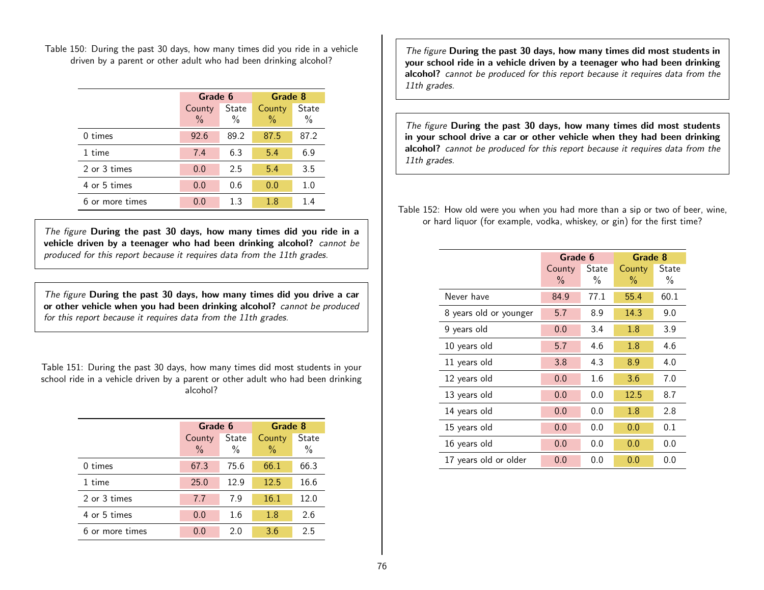Table 150: During the past 30 days, how many times did you ride in a vehicle driven by a parent or other adult who had been drinking alcohol?

| | Grade 6 | | Grade 8 | |
|---|---|---|---|---|
| | County % | State % | County % | State % |
| 0 times | 92.6 | 89.2 | 87.5 | 87.2 |
| 1 time | 7.4 | 6.3 | 5.4 | 6.9 |
| 2 or 3 times | 0.0 | 2.5 | 5.4 | 3.5 |
| 4 or 5 times | 0.0 | 0.6 | 0.0 | 1.0 |
| 6 or more times | 0.0 | 1.3 | 1.8 | 1.4 |

*The figure* **During the past 30 days, how many times did you ride in a vehicle driven by a teenager who had been drinking alcohol?** *cannot be produced for this report because it requires data from the 11th grades.*

*The figure* **During the past 30 days, how many times did you drive a car or other vehicle when you had been drinking alcohol?** *cannot be produced for this report because it requires data from the 11th grades.*

Table 151: During the past 30 days, how many times did most students in your school ride in a vehicle driven by a parent or other adult who had been drinking alcohol?

| | Grade 6 | | Grade 8 | |
|---|---|---|---|---|
| | County % | State % | County % | State % |
| 0 times | 67.3 | 75.6 | 66.1 | 66.3 |
| 1 time | 25.0 | 12.9 | 12.5 | 16.6 |
| 2 or 3 times | 7.7 | 7.9 | 16.1 | 12.0 |
| 4 or 5 times | 0.0 | 1.6 | 1.8 | 2.6 |
| 6 or more times | 0.0 | 2.0 | 3.6 | 2.5 |

*The figure* **During the past 30 days, how many times did most students in your school ride in a vehicle driven by a teenager who had been drinking alcohol?** *cannot be produced for this report because it requires data from the 11th grades.*

*The figure* **During the past 30 days, how many times did most students in your school drive a car or other vehicle when they had been drinking alcohol?** *cannot be produced for this report because it requires data from the 11th grades.*

Table 152: How old were you when you had more than a sip or two of beer, wine, or hard liquor (for example, vodka, whiskey, or gin) for the first time?

| | Grade 6 | | Grade 8 | |
|---|---|---|---|---|
| | County % | State % | County % | State % |
| Never have | 84.9 | 77.1 | 55.4 | 60.1 |
| 8 years old or younger | 5.7 | 8.9 | 14.3 | 9.0 |
| 9 years old | 0.0 | 3.4 | 1.8 | 3.9 |
| 10 years old | 5.7 | 4.6 | 1.8 | 4.6 |
| 11 years old | 3.8 | 4.3 | 8.9 | 4.0 |
| 12 years old | 0.0 | 1.6 | 3.6 | 7.0 |
| 13 years old | 0.0 | 0.0 | 12.5 | 8.7 |
| 14 years old | 0.0 | 0.0 | 1.8 | 2.8 |
| 15 years old | 0.0 | 0.0 | 0.0 | 0.1 |
| 16 years old | 0.0 | 0.0 | 0.0 | 0.0 |
| 17 years old or older | 0.0 | 0.0 | 0.0 | 0.0 |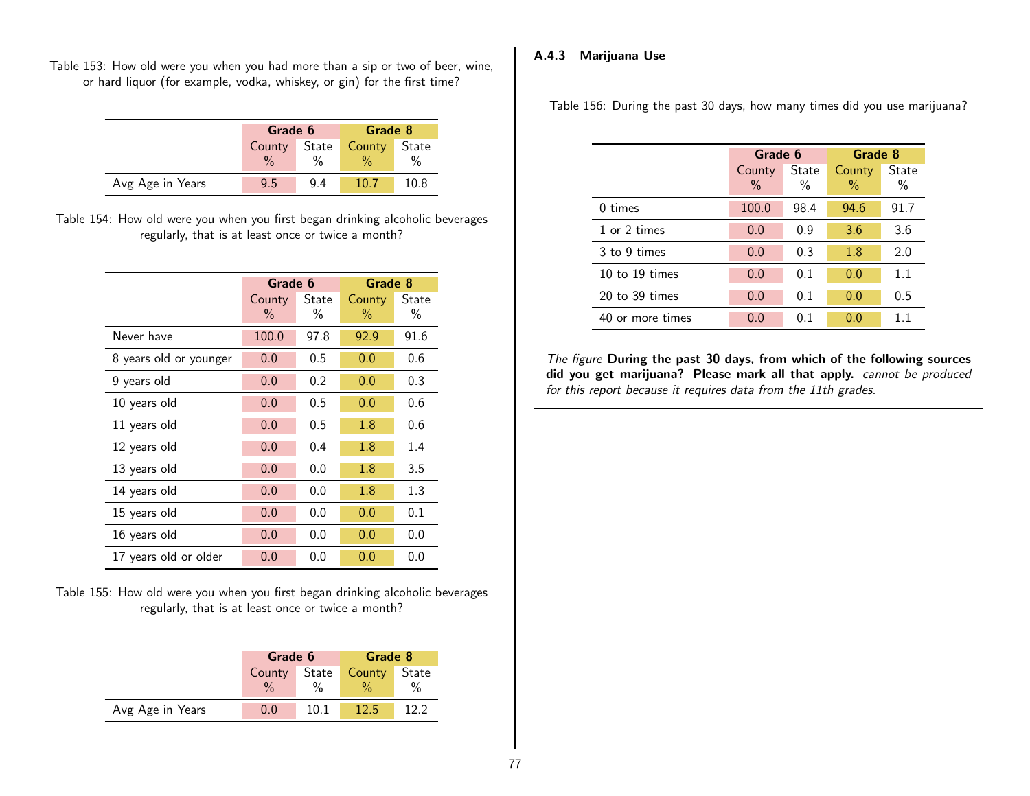Table 153: How old were you when you had more than a sip or two of beer, wine, or hard liquor (for example, vodka, whiskey, or gin) for the first time?

| | Grade 6 | | Grade 8 | |
|---|---|---|---|---|
| | County % | State % | County % | State % |
| Avg Age in Years | 9.5 | 9.4 | 10.7 | 10.8 |

Table 154: How old were you when you first began drinking alcoholic beverages regularly, that is at least once or twice a month?

| | Grade 6 | | Grade 8 | |
|---|---|---|---|---|
| | County % | State % | County % | State % |
| Never have | 100.0 | 97.8 | 92.9 | 91.6 |
| 8 years old or younger | 0.0 | 0.5 | 0.0 | 0.6 |
| 9 years old | 0.0 | 0.2 | 0.0 | 0.3 |
| 10 years old | 0.0 | 0.5 | 0.0 | 0.6 |
| 11 years old | 0.0 | 0.5 | 1.8 | 0.6 |
| 12 years old | 0.0 | 0.4 | 1.8 | 1.4 |
| 13 years old | 0.0 | 0.0 | 1.8 | 3.5 |
| 14 years old | 0.0 | 0.0 | 1.8 | 1.3 |
| 15 years old | 0.0 | 0.0 | 0.0 | 0.1 |
| 16 years old | 0.0 | 0.0 | 0.0 | 0.0 |
| 17 years old or older | 0.0 | 0.0 | 0.0 | 0.0 |

Table 155: How old were you when you first began drinking alcoholic beverages regularly, that is at least once or twice a month?

| | Grade 6 | | Grade 8 | |
|---|---|---|---|---|
| | County % | State % | County % | State % |
| Avg Age in Years | 0.0 | 10.1 | 12.5 | 12.2 |

### A.4.3 Marijuana Use

Table 156: During the past 30 days, how many times did you use marijuana?

| | Grade 6 | | Grade 8 | |
|---|---|---|---|---|
| | County % | State % | County % | State % |
| 0 times | 100.0 | 98.4 | 94.6 | 91.7 |
| 1 or 2 times | 0.0 | 0.9 | 3.6 | 3.6 |
| 3 to 9 times | 0.0 | 0.3 | 1.8 | 2.0 |
| 10 to 19 times | 0.0 | 0.1 | 0.0 | 1.1 |
| 20 to 39 times | 0.0 | 0.1 | 0.0 | 0.5 |
| 40 or more times | 0.0 | 0.1 | 0.0 | 1.1 |

*The figure* **During the past 30 days, from which of the following sources did you get marijuana? Please mark all that apply.** *cannot be produced for this report because it requires data from the 11th grades.*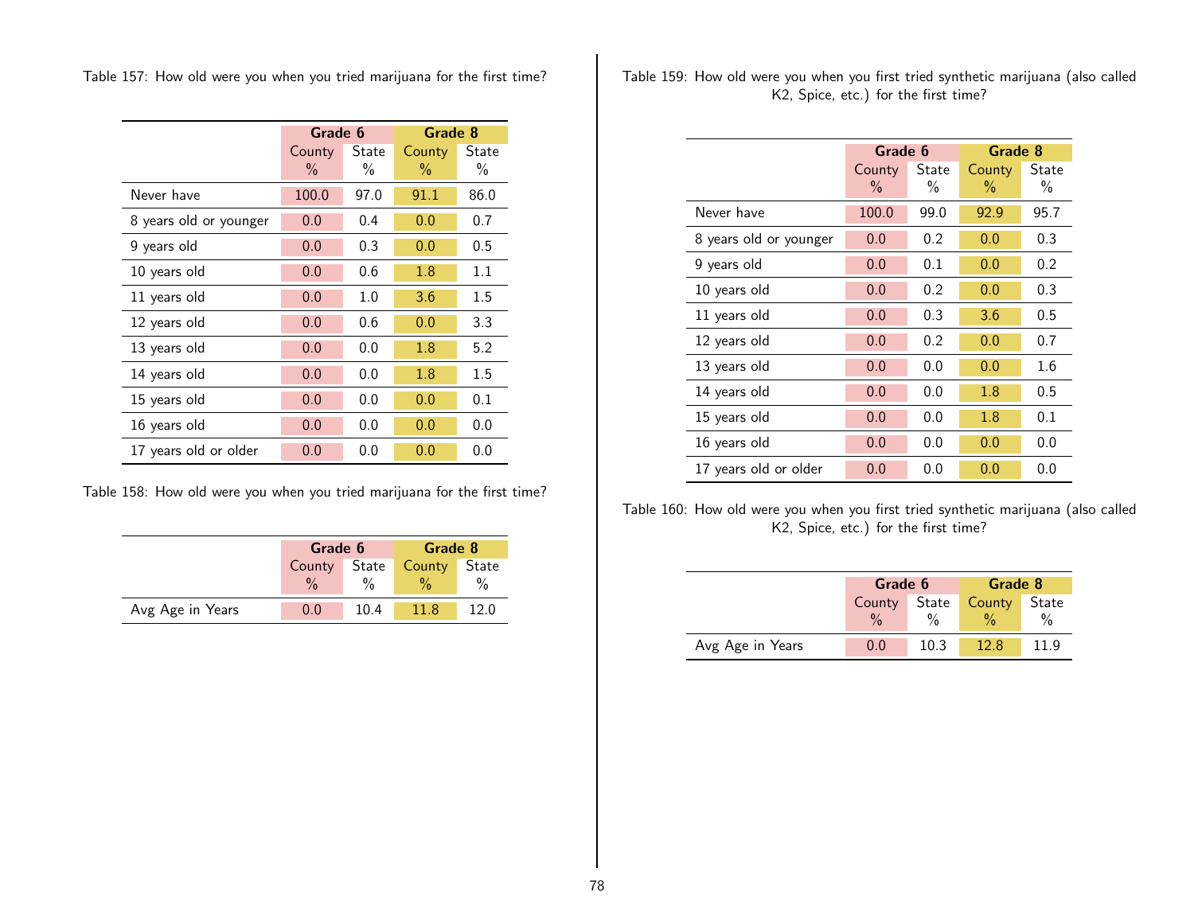Table 157: How old were you when you tried marijuana for the first time?

| | Grade 6 | | Grade 8 | |
|---|---|---|---|---|
| | County % | State % | County % | State % |
| Never have | 100.0 | 97.0 | 91.1 | 86.0 |
| 8 years old or younger | 0.0 | 0.4 | 0.0 | 0.7 |
| 9 years old | 0.0 | 0.3 | 0.0 | 0.5 |
| 10 years old | 0.0 | 0.6 | 1.8 | 1.1 |
| 11 years old | 0.0 | 1.0 | 3.6 | 1.5 |
| 12 years old | 0.0 | 0.6 | 0.0 | 3.3 |
| 13 years old | 0.0 | 0.0 | 1.8 | 5.2 |
| 14 years old | 0.0 | 0.0 | 1.8 | 1.5 |
| 15 years old | 0.0 | 0.0 | 0.0 | 0.1 |
| 16 years old | 0.0 | 0.0 | 0.0 | 0.0 |
| 17 years old or older | 0.0 | 0.0 | 0.0 | 0.0 |

Table 158: How old were you when you tried marijuana for the first time?

| | Grade 6 | | Grade 8 | |
|---|---|---|---|---|
| | County % | State % | County % | State % |
| Avg Age in Years | 0.0 | 10.4 | 11.8 | 12.0 |

Table 159: How old were you when you first tried synthetic marijuana (also called K2, Spice, etc.) for the first time?

| | Grade 6 | | Grade 8 | |
|---|---|---|---|---|
| | County % | State % | County % | State % |
| Never have | 100.0 | 99.0 | 92.9 | 95.7 |
| 8 years old or younger | 0.0 | 0.2 | 0.0 | 0.3 |
| 9 years old | 0.0 | 0.1 | 0.0 | 0.2 |
| 10 years old | 0.0 | 0.2 | 0.0 | 0.3 |
| 11 years old | 0.0 | 0.3 | 3.6 | 0.5 |
| 12 years old | 0.0 | 0.2 | 0.0 | 0.7 |
| 13 years old | 0.0 | 0.0 | 0.0 | 1.6 |
| 14 years old | 0.0 | 0.0 | 1.8 | 0.5 |
| 15 years old | 0.0 | 0.0 | 1.8 | 0.1 |
| 16 years old | 0.0 | 0.0 | 0.0 | 0.0 |
| 17 years old or older | 0.0 | 0.0 | 0.0 | 0.0 |

Table 160: How old were you when you first tried synthetic marijuana (also called K2, Spice, etc.) for the first time?

| | Grade 6 | | Grade 8 | |
|---|---|---|---|---|
| | County % | State % | County % | State % |
| Avg Age in Years | 0.0 | 10.3 | 12.8 | 11.9 |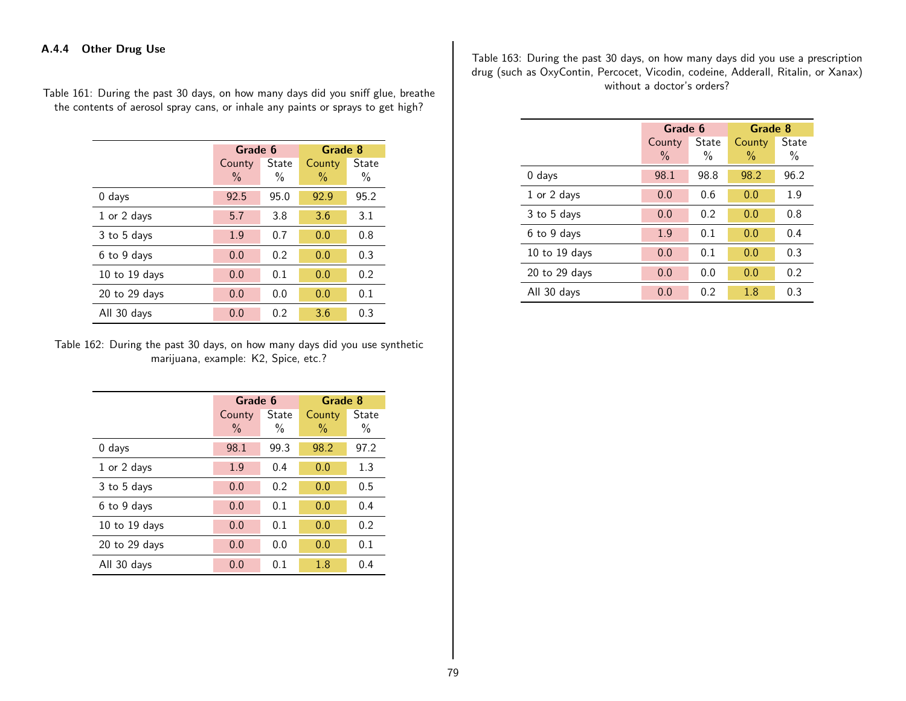### A.4.4 Other Drug Use

Table 161: During the past 30 days, on how many days did you sniff glue, breathe the contents of aerosol spray cans, or inhale any paints or sprays to get high?

| | Grade 6 | | Grade 8 | |
|---|---|---|---|---|
| | County % | State % | County % | State % |
| 0 days | 92.5 | 95.0 | 92.9 | 95.2 |
| 1 or 2 days | 5.7 | 3.8 | 3.6 | 3.1 |
| 3 to 5 days | 1.9 | 0.7 | 0.0 | 0.8 |
| 6 to 9 days | 0.0 | 0.2 | 0.0 | 0.3 |
| 10 to 19 days | 0.0 | 0.1 | 0.0 | 0.2 |
| 20 to 29 days | 0.0 | 0.0 | 0.0 | 0.1 |
| All 30 days | 0.0 | 0.2 | 3.6 | 0.3 |

Table 162: During the past 30 days, on how many days did you use synthetic marijuana, example: K2, Spice, etc.?

| | Grade 6 | | Grade 8 | |
|---|---|---|---|---|
| | County % | State % | County % | State % |
| 0 days | 98.1 | 99.3 | 98.2 | 97.2 |
| 1 or 2 days | 1.9 | 0.4 | 0.0 | 1.3 |
| 3 to 5 days | 0.0 | 0.2 | 0.0 | 0.5 |
| 6 to 9 days | 0.0 | 0.1 | 0.0 | 0.4 |
| 10 to 19 days | 0.0 | 0.1 | 0.0 | 0.2 |
| 20 to 29 days | 0.0 | 0.0 | 0.0 | 0.1 |
| All 30 days | 0.0 | 0.1 | 1.8 | 0.4 |

Table 163: During the past 30 days, on how many days did you use a prescription drug (such as OxyContin, Percocet, Vicodin, codeine, Adderall, Ritalin, or Xanax) without a doctor's orders?

| | Grade 6 | | Grade 8 | |
|---|---|---|---|---|
| | County % | State % | County % | State % |
| 0 days | 98.1 | 98.8 | 98.2 | 96.2 |
| 1 or 2 days | 0.0 | 0.6 | 0.0 | 1.9 |
| 3 to 5 days | 0.0 | 0.2 | 0.0 | 0.8 |
| 6 to 9 days | 1.9 | 0.1 | 0.0 | 0.4 |
| 10 to 19 days | 0.0 | 0.1 | 0.0 | 0.3 |
| 20 to 29 days | 0.0 | 0.0 | 0.0 | 0.2 |
| All 30 days | 0.0 | 0.2 | 1.8 | 0.3 |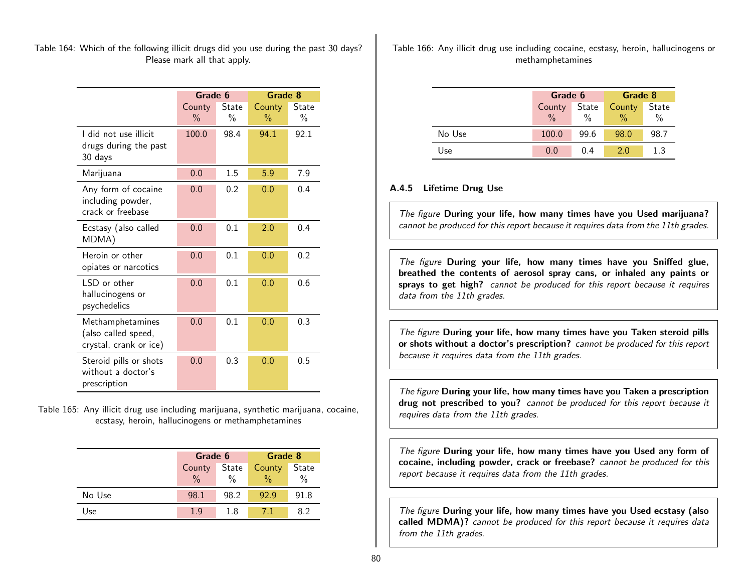Table 164: Which of the following illicit drugs did you use during the past 30 days? Please mark all that apply.

| | Grade 6 | | Grade 8 | |
|---|---|---|---|---|
| | County % | State % | County % | State % |
| I did not use illicit drugs during the past 30 days | 100.0 | 98.4 | 94.1 | 92.1 |
| Marijuana | 0.0 | 1.5 | 5.9 | 7.9 |
| Any form of cocaine including powder, crack or freebase | 0.0 | 0.2 | 0.0 | 0.4 |
| Ecstasy (also called MDMA) | 0.0 | 0.1 | 2.0 | 0.4 |
| Heroin or other opiates or narcotics | 0.0 | 0.1 | 0.0 | 0.2 |
| LSD or other hallucinogens or psychedelics | 0.0 | 0.1 | 0.0 | 0.6 |
| Methamphetamines (also called speed, crystal, crank or ice) | 0.0 | 0.1 | 0.0 | 0.3 |
| Steroid pills or shots without a doctor's prescription | 0.0 | 0.3 | 0.0 | 0.5 |

Table 165: Any illicit drug use including marijuana, synthetic marijuana, cocaine, ecstasy, heroin, hallucinogens or methamphetamines

| | Grade 6 | | Grade 8 | |
|---|---|---|---|---|
| | County % | State % | County % | State % |
| No Use | 98.1 | 98.2 | 92.9 | 91.8 |
| Use | 1.9 | 1.8 | 7.1 | 8.2 |

Table 166: Any illicit drug use including cocaine, ecstasy, heroin, hallucinogens or methamphetamines

| | Grade 6 | | Grade 8 | |
|---|---|---|---|---|
| | County % | State % | County % | State % |
| No Use | 100.0 | 99.6 | 98.0 | 98.7 |
| Use | 0.0 | 0.4 | 2.0 | 1.3 |

### A.4.5 Lifetime Drug Use

*The figure* **During your life, how many times have you Used marijuana?** *cannot be produced for this report because it requires data from the 11th grades.*

*The figure* **During your life, how many times have you Sniffed glue, breathed the contents of aerosol spray cans, or inhaled any paints or sprays to get high?** *cannot be produced for this report because it requires data from the 11th grades.*

*The figure* **During your life, how many times have you Taken steroid pills or shots without a doctor's prescription?** *cannot be produced for this report because it requires data from the 11th grades.*

*The figure* **During your life, how many times have you Taken a prescription drug not prescribed to you?** *cannot be produced for this report because it requires data from the 11th grades.*

*The figure* **During your life, how many times have you Used any form of cocaine, including powder, crack or freebase?** *cannot be produced for this report because it requires data from the 11th grades.*

*The figure* **During your life, how many times have you Used ecstasy (also called MDMA)?** *cannot be produced for this report because it requires data from the 11th grades.*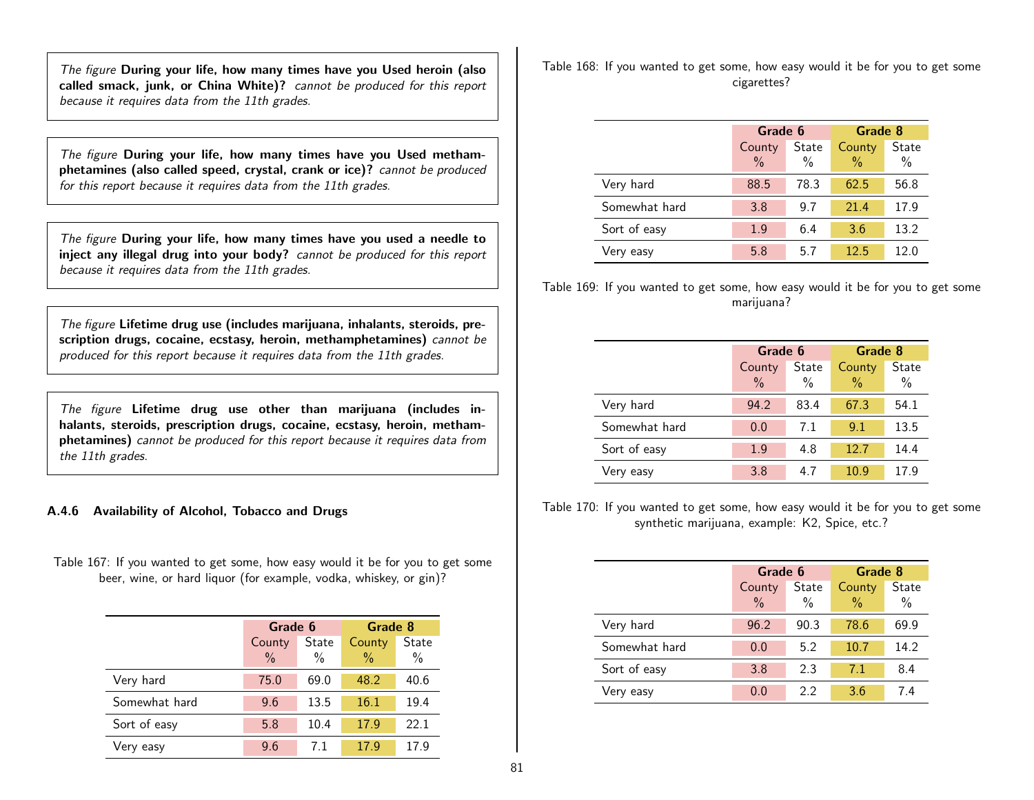*The figure* **During your life, how many times have you Used heroin (also called smack, junk, or China White)?** *cannot be produced for this report because it requires data from the 11th grades.*

*The figure* **During your life, how many times have you Used methamphetamines (also called speed, crystal, crank or ice)?** *cannot be produced for this report because it requires data from the 11th grades.*

*The figure* **During your life, how many times have you used a needle to inject any illegal drug into your body?** *cannot be produced for this report because it requires data from the 11th grades.*

*The figure* **Lifetime drug use (includes marijuana, inhalants, steroids, prescription drugs, cocaine, ecstasy, heroin, methamphetamines)** *cannot be produced for this report because it requires data from the 11th grades.*

*The figure* **Lifetime drug use other than marijuana (includes inhalants, steroids, prescription drugs, cocaine, ecstasy, heroin, methamphetamines)** *cannot be produced for this report because it requires data from the 11th grades.*

### A.4.6 Availability of Alcohol, Tobacco and Drugs

Table 167: If you wanted to get some, how easy would it be for you to get some beer, wine, or hard liquor (for example, vodka, whiskey, or gin)?

| | Grade 6 | | Grade 8 | |
|---|---|---|---|---|
| | County % | State % | County % | State % |
| Very hard | 75.0 | 69.0 | 48.2 | 40.6 |
| Somewhat hard | 9.6 | 13.5 | 16.1 | 19.4 |
| Sort of easy | 5.8 | 10.4 | 17.9 | 22.1 |
| Very easy | 9.6 | 7.1 | 17.9 | 17.9 |

Table 168: If you wanted to get some, how easy would it be for you to get some cigarettes?

| | Grade 6 | | Grade 8 | |
|---|---|---|---|---|
| | County % | State % | County % | State % |
| Very hard | 88.5 | 78.3 | 62.5 | 56.8 |
| Somewhat hard | 3.8 | 9.7 | 21.4 | 17.9 |
| Sort of easy | 1.9 | 6.4 | 3.6 | 13.2 |
| Very easy | 5.8 | 5.7 | 12.5 | 12.0 |

Table 169: If you wanted to get some, how easy would it be for you to get some marijuana?

| | Grade 6 | | Grade 8 | |
|---|---|---|---|---|
| | County % | State % | County % | State % |
| Very hard | 94.2 | 83.4 | 67.3 | 54.1 |
| Somewhat hard | 0.0 | 7.1 | 9.1 | 13.5 |
| Sort of easy | 1.9 | 4.8 | 12.7 | 14.4 |
| Very easy | 3.8 | 4.7 | 10.9 | 17.9 |

Table 170: If you wanted to get some, how easy would it be for you to get some synthetic marijuana, example: K2, Spice, etc.?

| | Grade 6 | | Grade 8 | |
|---|---|---|---|---|
| | County % | State % | County % | State % |
| Very hard | 96.2 | 90.3 | 78.6 | 69.9 |
| Somewhat hard | 0.0 | 5.2 | 10.7 | 14.2 |
| Sort of easy | 3.8 | 2.3 | 7.1 | 8.4 |
| Very easy | 0.0 | 2.2 | 3.6 | 7.4 |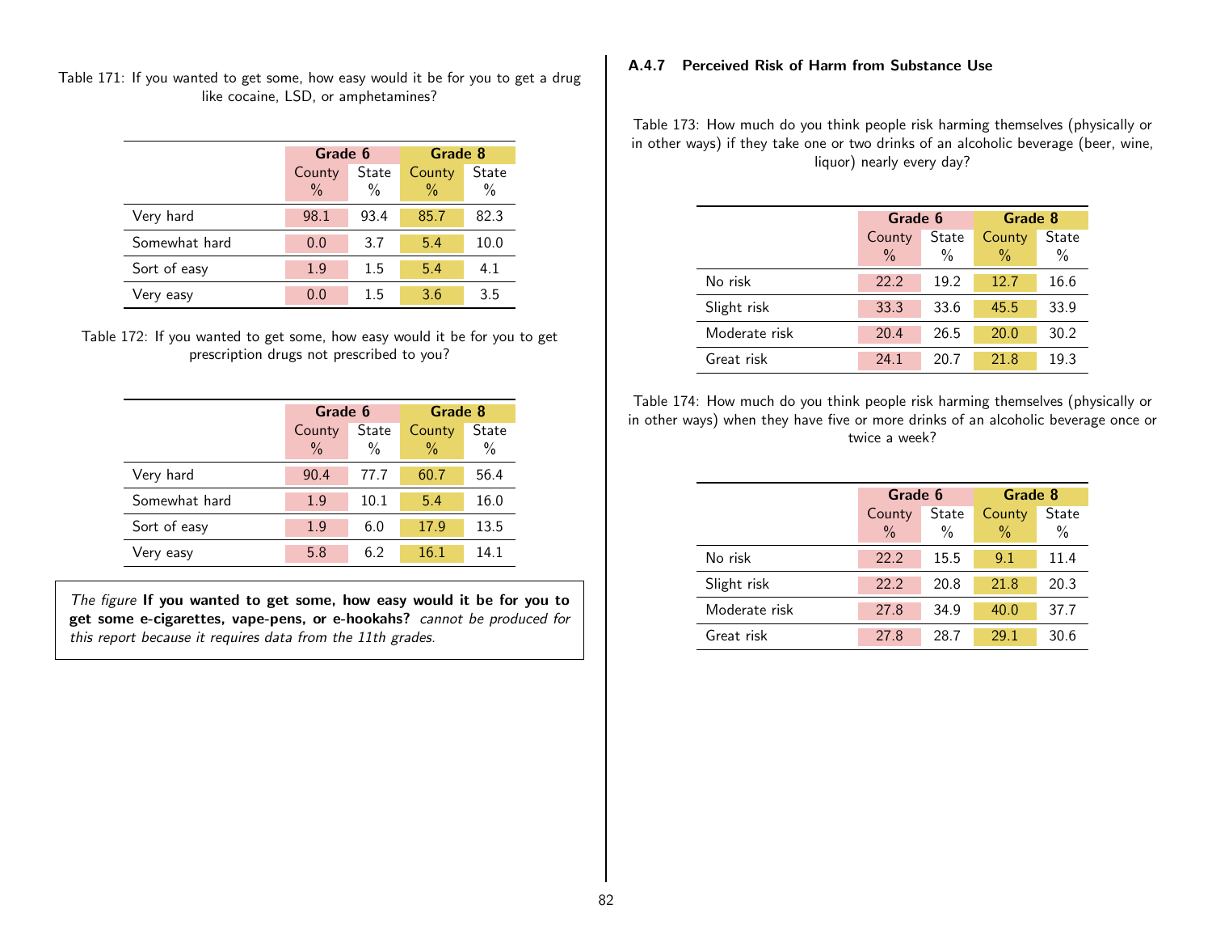Table 171: If you wanted to get some, how easy would it be for you to get a drug like cocaine, LSD, or amphetamines?

| | Grade 6 | | Grade 8 | |
|---|---|---|---|---|
| | County % | State % | County % | State % |
| Very hard | 98.1 | 93.4 | 85.7 | 82.3 |
| Somewhat hard | 0.0 | 3.7 | 5.4 | 10.0 |
| Sort of easy | 1.9 | 1.5 | 5.4 | 4.1 |
| Very easy | 0.0 | 1.5 | 3.6 | 3.5 |

Table 172: If you wanted to get some, how easy would it be for you to get prescription drugs not prescribed to you?

| | Grade 6 | | Grade 8 | |
|---|---|---|---|---|
| | County % | State % | County % | State % |
| Very hard | 90.4 | 77.7 | 60.7 | 56.4 |
| Somewhat hard | 1.9 | 10.1 | 5.4 | 16.0 |
| Sort of easy | 1.9 | 6.0 | 17.9 | 13.5 |
| Very easy | 5.8 | 6.2 | 16.1 | 14.1 |

*The figure* **If you wanted to get some, how easy would it be for you to get some e-cigarettes, vape-pens, or e-hookahs?** *cannot be produced for this report because it requires data from the 11th grades.*

### A.4.7 Perceived Risk of Harm from Substance Use

Table 173: How much do you think people risk harming themselves (physically or in other ways) if they take one or two drinks of an alcoholic beverage (beer, wine, liquor) nearly every day?

| | Grade 6 | | Grade 8 | |
|---|---|---|---|---|
| | County % | State % | County % | State % |
| No risk | 22.2 | 19.2 | 12.7 | 16.6 |
| Slight risk | 33.3 | 33.6 | 45.5 | 33.9 |
| Moderate risk | 20.4 | 26.5 | 20.0 | 30.2 |
| Great risk | 24.1 | 20.7 | 21.8 | 19.3 |

Table 174: How much do you think people risk harming themselves (physically or in other ways) when they have five or more drinks of an alcoholic beverage once or twice a week?

| | Grade 6 | | Grade 8 | |
|---|---|---|---|---|
| | County % | State % | County % | State % |
| No risk | 22.2 | 15.5 | 9.1 | 11.4 |
| Slight risk | 22.2 | 20.8 | 21.8 | 20.3 |
| Moderate risk | 27.8 | 34.9 | 40.0 | 37.7 |
| Great risk | 27.8 | 28.7 | 29.1 | 30.6 |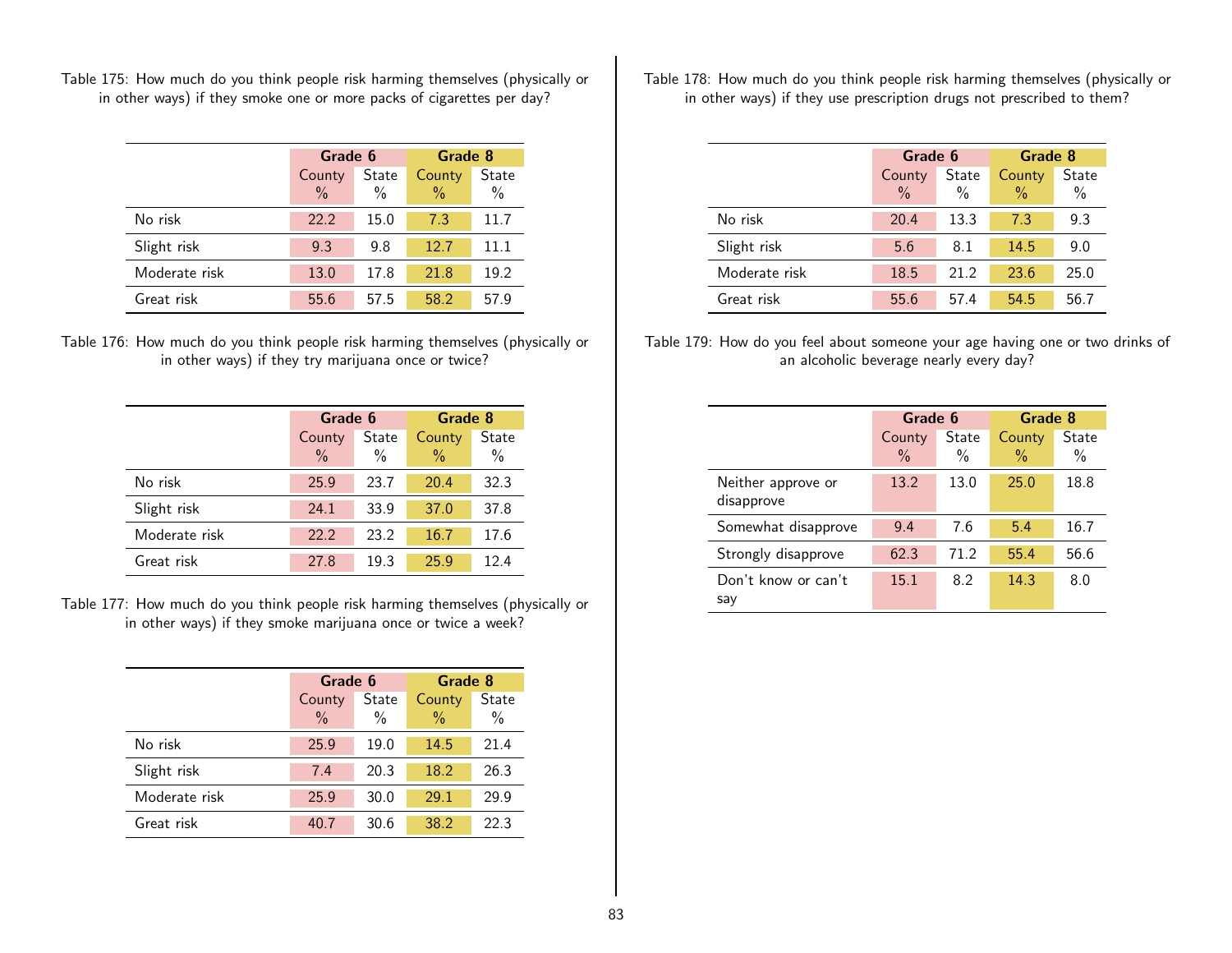Table 175: How much do you think people risk harming themselves (physically or in other ways) if they smoke one or more packs of cigarettes per day?

| | Grade 6 | | Grade 8 | |
|---|---|---|---|---|
| | County % | State % | County % | State % |
| No risk | 22.2 | 15.0 | 7.3 | 11.7 |
| Slight risk | 9.3 | 9.8 | 12.7 | 11.1 |
| Moderate risk | 13.0 | 17.8 | 21.8 | 19.2 |
| Great risk | 55.6 | 57.5 | 58.2 | 57.9 |

Table 176: How much do you think people risk harming themselves (physically or in other ways) if they try marijuana once or twice?

| | Grade 6 | | Grade 8 | |
|---|---|---|---|---|
| | County % | State % | County % | State % |
| No risk | 25.9 | 23.7 | 20.4 | 32.3 |
| Slight risk | 24.1 | 33.9 | 37.0 | 37.8 |
| Moderate risk | 22.2 | 23.2 | 16.7 | 17.6 |
| Great risk | 27.8 | 19.3 | 25.9 | 12.4 |

Table 177: How much do you think people risk harming themselves (physically or in other ways) if they smoke marijuana once or twice a week?

| | Grade 6 | | Grade 8 | |
|---|---|---|---|---|
| | County % | State % | County % | State % |
| No risk | 25.9 | 19.0 | 14.5 | 21.4 |
| Slight risk | 7.4 | 20.3 | 18.2 | 26.3 |
| Moderate risk | 25.9 | 30.0 | 29.1 | 29.9 |
| Great risk | 40.7 | 30.6 | 38.2 | 22.3 |

Table 178: How much do you think people risk harming themselves (physically or in other ways) if they use prescription drugs not prescribed to them?

| | Grade 6 | | Grade 8 | |
|---|---|---|---|---|
| | County % | State % | County % | State % |
| No risk | 20.4 | 13.3 | 7.3 | 9.3 |
| Slight risk | 5.6 | 8.1 | 14.5 | 9.0 |
| Moderate risk | 18.5 | 21.2 | 23.6 | 25.0 |
| Great risk | 55.6 | 57.4 | 54.5 | 56.7 |

Table 179: How do you feel about someone your age having one or two drinks of an alcoholic beverage nearly every day?

| | Grade 6 | | Grade 8 | |
|---|---|---|---|---|
| | County % | State % | County % | State % |
| Neither approve or disapprove | 13.2 | 13.0 | 25.0 | 18.8 |
| Somewhat disapprove | 9.4 | 7.6 | 5.4 | 16.7 |
| Strongly disapprove | 62.3 | 71.2 | 55.4 | 56.6 |
| Don't know or can't say | 15.1 | 8.2 | 14.3 | 8.0 |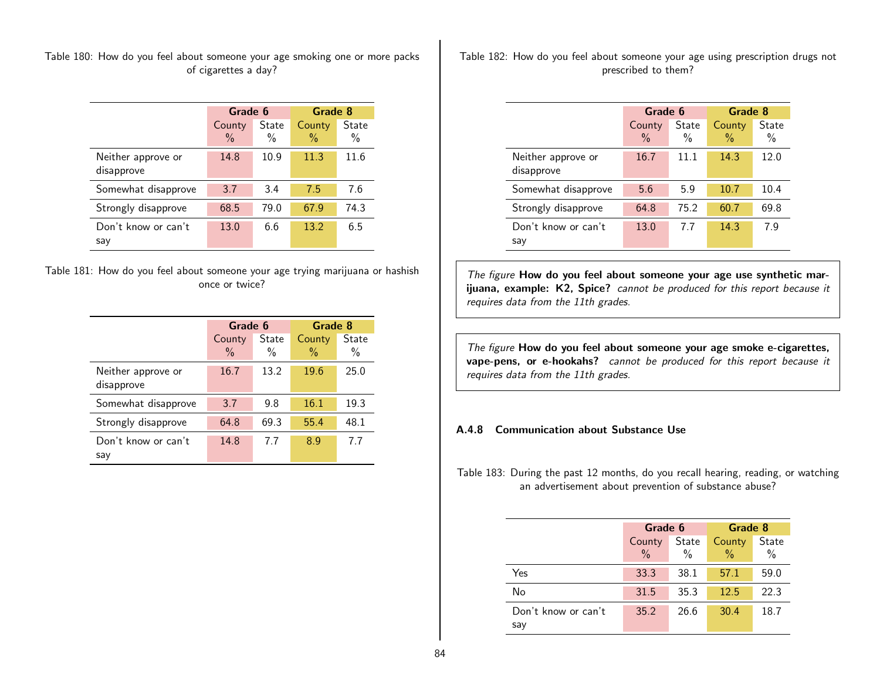Table 180: How do you feel about someone your age smoking one or more packs of cigarettes a day?

| | Grade 6 | | Grade 8 | |
|---|---|---|---|---|
| | County % | State % | County % | State % |
| Neither approve or disapprove | 14.8 | 10.9 | 11.3 | 11.6 |
| Somewhat disapprove | 3.7 | 3.4 | 7.5 | 7.6 |
| Strongly disapprove | 68.5 | 79.0 | 67.9 | 74.3 |
| Don't know or can't say | 13.0 | 6.6 | 13.2 | 6.5 |

Table 181: How do you feel about someone your age trying marijuana or hashish once or twice?

| | Grade 6 | | Grade 8 | |
|---|---|---|---|---|
| | County % | State % | County % | State % |
| Neither approve or disapprove | 16.7 | 13.2 | 19.6 | 25.0 |
| Somewhat disapprove | 3.7 | 9.8 | 16.1 | 19.3 |
| Strongly disapprove | 64.8 | 69.3 | 55.4 | 48.1 |
| Don't know or can't say | 14.8 | 7.7 | 8.9 | 7.7 |

Table 182: How do you feel about someone your age using prescription drugs not prescribed to them?

| | Grade 6 | | Grade 8 | |
|---|---|---|---|---|
| | County % | State % | County % | State % |
| Neither approve or disapprove | 16.7 | 11.1 | 14.3 | 12.0 |
| Somewhat disapprove | 5.6 | 5.9 | 10.7 | 10.4 |
| Strongly disapprove | 64.8 | 75.2 | 60.7 | 69.8 |
| Don't know or can't say | 13.0 | 7.7 | 14.3 | 7.9 |

*The figure* **How do you feel about someone your age use synthetic marijuana, example: K2, Spice?** *cannot be produced for this report because it requires data from the 11th grades.*

*The figure* **How do you feel about someone your age smoke e-cigarettes, vape-pens, or e-hookahs?** *cannot be produced for this report because it requires data from the 11th grades.*

### A.4.8 Communication about Substance Use

Table 183: During the past 12 months, do you recall hearing, reading, or watching an advertisement about prevention of substance abuse?

| | Grade 6 | | Grade 8 | |
|---|---|---|---|---|
| | County % | State % | County % | State % |
| Yes | 33.3 | 38.1 | 57.1 | 59.0 |
| No | 31.5 | 35.3 | 12.5 | 22.3 |
| Don't know or can't say | 35.2 | 26.6 | 30.4 | 18.7 |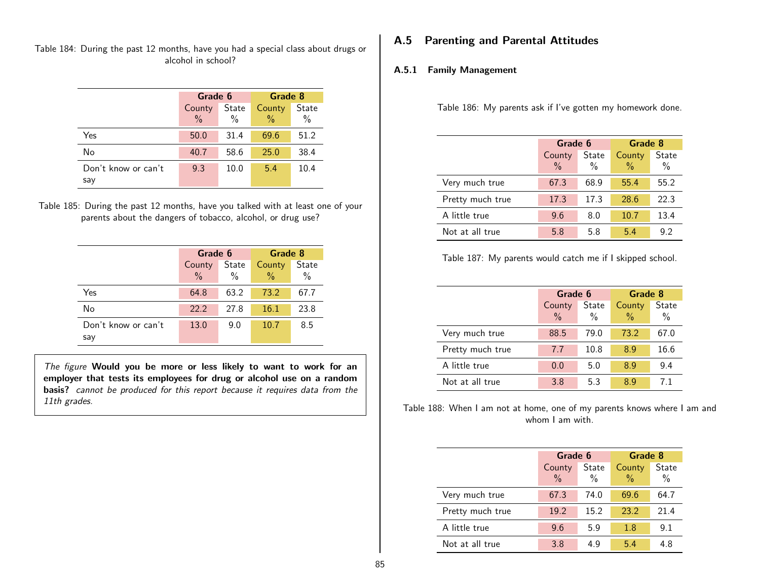Table 184: During the past 12 months, have you had a special class about drugs or alcohol in school?

| | Grade 6 | | Grade 8 | |
|---|---|---|---|---|
| | County % | State % | County % | State % |
| Yes | 50.0 | 31.4 | 69.6 | 51.2 |
| No | 40.7 | 58.6 | 25.0 | 38.4 |
| Don't know or can't say | 9.3 | 10.0 | 5.4 | 10.4 |

Table 185: During the past 12 months, have you talked with at least one of your parents about the dangers of tobacco, alcohol, or drug use?

| | Grade 6 | | Grade 8 | |
|---|---|---|---|---|
| | County % | State % | County % | State % |
| Yes | 64.8 | 63.2 | 73.2 | 67.7 |
| No | 22.2 | 27.8 | 16.1 | 23.8 |
| Don't know or can't say | 13.0 | 9.0 | 10.7 | 8.5 |

*The figure* **Would you be more or less likely to want to work for an employer that tests its employees for drug or alcohol use on a random basis?** *cannot be produced for this report because it requires data from the 11th grades.*

## A.5 Parenting and Parental Attitudes

### A.5.1 Family Management

Table 186: My parents ask if I've gotten my homework done.

| | Grade 6 | | Grade 8 | |
|---|---|---|---|---|
| | County % | State % | County % | State % |
| Very much true | 67.3 | 68.9 | 55.4 | 55.2 |
| Pretty much true | 17.3 | 17.3 | 28.6 | 22.3 |
| A little true | 9.6 | 8.0 | 10.7 | 13.4 |
| Not at all true | 5.8 | 5.8 | 5.4 | 9.2 |

Table 187: My parents would catch me if I skipped school.

| | Grade 6 | | Grade 8 | |
|---|---|---|---|---|
| | County % | State % | County % | State % |
| Very much true | 88.5 | 79.0 | 73.2 | 67.0 |
| Pretty much true | 7.7 | 10.8 | 8.9 | 16.6 |
| A little true | 0.0 | 5.0 | 8.9 | 9.4 |
| Not at all true | 3.8 | 5.3 | 8.9 | 7.1 |

Table 188: When I am not at home, one of my parents knows where I am and whom I am with.

| | Grade 6 | | Grade 8 | |
|---|---|---|---|---|
| | County % | State % | County % | State % |
| Very much true | 67.3 | 74.0 | 69.6 | 64.7 |
| Pretty much true | 19.2 | 15.2 | 23.2 | 21.4 |
| A little true | 9.6 | 5.9 | 1.8 | 9.1 |
| Not at all true | 3.8 | 4.9 | 5.4 | 4.8 |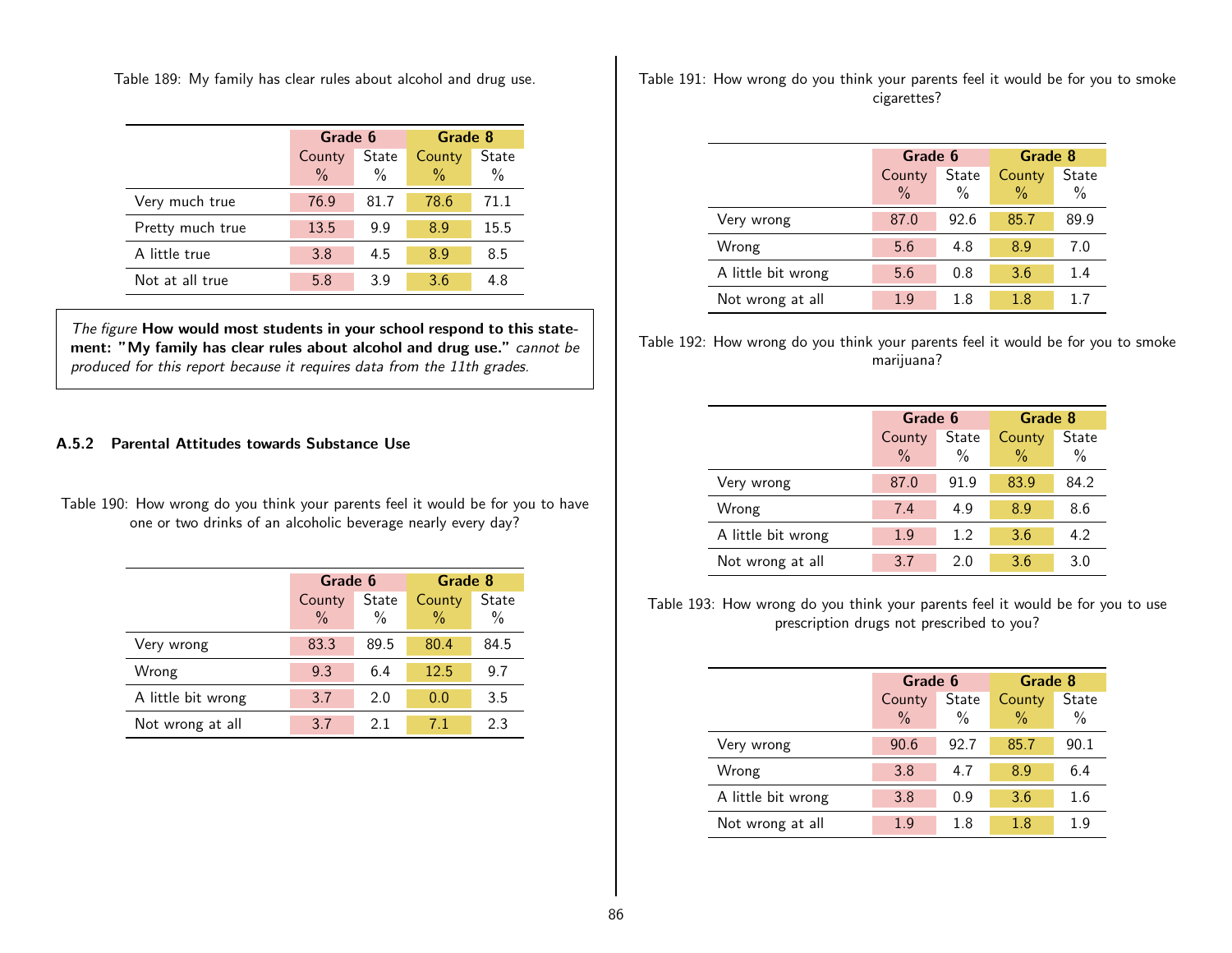Table 189: My family has clear rules about alcohol and drug use.

| | Grade 6 | | Grade 8 | |
|---|---|---|---|---|
| | County % | State % | County % | State % |
| Very much true | 76.9 | 81.7 | 78.6 | 71.1 |
| Pretty much true | 13.5 | 9.9 | 8.9 | 15.5 |
| A little true | 3.8 | 4.5 | 8.9 | 8.5 |
| Not at all true | 5.8 | 3.9 | 3.6 | 4.8 |

*The figure* **How would most students in your school respond to this statement: "My family has clear rules about alcohol and drug use."** *cannot be produced for this report because it requires data from the 11th grades.*

### A.5.2 Parental Attitudes towards Substance Use

Table 190: How wrong do you think your parents feel it would be for you to have one or two drinks of an alcoholic beverage nearly every day?

| | Grade 6 | | Grade 8 | |
|---|---|---|---|---|
| | County % | State % | County % | State % |
| Very wrong | 83.3 | 89.5 | 80.4 | 84.5 |
| Wrong | 9.3 | 6.4 | 12.5 | 9.7 |
| A little bit wrong | 3.7 | 2.0 | 0.0 | 3.5 |
| Not wrong at all | 3.7 | 2.1 | 7.1 | 2.3 |

Table 191: How wrong do you think your parents feel it would be for you to smoke cigarettes?

| | Grade 6 | | Grade 8 | |
|---|---|---|---|---|
| | County % | State % | County % | State % |
| Very wrong | 87.0 | 92.6 | 85.7 | 89.9 |
| Wrong | 5.6 | 4.8 | 8.9 | 7.0 |
| A little bit wrong | 5.6 | 0.8 | 3.6 | 1.4 |
| Not wrong at all | 1.9 | 1.8 | 1.8 | 1.7 |

Table 192: How wrong do you think your parents feel it would be for you to smoke marijuana?

| | Grade 6 | | Grade 8 | |
|---|---|---|---|---|
| | County % | State % | County % | State % |
| Very wrong | 87.0 | 91.9 | 83.9 | 84.2 |
| Wrong | 7.4 | 4.9 | 8.9 | 8.6 |
| A little bit wrong | 1.9 | 1.2 | 3.6 | 4.2 |
| Not wrong at all | 3.7 | 2.0 | 3.6 | 3.0 |

Table 193: How wrong do you think your parents feel it would be for you to use prescription drugs not prescribed to you?

| | Grade 6 | | Grade 8 | |
|---|---|---|---|---|
| | County % | State % | County % | State % |
| Very wrong | 90.6 | 92.7 | 85.7 | 90.1 |
| Wrong | 3.8 | 4.7 | 8.9 | 6.4 |
| A little bit wrong | 3.8 | 0.9 | 3.6 | 1.6 |
| Not wrong at all | 1.9 | 1.8 | 1.8 | 1.9 |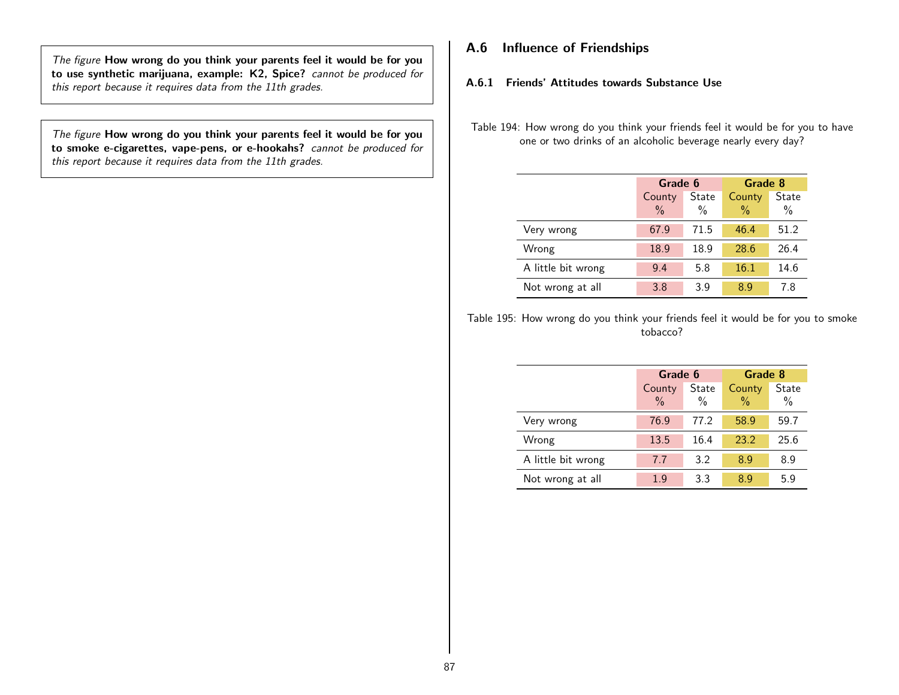*The figure* **How wrong do you think your parents feel it would be for you to use synthetic marijuana, example: K2, Spice?** *cannot be produced for this report because it requires data from the 11th grades.*

*The figure* **How wrong do you think your parents feel it would be for you to smoke e-cigarettes, vape-pens, or e-hookahs?** *cannot be produced for this report because it requires data from the 11th grades.*

## A.6 Influence of Friendships

### A.6.1 Friends' Attitudes towards Substance Use

Table 194: How wrong do you think your friends feel it would be for you to have one or two drinks of an alcoholic beverage nearly every day?

| | Grade 6 | | Grade 8 | |
|---|---|---|---|---|
| | County % | State % | County % | State % |
| Very wrong | 67.9 | 71.5 | 46.4 | 51.2 |
| Wrong | 18.9 | 18.9 | 28.6 | 26.4 |
| A little bit wrong | 9.4 | 5.8 | 16.1 | 14.6 |
| Not wrong at all | 3.8 | 3.9 | 8.9 | 7.8 |

Table 195: How wrong do you think your friends feel it would be for you to smoke tobacco?

| | Grade 6 | | Grade 8 | |
|---|---|---|---|---|
| | County % | State % | County % | State % |
| Very wrong | 76.9 | 77.2 | 58.9 | 59.7 |
| Wrong | 13.5 | 16.4 | 23.2 | 25.6 |
| A little bit wrong | 7.7 | 3.2 | 8.9 | 8.9 |
| Not wrong at all | 1.9 | 3.3 | 8.9 | 5.9 |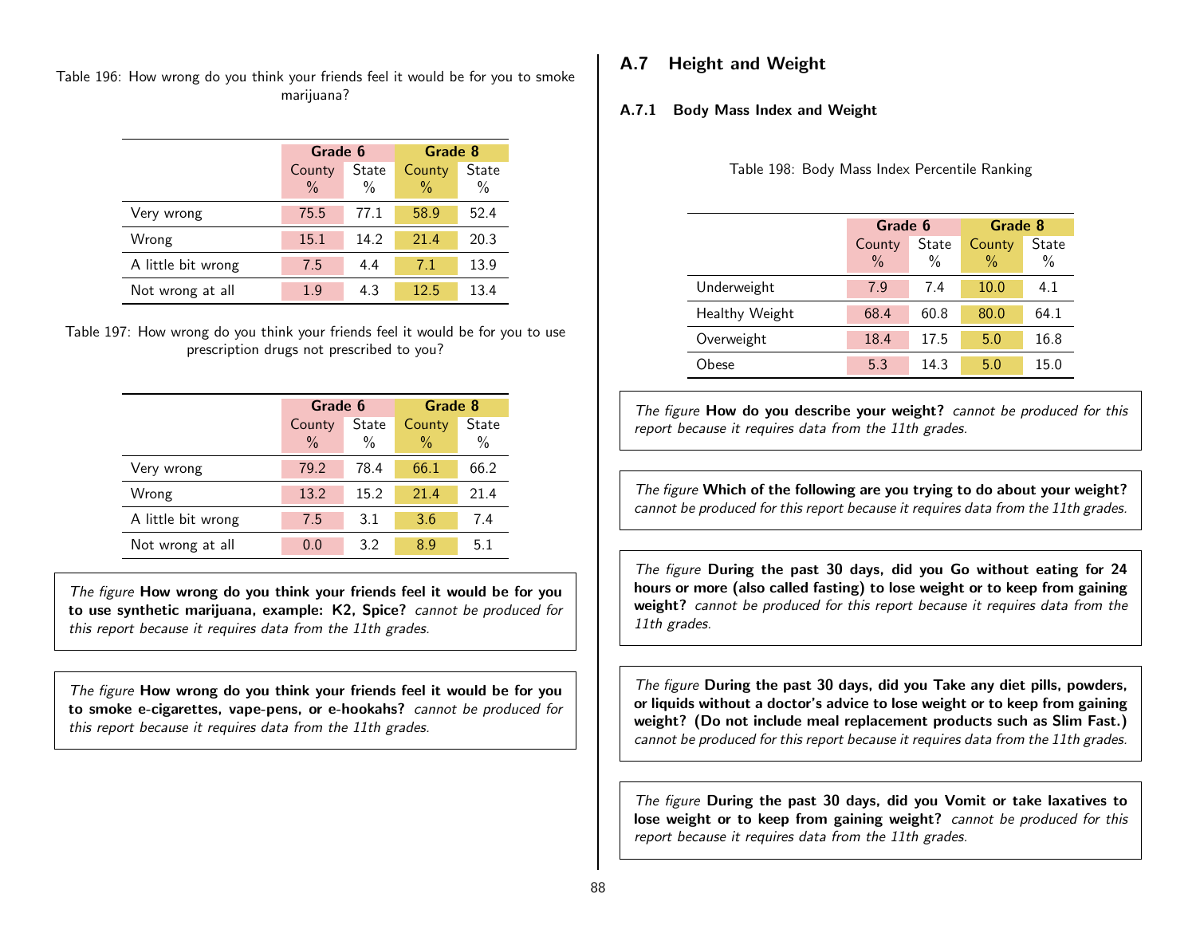Table 196: How wrong do you think your friends feel it would be for you to smoke marijuana?

| | Grade 6 | | Grade 8 | |
|---|---|---|---|---|
| | County % | State % | County % | State % |
| Very wrong | 75.5 | 77.1 | 58.9 | 52.4 |
| Wrong | 15.1 | 14.2 | 21.4 | 20.3 |
| A little bit wrong | 7.5 | 4.4 | 7.1 | 13.9 |
| Not wrong at all | 1.9 | 4.3 | 12.5 | 13.4 |

Table 197: How wrong do you think your friends feel it would be for you to use prescription drugs not prescribed to you?

| | Grade 6 | | Grade 8 | |
|---|---|---|---|---|
| | County % | State % | County % | State % |
| Very wrong | 79.2 | 78.4 | 66.1 | 66.2 |
| Wrong | 13.2 | 15.2 | 21.4 | 21.4 |
| A little bit wrong | 7.5 | 3.1 | 3.6 | 7.4 |
| Not wrong at all | 0.0 | 3.2 | 8.9 | 5.1 |

*The figure* **How wrong do you think your friends feel it would be for you to use synthetic marijuana, example: K2, Spice?** *cannot be produced for this report because it requires data from the 11th grades.*

*The figure* **How wrong do you think your friends feel it would be for you to smoke e-cigarettes, vape-pens, or e-hookahs?** *cannot be produced for this report because it requires data from the 11th grades.*

## A.7 Height and Weight

### A.7.1 Body Mass Index and Weight

Table 198: Body Mass Index Percentile Ranking

| | Grade 6 | | Grade 8 | |
|---|---|---|---|---|
| | County % | State % | County % | State % |
| Underweight | 7.9 | 7.4 | 10.0 | 4.1 |
| Healthy Weight | 68.4 | 60.8 | 80.0 | 64.1 |
| Overweight | 18.4 | 17.5 | 5.0 | 16.8 |
| Obese | 5.3 | 14.3 | 5.0 | 15.0 |

*The figure* **How do you describe your weight?** *cannot be produced for this report because it requires data from the 11th grades.*

*The figure* **Which of the following are you trying to do about your weight?** *cannot be produced for this report because it requires data from the 11th grades.*

*The figure* **During the past 30 days, did you Go without eating for 24 hours or more (also called fasting) to lose weight or to keep from gaining weight?** *cannot be produced for this report because it requires data from the 11th grades.*

*The figure* **During the past 30 days, did you Take any diet pills, powders, or liquids without a doctor's advice to lose weight or to keep from gaining weight? (Do not include meal replacement products such as Slim Fast.)** *cannot be produced for this report because it requires data from the 11th grades.*

*The figure* **During the past 30 days, did you Vomit or take laxatives to lose weight or to keep from gaining weight?** *cannot be produced for this report because it requires data from the 11th grades.*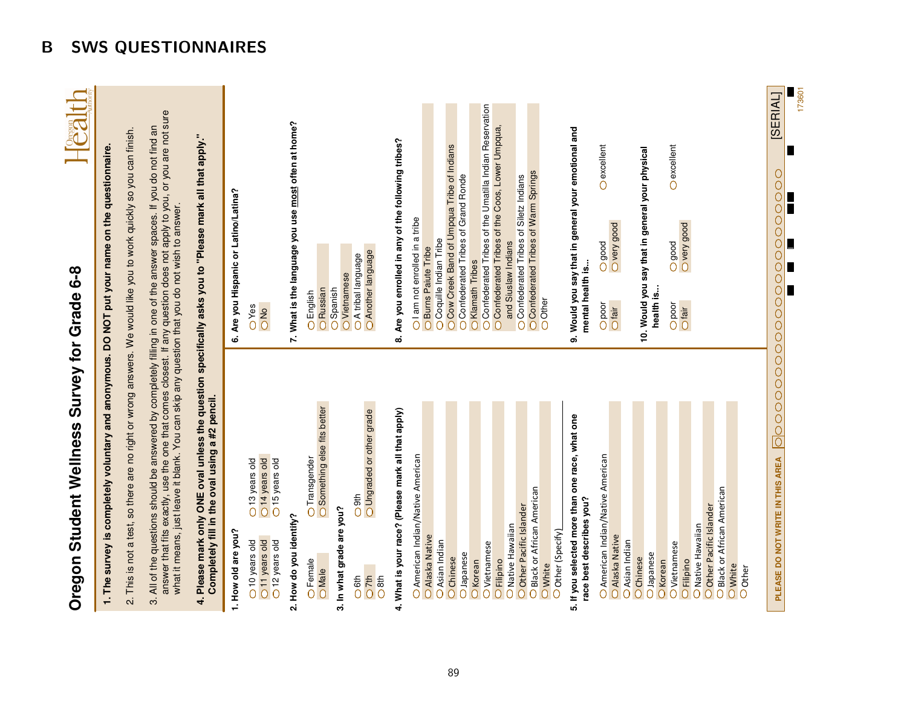# B SWS QUESTIONNAIRES

## Oregon Student Wellness Survey for Grade 6-8

**1. The survey is completely voluntary and anonymous. DO NOT put your name on the questionnaire.**

2. This is not a test, so there are no right or wrong answers. We would like you to work quickly so you can finish.

3. All of the questions should be answered by completely filling in one of the answer spaces. If you do not find an answer that fits exactly, use the one that comes closest. If any question does not apply to you, or you are not sure what it means, just leave it blank. You can skip any question that you do not wish to answer.

**4. Please mark only ONE oval unless the question specifically asks you to "Please mark all that apply." Completely fill in the oval using a #2 pencil.**

**1. How old are you?**

- 10 years old
- 11 years old
- 12 years old
- 13 years old
- 14 years old
- 15 years old

**2. How do you identify?**

- Female
- Male
- Transgender
- Something else fits better

**3. In what grade are you?**

- 6th
- 7th
- 8th
- 9th
- Ungraded or other grade

**4. What is your race? (Please mark all that apply)**

- American Indian/Native American
- Alaska Native
- Asian Indian
- Chinese
- Japanese
- Korean
- Vietnamese
- Filipino
- Native Hawaiian
- Other Pacific Islander
- Black or African American
- White
- Other (Specify)

**5. If you selected more than one race, what one race best describes you?**

- American Indian/Native American
- Alaska Native
- Asian Indian
- Chinese
- Japanese
- Korean
- Vietnamese
- Filipino
- Native Hawaiian
- Other Pacific Islander
- Black or African American
- White
- Other

**6. Are you Hispanic or Latino/Latina?**

- Yes
- No

**7. What is the language you use most often at home?**

- English
- Russian
- Spanish
- Vietnamese
- A tribal language
- Another language

**8. Are you enrolled in any of the following tribes?**

- I am not enrolled in a tribe
- Burns Paiute Tribe
- Coquille Indian Tribe
- Cow Creek Band of Umpqua Tribe of Indians
- Confederated Tribes of Grand Ronde
- Klamath Tribes
- Confederated Tribes of the Umatilla Indian Reservation
- Confederated Tribes of the Coos, Lower Umpqua, and Siuslaw Indians
- Confederated Tribes of Siletz Indians
- Confederated Tribes of Warm Springs
- Other

**9. Would you say that in general your emotional and mental health is...**

- poor
- fair
- good
- very good
- excellent

**10. Would you say that in general your physical health is...**

- poor
- fair
- good
- very good
- excellent

PLEASE DO NOT WRITE IN THIS AREA

[SERIAL]

173601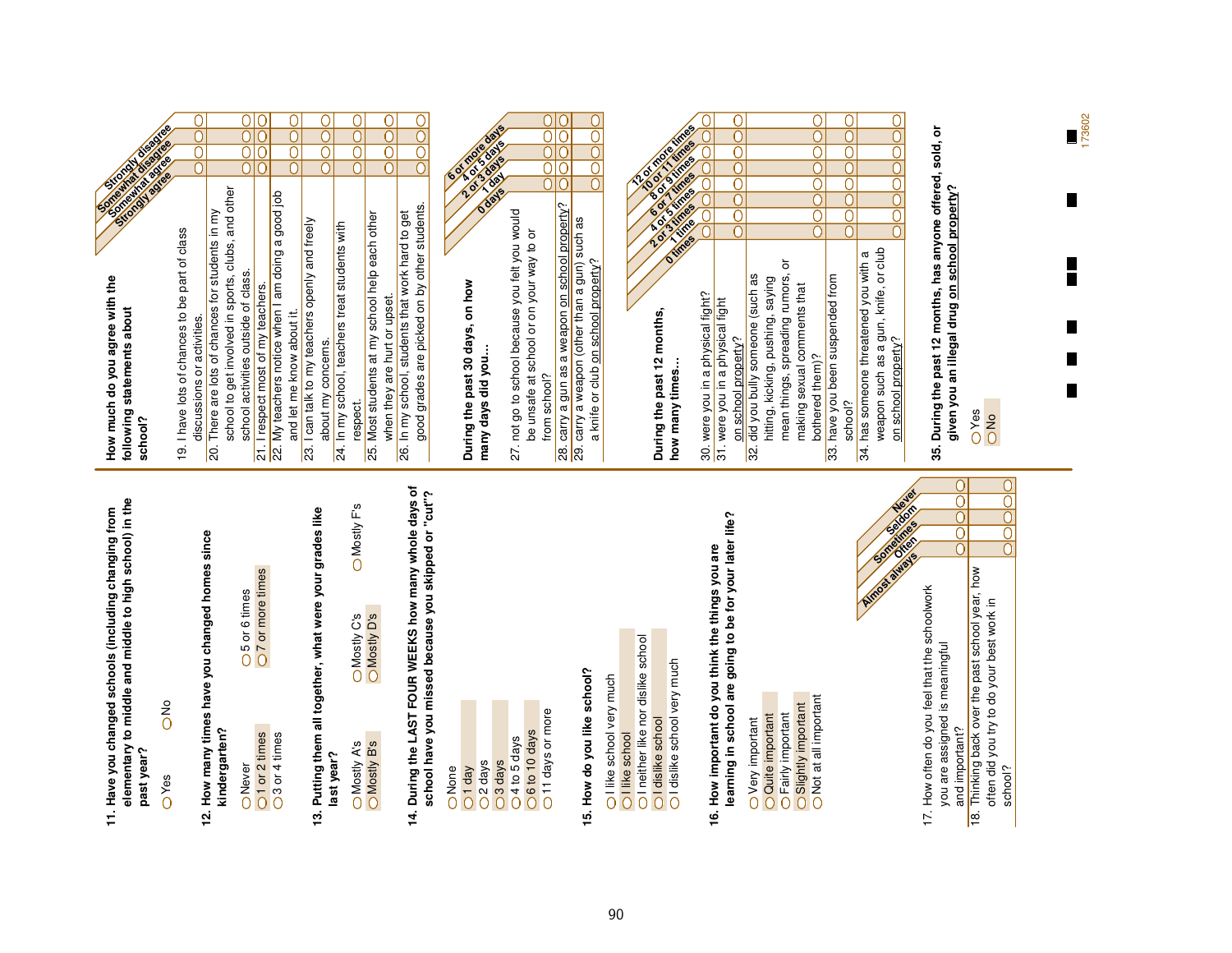**11. Have you changed schools (including changing from elementary to middle and middle to high school) in the past year?**

- Yes
- No

**12. How many times have you changed homes since kindergarten?**

- Never
- 1 or 2 times
- 3 or 4 times
- 5 or 6 times
- 7 or more times

**13. Putting them all together, what were your grades like last year?**

- Mostly A's
- Mostly B's
- Mostly C's
- Mostly D's
- Mostly F's

**14. During the LAST FOUR WEEKS how many whole days of school have you missed because you skipped or "cut"?**

- None
- 1 day
- 2 days
- 3 days
- 4 to 5 days
- 6 to 10 days
- 11 days or more

**15. How do you like school?**

- I like school very much
- I like school
- I neither like nor dislike school
- I dislike school
- I dislike school very much

**16. How important do you think the things you are learning in school are going to be for your later life?**

- Very important
- Quite important
- Fairly important
- Slightly important
- Not at all important

| | Almost always | Often | Sometimes | Seldom | Never |
|---|---|---|---|---|---|
| 17. How often do you feel that the schoolwork you are assigned is meaningful and important? | O | O | O | O | O |
| 18. Thinking back over the past school year, how often did you try to do your best work in school? | O | O | O | O | O |

**How much do you agree with the following statements about school?**

| | Strongly agree | Somewhat agree | Somewhat disagree | Strongly disagree |
|---|---|---|---|---|
| 19. I have lots of chances to be part of class discussions or activities. | O | O | O | O |
| 20. There are lots of chances for students in my school to get involved in sports, clubs, and other school activities outside of class. | O | O | O | O |
| 21. I respect most of my teachers. | O | O | O | O |
| 22. My teachers notice when I am doing a good job and let me know about it. | O | O | O | O |
| 23. I can talk to my teachers openly and freely about my concerns. | O | O | O | O |
| 24. In my school, teachers treat students with respect. | O | O | O | O |
| 25. Most students at my school help each other when they are hurt or upset. | O | O | O | O |
| 26. In my school, students that work hard to get good grades are picked on by other students. | O | O | O | O |

**During the past 30 days, on how many days did you...**

| | 0 days | 1 day | 2 or 3 days | 4 or 5 days | 6 or more days |
|---|---|---|---|---|---|
| 27. not go to school because you felt you would be unsafe at school or on your way to or from school? | O | O | O | O | O |
| 28. carry a gun as a weapon on school property? | O | O | O | O | O |
| 29. carry a weapon (other than a gun) such as a knife or club on school property? | O | O | O | O | O |

**During the past 12 months, how many times...**

| | 0 times | 1 time | 2 or 3 times | 4 or 5 times | 6 or 7 times | 8 or 9 times | 10 or 11 times | 12 or more times |
|---|---|---|---|---|---|---|---|---|
| 30. were you in a physical fight? | O | O | O | O | O | O | O | O |
| 31. were you in a physical fight on school property? | O | O | O | O | O | O | O | O |
| 32. did you bully someone (such as hitting, kicking, pushing, saying mean things, spreading rumors, or making sexual comments that bothered them)? | O | O | O | O | O | O | O | O |
| 33. have you been suspended from school? | O | O | O | O | O | O | O | O |
| 34. has someone threatened you with a weapon such as a gun, knife, or club on school property? | O | O | O | O | O | O | O | O |

**35. During the past 12 months, has anyone offered, sold, or given you an illegal drug on school property?**

- Yes
- No

173602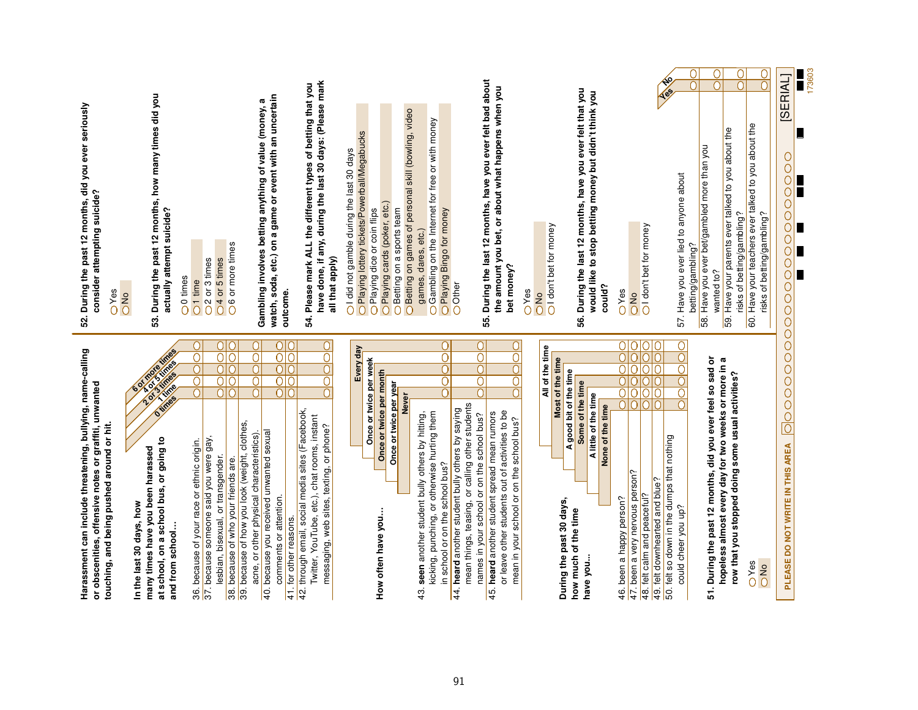Harassment can include threatening, bullying, name-calling or obscenities, offensive notes or graffiti, unwanted touching, and being pushed around or hit.

**In the last 30 days, how many times have you been harassed at school, on a school bus, or going to and from school…**

| | 0 times | 1 time | 2 or 3 times | 4 or 5 times | 6 or more times |
|---|---|---|---|---|---|
| 36. because of your race or ethnic origin. | O | O | O | O | O |
| 37. because someone said you were gay, lesbian, bisexual, or transgender. | O | O | O | O | O |
| 38. because of who your friends are. | O | O | O | O | O |
| 39. because of how you look (weight, clothes, acne, or other physical characteristics). | O | O | O | O | O |
| 40. because you received unwanted sexual comments or attention. | O | O | O | O | O |
| 41. for other reasons. | O | O | O | O | O |
| 42. through email, social media sites (Facebook, Twitter, YouTube, etc.), chat rooms, instant messaging, web sites, texting, or phone? | O | O | O | O | O |

**How often have you…**

| | Never | Once or twice per year | Once or twice per month | Once or twice per week | Every day |
|---|---|---|---|---|---|
| 43. **seen** another student bully others by hitting, kicking, punching, or otherwise hurting them in school or on the school bus? | O | O | O | O | O |
| 44. **heard** another student bully others by saying mean things, teasing, or calling other students names in your school or on the school bus? | O | O | O | O | O |
| 45. **heard** another student spread mean rumors or leave other students out of activities to be mean in your school or on the school bus? | O | O | O | O | O |

**During the past 30 days, how much of the time have you…**

| | None of the time | A little of the time | Some of the time | A good bit of the time | Most of the time | All of the time |
|---|---|---|---|---|---|---|
| 46. been a happy person? | O | O | O | O | O | O |
| 47. been a very nervous person? | O | O | O | O | O | O |
| 48. felt calm and peaceful? | O | O | O | O | O | O |
| 49. felt downhearted and blue? | O | O | O | O | O | O |
| 50. felt so down in the dumps that nothing could cheer you up? | O | O | O | O | O | O |

**51. During the past 12 months, did you ever feel so sad or hopeless almost every day for two weeks or more in a row that you stopped doing some usual activities?**

- O Yes
- O No

**52. During the past 12 months, did you ever seriously consider attempting suicide?**

- O Yes
- O No

**53. During the past 12 months, how many times did you actually attempt suicide?**

- O 0 times
- O 1 time
- O 2 or 3 times
- O 4 or 5 times
- O 6 or more times

**Gambling involves betting anything of value (money, a watch, soda, etc.) on a game or event with an uncertain outcome.**

**54. Please mark ALL the different types of betting that you have done, if any, during the last 30 days: (Please mark all that apply)**

- O I did not gamble during the last 30 days
- O Playing lottery tickets/Powerball/Megabucks
- O Playing dice or coin flips
- O Playing cards (poker, etc.)
- O Betting on a sports team
- O Betting on games of personal skill (bowling, video games, dares, etc.)
- O Gambling on the Internet for free or with money
- O Playing Bingo for money
- O Other

**55. During the last 12 months, have you ever felt bad about the amount you bet, or about what happens when you bet money?**

- O Yes
- O No
- O I don't bet for money

**56. During the last 12 months, have you ever felt that you would like to stop betting money but didn't think you could?**

- O Yes
- O No
- O I don't bet for money

| | Yes | No |
|---|---|---|
| 57. Have you ever lied to anyone about betting/gambling? | O | O |
| 58. Have you ever bet/gambled more than you wanted to? | O | O |
| 59. Have your parents ever talked to you about the risks of betting/gambling? | O | O |
| 60. Have your teachers ever talked to you about the risks of betting/gambling? | O | O |

PLEASE DO NOT WRITE IN THIS AREA [SERIAL] 173603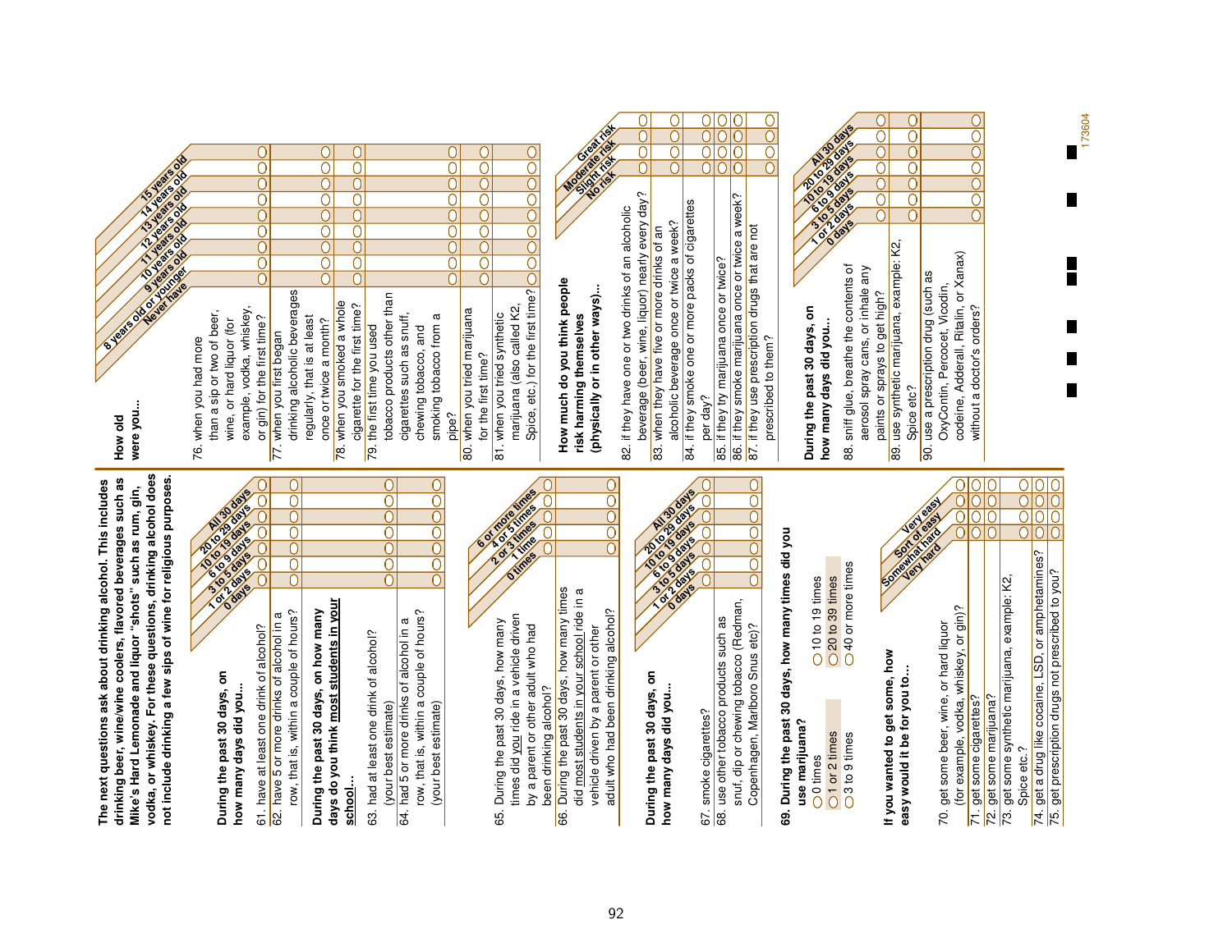The next questions ask about drinking alcohol. This includes drinking beer, wine/wine coolers, flavored beverages such as Mike's Hard Lemonade and liquor "shots" such as rum, gin, vodka, or whiskey. For these questions, drinking alcohol does not include drinking a few sips of wine for religious purposes.

**During the past 30 days, on how many days did you…**

| | 0 days | 1 or 2 days | 3 to 5 days | 6 to 9 days | 10 to 19 days | 20 to 29 days | All 30 days |
|---|---|---|---|---|---|---|---|
| 61. have at least one drink of alcohol? | ○ | ○ | ○ | ○ | ○ | ○ | ○ |
| 62. have 5 or more drinks of alcohol in a row, that is, within a couple of hours? | ○ | ○ | ○ | ○ | ○ | ○ | ○ |

**During the past 30 days, on how many days do you think most students in your school…**

| | 0 days | 1 or 2 days | 3 to 5 days | 6 to 9 days | 10 to 19 days | 20 to 29 days | All 30 days |
|---|---|---|---|---|---|---|---|
| 63. had at least one drink of alcohol? (your best estimate) | ○ | ○ | ○ | ○ | ○ | ○ | ○ |
| 64. had 5 or more drinks of alcohol in a row, that is, within a couple of hours? (your best estimate) | ○ | ○ | ○ | ○ | ○ | ○ | ○ |

| | 0 times | 1 time | 2 or 3 times | 4 or 5 times | 6 or more times |
|---|---|---|---|---|---|
| 65. During the past 30 days, how many times did you ride in a vehicle driven by a parent or other adult who had been drinking alcohol? | ○ | ○ | ○ | ○ | ○ |
| 66. During the past 30 days, how many times did most students in your school ride in a vehicle driven by a parent or other adult who had been drinking alcohol? | ○ | ○ | ○ | ○ | ○ |

**During the past 30 days, on how many days did you…**

| | 0 days | 1 or 2 days | 3 to 5 days | 6 to 9 days | 10 to 19 days | 20 to 29 days | All 30 days |
|---|---|---|---|---|---|---|---|
| 67. smoke cigarettes? | ○ | ○ | ○ | ○ | ○ | ○ | ○ |
| 68. use other tobacco products such as snuf, dip or chewing tobacco (Redman, Copenhagen, Marlboro Snus etc)? | ○ | ○ | ○ | ○ | ○ | ○ | ○ |

**69. During the past 30 days, how many times did you use marijuana?**

- ○ 0 times
- ○ 1 or 2 times
- ○ 3 to 9 times
- ○ 10 to 19 times
- ○ 20 to 39 times
- ○ 40 or more times

**If you wanted to get some, how easy would it be for you to…**

| | Very hard | Somewhat hard | Sort of easy | Very easy |
|---|---|---|---|---|
| 70. get some beer, wine, or hard liquor (for example, vodka, whiskey, or gin)? | ○ | ○ | ○ | ○ |
| 71. get some cigarettes? | ○ | ○ | ○ | ○ |
| 72. get some marijuana? | ○ | ○ | ○ | ○ |
| 73. get some synthetic marijuana, example: K2, Spice etc.? | ○ | ○ | ○ | ○ |
| 74. get a drug like cocaine, LSD, or amphetamines? | ○ | ○ | ○ | ○ |
| 75. get prescription drugs not prescribed to you? | ○ | ○ | ○ | ○ |

**How old were you…**

| | Never have | 8 years old or younger | 9 years old | 10 years old | 11 years old | 12 years old | 13 years old | 14 years old | 15 years old |
|---|---|---|---|---|---|---|---|---|---|
| 76. when you had more than a sip or two of beer, wine, or hard liquor (for example, vodka, whiskey, or gin) for the first time? | ○ | ○ | ○ | ○ | ○ | ○ | ○ | ○ | ○ |
| 77. when you first began drinking alcoholic beverages regularly, that is at least once or twice a month? | ○ | ○ | ○ | ○ | ○ | ○ | ○ | ○ | ○ |
| 78. when you smoked a whole cigarette for the first time? | ○ | ○ | ○ | ○ | ○ | ○ | ○ | ○ | ○ |
| 79. the first time you used tobacco products other than cigarettes such as snuff, chewing tobacco, and smoking tobacco from a pipe? | ○ | ○ | ○ | ○ | ○ | ○ | ○ | ○ | ○ |
| 80. when you tried marijuana for the first time? | ○ | ○ | ○ | ○ | ○ | ○ | ○ | ○ | ○ |
| 81. when you tried synthetic marijuana (also called K2, Spice, etc.) for the first time? | ○ | ○ | ○ | ○ | ○ | ○ | ○ | ○ | ○ |

**How much do you think people risk harming themselves (physically or in other ways)…**

| | No risk | Slight risk | Moderate risk | Great risk |
|---|---|---|---|---|
| 82. if they have one or two drinks of an alcoholic beverage (beer, wine, liquor) nearly every day? | ○ | ○ | ○ | ○ |
| 83. when they have five or more drinks of an alcoholic beverage once or twice a week? | ○ | ○ | ○ | ○ |
| 84. if they smoke one or more packs of cigarettes per day? | ○ | ○ | ○ | ○ |
| 85. if they try marijuana once or twice? | ○ | ○ | ○ | ○ |
| 86. if they smoke marijuana once or twice a week? | ○ | ○ | ○ | ○ |
| 87. if they use prescription drugs that are not prescribed to them? | ○ | ○ | ○ | ○ |

**During the past 30 days, on how many days did you…**

| | 0 days | 1 or 2 days | 3 to 5 days | 6 to 9 days | 10 to 19 days | 20 to 29 days | All 30 days |
|---|---|---|---|---|---|---|---|
| 88. sniff glue, breathe the contents of aerosol spray cans, or inhale any paints or sprays to get high? | ○ | ○ | ○ | ○ | ○ | ○ | ○ |
| 89. use synthetic marijuana, example: K2, Spice etc? | ○ | ○ | ○ | ○ | ○ | ○ | ○ |
| 90. use a prescription drug (such as OxyContin, Percocet, Vicodin, codeine, Adderall, Ritalin, or Xanax) without a doctor's orders? | ○ | ○ | ○ | ○ | ○ | ○ | ○ |

173604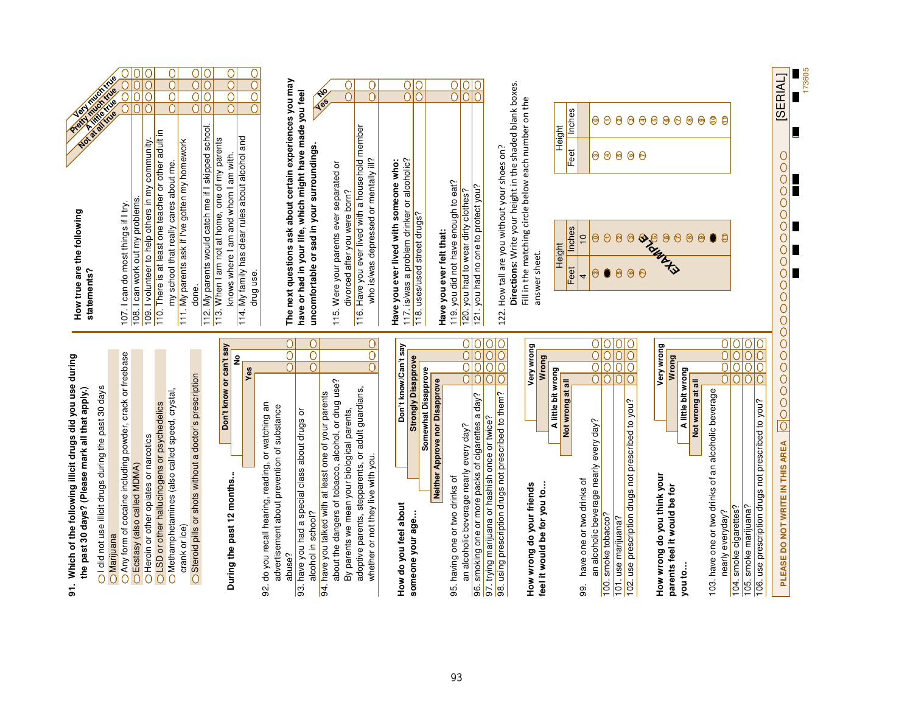**91. Which of the following illicit drugs did you use during the past 30 days? (Please mark all that apply.)**

- ○ I did not use illicit drugs during the past 30 days
- ○ Marijuana
- ○ Any form of cocaine including powder, crack or freebase
- ○ Ecstasy (also called MDMA)
- ○ Heroin or other opiates or narcotics
- ○ LSD or other hallucinogens or psychedelics
- ○ Methamphetamines (also called speed, crystal, crank or ice)
- ○ Steroid pills or shots without a doctor's prescription

**During the past 12 months...**

| | Yes | No | Don't know or can't say |
|---|---|---|---|
| 92. do you recall hearing, reading, or watching an advertisement about prevention of substance abuse? | ○ | ○ | ○ |
| 93. have you had a special class about drugs or alcohol in school? | ○ | ○ | ○ |
| 94. have you talked with at least one of your parents about the dangers of tobacco, alcohol, or drug use? By parents we mean your biological parents, adoptive parents, stepparents, or adult guardians, whether or not they live with you. | ○ | ○ | ○ |

**How do you feel about someone your age...**

| | Neither Approve nor Disapprove | Somewhat Disapprove | Strongly Disapprove | Don't know/Can't say |
|---|---|---|---|---|
| 95. having one or two drinks of an alcoholic beverage nearly every day? | ○ | ○ | ○ | ○ |
| 96. smoking one or more packs of cigarettes a day? | ○ | ○ | ○ | ○ |
| 97. trying marijuana or hashish once or twice? | ○ | ○ | ○ | ○ |
| 98. using prescription drugs not prescribed to them? | ○ | ○ | ○ | ○ |

**How wrong do your friends feel it would be for you to...**

| | Not wrong at all | A little bit wrong | Wrong | Very wrong |
|---|---|---|---|---|
| 99. have one or two drinks of an alcoholic beverage nearly every day? | ○ | ○ | ○ | ○ |
| 100. smoke tobacco? | ○ | ○ | ○ | ○ |
| 101. use marijuana? | ○ | ○ | ○ | ○ |
| 102. use prescription drugs not prescribed to you? | ○ | ○ | ○ | ○ |

**How wrong do you think your parents feel it would be for you to...**

| | Not wrong at all | A little bit wrong | Wrong | Very wrong |
|---|---|---|---|---|
| 103. have one or two drinks of an alcoholic beverage nearly everyday? | ○ | ○ | ○ | ○ |
| 104. smoke cigarettes? | ○ | ○ | ○ | ○ |
| 105. smoke marijuana? | ○ | ○ | ○ | ○ |
| 106. use prescription drugs not prescribed to you? | ○ | ○ | ○ | ○ |

**How true are the following statements?**

| | Not at all true | A little true | Pretty much true | Very much true |
|---|---|---|---|---|
| 107. I can do most things if I try. | ○ | ○ | ○ | ○ |
| 108. I can work out my problems. | ○ | ○ | ○ | ○ |
| 109. I volunteer to help others in my community. | ○ | ○ | ○ | ○ |
| 110. There is at least one teacher or other adult in my school that really cares about me. | ○ | ○ | ○ | ○ |
| 111. My parents ask if I've gotten my homework done. | ○ | ○ | ○ | ○ |
| 112. My parents would catch me if I skipped school. | ○ | ○ | ○ | ○ |
| 113. When I am not at home, one of my parents knows where I am and whom I am with. | ○ | ○ | ○ | ○ |
| 114. My family has clear rules about alcohol and drug use. | ○ | ○ | ○ | ○ |

**The next questions ask about certain experiences you may have or had in your life, which might have made you feel uncomfortable or sad in your surroundings.**

| | Yes | No |
|---|---|---|
| 115. Were your parents ever separated or divorced after you were born? | ○ | ○ |
| 116. Have you ever lived with a household member who is/was depressed or mentally ill? | ○ | ○ |

**Have you ever lived with someone who:**

| | Yes | No |
|---|---|---|
| 117. is/was a problem drinker or alcoholic? | ○ | ○ |
| 118. uses/used street drugs? | ○ | ○ |

**Have you ever felt that:**

| | Yes | No |
|---|---|---|
| 119. you did not have enough to eat? | ○ | ○ |
| 120. you had to wear dirty clothes? | ○ | ○ |
| 121. you had no one to protect you? | ○ | ○ |

122. How tall are you without your shoes on?

**Directions:** Write your height in the shaded blank boxes. Fill in the matching circle below each number on the answer sheet.

EXAMPLE

| Height | |
|---|---|
| Feet | Inches |
| 4 | 10 |
| ③ ● ⑤ ⑥ ⑦ | ⓪ ① ② ③ ④ ⑤ ⑥ ⑦ ⑧ ⑨ ● ⑪ |

| Height | |
|---|---|
| Feet | Inches |
| | |
| ③ ④ ⑤ ⑥ ⑦ | ⓪ ① ② ③ ④ ⑤ ⑥ ⑦ ⑧ ⑨ ⑩ ⑪ |

PLEASE DO NOT WRITE IN THIS AREA

[SERIAL]

173605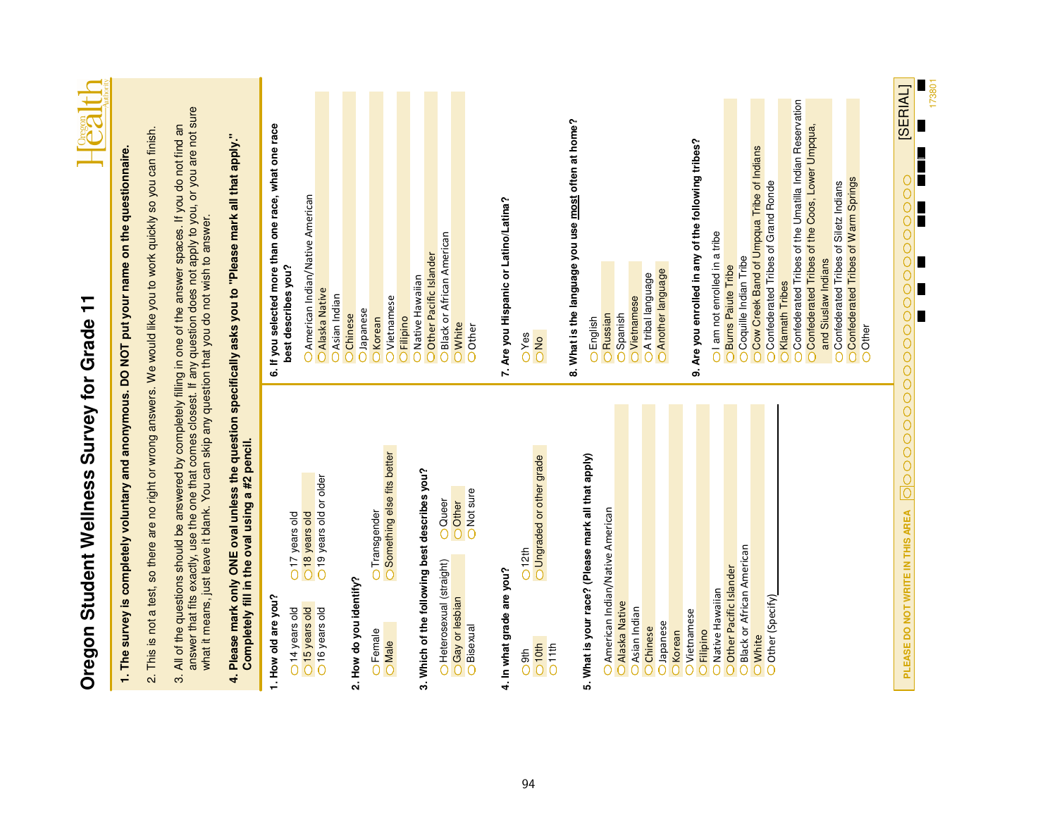# Oregon Student Wellness Survey for Grade 11

**1. The survey is completely voluntary and anonymous. DO NOT put your name on the questionnaire.**

2. This is not a test, so there are no right or wrong answers. We would like you to work quickly so you can finish.

3. All of the questions should be answered by completely filling in one of the answer spaces. If you do not find an answer that fits exactly, use the one that comes closest. If any question does not apply to you, or you are not sure what it means, just leave it blank. You can skip any question that you do not wish to answer.

**4. Please mark only ONE oval unless the question specifically asks you to "Please mark all that apply." Completely fill in the oval using a #2 pencil.**

**1. How old are you?**
- 14 years old
- 15 years old
- 16 years old
- 17 years old
- 18 years old
- 19 years old or older

**2. How do you identify?**
- Female
- Male
- Transgender
- Something else fits better

**3. Which of the following best describes you?**
- Heterosexual (straight)
- Gay or lesbian
- Bisexual
- Queer
- Other
- Not sure

**4. In what grade are you?**
- 9th
- 10th
- 11th
- 12th
- Ungraded or other grade

**5. What is your race? (Please mark all that apply)**
- American Indian/Native American
- Alaska Native
- Asian Indian
- Chinese
- Japanese
- Korean
- Vietnamese
- Filipino
- Native Hawaiian
- Other Pacific Islander
- Black or African American
- White
- Other (Specify) ____________

**6. If you selected more than one race, what one race best describes you?**
- American Indian/Native American
- Alaska Native
- Asian Indian
- Chinese
- Japanese
- Korean
- Vietnamese
- Filipino
- Native Hawaiian
- Other Pacific Islander
- Black or African American
- White
- Other

**7. Are you Hispanic or Latino/Latina?**
- Yes
- No

**8. What is the language you use most often at home?**
- English
- Russian
- Spanish
- Vietnamese
- A tribal language
- Another language

**9. Are you enrolled in any of the following tribes?**
- I am not enrolled in a tribe
- Burns Paiute Tribe
- Coquille Indian Tribe
- Cow Creek Band of Umpqua Tribe of Indians
- Confederated Tribes of Grand Ronde
- Klamath Tribes
- Confederated Tribes of the Umatilla Indian Reservation
- Confederated Tribes of the Coos, Lower Umpqua, and Siuslaw Indians
- Confederated Tribes of Siletz Indians
- Confederated Tribes of Warm Springs
- Other

PLEASE DO NOT WRITE IN THIS AREA [SERIAL]

173801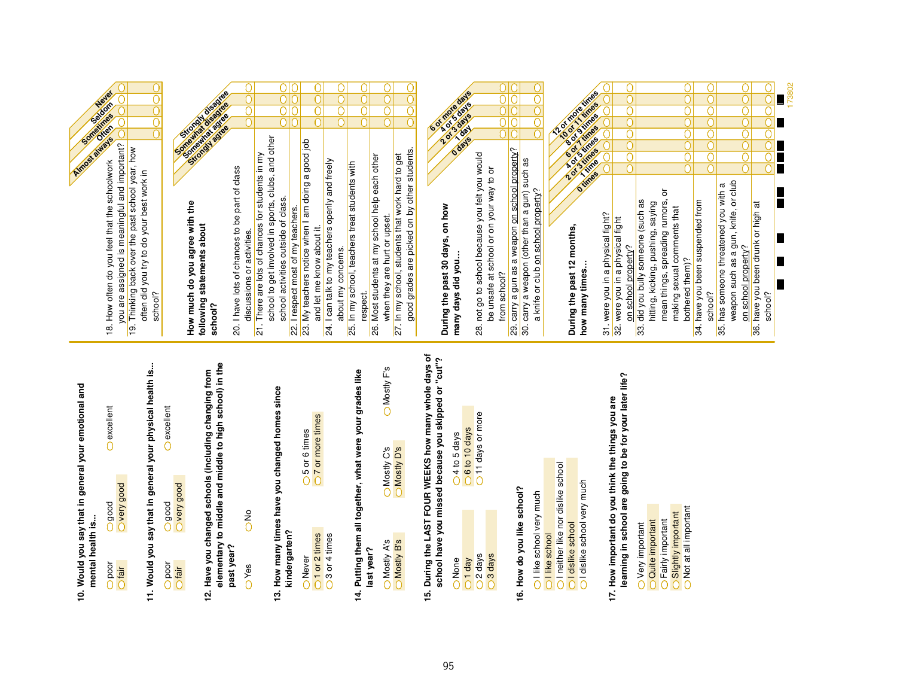**10. Would you say that in general your emotional and mental health is...**

- poor
- fair
- good
- very good
- excellent

**11. Would you say that in general your physical health is...**

- poor
- fair
- good
- very good
- excellent

**12. Have you changed schools (including changing from elementary to middle and middle to high school) in the past year?**

- Yes
- No

**13. How many times have you changed homes since kindergarten?**

- Never
- 1 or 2 times
- 3 or 4 times
- 5 or 6 times
- 7 or more times

**14. Putting them all together, what were your grades like last year?**

- Mostly A's
- Mostly B's
- Mostly C's
- Mostly D's
- Mostly F's

**15. During the LAST FOUR WEEKS how many whole days of school have you missed because you skipped or "cut"?**

- None
- 1 day
- 2 days
- 3 days
- 4 to 5 days
- 6 to 10 days
- 11 days or more

**16. How do you like school?**

- I like school very much
- I like school
- I neither like nor dislike school
- I dislike school
- I dislike school very much

**17. How important do you think the things you are learning in school are going to be for your later life?**

- Very important
- Quite important
- Fairly important
- Slightly important
- Not at all important

| | Never | Seldom | Sometimes | Often | Almost always |
|---|---|---|---|---|---|
| 18. How often do you feel that the schoolwork you are assigned is meaningful and important? | ○ | ○ | ○ | ○ | ○ |
| 19. Thinking back over the past school year, how often did you try to do your best work in school? | ○ | ○ | ○ | ○ | ○ |

**How much do you agree with the following statements about school?**

| | Strongly disagree | Somewhat disagree | Somewhat agree | Strongly agree |
|---|---|---|---|---|
| 20. I have lots of chances to be part of class discussions or activities. | ○ | ○ | ○ | ○ |
| 21. There are lots of chances for students in my school to get involved in sports, clubs, and other school activities outside of class. | ○ | ○ | ○ | ○ |
| 22. I respect most of my teachers. | ○ | ○ | ○ | ○ |
| 23. My teachers notice when I am doing a good job and let me know about it. | ○ | ○ | ○ | ○ |
| 24. I can talk to my teachers openly and freely about my concerns. | ○ | ○ | ○ | ○ |
| 25. In my school, teachers treat students with respect. | ○ | ○ | ○ | ○ |
| 26. Most students at my school help each other when they are hurt or upset. | ○ | ○ | ○ | ○ |
| 27. In my school, students that work hard to get good grades are picked on by other students. | ○ | ○ | ○ | ○ |

**During the past 30 days, on how many days did you...**

| | 6 or more days | 4 or 5 days | 2 or 3 days | 1 day | 0 days |
|---|---|---|---|---|---|
| 28. not go to school because you felt you would be unsafe at school or on your way to or from school? | ○ | ○ | ○ | ○ | ○ |
| 29. carry a gun as a weapon on school property? | ○ | ○ | ○ | ○ | ○ |
| 30. carry a weapon (other than a gun) such as a knife or club on school property? | ○ | ○ | ○ | ○ | ○ |

**During the past 12 months, how many times...**

| | 12 or more times | 10 or 11 times | 8 or 9 times | 6 or 7 times | 4 or 5 times | 2 or 3 times | 1 time | 0 times |
|---|---|---|---|---|---|---|---|---|
| 31. were you in a physical fight? | ○ | ○ | ○ | ○ | ○ | ○ | ○ | ○ |
| 32. were you in a physical fight on school property? | ○ | ○ | ○ | ○ | ○ | ○ | ○ | ○ |
| 33. did you bully someone (such as hitting, kicking, pushing, saying mean things, spreading rumors, or making sexual comments that bothered them)? | ○ | ○ | ○ | ○ | ○ | ○ | ○ | ○ |
| 34. have you been suspended from school? | ○ | ○ | ○ | ○ | ○ | ○ | ○ | ○ |
| 35. has someone threatened you with a weapon such as a gun, knife, or club on school property? | ○ | ○ | ○ | ○ | ○ | ○ | ○ | ○ |
| 36. have you been drunk or high at school? | ○ | ○ | ○ | ○ | ○ | ○ | ○ | ○ |

173802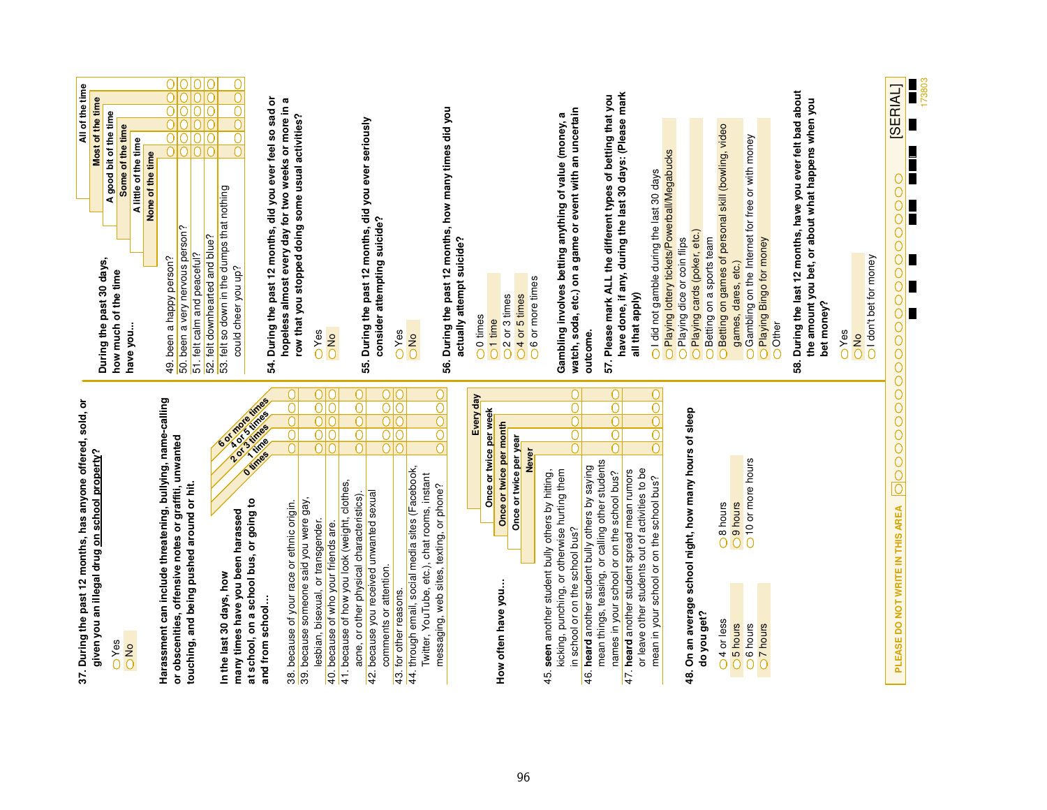**37. During the past 12 months, has anyone offered, sold, or given you an illegal drug on school property?**

- Yes
- No

**Harassment can include threatening, bullying, name-calling or obscenities, offensive notes or graffiti, unwanted touching, and being pushed around or hit.**

**In the last 30 days, how many times have you been harassed at school, on a school bus, or going to and from school…**

| | 0 times | 1 time | 2 or 3 times | 4 or 5 times | 6 or more times |
|---|---|---|---|---|---|
| 38. because of your race or ethnic origin. | ○ | ○ | ○ | ○ | ○ |
| 39. because someone said you were gay, lesbian, bisexual, or transgender. | ○ | ○ | ○ | ○ | ○ |
| 40. because of who your friends are. | ○ | ○ | ○ | ○ | ○ |
| 41. because of how you look (weight, clothes, acne, or other physical characteristics). | ○ | ○ | ○ | ○ | ○ |
| 42. because you received unwanted sexual comments or attention. | ○ | ○ | ○ | ○ | ○ |
| 43. for other reasons. | ○ | ○ | ○ | ○ | ○ |
| 44. through email, social media sites (Facebook, Twitter, YouTube, etc.), chat rooms, instant messaging, web sites, texting, or phone? | ○ | ○ | ○ | ○ | ○ |

**How often have you…**

| | Never | Once or twice per year | Once or twice per month | Once or twice per week | Every day |
|---|---|---|---|---|---|
| 45. **seen** another student bully others by hitting, kicking, punching, or otherwise hurting them in school or on the school bus? | ○ | ○ | ○ | ○ | ○ |
| 46. **heard** another student bully others by saying mean things, teasing, or calling other students names in your school or on the school bus? | ○ | ○ | ○ | ○ | ○ |
| 47. **heard** another student spread mean rumors or leave other students out of activities to be mean in your school or on the school bus? | ○ | ○ | ○ | ○ | ○ |

**48. On an average school night, how many hours of sleep do you get?**

- 4 or less
- 5 hours
- 6 hours
- 7 hours
- 8 hours
- 9 hours
- 10 or more hours

**During the past 30 days, how much of the time have you…**

| | None of the time | A little of the time | Some of the time | A good bit of the time | Most of the time | All of the time |
|---|---|---|---|---|---|---|
| 49. been a happy person? | ○ | ○ | ○ | ○ | ○ | ○ |
| 50. been a very nervous person? | ○ | ○ | ○ | ○ | ○ | ○ |
| 51. felt calm and peaceful? | ○ | ○ | ○ | ○ | ○ | ○ |
| 52. felt downhearted and blue? | ○ | ○ | ○ | ○ | ○ | ○ |
| 53. felt so down in the dumps that nothing could cheer you up? | ○ | ○ | ○ | ○ | ○ | ○ |

**54. During the past 12 months, did you ever feel so sad or hopeless almost every day for two weeks or more in a row that you stopped doing some usual activities?**

- Yes
- No

**55. During the past 12 months, did you ever seriously consider attempting suicide?**

- Yes
- No

**56. During the past 12 months, how many times did you actually attempt suicide?**

- 0 times
- 1 time
- 2 or 3 times
- 4 or 5 times
- 6 or more times

**Gambling involves betting anything of value (money, a watch, soda, etc.) on a game or event with an uncertain outcome.**

**57. Please mark ALL the different types of betting that you have done, if any, during the last 30 days: (Please mark all that apply)**

- I did not gamble during the last 30 days
- Playing lottery tickets/Powerball/Megabucks
- Playing dice or coin flips
- Playing cards (poker, etc.)
- Betting on a sports team
- Betting on games of personal skill (bowling, video games, dares, etc.)
- Gambling on the Internet for free or with money
- Playing Bingo for money
- Other

**58. During the last 12 months, have you ever felt bad about the amount you bet, or about what happens when you bet money?**

- Yes
- No
- I don't bet for money

PLEASE DO NOT WRITE IN THIS AREA

[SERIAL]

173803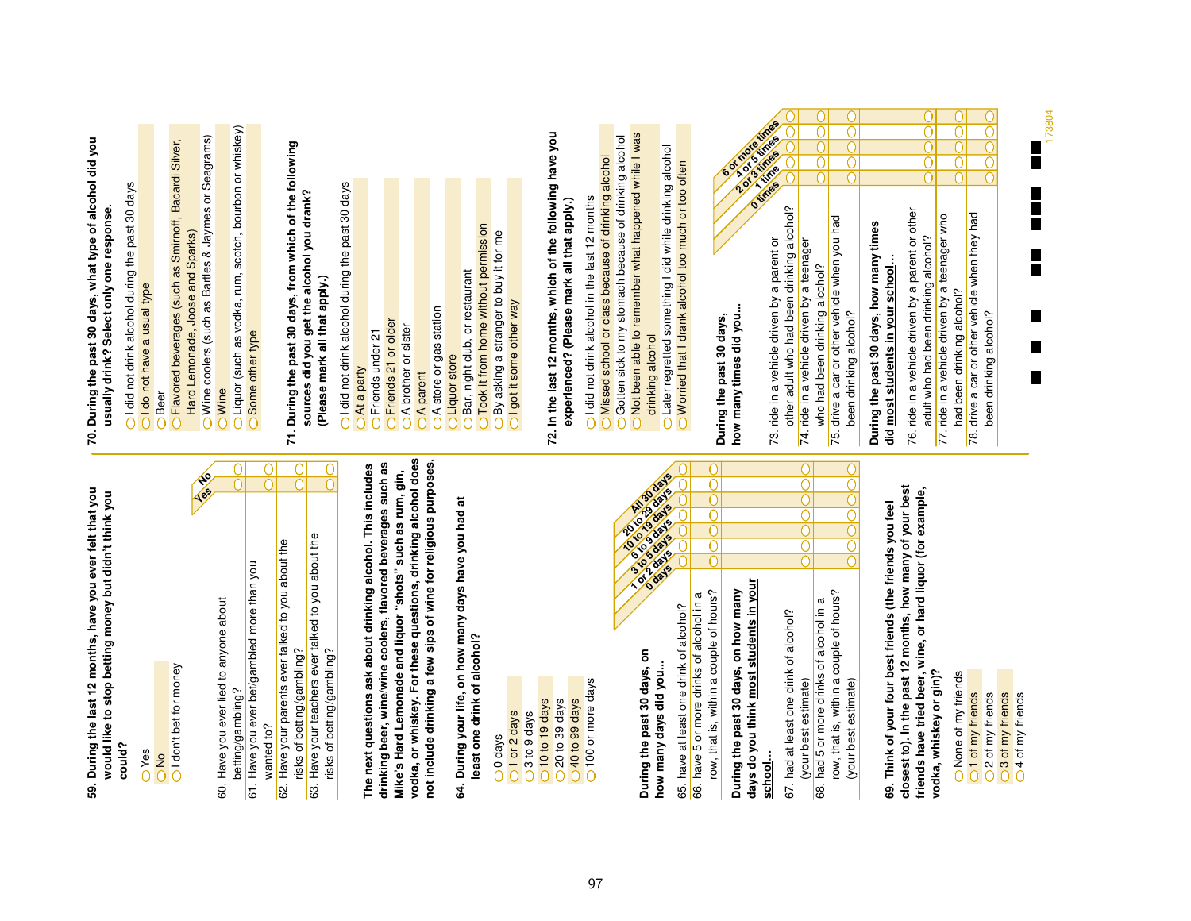**59. During the last 12 months, have you ever felt that you would like to stop betting money but didn't think you could?**

- ◯ Yes
- ◯ No
- ◯ I don't bet for money

| | Yes | No |
|---|---|---|
| 60. Have you ever lied to anyone about betting/gambling? | ◯ | ◯ |
| 61. Have you ever bet/gambled more than you wanted to? | ◯ | ◯ |
| 62. Have your parents ever talked to you about the risks of betting/gambling? | ◯ | ◯ |
| 63. Have your teachers ever talked to you about the risks of betting/gambling? | ◯ | ◯ |

**The next questions ask about drinking alcohol. This includes drinking beer, wine/wine coolers, flavored beverages such as Mike's Hard Lemonade and liquor "shots" such as rum, gin, vodka, or whiskey. For these questions, drinking alcohol does not include drinking a few sips of wine for religious purposes.**

**64. During your life, on how many days have you had at least one drink of alcohol?**

- ◯ 0 days
- ◯ 1 or 2 days
- ◯ 3 to 9 days
- ◯ 10 to 19 days
- ◯ 20 to 39 days
- ◯ 40 to 99 days
- ◯ 100 or more days

| During the past 30 days, on how many days did you... | 0 days | 1 or 2 days | 3 to 5 days | 6 to 9 days | 10 to 19 days | 20 to 29 days | All 30 days |
|---|---|---|---|---|---|---|---|
| 65. have at least one drink of alcohol? | ◯ | ◯ | ◯ | ◯ | ◯ | ◯ | ◯ |
| 66. have 5 or more drinks of alcohol in a row, that is, within a couple of hours? | ◯ | ◯ | ◯ | ◯ | ◯ | ◯ | ◯ |
| **During the past 30 days, on how many days do you think most students in your school...** | | | | | | | |
| 67. had at least one drink of alcohol? (your best estimate) | ◯ | ◯ | ◯ | ◯ | ◯ | ◯ | ◯ |
| 68. had 5 or more drinks of alcohol in a row, that is, within a couple of hours? (your best estimate) | ◯ | ◯ | ◯ | ◯ | ◯ | ◯ | ◯ |

**69. Think of your four best friends (the friends you feel closest to). In the past 12 months, how many of your best friends have tried beer, wine, or hard liquor (for example, vodka, whiskey or gin)?**

- ◯ None of my friends
- ◯ 1 of my friends
- ◯ 2 of my friends
- ◯ 3 of my friends
- ◯ 4 of my friends

**70. During the past 30 days, what type of alcohol did you usually drink? Select only one response.**

- ◯ I did not drink alcohol during the past 30 days
- ◯ I do not have a usual type
- ◯ Beer
- ◯ Flavored beverages (such as Smirnoff, Bacardi Silver, Hard Lemonade, Joose and Sparks)
- ◯ Wine coolers (such as Bartles & Jaymes or Seagrams)
- ◯ Wine
- ◯ Liquor (such as vodka, rum, scotch, bourbon or whiskey)
- ◯ Some other type

**71. During the past 30 days, from which of the following sources did you get the alcohol you drank? (Please mark all that apply.)**

- ◯ I did not drink alcohol during the past 30 days
- ◯ At a party
- ◯ Friends under 21
- ◯ Friends 21 or older
- ◯ A brother or sister
- ◯ A parent
- ◯ A store or gas station
- ◯ Liquor store
- ◯ Bar, night club, or restaurant
- ◯ Took it from home without permission
- ◯ By asking a stranger to buy it for me
- ◯ I got it some other way

**72. In the last 12 months, which of the following have you experienced? (Please mark all that apply.)**

- ◯ I did not drink alcohol in the last 12 months
- ◯ Missed school or class because of drinking alcohol
- ◯ Gotten sick to my stomach because of drinking alcohol
- ◯ Not been able to remember what happened while I was drinking alcohol
- ◯ Later regretted something I did while drinking alcohol
- ◯ Worried that I drank alcohol too much or too often

| During the past 30 days, how many times did you... | 0 times | 1 time | 2 or 3 times | 4 or 5 times | 6 or more times |
|---|---|---|---|---|---|
| 73. ride in a vehicle driven by a parent or other adult who had been drinking alcohol? | ◯ | ◯ | ◯ | ◯ | ◯ |
| 74. ride in a vehicle driven by a teenager who had been drinking alcohol? | ◯ | ◯ | ◯ | ◯ | ◯ |
| 75. drive a car or other vehicle when you had been drinking alcohol? | ◯ | ◯ | ◯ | ◯ | ◯ |
| **During the past 30 days, how many times did most students in your school...** | | | | | |
| 76. ride in a vehicle driven by a parent or other adult who had been drinking alcohol? | ◯ | ◯ | ◯ | ◯ | ◯ |
| 77. ride in a vehicle driven by a teenager who had been drinking alcohol? | ◯ | ◯ | ◯ | ◯ | ◯ |
| 78. drive a car or other vehicle when they had been drinking alcohol? | ◯ | ◯ | ◯ | ◯ | ◯ |

173804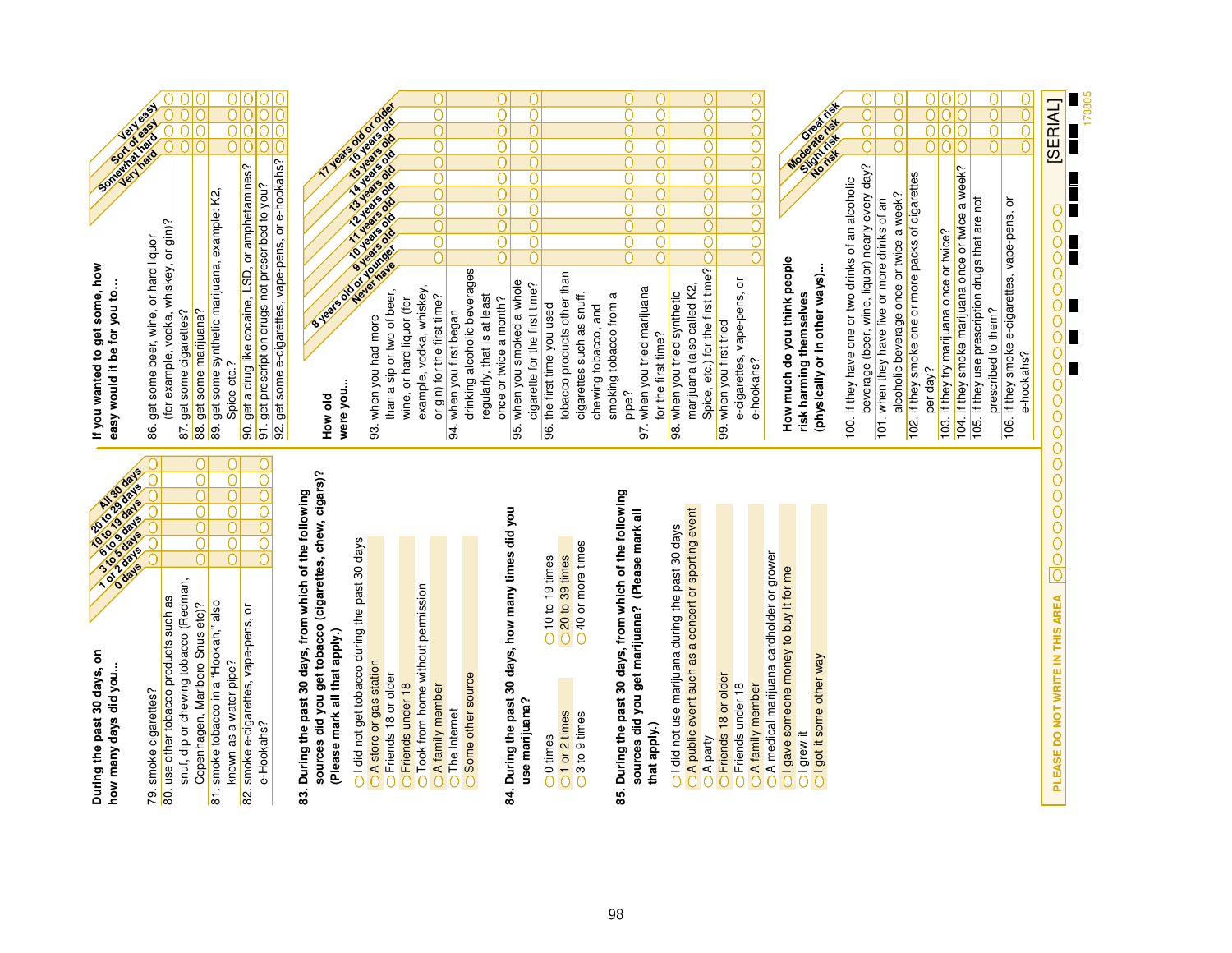**During the past 30 days, on how many days did you...**

| | 0 days | 1 or 2 days | 3 to 5 days | 6 to 9 days | 10 to 19 days | 20 to 29 days | All 30 days |
|---|---|---|---|---|---|---|---|
| 79. smoke cigarettes? | ◯ | ◯ | ◯ | ◯ | ◯ | ◯ | ◯ |
| 80. use other tobacco products such as snuf, dip or chewing tobacco (Redman, Copenhagen, Marlboro Snus etc)? | ◯ | ◯ | ◯ | ◯ | ◯ | ◯ | ◯ |
| 81. smoke tobacco in a "Hookah," also known as a water pipe? | ◯ | ◯ | ◯ | ◯ | ◯ | ◯ | ◯ |
| 82. smoke e-cigarettes, vape-pens, or e-Hookahs? | ◯ | ◯ | ◯ | ◯ | ◯ | ◯ | ◯ |

**83. During the past 30 days, from which of the following sources did you get tobacco (cigarettes, chew, cigars)? (Please mark all that apply.)**

- ◯ I did not get tobacco during the past 30 days
- ◯ A store or gas station
- ◯ Friends 18 or older
- ◯ Friends under 18
- ◯ Took from home without permission
- ◯ A family member
- ◯ The Internet
- ◯ Some other source

**84. During the past 30 days, how many times did you use marijuana?**

- ◯ 0 times
- ◯ 1 or 2 times
- ◯ 3 to 9 times
- ◯ 10 to 19 times
- ◯ 20 to 39 times
- ◯ 40 or more times

**85. During the past 30 days, from which of the following sources did you get marijuana? (Please mark all that apply.)**

- ◯ I did not use marijuana during the past 30 days
- ◯ A public event such as a concert or sporting event
- ◯ A party
- ◯ Friends 18 or older
- ◯ Friends under 18
- ◯ A family member
- ◯ A medical marijuana cardholder or grower
- ◯ I gave someone money to buy it for me
- ◯ I grew it
- ◯ I got it some other way

**If you wanted to get some, how easy would it be for you to...**

| | Very hard | Somewhat hard | Sort of easy | Very easy |
|---|---|---|---|---|
| 86. get some beer, wine, or hard liquor (for example, vodka, whiskey, or gin)? | ◯ | ◯ | ◯ | ◯ |
| 87. get some cigarettes? | ◯ | ◯ | ◯ | ◯ |
| 88. get some marijuana? | ◯ | ◯ | ◯ | ◯ |
| 89. get some synthetic marijuana, example: K2, Spice etc.? | ◯ | ◯ | ◯ | ◯ |
| 90. get a drug like cocaine, LSD, or amphetamines? | ◯ | ◯ | ◯ | ◯ |
| 91. get prescription drugs not prescribed to you? | ◯ | ◯ | ◯ | ◯ |
| 92. get some e-cigarettes, vape-pens, or e-hookahs? | ◯ | ◯ | ◯ | ◯ |

**How old were you...**

| | Never have | 8 years old or younger | 9 years old | 10 years old | 11 years old | 12 years old | 13 years old | 14 years old | 15 years old | 16 years old | 17 years old or older |
|---|---|---|---|---|---|---|---|---|---|---|---|
| 93. when you had more than a sip or two of beer, wine, or hard liquor (for example, vodka, whiskey, or gin) for the first time? | ◯ | ◯ | ◯ | ◯ | ◯ | ◯ | ◯ | ◯ | ◯ | ◯ | ◯ |
| 94. when you first began drinking alcoholic beverages regularly, that is at least once or twice a month? | ◯ | ◯ | ◯ | ◯ | ◯ | ◯ | ◯ | ◯ | ◯ | ◯ | ◯ |
| 95. when you smoked a whole cigarette for the first time? | ◯ | ◯ | ◯ | ◯ | ◯ | ◯ | ◯ | ◯ | ◯ | ◯ | ◯ |
| 96. the first time you used tobacco products other than cigarettes such as snuff, chewing tobacco, and smoking tobacco from a pipe? | ◯ | ◯ | ◯ | ◯ | ◯ | ◯ | ◯ | ◯ | ◯ | ◯ | ◯ |
| 97. when you tried marijuana for the first time? | ◯ | ◯ | ◯ | ◯ | ◯ | ◯ | ◯ | ◯ | ◯ | ◯ | ◯ |
| 98. when you tried synthetic marijuana (also called K2, Spice, etc.) for the first time? | ◯ | ◯ | ◯ | ◯ | ◯ | ◯ | ◯ | ◯ | ◯ | ◯ | ◯ |
| 99. when you first tried e-cigarettes, vape-pens, or e-hookahs? | ◯ | ◯ | ◯ | ◯ | ◯ | ◯ | ◯ | ◯ | ◯ | ◯ | ◯ |

**How much do you think people risk harming themselves (physically or in other ways)...**

| | No risk | Slight risk | Moderate risk | Great risk |
|---|---|---|---|---|
| 100. if they have one or two drinks of an alcoholic beverage (beer, wine, liquor) nearly every day? | ◯ | ◯ | ◯ | ◯ |
| 101. when they have five or more drinks of an alcoholic beverage once or twice a week? | ◯ | ◯ | ◯ | ◯ |
| 102. if they smoke one or more packs of cigarettes per day? | ◯ | ◯ | ◯ | ◯ |
| 103. if they try marijuana once or twice? | ◯ | ◯ | ◯ | ◯ |
| 104. if they smoke marijuana once or twice a week? | ◯ | ◯ | ◯ | ◯ |
| 105. if they use prescription drugs that are not prescribed to them? | ◯ | ◯ | ◯ | ◯ |
| 106. if they smoke e-cigarettes, vape-pens, or e-hookahs? | ◯ | ◯ | ◯ | ◯ |

PLEASE DO NOT WRITE IN THIS AREA [SERIAL]

173805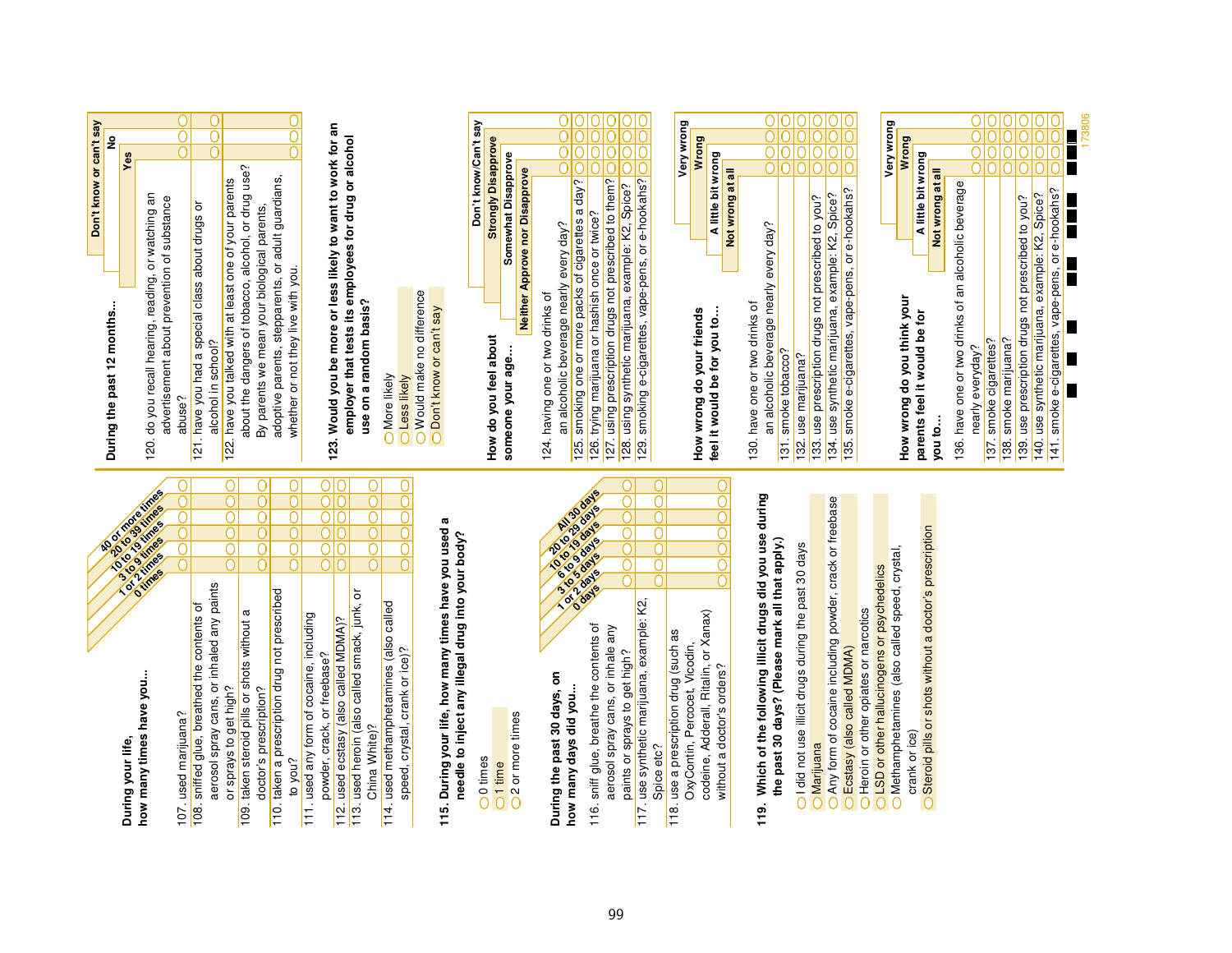**During your life, how many times have you...**

| | 0 times | 1 or 2 times | 3 to 9 times | 10 to 19 times | 20 to 39 times | 40 or more times |
|---|---|---|---|---|---|---|
| 107. used marijuana? | ○ | ○ | ○ | ○ | ○ | ○ |
| 108. sniffed glue, breathed the contents of aerosol spray cans, or inhaled any paints or sprays to get high? | ○ | ○ | ○ | ○ | ○ | ○ |
| 109. taken steroid pills or shots without a doctor's prescription? | ○ | ○ | ○ | ○ | ○ | ○ |
| 110. taken a prescription drug not prescribed to you? | ○ | ○ | ○ | ○ | ○ | ○ |
| 111. used any form of cocaine, including powder, crack, or freebase? | ○ | ○ | ○ | ○ | ○ | ○ |
| 112. used ecstasy (also called MDMA)? | ○ | ○ | ○ | ○ | ○ | ○ |
| 113. used heroin (also called smack, junk, or China White)? | ○ | ○ | ○ | ○ | ○ | ○ |
| 114. used methamphetamines (also called speed, crystal, crank or ice)? | ○ | ○ | ○ | ○ | ○ | ○ |

**115. During your life, how many times have you used a needle to inject any illegal drug into your body?**

- ○ 0 times
- ○ 1 time
- ○ 2 or more times

**During the past 30 days, on how many days did you...**

| | 0 days | 1 or 2 days | 3 to 5 days | 6 to 9 days | 10 to 19 days | 20 to 29 days | All 30 days |
|---|---|---|---|---|---|---|---|
| 116. sniff glue, breathe the contents of aerosol spray cans, or inhale any paints or sprays to get high? | ○ | ○ | ○ | ○ | ○ | ○ | ○ |
| 117. use synthetic marijuana, example: K2, Spice etc? | ○ | ○ | ○ | ○ | ○ | ○ | ○ |
| 118. use a prescription drug (such as OxyContin, Percocet, Vicodin, codeine, Adderall, Ritalin, or Xanax) without a doctor's orders? | ○ | ○ | ○ | ○ | ○ | ○ | ○ |

**119. Which of the following illicit drugs did you use during the past 30 days? (Please mark all that apply.)**

- ○ I did not use illicit drugs during the past 30 days
- ○ Marijuana
- ○ Any form of cocaine including powder, crack or freebase
- ○ Ecstasy (also called MDMA)
- ○ Heroin or other opiates or narcotics
- ○ LSD or other hallucinogens or psychedelics
- ○ Methamphetamines (also called speed, crystal, crank or ice)
- ○ Steroid pills or shots without a doctor's prescription

**During the past 12 months...**

| | Yes | No | Don't know or can't say |
|---|---|---|---|
| 120. do you recall hearing, reading, or watching an advertisement about prevention of substance abuse? | ○ | ○ | ○ |
| 121. have you had a special class about drugs or alcohol in school? | ○ | ○ | ○ |
| 122. have you talked with at least one of your parents about the dangers of tobacco, alcohol, or drug use? By parents we mean your biological parents, adoptive parents, stepparents, or adult guardians, whether or not they live with you. | ○ | ○ | ○ |

**123. Would you be more or less likely to want to work for an employer that tests its employees for drug or alcohol use on a random basis?**

- ○ More likely
- ○ Less likely
- ○ Would make no difference
- ○ Don't know or can't say

**How do you feel about someone your age...**

| | Neither Approve nor Disapprove | Somewhat Disapprove | Strongly Disapprove | Don't know/Can't say |
|---|---|---|---|---|
| 124. having one or two drinks of an alcoholic beverage nearly every day? | ○ | ○ | ○ | ○ |
| 125. smoking one or more packs of cigarettes a day? | ○ | ○ | ○ | ○ |
| 126. trying marijuana or hashish once or twice? | ○ | ○ | ○ | ○ |
| 127. using prescription drugs not prescribed to them? | ○ | ○ | ○ | ○ |
| 128. using synthetic marijuana, example: K2, Spice? | ○ | ○ | ○ | ○ |
| 129. smoking e-cigarettes, vape-pens, or e-hookahs? | ○ | ○ | ○ | ○ |

**How wrong do your friends feel it would be for you to...**

| | Not wrong at all | A little bit wrong | Wrong | Very wrong |
|---|---|---|---|---|
| 130. have one or two drinks of an alcoholic beverage nearly every day? | ○ | ○ | ○ | ○ |
| 131. smoke tobacco? | ○ | ○ | ○ | ○ |
| 132. use marijuana? | ○ | ○ | ○ | ○ |
| 133. use prescription drugs not prescribed to you? | ○ | ○ | ○ | ○ |
| 134. use synthetic marijuana, example: K2, Spice? | ○ | ○ | ○ | ○ |
| 135. smoke e-cigarettes, vape-pens, or e-hookahs? | ○ | ○ | ○ | ○ |

**How wrong do you think your parents feel it would be for you to...**

| | Not wrong at all | A little bit wrong | Wrong | Very wrong |
|---|---|---|---|---|
| 136. have one or two drinks of an alcoholic beverage nearly everyday? | ○ | ○ | ○ | ○ |
| 137. smoke cigarettes? | ○ | ○ | ○ | ○ |
| 138. smoke marijuana? | ○ | ○ | ○ | ○ |
| 139. use prescription drugs not prescribed to you? | ○ | ○ | ○ | ○ |
| 140. use synthetic marijuana, example: K2, Spice? | ○ | ○ | ○ | ○ |
| 141. smoke e-cigarettes, vape-pens, or e-hookahs? | ○ | ○ | ○ | ○ |

173806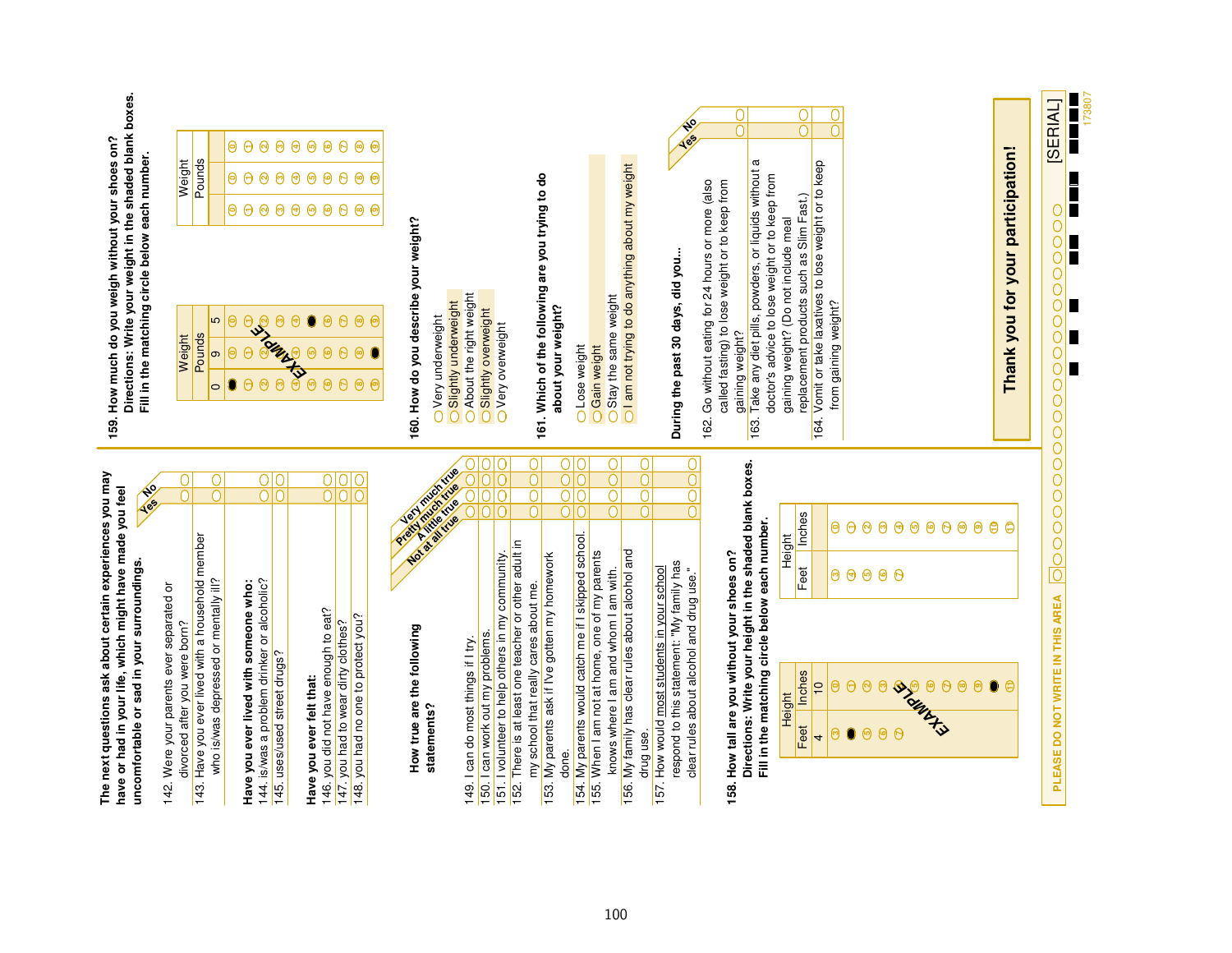The next questions ask about certain experiences you may have or had in your life, which might have made you feel uncomfortable or sad in your surroundings.

| | Yes | No |
|---|---|---|
| 142. Were your parents ever separated or divorced after you were born? | ○ | ○ |
| 143. Have you ever lived with a household member who is/was depressed or mentally ill? | ○ | ○ |
| **Have you ever lived with someone who:** | | |
| 144. is/was a problem drinker or alcoholic? | ○ | ○ |
| 145. uses/used street drugs? | ○ | ○ |
| **Have you ever felt that:** | | |
| 146. you did not have enough to eat? | ○ | ○ |
| 147. you had to wear dirty clothes? | ○ | ○ |
| 148. you had no one to protect you? | ○ | ○ |

**How true are the following statements?**

| | Not at all true | A little true | Pretty much true | Very much true |
|---|---|---|---|---|
| 149. I can do most things if I try. | ○ | ○ | ○ | ○ |
| 150. I can work out my problems. | ○ | ○ | ○ | ○ |
| 151. I volunteer to help others in my community. | ○ | ○ | ○ | ○ |
| 152. There is at least one teacher or other adult in my school that really cares about me. | ○ | ○ | ○ | ○ |
| 153. My parents ask if I've gotten my homework done. | ○ | ○ | ○ | ○ |
| 154. My parents would catch me if I skipped school. | ○ | ○ | ○ | ○ |
| 155. When I am not at home, one of my parents knows where I am and whom I am with. | ○ | ○ | ○ | ○ |
| 156. My family has clear rules about alcohol and drug use. | ○ | ○ | ○ | ○ |
| 157. How would most students in your school respond to this statement: "My family has clear rules about alcohol and drug use." | ○ | ○ | ○ | ○ |

**158. How tall are you without your shoes on?**
**Directions: Write your height in the shaded blank boxes. Fill in the matching circle below each number.**

EXAMPLE

| Height Feet | Height Inches |
|---|---|
| 4 | 10 |
| ③ ● ⑤ ⑥ ⑦ | ⓪ ① ② ③ ④ ⑤ ⑥ ⑦ ⑧ ⑨ ● ⑪ |

| Height Feet | Height Inches |
|---|---|
| | |
| ③ ④ ⑤ ⑥ ⑦ | ⓪ ① ② ③ ④ ⑤ ⑥ ⑦ ⑧ ⑨ ⑩ ⑪ |

**159. How much do you weigh without your shoes on?**
**Directions: Write your weight in the shaded blank boxes. Fill in the matching circle below each number.**

EXAMPLE

| Weight Pounds | | |
|---|---|---|
| 0 | 9 | 5 |
| ● ① ② ③ ④ ⑤ ⑥ ⑦ ⑧ ⑨ | ⓪ ① ② ③ ④ ⑤ ⑥ ⑦ ⑧ ● | ⓪ ① ② ③ ④ ● ⑥ ⑦ ⑧ ⑨ |

| Weight Pounds | | |
|---|---|---|
| | | |
| ⓪ ① ② ③ ④ ⑤ ⑥ ⑦ ⑧ ⑨ | ⓪ ① ② ③ ④ ⑤ ⑥ ⑦ ⑧ ⑨ | ⓪ ① ② ③ ④ ⑤ ⑥ ⑦ ⑧ ⑨ |

**160. How do you describe your weight?**

- ○ Very underweight
- ○ Slightly underweight
- ○ About the right weight
- ○ Slightly overweight
- ○ Very overweight

**161. Which of the following are you trying to do about your weight?**

- ○ Lose weight
- ○ Gain weight
- ○ Stay the same weight
- ○ I am not trying to do anything about my weight

**During the past 30 days, did you...**

| | Yes | No |
|---|---|---|
| 162. Go without eating for 24 hours or more (also called fasting) to lose weight or to keep from gaining weight? | ○ | ○ |
| 163. Take any diet pills, powders, or liquids without a doctor's advice to lose weight or to keep from gaining weight? (Do not include meal replacement products such as Slim Fast.) | ○ | ○ |
| 164. Vomit or take laxatives to lose weight or to keep from gaining weight? | ○ | ○ |

**Thank you for your participation!**

PLEASE DO NOT WRITE IN THIS AREA

[SERIAL]

173807